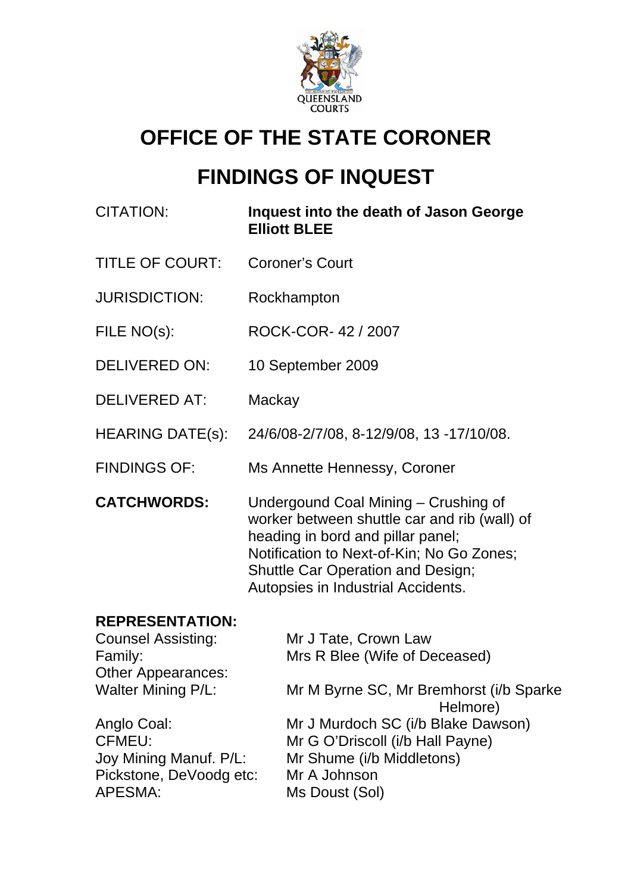QUEENSLAND COURTS

# OFFICE OF THE STATE CORONER

# FINDINGS OF INQUEST

| | |
|---|---|
| CITATION: | **Inquest into the death of Jason George Elliott BLEE** |
| TITLE OF COURT: | Coroner's Court |
| JURISDICTION: | Rockhampton |
| FILE NO(s): | ROCK-COR- 42 / 2007 |
| DELIVERED ON: | 10 September 2009 |
| DELIVERED AT: | Mackay |
| HEARING DATE(s): | 24/6/08-2/7/08, 8-12/9/08, 13 -17/10/08. |
| FINDINGS OF: | Ms Annette Hennessy, Coroner |
| **CATCHWORDS:** | Undergound Coal Mining – Crushing of worker between shuttle car and rib (wall) of heading in bord and pillar panel; Notification to Next-of-Kin; No Go Zones; Shuttle Car Operation and Design; Autopsies in Industrial Accidents. |

**REPRESENTATION:**

| | |
|---|---|
| Counsel Assisting: | Mr J Tate, Crown Law |
| Family: | Mrs R Blee (Wife of Deceased) |
| Other Appearances: | |
| Walter Mining P/L: | Mr M Byrne SC, Mr Bremhorst (i/b Sparke Helmore) |
| Anglo Coal: | Mr J Murdoch SC (i/b Blake Dawson) |
| CFMEU: | Mr G O'Driscoll (i/b Hall Payne) |
| Joy Mining Manuf. P/L: | Mr Shume (i/b Middletons) |
| Pickstone, DeVoodg etc: | Mr A Johnson |
| APESMA: | Ms Doust (Sol) |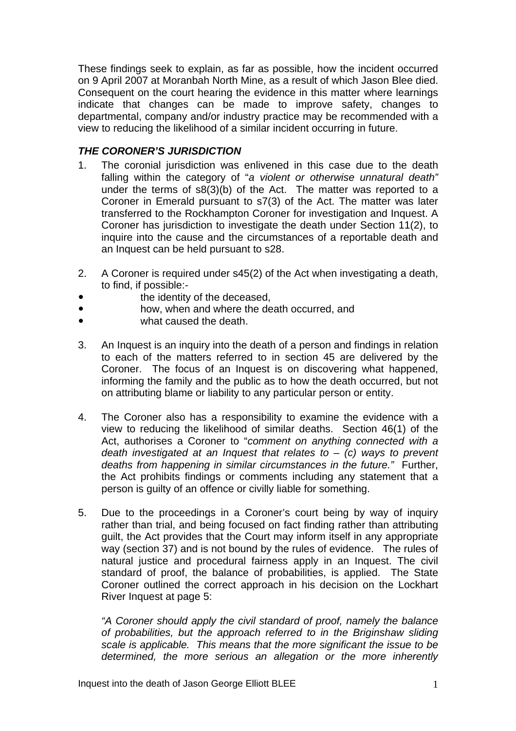These findings seek to explain, as far as possible, how the incident occurred on 9 April 2007 at Moranbah North Mine, as a result of which Jason Blee died. Consequent on the court hearing the evidence in this matter where learnings indicate that changes can be made to improve safety, changes to departmental, company and/or industry practice may be recommended with a view to reducing the likelihood of a similar incident occurring in future.

### *THE CORONER'S JURISDICTION*

1. The coronial jurisdiction was enlivened in this case due to the death falling within the category of "*a violent or otherwise unnatural death"* under the terms of s8(3)(b) of the Act. The matter was reported to a Coroner in Emerald pursuant to s7(3) of the Act. The matter was later transferred to the Rockhampton Coroner for investigation and Inquest. A Coroner has jurisdiction to investigate the death under Section 11(2), to inquire into the cause and the circumstances of a reportable death and an Inquest can be held pursuant to s28.

2. A Coroner is required under s45(2) of the Act when investigating a death, to find, if possible:-
   - the identity of the deceased,
   - how, when and where the death occurred, and
   - what caused the death.

3. An Inquest is an inquiry into the death of a person and findings in relation to each of the matters referred to in section 45 are delivered by the Coroner. The focus of an Inquest is on discovering what happened, informing the family and the public as to how the death occurred, but not on attributing blame or liability to any particular person or entity.

4. The Coroner also has a responsibility to examine the evidence with a view to reducing the likelihood of similar deaths. Section 46(1) of the Act, authorises a Coroner to "*comment on anything connected with a death investigated at an Inquest that relates to – (c) ways to prevent deaths from happening in similar circumstances in the future."* Further, the Act prohibits findings or comments including any statement that a person is guilty of an offence or civilly liable for something.

5. Due to the proceedings in a Coroner's court being by way of inquiry rather than trial, and being focused on fact finding rather than attributing guilt, the Act provides that the Court may inform itself in any appropriate way (section 37) and is not bound by the rules of evidence. The rules of natural justice and procedural fairness apply in an Inquest. The civil standard of proof, the balance of probabilities, is applied. The State Coroner outlined the correct approach in his decision on the Lockhart River Inquest at page 5:

   *"A Coroner should apply the civil standard of proof, namely the balance of probabilities, but the approach referred to in the Briginshaw sliding scale is applicable. This means that the more significant the issue to be determined, the more serious an allegation or the more inherently*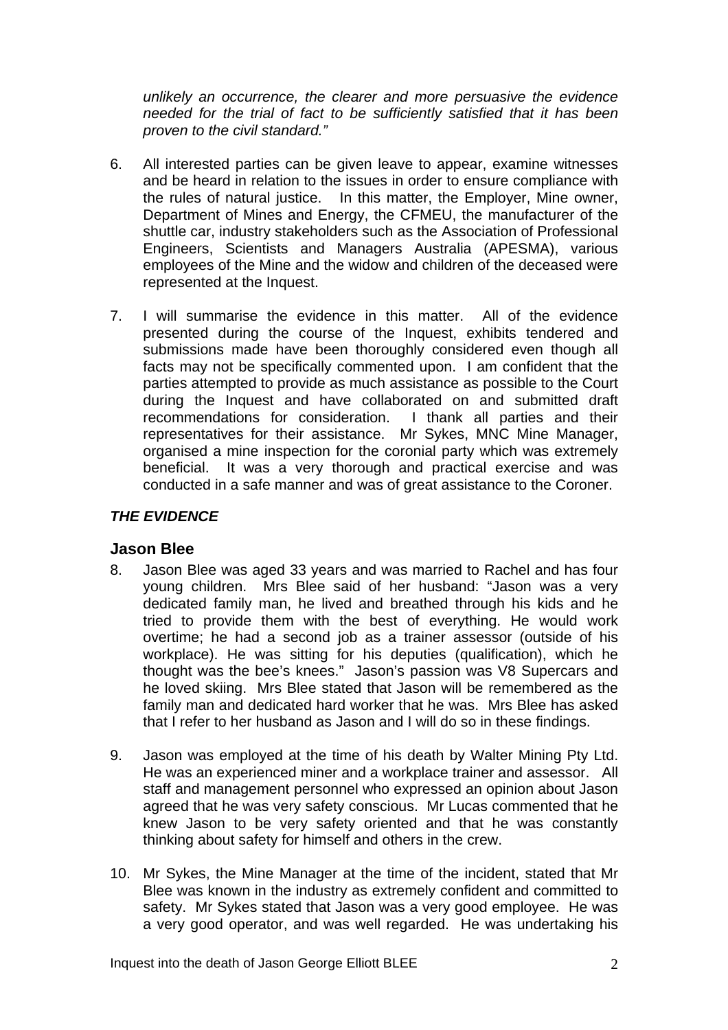*unlikely an occurrence, the clearer and more persuasive the evidence needed for the trial of fact to be sufficiently satisfied that it has been proven to the civil standard."*

6. All interested parties can be given leave to appear, examine witnesses and be heard in relation to the issues in order to ensure compliance with the rules of natural justice. In this matter, the Employer, Mine owner, Department of Mines and Energy, the CFMEU, the manufacturer of the shuttle car, industry stakeholders such as the Association of Professional Engineers, Scientists and Managers Australia (APESMA), various employees of the Mine and the widow and children of the deceased were represented at the Inquest.

7. I will summarise the evidence in this matter. All of the evidence presented during the course of the Inquest, exhibits tendered and submissions made have been thoroughly considered even though all facts may not be specifically commented upon. I am confident that the parties attempted to provide as much assistance as possible to the Court during the Inquest and have collaborated on and submitted draft recommendations for consideration. I thank all parties and their representatives for their assistance. Mr Sykes, MNC Mine Manager, organised a mine inspection for the coronial party which was extremely beneficial. It was a very thorough and practical exercise and was conducted in a safe manner and was of great assistance to the Coroner.

***THE EVIDENCE***

## Jason Blee

8. Jason Blee was aged 33 years and was married to Rachel and has four young children. Mrs Blee said of her husband: "Jason was a very dedicated family man, he lived and breathed through his kids and he tried to provide them with the best of everything. He would work overtime; he had a second job as a trainer assessor (outside of his workplace). He was sitting for his deputies (qualification), which he thought was the bee's knees." Jason's passion was V8 Supercars and he loved skiing. Mrs Blee stated that Jason will be remembered as the family man and dedicated hard worker that he was. Mrs Blee has asked that I refer to her husband as Jason and I will do so in these findings.

9. Jason was employed at the time of his death by Walter Mining Pty Ltd. He was an experienced miner and a workplace trainer and assessor. All staff and management personnel who expressed an opinion about Jason agreed that he was very safety conscious. Mr Lucas commented that he knew Jason to be very safety oriented and that he was constantly thinking about safety for himself and others in the crew.

10. Mr Sykes, the Mine Manager at the time of the incident, stated that Mr Blee was known in the industry as extremely confident and committed to safety. Mr Sykes stated that Jason was a very good employee. He was a very good operator, and was well regarded. He was undertaking his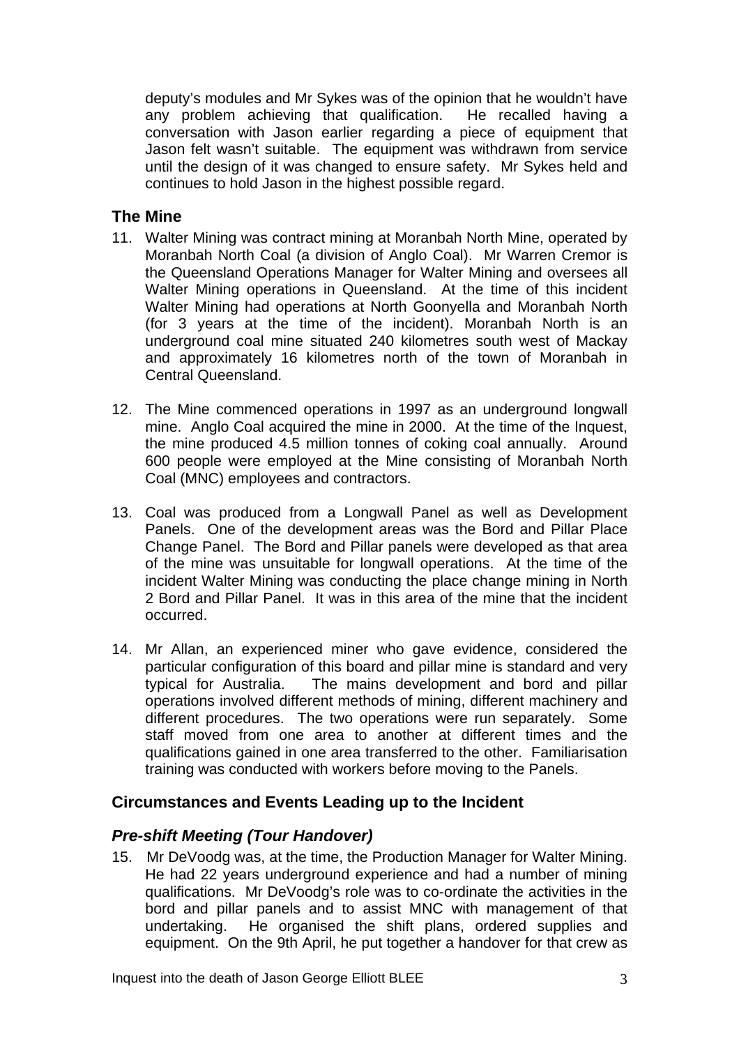deputy's modules and Mr Sykes was of the opinion that he wouldn't have any problem achieving that qualification. He recalled having a conversation with Jason earlier regarding a piece of equipment that Jason felt wasn't suitable. The equipment was withdrawn from service until the design of it was changed to ensure safety. Mr Sykes held and continues to hold Jason in the highest possible regard.

## The Mine

11. Walter Mining was contract mining at Moranbah North Mine, operated by Moranbah North Coal (a division of Anglo Coal). Mr Warren Cremor is the Queensland Operations Manager for Walter Mining and oversees all Walter Mining operations in Queensland. At the time of this incident Walter Mining had operations at North Goonyella and Moranbah North (for 3 years at the time of the incident). Moranbah North is an underground coal mine situated 240 kilometres south west of Mackay and approximately 16 kilometres north of the town of Moranbah in Central Queensland.

12. The Mine commenced operations in 1997 as an underground longwall mine. Anglo Coal acquired the mine in 2000. At the time of the Inquest, the mine produced 4.5 million tonnes of coking coal annually. Around 600 people were employed at the Mine consisting of Moranbah North Coal (MNC) employees and contractors.

13. Coal was produced from a Longwall Panel as well as Development Panels. One of the development areas was the Bord and Pillar Place Change Panel. The Bord and Pillar panels were developed as that area of the mine was unsuitable for longwall operations. At the time of the incident Walter Mining was conducting the place change mining in North 2 Bord and Pillar Panel. It was in this area of the mine that the incident occurred.

14. Mr Allan, an experienced miner who gave evidence, considered the particular configuration of this board and pillar mine is standard and very typical for Australia. The mains development and bord and pillar operations involved different methods of mining, different machinery and different procedures. The two operations were run separately. Some staff moved from one area to another at different times and the qualifications gained in one area transferred to the other. Familiarisation training was conducted with workers before moving to the Panels.

## Circumstances and Events Leading up to the Incident

### *Pre-shift Meeting (Tour Handover)*

15. Mr DeVoodg was, at the time, the Production Manager for Walter Mining. He had 22 years underground experience and had a number of mining qualifications. Mr DeVoodg's role was to co-ordinate the activities in the bord and pillar panels and to assist MNC with management of that undertaking. He organised the shift plans, ordered supplies and equipment. On the 9th April, he put together a handover for that crew as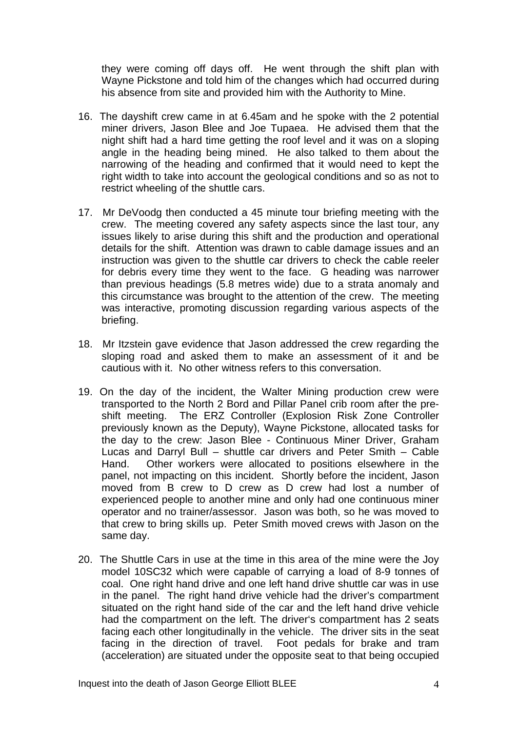they were coming off days off. He went through the shift plan with Wayne Pickstone and told him of the changes which had occurred during his absence from site and provided him with the Authority to Mine.

16. The dayshift crew came in at 6.45am and he spoke with the 2 potential miner drivers, Jason Blee and Joe Tupaea. He advised them that the night shift had a hard time getting the roof level and it was on a sloping angle in the heading being mined. He also talked to them about the narrowing of the heading and confirmed that it would need to kept the right width to take into account the geological conditions and so as not to restrict wheeling of the shuttle cars.

17. Mr DeVoodg then conducted a 45 minute tour briefing meeting with the crew. The meeting covered any safety aspects since the last tour, any issues likely to arise during this shift and the production and operational details for the shift. Attention was drawn to cable damage issues and an instruction was given to the shuttle car drivers to check the cable reeler for debris every time they went to the face. G heading was narrower than previous headings (5.8 metres wide) due to a strata anomaly and this circumstance was brought to the attention of the crew. The meeting was interactive, promoting discussion regarding various aspects of the briefing.

18. Mr Itzstein gave evidence that Jason addressed the crew regarding the sloping road and asked them to make an assessment of it and be cautious with it. No other witness refers to this conversation.

19. On the day of the incident, the Walter Mining production crew were transported to the North 2 Bord and Pillar Panel crib room after the pre-shift meeting. The ERZ Controller (Explosion Risk Zone Controller previously known as the Deputy), Wayne Pickstone, allocated tasks for the day to the crew: Jason Blee - Continuous Miner Driver, Graham Lucas and Darryl Bull – shuttle car drivers and Peter Smith – Cable Hand. Other workers were allocated to positions elsewhere in the panel, not impacting on this incident. Shortly before the incident, Jason moved from B crew to D crew as D crew had lost a number of experienced people to another mine and only had one continuous miner operator and no trainer/assessor. Jason was both, so he was moved to that crew to bring skills up. Peter Smith moved crews with Jason on the same day.

20. The Shuttle Cars in use at the time in this area of the mine were the Joy model 10SC32 which were capable of carrying a load of 8-9 tonnes of coal. One right hand drive and one left hand drive shuttle car was in use in the panel. The right hand drive vehicle had the driver's compartment situated on the right hand side of the car and the left hand drive vehicle had the compartment on the left. The driver's compartment has 2 seats facing each other longitudinally in the vehicle. The driver sits in the seat facing in the direction of travel. Foot pedals for brake and tram (acceleration) are situated under the opposite seat to that being occupied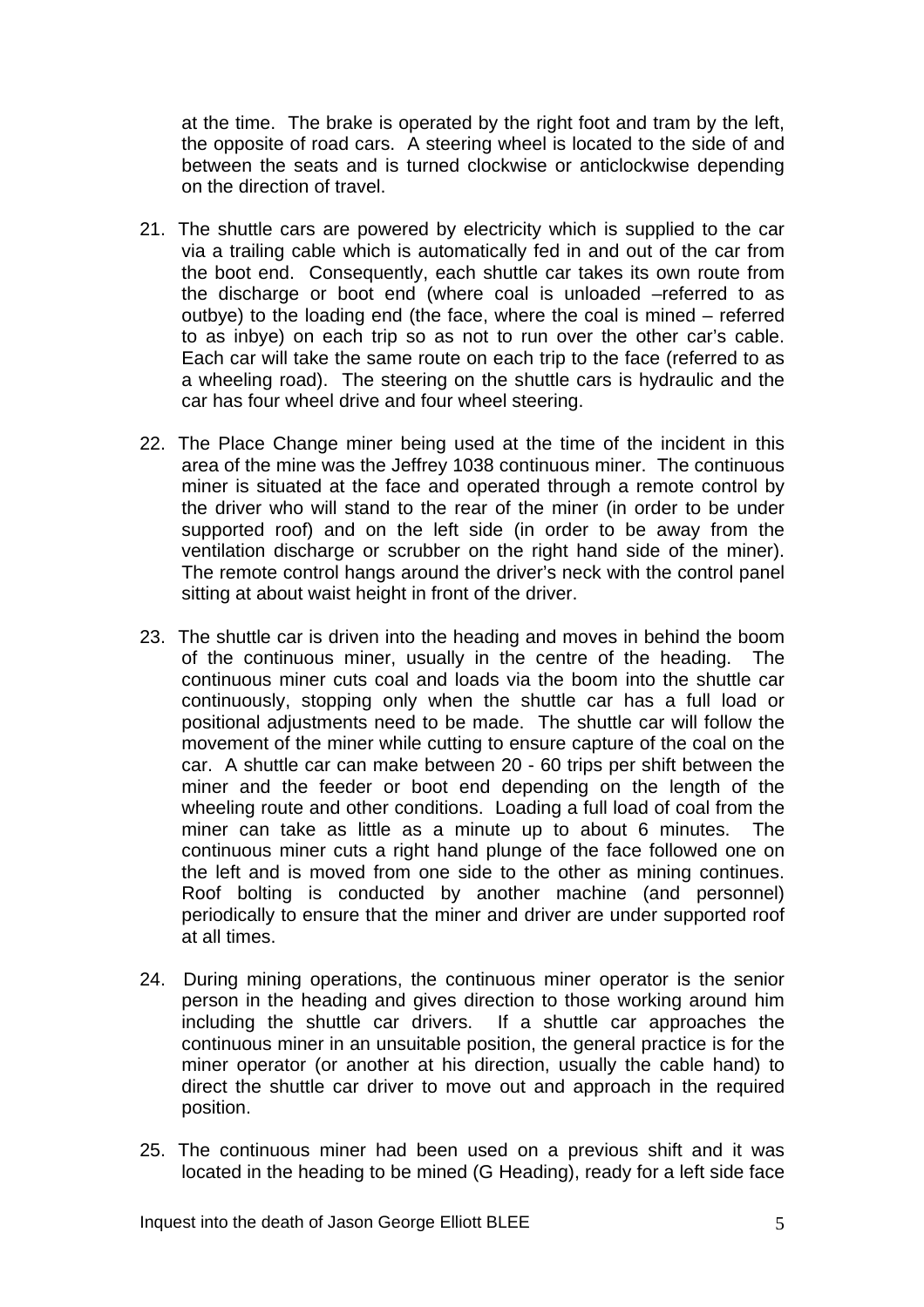at the time. The brake is operated by the right foot and tram by the left, the opposite of road cars. A steering wheel is located to the side of and between the seats and is turned clockwise or anticlockwise depending on the direction of travel.

21. The shuttle cars are powered by electricity which is supplied to the car via a trailing cable which is automatically fed in and out of the car from the boot end. Consequently, each shuttle car takes its own route from the discharge or boot end (where coal is unloaded –referred to as outbye) to the loading end (the face, where the coal is mined – referred to as inbye) on each trip so as not to run over the other car's cable. Each car will take the same route on each trip to the face (referred to as a wheeling road). The steering on the shuttle cars is hydraulic and the car has four wheel drive and four wheel steering.

22. The Place Change miner being used at the time of the incident in this area of the mine was the Jeffrey 1038 continuous miner. The continuous miner is situated at the face and operated through a remote control by the driver who will stand to the rear of the miner (in order to be under supported roof) and on the left side (in order to be away from the ventilation discharge or scrubber on the right hand side of the miner). The remote control hangs around the driver's neck with the control panel sitting at about waist height in front of the driver.

23. The shuttle car is driven into the heading and moves in behind the boom of the continuous miner, usually in the centre of the heading. The continuous miner cuts coal and loads via the boom into the shuttle car continuously, stopping only when the shuttle car has a full load or positional adjustments need to be made. The shuttle car will follow the movement of the miner while cutting to ensure capture of the coal on the car. A shuttle car can make between 20 - 60 trips per shift between the miner and the feeder or boot end depending on the length of the wheeling route and other conditions. Loading a full load of coal from the miner can take as little as a minute up to about 6 minutes. The continuous miner cuts a right hand plunge of the face followed one on the left and is moved from one side to the other as mining continues. Roof bolting is conducted by another machine (and personnel) periodically to ensure that the miner and driver are under supported roof at all times.

24. During mining operations, the continuous miner operator is the senior person in the heading and gives direction to those working around him including the shuttle car drivers. If a shuttle car approaches the continuous miner in an unsuitable position, the general practice is for the miner operator (or another at his direction, usually the cable hand) to direct the shuttle car driver to move out and approach in the required position.

25. The continuous miner had been used on a previous shift and it was located in the heading to be mined (G Heading), ready for a left side face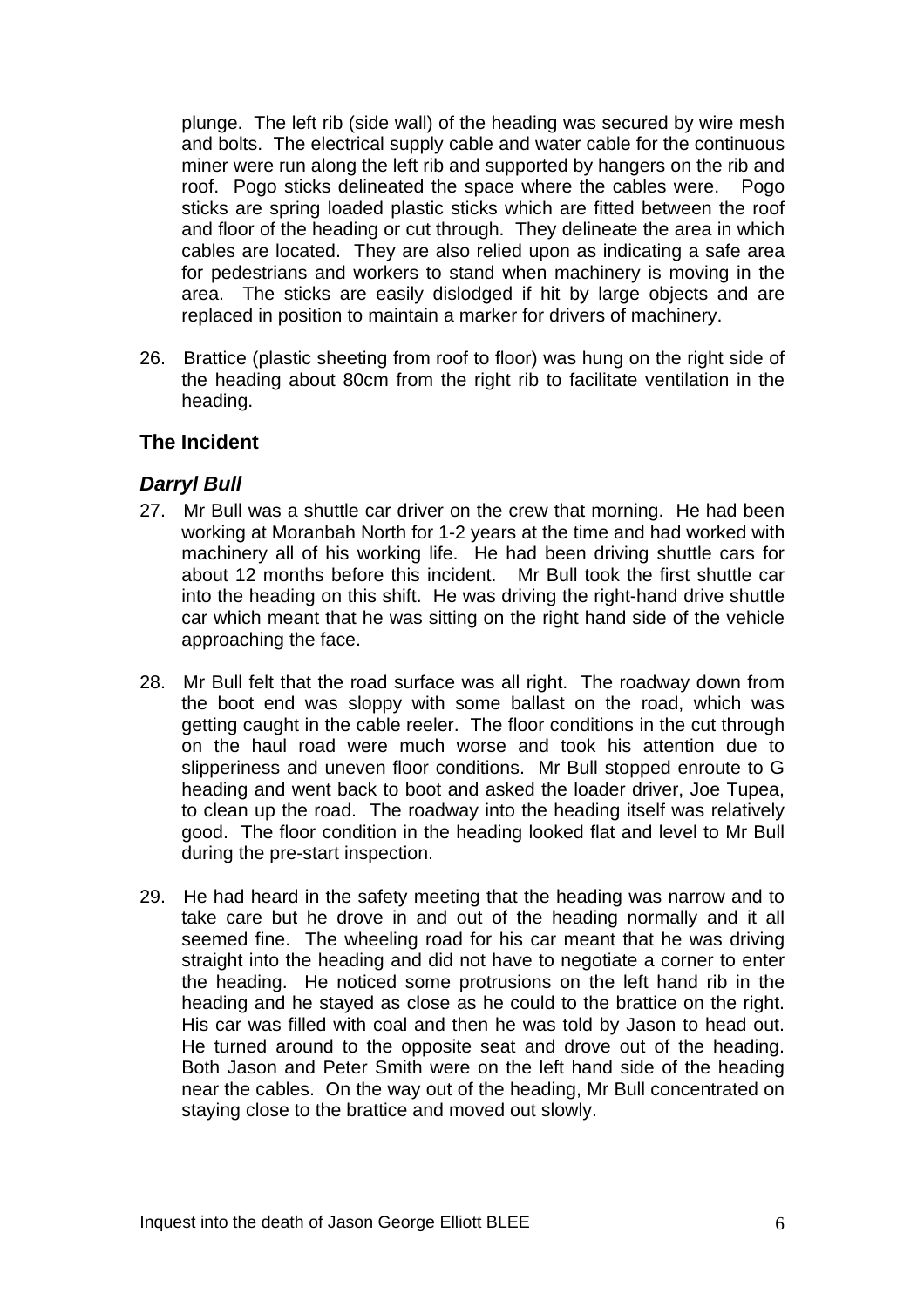plunge. The left rib (side wall) of the heading was secured by wire mesh and bolts. The electrical supply cable and water cable for the continuous miner were run along the left rib and supported by hangers on the rib and roof. Pogo sticks delineated the space where the cables were. Pogo sticks are spring loaded plastic sticks which are fitted between the roof and floor of the heading or cut through. They delineate the area in which cables are located. They are also relied upon as indicating a safe area for pedestrians and workers to stand when machinery is moving in the area. The sticks are easily dislodged if hit by large objects and are replaced in position to maintain a marker for drivers of machinery.

26. Brattice (plastic sheeting from roof to floor) was hung on the right side of the heading about 80cm from the right rib to facilitate ventilation in the heading.

## The Incident

### *Darryl Bull*

27. Mr Bull was a shuttle car driver on the crew that morning. He had been working at Moranbah North for 1-2 years at the time and had worked with machinery all of his working life. He had been driving shuttle cars for about 12 months before this incident. Mr Bull took the first shuttle car into the heading on this shift. He was driving the right-hand drive shuttle car which meant that he was sitting on the right hand side of the vehicle approaching the face.

28. Mr Bull felt that the road surface was all right. The roadway down from the boot end was sloppy with some ballast on the road, which was getting caught in the cable reeler. The floor conditions in the cut through on the haul road were much worse and took his attention due to slipperiness and uneven floor conditions. Mr Bull stopped enroute to G heading and went back to boot and asked the loader driver, Joe Tupea, to clean up the road. The roadway into the heading itself was relatively good. The floor condition in the heading looked flat and level to Mr Bull during the pre-start inspection.

29. He had heard in the safety meeting that the heading was narrow and to take care but he drove in and out of the heading normally and it all seemed fine. The wheeling road for his car meant that he was driving straight into the heading and did not have to negotiate a corner to enter the heading. He noticed some protrusions on the left hand rib in the heading and he stayed as close as he could to the brattice on the right. His car was filled with coal and then he was told by Jason to head out. He turned around to the opposite seat and drove out of the heading. Both Jason and Peter Smith were on the left hand side of the heading near the cables. On the way out of the heading, Mr Bull concentrated on staying close to the brattice and moved out slowly.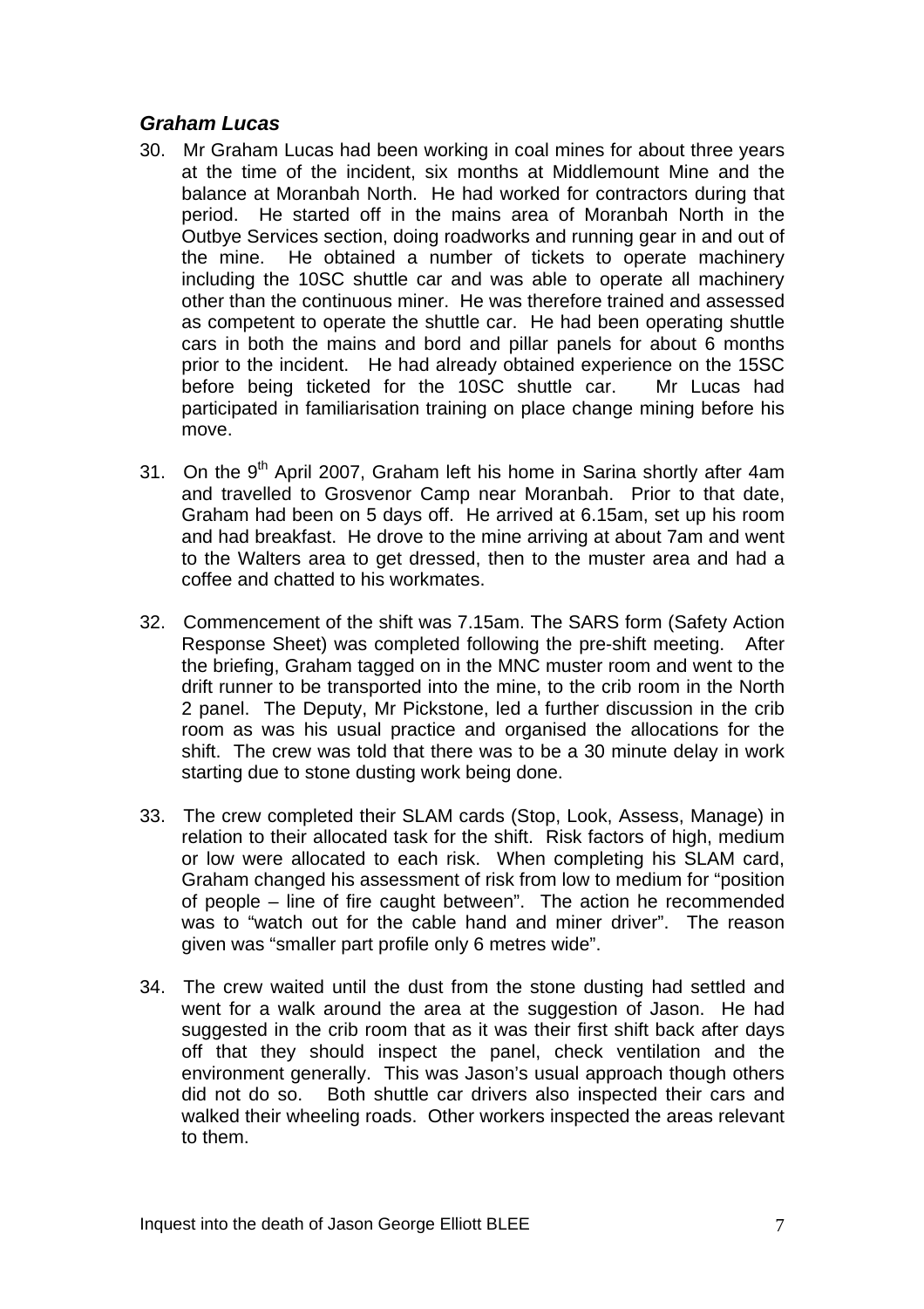### *Graham Lucas*

30. Mr Graham Lucas had been working in coal mines for about three years at the time of the incident, six months at Middlemount Mine and the balance at Moranbah North. He had worked for contractors during that period. He started off in the mains area of Moranbah North in the Outbye Services section, doing roadworks and running gear in and out of the mine. He obtained a number of tickets to operate machinery including the 10SC shuttle car and was able to operate all machinery other than the continuous miner. He was therefore trained and assessed as competent to operate the shuttle car. He had been operating shuttle cars in both the mains and bord and pillar panels for about 6 months prior to the incident. He had already obtained experience on the 15SC before being ticketed for the 10SC shuttle car. Mr Lucas had participated in familiarisation training on place change mining before his move.

31. On the 9th April 2007, Graham left his home in Sarina shortly after 4am and travelled to Grosvenor Camp near Moranbah. Prior to that date, Graham had been on 5 days off. He arrived at 6.15am, set up his room and had breakfast. He drove to the mine arriving at about 7am and went to the Walters area to get dressed, then to the muster area and had a coffee and chatted to his workmates.

32. Commencement of the shift was 7.15am. The SARS form (Safety Action Response Sheet) was completed following the pre-shift meeting. After the briefing, Graham tagged on in the MNC muster room and went to the drift runner to be transported into the mine, to the crib room in the North 2 panel. The Deputy, Mr Pickstone, led a further discussion in the crib room as was his usual practice and organised the allocations for the shift. The crew was told that there was to be a 30 minute delay in work starting due to stone dusting work being done.

33. The crew completed their SLAM cards (Stop, Look, Assess, Manage) in relation to their allocated task for the shift. Risk factors of high, medium or low were allocated to each risk. When completing his SLAM card, Graham changed his assessment of risk from low to medium for "position of people – line of fire caught between". The action he recommended was to "watch out for the cable hand and miner driver". The reason given was "smaller part profile only 6 metres wide".

34. The crew waited until the dust from the stone dusting had settled and went for a walk around the area at the suggestion of Jason. He had suggested in the crib room that as it was their first shift back after days off that they should inspect the panel, check ventilation and the environment generally. This was Jason's usual approach though others did not do so. Both shuttle car drivers also inspected their cars and walked their wheeling roads. Other workers inspected the areas relevant to them.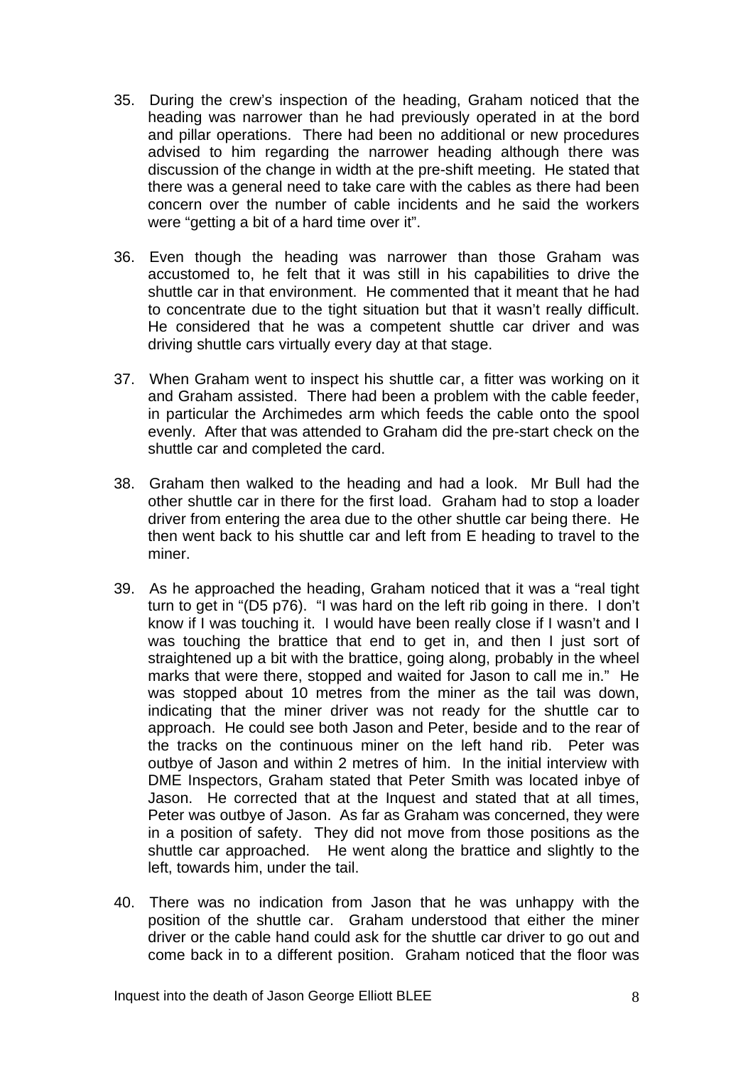35. During the crew's inspection of the heading, Graham noticed that the heading was narrower than he had previously operated in at the bord and pillar operations. There had been no additional or new procedures advised to him regarding the narrower heading although there was discussion of the change in width at the pre-shift meeting. He stated that there was a general need to take care with the cables as there had been concern over the number of cable incidents and he said the workers were "getting a bit of a hard time over it".

36. Even though the heading was narrower than those Graham was accustomed to, he felt that it was still in his capabilities to drive the shuttle car in that environment. He commented that it meant that he had to concentrate due to the tight situation but that it wasn't really difficult. He considered that he was a competent shuttle car driver and was driving shuttle cars virtually every day at that stage.

37. When Graham went to inspect his shuttle car, a fitter was working on it and Graham assisted. There had been a problem with the cable feeder, in particular the Archimedes arm which feeds the cable onto the spool evenly. After that was attended to Graham did the pre-start check on the shuttle car and completed the card.

38. Graham then walked to the heading and had a look. Mr Bull had the other shuttle car in there for the first load. Graham had to stop a loader driver from entering the area due to the other shuttle car being there. He then went back to his shuttle car and left from E heading to travel to the miner.

39. As he approached the heading, Graham noticed that it was a "real tight turn to get in "(D5 p76). "I was hard on the left rib going in there. I don't know if I was touching it. I would have been really close if I wasn't and I was touching the brattice that end to get in, and then I just sort of straightened up a bit with the brattice, going along, probably in the wheel marks that were there, stopped and waited for Jason to call me in." He was stopped about 10 metres from the miner as the tail was down, indicating that the miner driver was not ready for the shuttle car to approach. He could see both Jason and Peter, beside and to the rear of the tracks on the continuous miner on the left hand rib. Peter was outbye of Jason and within 2 metres of him. In the initial interview with DME Inspectors, Graham stated that Peter Smith was located inbye of Jason. He corrected that at the Inquest and stated that at all times, Peter was outbye of Jason. As far as Graham was concerned, they were in a position of safety. They did not move from those positions as the shuttle car approached. He went along the brattice and slightly to the left, towards him, under the tail.

40. There was no indication from Jason that he was unhappy with the position of the shuttle car. Graham understood that either the miner driver or the cable hand could ask for the shuttle car driver to go out and come back in to a different position. Graham noticed that the floor was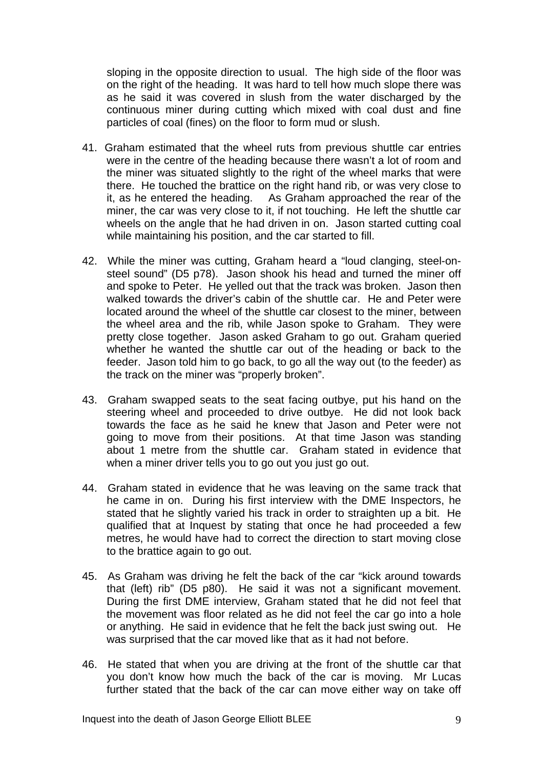sloping in the opposite direction to usual. The high side of the floor was on the right of the heading. It was hard to tell how much slope there was as he said it was covered in slush from the water discharged by the continuous miner during cutting which mixed with coal dust and fine particles of coal (fines) on the floor to form mud or slush.

41. Graham estimated that the wheel ruts from previous shuttle car entries were in the centre of the heading because there wasn't a lot of room and the miner was situated slightly to the right of the wheel marks that were there. He touched the brattice on the right hand rib, or was very close to it, as he entered the heading. As Graham approached the rear of the miner, the car was very close to it, if not touching. He left the shuttle car wheels on the angle that he had driven in on. Jason started cutting coal while maintaining his position, and the car started to fill.

42. While the miner was cutting, Graham heard a "loud clanging, steel-on-steel sound" (D5 p78). Jason shook his head and turned the miner off and spoke to Peter. He yelled out that the track was broken. Jason then walked towards the driver's cabin of the shuttle car. He and Peter were located around the wheel of the shuttle car closest to the miner, between the wheel area and the rib, while Jason spoke to Graham. They were pretty close together. Jason asked Graham to go out. Graham queried whether he wanted the shuttle car out of the heading or back to the feeder. Jason told him to go back, to go all the way out (to the feeder) as the track on the miner was "properly broken".

43. Graham swapped seats to the seat facing outbye, put his hand on the steering wheel and proceeded to drive outbye. He did not look back towards the face as he said he knew that Jason and Peter were not going to move from their positions. At that time Jason was standing about 1 metre from the shuttle car. Graham stated in evidence that when a miner driver tells you to go out you just go out.

44. Graham stated in evidence that he was leaving on the same track that he came in on. During his first interview with the DME Inspectors, he stated that he slightly varied his track in order to straighten up a bit. He qualified that at Inquest by stating that once he had proceeded a few metres, he would have had to correct the direction to start moving close to the brattice again to go out.

45. As Graham was driving he felt the back of the car "kick around towards that (left) rib" (D5 p80). He said it was not a significant movement. During the first DME interview, Graham stated that he did not feel that the movement was floor related as he did not feel the car go into a hole or anything. He said in evidence that he felt the back just swing out. He was surprised that the car moved like that as it had not before.

46. He stated that when you are driving at the front of the shuttle car that you don't know how much the back of the car is moving. Mr Lucas further stated that the back of the car can move either way on take off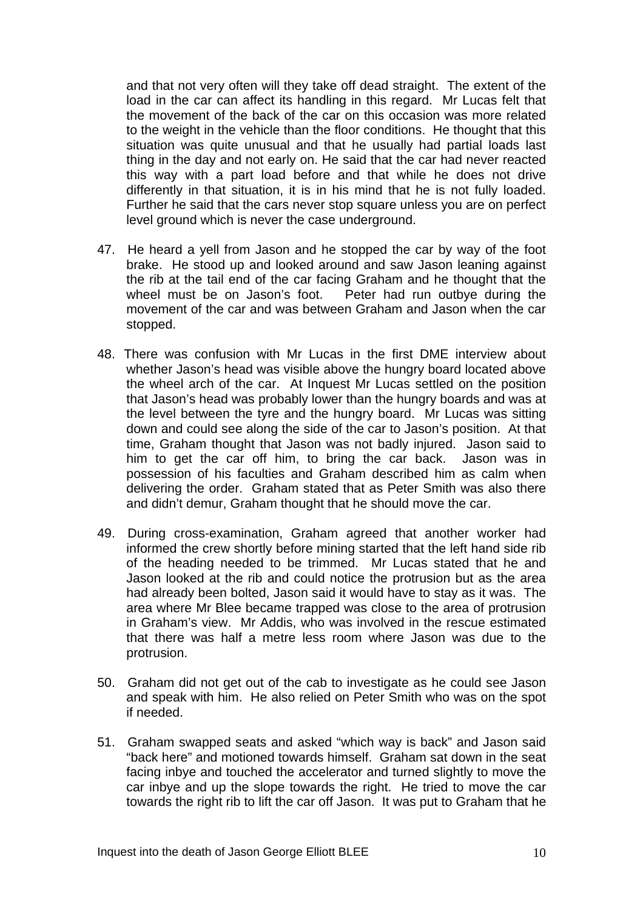and that not very often will they take off dead straight. The extent of the load in the car can affect its handling in this regard. Mr Lucas felt that the movement of the back of the car on this occasion was more related to the weight in the vehicle than the floor conditions. He thought that this situation was quite unusual and that he usually had partial loads last thing in the day and not early on. He said that the car had never reacted this way with a part load before and that while he does not drive differently in that situation, it is in his mind that he is not fully loaded. Further he said that the cars never stop square unless you are on perfect level ground which is never the case underground.

47. He heard a yell from Jason and he stopped the car by way of the foot brake. He stood up and looked around and saw Jason leaning against the rib at the tail end of the car facing Graham and he thought that the wheel must be on Jason's foot. Peter had run outbye during the movement of the car and was between Graham and Jason when the car stopped.

48. There was confusion with Mr Lucas in the first DME interview about whether Jason's head was visible above the hungry board located above the wheel arch of the car. At Inquest Mr Lucas settled on the position that Jason's head was probably lower than the hungry boards and was at the level between the tyre and the hungry board. Mr Lucas was sitting down and could see along the side of the car to Jason's position. At that time, Graham thought that Jason was not badly injured. Jason said to him to get the car off him, to bring the car back. Jason was in possession of his faculties and Graham described him as calm when delivering the order. Graham stated that as Peter Smith was also there and didn't demur, Graham thought that he should move the car.

49. During cross-examination, Graham agreed that another worker had informed the crew shortly before mining started that the left hand side rib of the heading needed to be trimmed. Mr Lucas stated that he and Jason looked at the rib and could notice the protrusion but as the area had already been bolted, Jason said it would have to stay as it was. The area where Mr Blee became trapped was close to the area of protrusion in Graham's view. Mr Addis, who was involved in the rescue estimated that there was half a metre less room where Jason was due to the protrusion.

50. Graham did not get out of the cab to investigate as he could see Jason and speak with him. He also relied on Peter Smith who was on the spot if needed.

51. Graham swapped seats and asked "which way is back" and Jason said "back here" and motioned towards himself. Graham sat down in the seat facing inbye and touched the accelerator and turned slightly to move the car inbye and up the slope towards the right. He tried to move the car towards the right rib to lift the car off Jason. It was put to Graham that he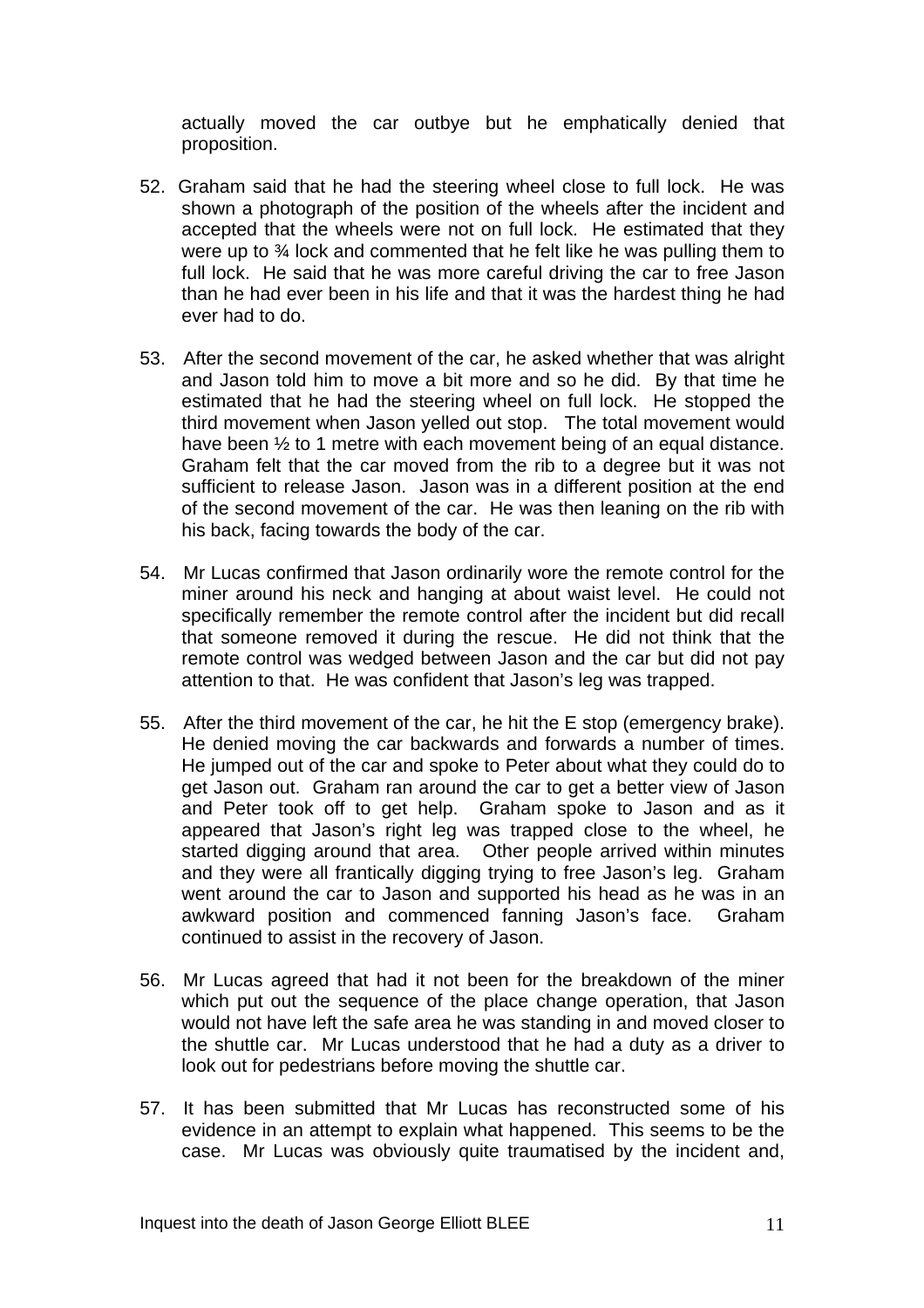actually moved the car outbye but he emphatically denied that proposition.

52. Graham said that he had the steering wheel close to full lock. He was shown a photograph of the position of the wheels after the incident and accepted that the wheels were not on full lock. He estimated that they were up to ¾ lock and commented that he felt like he was pulling them to full lock. He said that he was more careful driving the car to free Jason than he had ever been in his life and that it was the hardest thing he had ever had to do.

53. After the second movement of the car, he asked whether that was alright and Jason told him to move a bit more and so he did. By that time he estimated that he had the steering wheel on full lock. He stopped the third movement when Jason yelled out stop. The total movement would have been ½ to 1 metre with each movement being of an equal distance. Graham felt that the car moved from the rib to a degree but it was not sufficient to release Jason. Jason was in a different position at the end of the second movement of the car. He was then leaning on the rib with his back, facing towards the body of the car.

54. Mr Lucas confirmed that Jason ordinarily wore the remote control for the miner around his neck and hanging at about waist level. He could not specifically remember the remote control after the incident but did recall that someone removed it during the rescue. He did not think that the remote control was wedged between Jason and the car but did not pay attention to that. He was confident that Jason's leg was trapped.

55. After the third movement of the car, he hit the E stop (emergency brake). He denied moving the car backwards and forwards a number of times. He jumped out of the car and spoke to Peter about what they could do to get Jason out. Graham ran around the car to get a better view of Jason and Peter took off to get help. Graham spoke to Jason and as it appeared that Jason's right leg was trapped close to the wheel, he started digging around that area. Other people arrived within minutes and they were all frantically digging trying to free Jason's leg. Graham went around the car to Jason and supported his head as he was in an awkward position and commenced fanning Jason's face. Graham continued to assist in the recovery of Jason.

56. Mr Lucas agreed that had it not been for the breakdown of the miner which put out the sequence of the place change operation, that Jason would not have left the safe area he was standing in and moved closer to the shuttle car. Mr Lucas understood that he had a duty as a driver to look out for pedestrians before moving the shuttle car.

57. It has been submitted that Mr Lucas has reconstructed some of his evidence in an attempt to explain what happened. This seems to be the case. Mr Lucas was obviously quite traumatised by the incident and,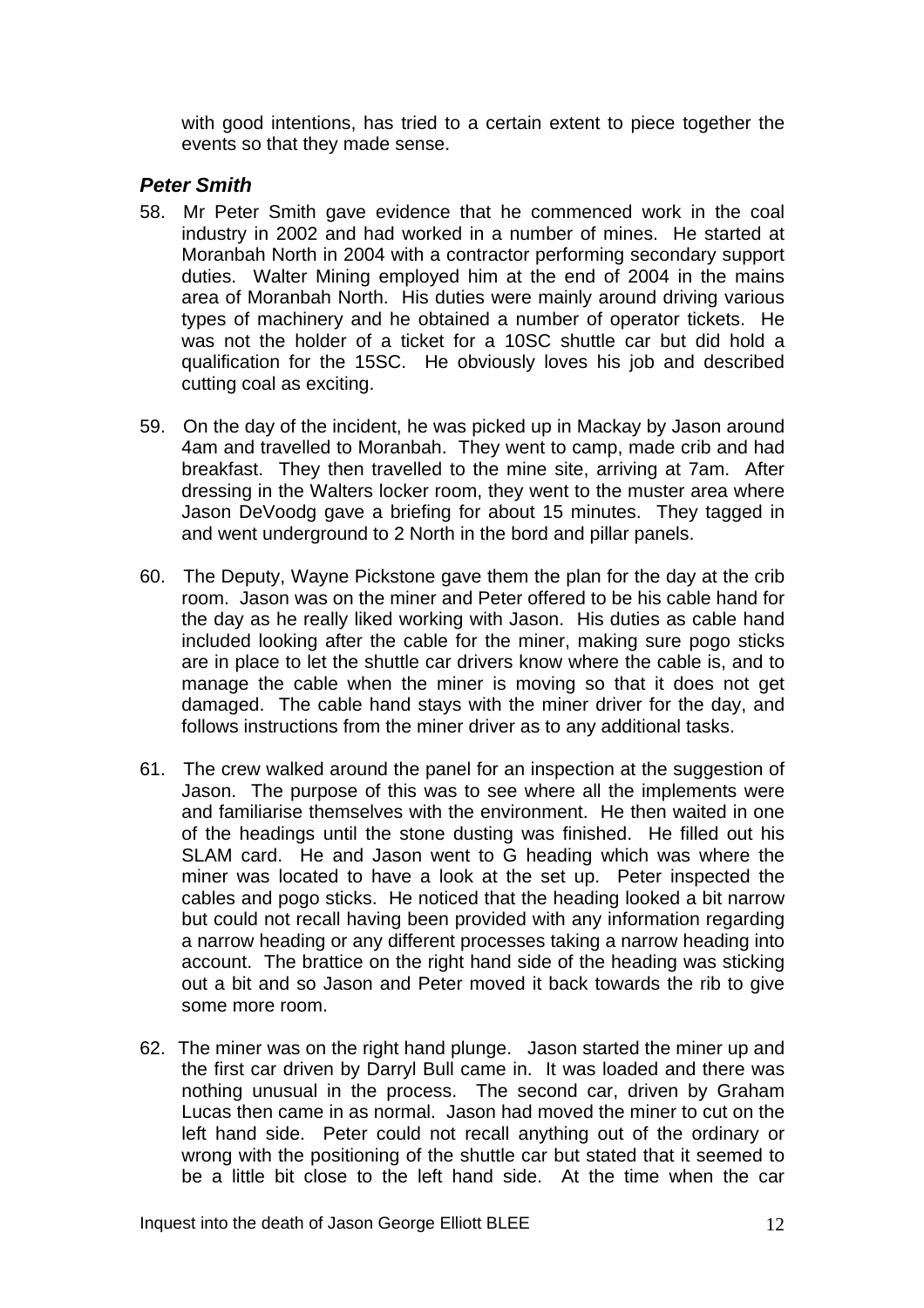with good intentions, has tried to a certain extent to piece together the events so that they made sense.

### *Peter Smith*

58. Mr Peter Smith gave evidence that he commenced work in the coal industry in 2002 and had worked in a number of mines. He started at Moranbah North in 2004 with a contractor performing secondary support duties. Walter Mining employed him at the end of 2004 in the mains area of Moranbah North. His duties were mainly around driving various types of machinery and he obtained a number of operator tickets. He was not the holder of a ticket for a 10SC shuttle car but did hold a qualification for the 15SC. He obviously loves his job and described cutting coal as exciting.

59. On the day of the incident, he was picked up in Mackay by Jason around 4am and travelled to Moranbah. They went to camp, made crib and had breakfast. They then travelled to the mine site, arriving at 7am. After dressing in the Walters locker room, they went to the muster area where Jason DeVoodg gave a briefing for about 15 minutes. They tagged in and went underground to 2 North in the bord and pillar panels.

60. The Deputy, Wayne Pickstone gave them the plan for the day at the crib room. Jason was on the miner and Peter offered to be his cable hand for the day as he really liked working with Jason. His duties as cable hand included looking after the cable for the miner, making sure pogo sticks are in place to let the shuttle car drivers know where the cable is, and to manage the cable when the miner is moving so that it does not get damaged. The cable hand stays with the miner driver for the day, and follows instructions from the miner driver as to any additional tasks.

61. The crew walked around the panel for an inspection at the suggestion of Jason. The purpose of this was to see where all the implements were and familiarise themselves with the environment. He then waited in one of the headings until the stone dusting was finished. He filled out his SLAM card. He and Jason went to G heading which was where the miner was located to have a look at the set up. Peter inspected the cables and pogo sticks. He noticed that the heading looked a bit narrow but could not recall having been provided with any information regarding a narrow heading or any different processes taking a narrow heading into account. The brattice on the right hand side of the heading was sticking out a bit and so Jason and Peter moved it back towards the rib to give some more room.

62. The miner was on the right hand plunge. Jason started the miner up and the first car driven by Darryl Bull came in. It was loaded and there was nothing unusual in the process. The second car, driven by Graham Lucas then came in as normal. Jason had moved the miner to cut on the left hand side. Peter could not recall anything out of the ordinary or wrong with the positioning of the shuttle car but stated that it seemed to be a little bit close to the left hand side. At the time when the car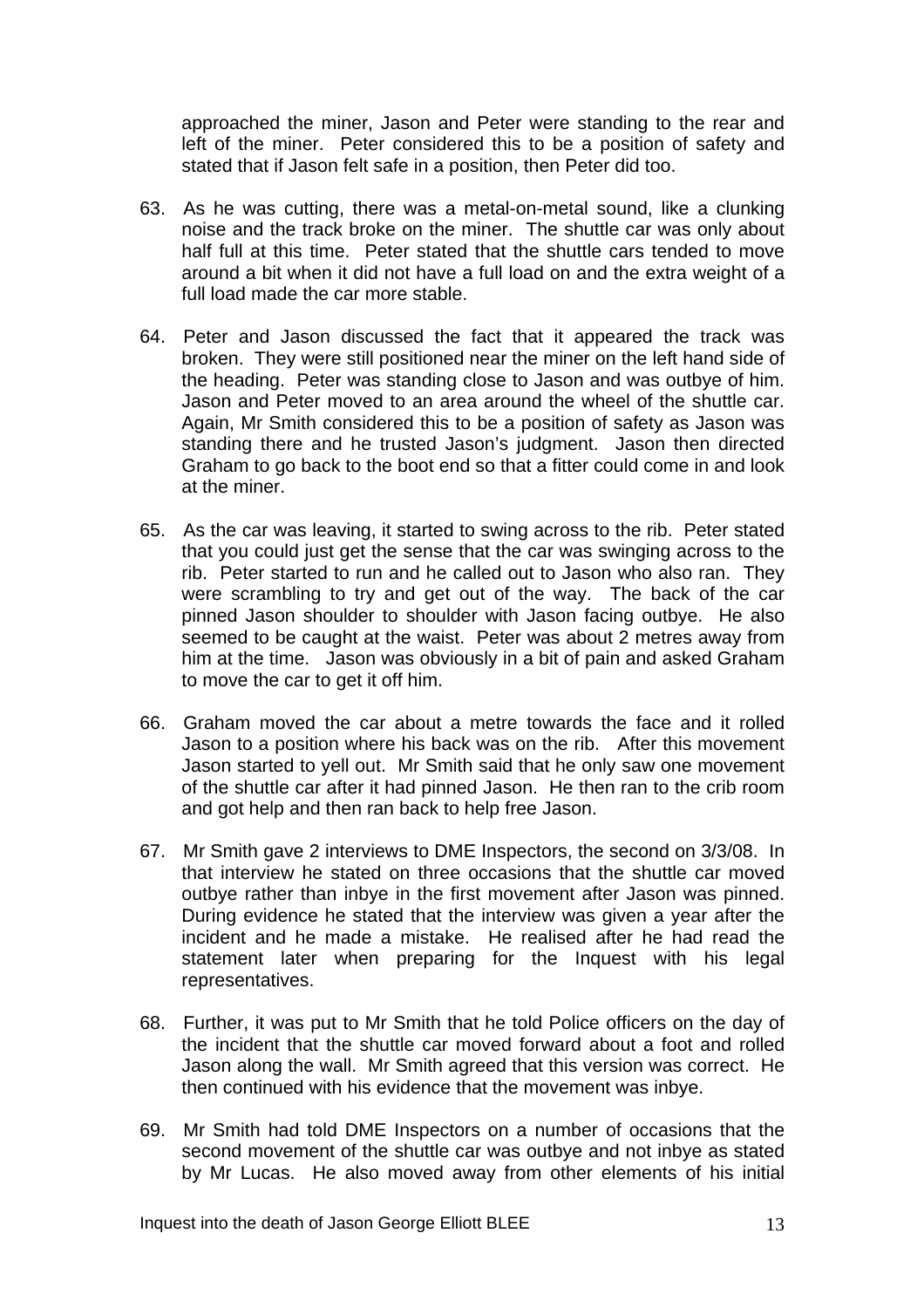approached the miner, Jason and Peter were standing to the rear and left of the miner. Peter considered this to be a position of safety and stated that if Jason felt safe in a position, then Peter did too.

63. As he was cutting, there was a metal-on-metal sound, like a clunking noise and the track broke on the miner. The shuttle car was only about half full at this time. Peter stated that the shuttle cars tended to move around a bit when it did not have a full load on and the extra weight of a full load made the car more stable.

64. Peter and Jason discussed the fact that it appeared the track was broken. They were still positioned near the miner on the left hand side of the heading. Peter was standing close to Jason and was outbye of him. Jason and Peter moved to an area around the wheel of the shuttle car. Again, Mr Smith considered this to be a position of safety as Jason was standing there and he trusted Jason's judgment. Jason then directed Graham to go back to the boot end so that a fitter could come in and look at the miner.

65. As the car was leaving, it started to swing across to the rib. Peter stated that you could just get the sense that the car was swinging across to the rib. Peter started to run and he called out to Jason who also ran. They were scrambling to try and get out of the way. The back of the car pinned Jason shoulder to shoulder with Jason facing outbye. He also seemed to be caught at the waist. Peter was about 2 metres away from him at the time. Jason was obviously in a bit of pain and asked Graham to move the car to get it off him.

66. Graham moved the car about a metre towards the face and it rolled Jason to a position where his back was on the rib. After this movement Jason started to yell out. Mr Smith said that he only saw one movement of the shuttle car after it had pinned Jason. He then ran to the crib room and got help and then ran back to help free Jason.

67. Mr Smith gave 2 interviews to DME Inspectors, the second on 3/3/08. In that interview he stated on three occasions that the shuttle car moved outbye rather than inbye in the first movement after Jason was pinned. During evidence he stated that the interview was given a year after the incident and he made a mistake. He realised after he had read the statement later when preparing for the Inquest with his legal representatives.

68. Further, it was put to Mr Smith that he told Police officers on the day of the incident that the shuttle car moved forward about a foot and rolled Jason along the wall. Mr Smith agreed that this version was correct. He then continued with his evidence that the movement was inbye.

69. Mr Smith had told DME Inspectors on a number of occasions that the second movement of the shuttle car was outbye and not inbye as stated by Mr Lucas. He also moved away from other elements of his initial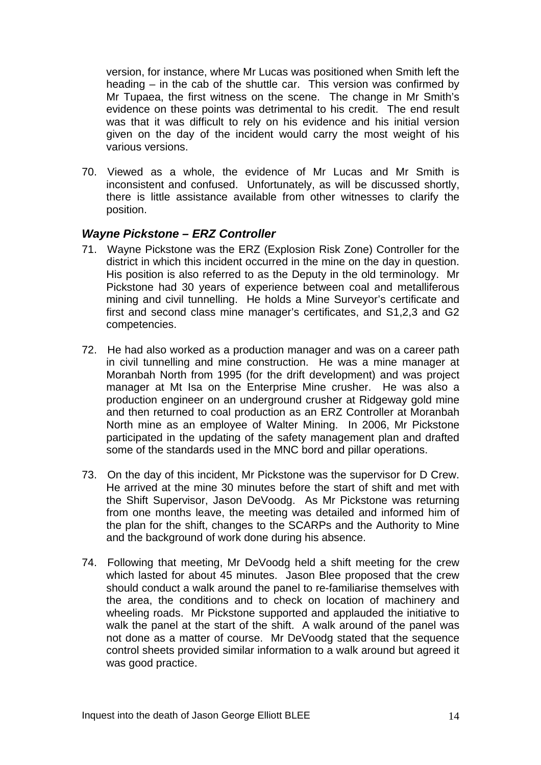version, for instance, where Mr Lucas was positioned when Smith left the heading – in the cab of the shuttle car. This version was confirmed by Mr Tupaea, the first witness on the scene. The change in Mr Smith's evidence on these points was detrimental to his credit. The end result was that it was difficult to rely on his evidence and his initial version given on the day of the incident would carry the most weight of his various versions.

70. Viewed as a whole, the evidence of Mr Lucas and Mr Smith is inconsistent and confused. Unfortunately, as will be discussed shortly, there is little assistance available from other witnesses to clarify the position.

### *Wayne Pickstone – ERZ Controller*

71. Wayne Pickstone was the ERZ (Explosion Risk Zone) Controller for the district in which this incident occurred in the mine on the day in question. His position is also referred to as the Deputy in the old terminology. Mr Pickstone had 30 years of experience between coal and metalliferous mining and civil tunnelling. He holds a Mine Surveyor's certificate and first and second class mine manager's certificates, and S1,2,3 and G2 competencies.

72. He had also worked as a production manager and was on a career path in civil tunnelling and mine construction. He was a mine manager at Moranbah North from 1995 (for the drift development) and was project manager at Mt Isa on the Enterprise Mine crusher. He was also a production engineer on an underground crusher at Ridgeway gold mine and then returned to coal production as an ERZ Controller at Moranbah North mine as an employee of Walter Mining. In 2006, Mr Pickstone participated in the updating of the safety management plan and drafted some of the standards used in the MNC bord and pillar operations.

73. On the day of this incident, Mr Pickstone was the supervisor for D Crew. He arrived at the mine 30 minutes before the start of shift and met with the Shift Supervisor, Jason DeVoodg. As Mr Pickstone was returning from one months leave, the meeting was detailed and informed him of the plan for the shift, changes to the SCARPs and the Authority to Mine and the background of work done during his absence.

74. Following that meeting, Mr DeVoodg held a shift meeting for the crew which lasted for about 45 minutes. Jason Blee proposed that the crew should conduct a walk around the panel to re-familiarise themselves with the area, the conditions and to check on location of machinery and wheeling roads. Mr Pickstone supported and applauded the initiative to walk the panel at the start of the shift. A walk around of the panel was not done as a matter of course. Mr DeVoodg stated that the sequence control sheets provided similar information to a walk around but agreed it was good practice.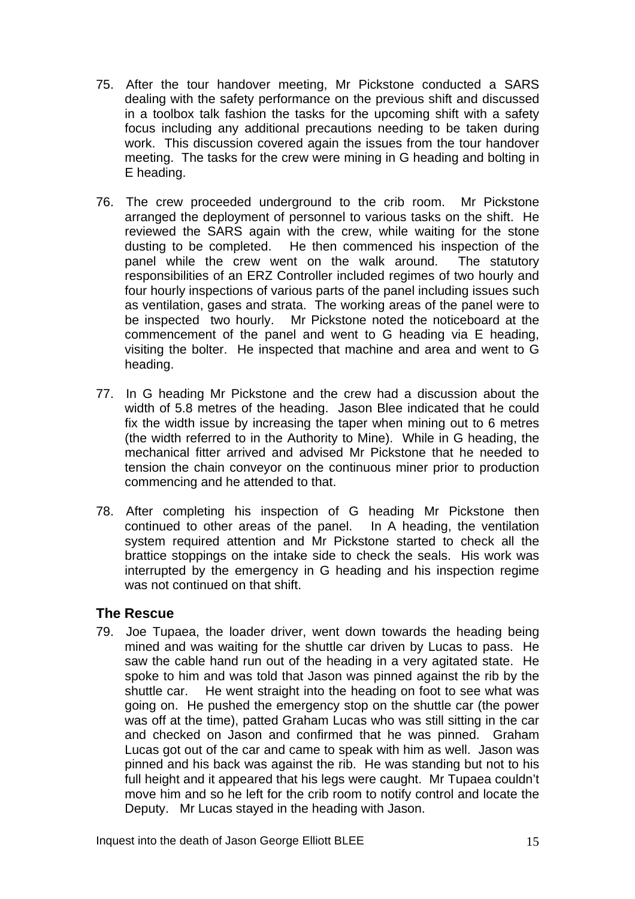75. After the tour handover meeting, Mr Pickstone conducted a SARS dealing with the safety performance on the previous shift and discussed in a toolbox talk fashion the tasks for the upcoming shift with a safety focus including any additional precautions needing to be taken during work. This discussion covered again the issues from the tour handover meeting. The tasks for the crew were mining in G heading and bolting in E heading.

76. The crew proceeded underground to the crib room. Mr Pickstone arranged the deployment of personnel to various tasks on the shift. He reviewed the SARS again with the crew, while waiting for the stone dusting to be completed. He then commenced his inspection of the panel while the crew went on the walk around. The statutory responsibilities of an ERZ Controller included regimes of two hourly and four hourly inspections of various parts of the panel including issues such as ventilation, gases and strata. The working areas of the panel were to be inspected two hourly. Mr Pickstone noted the noticeboard at the commencement of the panel and went to G heading via E heading, visiting the bolter. He inspected that machine and area and went to G heading.

77. In G heading Mr Pickstone and the crew had a discussion about the width of 5.8 metres of the heading. Jason Blee indicated that he could fix the width issue by increasing the taper when mining out to 6 metres (the width referred to in the Authority to Mine). While in G heading, the mechanical fitter arrived and advised Mr Pickstone that he needed to tension the chain conveyor on the continuous miner prior to production commencing and he attended to that.

78. After completing his inspection of G heading Mr Pickstone then continued to other areas of the panel. In A heading, the ventilation system required attention and Mr Pickstone started to check all the brattice stoppings on the intake side to check the seals. His work was interrupted by the emergency in G heading and his inspection regime was not continued on that shift.

## The Rescue

79. Joe Tupaea, the loader driver, went down towards the heading being mined and was waiting for the shuttle car driven by Lucas to pass. He saw the cable hand run out of the heading in a very agitated state. He spoke to him and was told that Jason was pinned against the rib by the shuttle car. He went straight into the heading on foot to see what was going on. He pushed the emergency stop on the shuttle car (the power was off at the time), patted Graham Lucas who was still sitting in the car and checked on Jason and confirmed that he was pinned. Graham Lucas got out of the car and came to speak with him as well. Jason was pinned and his back was against the rib. He was standing but not to his full height and it appeared that his legs were caught. Mr Tupaea couldn't move him and so he left for the crib room to notify control and locate the Deputy. Mr Lucas stayed in the heading with Jason.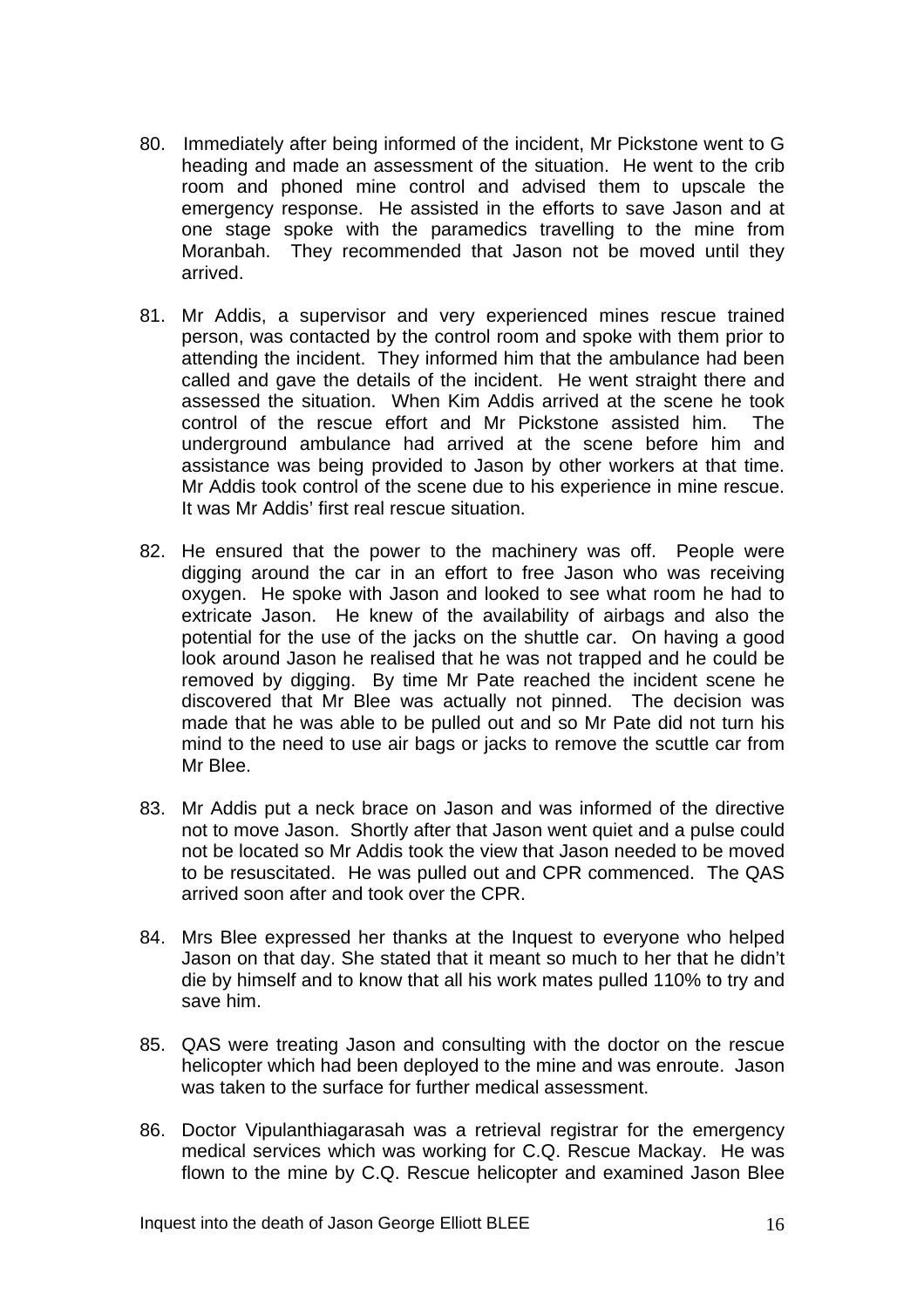80. Immediately after being informed of the incident, Mr Pickstone went to G heading and made an assessment of the situation. He went to the crib room and phoned mine control and advised them to upscale the emergency response. He assisted in the efforts to save Jason and at one stage spoke with the paramedics travelling to the mine from Moranbah. They recommended that Jason not be moved until they arrived.

81. Mr Addis, a supervisor and very experienced mines rescue trained person, was contacted by the control room and spoke with them prior to attending the incident. They informed him that the ambulance had been called and gave the details of the incident. He went straight there and assessed the situation. When Kim Addis arrived at the scene he took control of the rescue effort and Mr Pickstone assisted him. The underground ambulance had arrived at the scene before him and assistance was being provided to Jason by other workers at that time. Mr Addis took control of the scene due to his experience in mine rescue. It was Mr Addis' first real rescue situation.

82. He ensured that the power to the machinery was off. People were digging around the car in an effort to free Jason who was receiving oxygen. He spoke with Jason and looked to see what room he had to extricate Jason. He knew of the availability of airbags and also the potential for the use of the jacks on the shuttle car. On having a good look around Jason he realised that he was not trapped and he could be removed by digging. By time Mr Pate reached the incident scene he discovered that Mr Blee was actually not pinned. The decision was made that he was able to be pulled out and so Mr Pate did not turn his mind to the need to use air bags or jacks to remove the scuttle car from Mr Blee.

83. Mr Addis put a neck brace on Jason and was informed of the directive not to move Jason. Shortly after that Jason went quiet and a pulse could not be located so Mr Addis took the view that Jason needed to be moved to be resuscitated. He was pulled out and CPR commenced. The QAS arrived soon after and took over the CPR.

84. Mrs Blee expressed her thanks at the Inquest to everyone who helped Jason on that day. She stated that it meant so much to her that he didn't die by himself and to know that all his work mates pulled 110% to try and save him.

85. QAS were treating Jason and consulting with the doctor on the rescue helicopter which had been deployed to the mine and was enroute. Jason was taken to the surface for further medical assessment.

86. Doctor Vipulanthiagarasah was a retrieval registrar for the emergency medical services which was working for C.Q. Rescue Mackay. He was flown to the mine by C.Q. Rescue helicopter and examined Jason Blee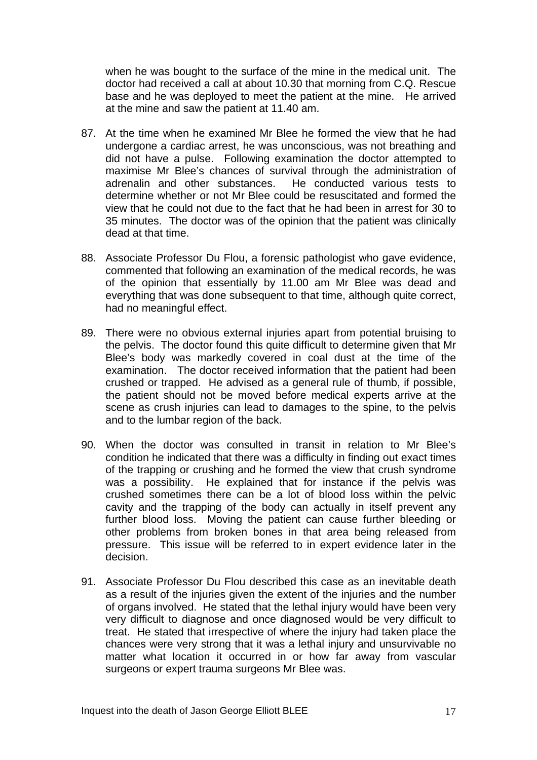when he was bought to the surface of the mine in the medical unit. The doctor had received a call at about 10.30 that morning from C.Q. Rescue base and he was deployed to meet the patient at the mine. He arrived at the mine and saw the patient at 11.40 am.

87. At the time when he examined Mr Blee he formed the view that he had undergone a cardiac arrest, he was unconscious, was not breathing and did not have a pulse. Following examination the doctor attempted to maximise Mr Blee's chances of survival through the administration of adrenalin and other substances. He conducted various tests to determine whether or not Mr Blee could be resuscitated and formed the view that he could not due to the fact that he had been in arrest for 30 to 35 minutes. The doctor was of the opinion that the patient was clinically dead at that time.

88. Associate Professor Du Flou, a forensic pathologist who gave evidence, commented that following an examination of the medical records, he was of the opinion that essentially by 11.00 am Mr Blee was dead and everything that was done subsequent to that time, although quite correct, had no meaningful effect.

89. There were no obvious external injuries apart from potential bruising to the pelvis. The doctor found this quite difficult to determine given that Mr Blee's body was markedly covered in coal dust at the time of the examination. The doctor received information that the patient had been crushed or trapped. He advised as a general rule of thumb, if possible, the patient should not be moved before medical experts arrive at the scene as crush injuries can lead to damages to the spine, to the pelvis and to the lumbar region of the back.

90. When the doctor was consulted in transit in relation to Mr Blee's condition he indicated that there was a difficulty in finding out exact times of the trapping or crushing and he formed the view that crush syndrome was a possibility. He explained that for instance if the pelvis was crushed sometimes there can be a lot of blood loss within the pelvic cavity and the trapping of the body can actually in itself prevent any further blood loss. Moving the patient can cause further bleeding or other problems from broken bones in that area being released from pressure. This issue will be referred to in expert evidence later in the decision.

91. Associate Professor Du Flou described this case as an inevitable death as a result of the injuries given the extent of the injuries and the number of organs involved. He stated that the lethal injury would have been very very difficult to diagnose and once diagnosed would be very difficult to treat. He stated that irrespective of where the injury had taken place the chances were very strong that it was a lethal injury and unsurvivable no matter what location it occurred in or how far away from vascular surgeons or expert trauma surgeons Mr Blee was.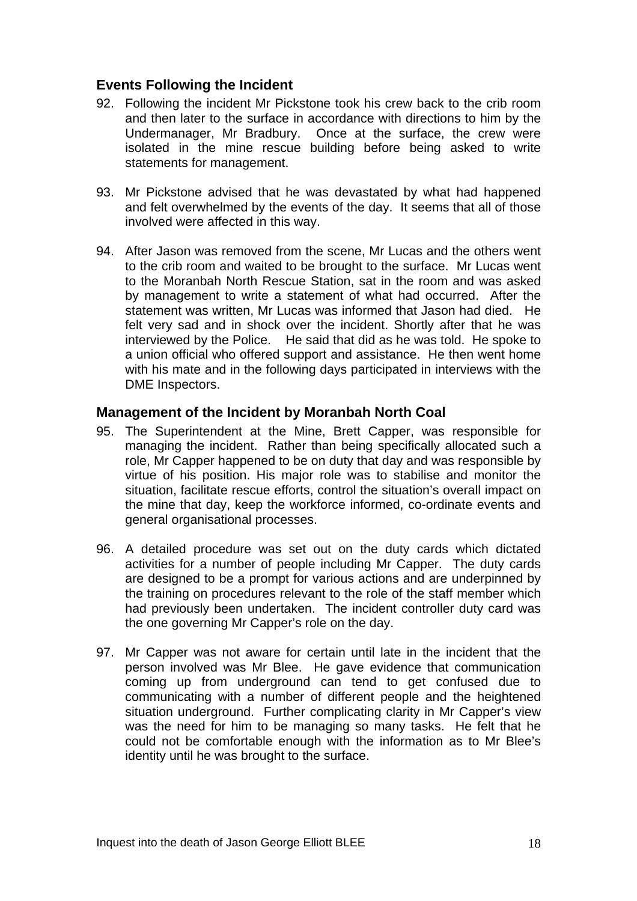## Events Following the Incident

92. Following the incident Mr Pickstone took his crew back to the crib room and then later to the surface in accordance with directions to him by the Undermanager, Mr Bradbury. Once at the surface, the crew were isolated in the mine rescue building before being asked to write statements for management.

93. Mr Pickstone advised that he was devastated by what had happened and felt overwhelmed by the events of the day. It seems that all of those involved were affected in this way.

94. After Jason was removed from the scene, Mr Lucas and the others went to the crib room and waited to be brought to the surface. Mr Lucas went to the Moranbah North Rescue Station, sat in the room and was asked by management to write a statement of what had occurred. After the statement was written, Mr Lucas was informed that Jason had died. He felt very sad and in shock over the incident. Shortly after that he was interviewed by the Police. He said that did as he was told. He spoke to a union official who offered support and assistance. He then went home with his mate and in the following days participated in interviews with the DME Inspectors.

## Management of the Incident by Moranbah North Coal

95. The Superintendent at the Mine, Brett Capper, was responsible for managing the incident. Rather than being specifically allocated such a role, Mr Capper happened to be on duty that day and was responsible by virtue of his position. His major role was to stabilise and monitor the situation, facilitate rescue efforts, control the situation's overall impact on the mine that day, keep the workforce informed, co-ordinate events and general organisational processes.

96. A detailed procedure was set out on the duty cards which dictated activities for a number of people including Mr Capper. The duty cards are designed to be a prompt for various actions and are underpinned by the training on procedures relevant to the role of the staff member which had previously been undertaken. The incident controller duty card was the one governing Mr Capper's role on the day.

97. Mr Capper was not aware for certain until late in the incident that the person involved was Mr Blee. He gave evidence that communication coming up from underground can tend to get confused due to communicating with a number of different people and the heightened situation underground. Further complicating clarity in Mr Capper's view was the need for him to be managing so many tasks. He felt that he could not be comfortable enough with the information as to Mr Blee's identity until he was brought to the surface.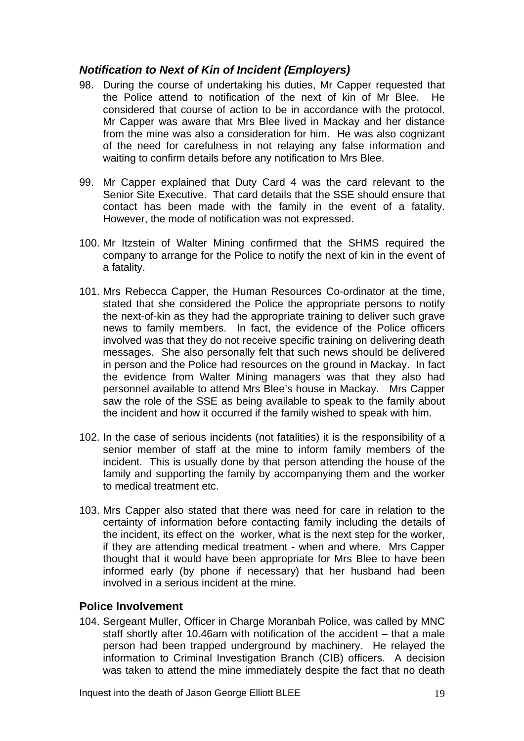### *Notification to Next of Kin of Incident (Employers)*

98. During the course of undertaking his duties, Mr Capper requested that the Police attend to notification of the next of kin of Mr Blee. He considered that course of action to be in accordance with the protocol. Mr Capper was aware that Mrs Blee lived in Mackay and her distance from the mine was also a consideration for him. He was also cognizant of the need for carefulness in not relaying any false information and waiting to confirm details before any notification to Mrs Blee.

99. Mr Capper explained that Duty Card 4 was the card relevant to the Senior Site Executive. That card details that the SSE should ensure that contact has been made with the family in the event of a fatality. However, the mode of notification was not expressed.

100. Mr Itzstein of Walter Mining confirmed that the SHMS required the company to arrange for the Police to notify the next of kin in the event of a fatality.

101. Mrs Rebecca Capper, the Human Resources Co-ordinator at the time, stated that she considered the Police the appropriate persons to notify the next-of-kin as they had the appropriate training to deliver such grave news to family members. In fact, the evidence of the Police officers involved was that they do not receive specific training on delivering death messages. She also personally felt that such news should be delivered in person and the Police had resources on the ground in Mackay. In fact the evidence from Walter Mining managers was that they also had personnel available to attend Mrs Blee's house in Mackay. Mrs Capper saw the role of the SSE as being available to speak to the family about the incident and how it occurred if the family wished to speak with him.

102. In the case of serious incidents (not fatalities) it is the responsibility of a senior member of staff at the mine to inform family members of the incident. This is usually done by that person attending the house of the family and supporting the family by accompanying them and the worker to medical treatment etc.

103. Mrs Capper also stated that there was need for care in relation to the certainty of information before contacting family including the details of the incident, its effect on the worker, what is the next step for the worker, if they are attending medical treatment - when and where. Mrs Capper thought that it would have been appropriate for Mrs Blee to have been informed early (by phone if necessary) that her husband had been involved in a serious incident at the mine.

### **Police Involvement**

104. Sergeant Muller, Officer in Charge Moranbah Police, was called by MNC staff shortly after 10.46am with notification of the accident – that a male person had been trapped underground by machinery. He relayed the information to Criminal Investigation Branch (CIB) officers. A decision was taken to attend the mine immediately despite the fact that no death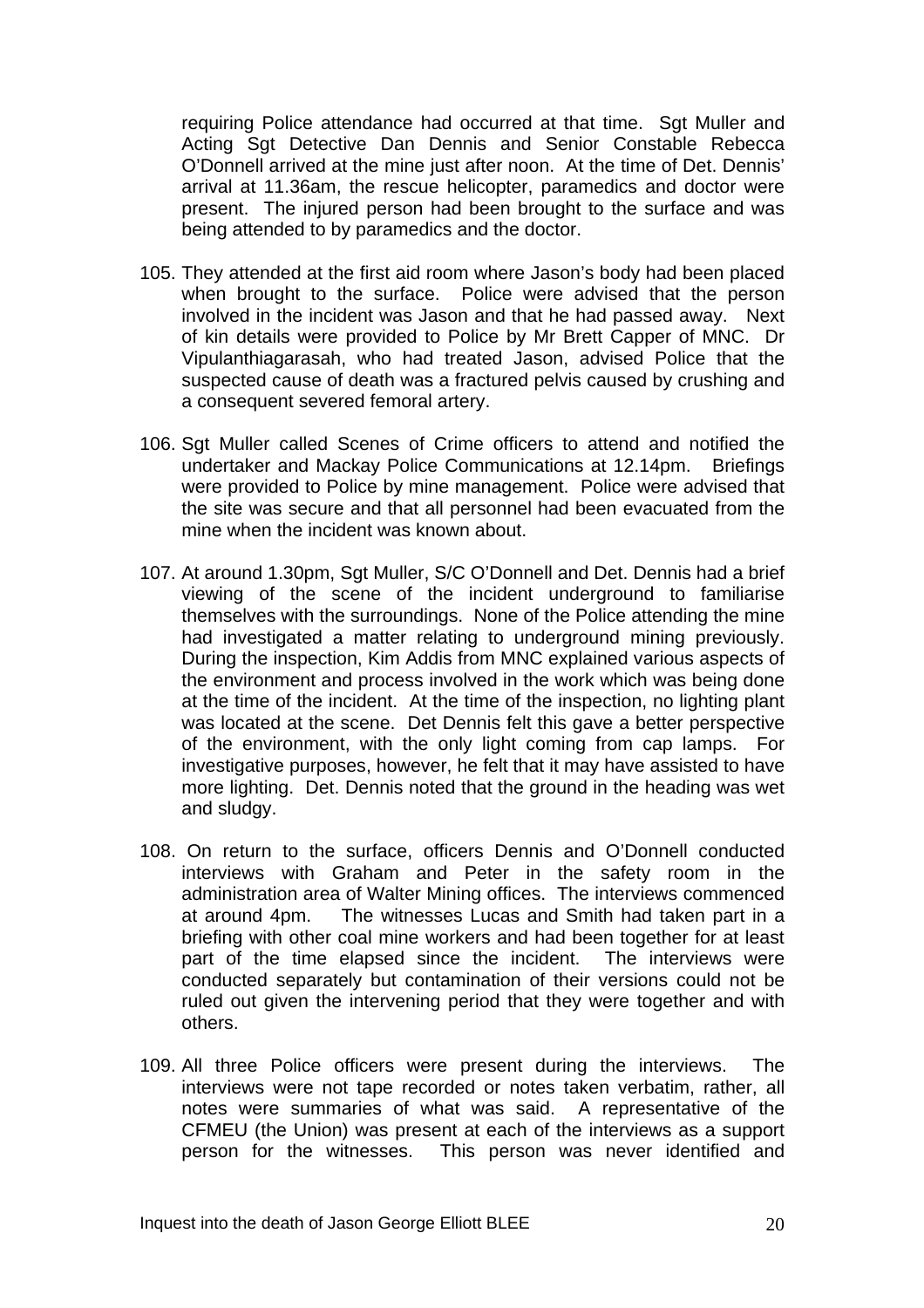requiring Police attendance had occurred at that time. Sgt Muller and Acting Sgt Detective Dan Dennis and Senior Constable Rebecca O'Donnell arrived at the mine just after noon. At the time of Det. Dennis' arrival at 11.36am, the rescue helicopter, paramedics and doctor were present. The injured person had been brought to the surface and was being attended to by paramedics and the doctor.

105. They attended at the first aid room where Jason's body had been placed when brought to the surface. Police were advised that the person involved in the incident was Jason and that he had passed away. Next of kin details were provided to Police by Mr Brett Capper of MNC. Dr Vipulanthiagarasah, who had treated Jason, advised Police that the suspected cause of death was a fractured pelvis caused by crushing and a consequent severed femoral artery.

106. Sgt Muller called Scenes of Crime officers to attend and notified the undertaker and Mackay Police Communications at 12.14pm. Briefings were provided to Police by mine management. Police were advised that the site was secure and that all personnel had been evacuated from the mine when the incident was known about.

107. At around 1.30pm, Sgt Muller, S/C O'Donnell and Det. Dennis had a brief viewing of the scene of the incident underground to familiarise themselves with the surroundings. None of the Police attending the mine had investigated a matter relating to underground mining previously. During the inspection, Kim Addis from MNC explained various aspects of the environment and process involved in the work which was being done at the time of the incident. At the time of the inspection, no lighting plant was located at the scene. Det Dennis felt this gave a better perspective of the environment, with the only light coming from cap lamps. For investigative purposes, however, he felt that it may have assisted to have more lighting. Det. Dennis noted that the ground in the heading was wet and sludgy.

108. On return to the surface, officers Dennis and O'Donnell conducted interviews with Graham and Peter in the safety room in the administration area of Walter Mining offices. The interviews commenced at around 4pm. The witnesses Lucas and Smith had taken part in a briefing with other coal mine workers and had been together for at least part of the time elapsed since the incident. The interviews were conducted separately but contamination of their versions could not be ruled out given the intervening period that they were together and with others.

109. All three Police officers were present during the interviews. The interviews were not tape recorded or notes taken verbatim, rather, all notes were summaries of what was said. A representative of the CFMEU (the Union) was present at each of the interviews as a support person for the witnesses. This person was never identified and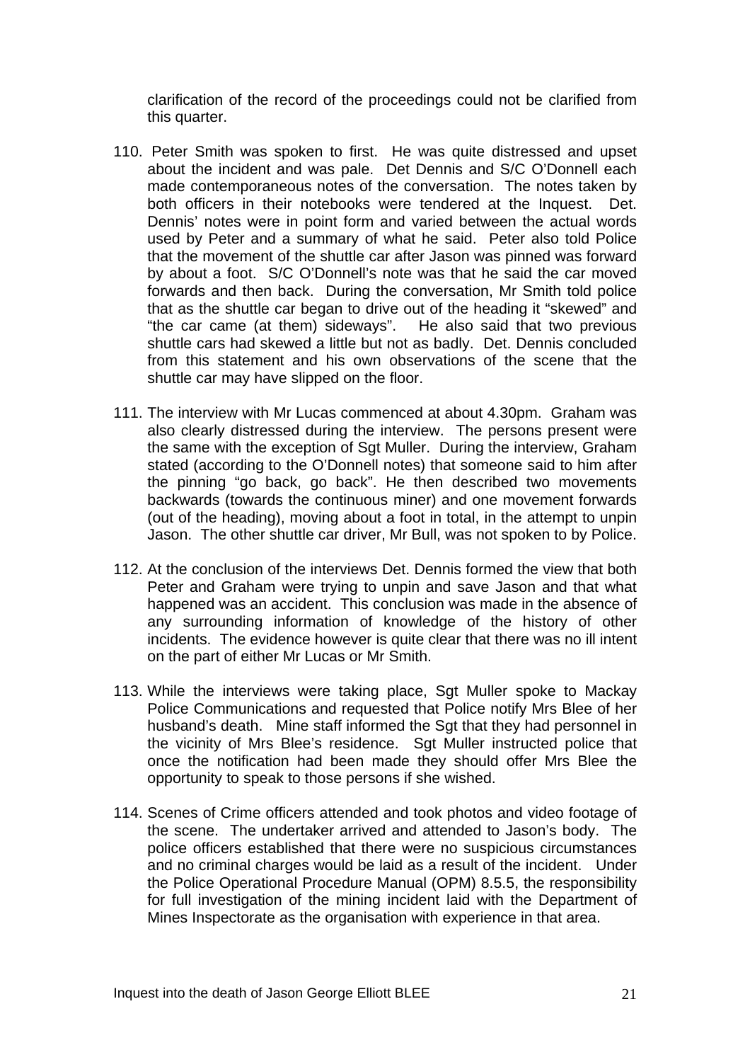clarification of the record of the proceedings could not be clarified from this quarter.

110. Peter Smith was spoken to first. He was quite distressed and upset about the incident and was pale. Det Dennis and S/C O'Donnell each made contemporaneous notes of the conversation. The notes taken by both officers in their notebooks were tendered at the Inquest. Det. Dennis' notes were in point form and varied between the actual words used by Peter and a summary of what he said. Peter also told Police that the movement of the shuttle car after Jason was pinned was forward by about a foot. S/C O'Donnell's note was that he said the car moved forwards and then back. During the conversation, Mr Smith told police that as the shuttle car began to drive out of the heading it "skewed" and "the car came (at them) sideways". He also said that two previous shuttle cars had skewed a little but not as badly. Det. Dennis concluded from this statement and his own observations of the scene that the shuttle car may have slipped on the floor.

111. The interview with Mr Lucas commenced at about 4.30pm. Graham was also clearly distressed during the interview. The persons present were the same with the exception of Sgt Muller. During the interview, Graham stated (according to the O'Donnell notes) that someone said to him after the pinning "go back, go back". He then described two movements backwards (towards the continuous miner) and one movement forwards (out of the heading), moving about a foot in total, in the attempt to unpin Jason. The other shuttle car driver, Mr Bull, was not spoken to by Police.

112. At the conclusion of the interviews Det. Dennis formed the view that both Peter and Graham were trying to unpin and save Jason and that what happened was an accident. This conclusion was made in the absence of any surrounding information of knowledge of the history of other incidents. The evidence however is quite clear that there was no ill intent on the part of either Mr Lucas or Mr Smith.

113. While the interviews were taking place, Sgt Muller spoke to Mackay Police Communications and requested that Police notify Mrs Blee of her husband's death. Mine staff informed the Sgt that they had personnel in the vicinity of Mrs Blee's residence. Sgt Muller instructed police that once the notification had been made they should offer Mrs Blee the opportunity to speak to those persons if she wished.

114. Scenes of Crime officers attended and took photos and video footage of the scene. The undertaker arrived and attended to Jason's body. The police officers established that there were no suspicious circumstances and no criminal charges would be laid as a result of the incident. Under the Police Operational Procedure Manual (OPM) 8.5.5, the responsibility for full investigation of the mining incident laid with the Department of Mines Inspectorate as the organisation with experience in that area.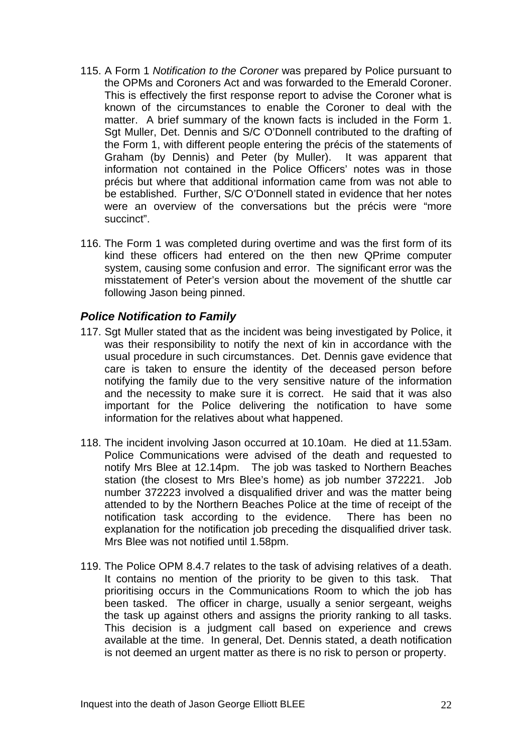115. A Form 1 *Notification to the Coroner* was prepared by Police pursuant to the OPMs and Coroners Act and was forwarded to the Emerald Coroner. This is effectively the first response report to advise the Coroner what is known of the circumstances to enable the Coroner to deal with the matter. A brief summary of the known facts is included in the Form 1. Sgt Muller, Det. Dennis and S/C O'Donnell contributed to the drafting of the Form 1, with different people entering the précis of the statements of Graham (by Dennis) and Peter (by Muller). It was apparent that information not contained in the Police Officers' notes was in those précis but where that additional information came from was not able to be established. Further, S/C O'Donnell stated in evidence that her notes were an overview of the conversations but the précis were "more succinct".

116. The Form 1 was completed during overtime and was the first form of its kind these officers had entered on the then new QPrime computer system, causing some confusion and error. The significant error was the misstatement of Peter's version about the movement of the shuttle car following Jason being pinned.

### *Police Notification to Family*

117. Sgt Muller stated that as the incident was being investigated by Police, it was their responsibility to notify the next of kin in accordance with the usual procedure in such circumstances. Det. Dennis gave evidence that care is taken to ensure the identity of the deceased person before notifying the family due to the very sensitive nature of the information and the necessity to make sure it is correct. He said that it was also important for the Police delivering the notification to have some information for the relatives about what happened.

118. The incident involving Jason occurred at 10.10am. He died at 11.53am. Police Communications were advised of the death and requested to notify Mrs Blee at 12.14pm. The job was tasked to Northern Beaches station (the closest to Mrs Blee's home) as job number 372221. Job number 372223 involved a disqualified driver and was the matter being attended to by the Northern Beaches Police at the time of receipt of the notification task according to the evidence. There has been no explanation for the notification job preceding the disqualified driver task. Mrs Blee was not notified until 1.58pm.

119. The Police OPM 8.4.7 relates to the task of advising relatives of a death. It contains no mention of the priority to be given to this task. That prioritising occurs in the Communications Room to which the job has been tasked. The officer in charge, usually a senior sergeant, weighs the task up against others and assigns the priority ranking to all tasks. This decision is a judgment call based on experience and crews available at the time. In general, Det. Dennis stated, a death notification is not deemed an urgent matter as there is no risk to person or property.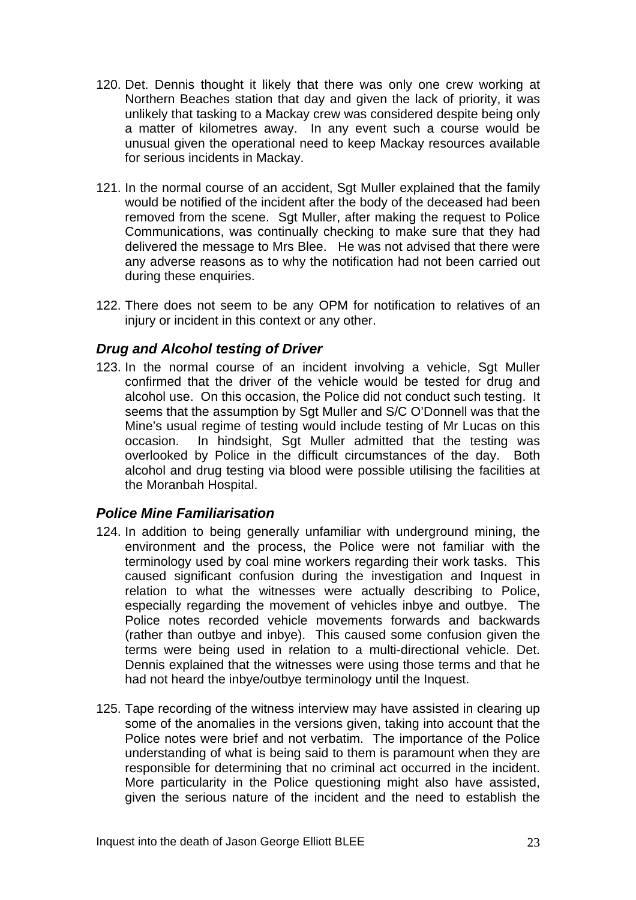120. Det. Dennis thought it likely that there was only one crew working at Northern Beaches station that day and given the lack of priority, it was unlikely that tasking to a Mackay crew was considered despite being only a matter of kilometres away. In any event such a course would be unusual given the operational need to keep Mackay resources available for serious incidents in Mackay.

121. In the normal course of an accident, Sgt Muller explained that the family would be notified of the incident after the body of the deceased had been removed from the scene. Sgt Muller, after making the request to Police Communications, was continually checking to make sure that they had delivered the message to Mrs Blee. He was not advised that there were any adverse reasons as to why the notification had not been carried out during these enquiries.

122. There does not seem to be any OPM for notification to relatives of an injury or incident in this context or any other.

### *Drug and Alcohol testing of Driver*

123. In the normal course of an incident involving a vehicle, Sgt Muller confirmed that the driver of the vehicle would be tested for drug and alcohol use. On this occasion, the Police did not conduct such testing. It seems that the assumption by Sgt Muller and S/C O'Donnell was that the Mine's usual regime of testing would include testing of Mr Lucas on this occasion. In hindsight, Sgt Muller admitted that the testing was overlooked by Police in the difficult circumstances of the day. Both alcohol and drug testing via blood were possible utilising the facilities at the Moranbah Hospital.

### *Police Mine Familiarisation*

124. In addition to being generally unfamiliar with underground mining, the environment and the process, the Police were not familiar with the terminology used by coal mine workers regarding their work tasks. This caused significant confusion during the investigation and Inquest in relation to what the witnesses were actually describing to Police, especially regarding the movement of vehicles inbye and outbye. The Police notes recorded vehicle movements forwards and backwards (rather than outbye and inbye). This caused some confusion given the terms were being used in relation to a multi-directional vehicle. Det. Dennis explained that the witnesses were using those terms and that he had not heard the inbye/outbye terminology until the Inquest.

125. Tape recording of the witness interview may have assisted in clearing up some of the anomalies in the versions given, taking into account that the Police notes were brief and not verbatim. The importance of the Police understanding of what is being said to them is paramount when they are responsible for determining that no criminal act occurred in the incident. More particularity in the Police questioning might also have assisted, given the serious nature of the incident and the need to establish the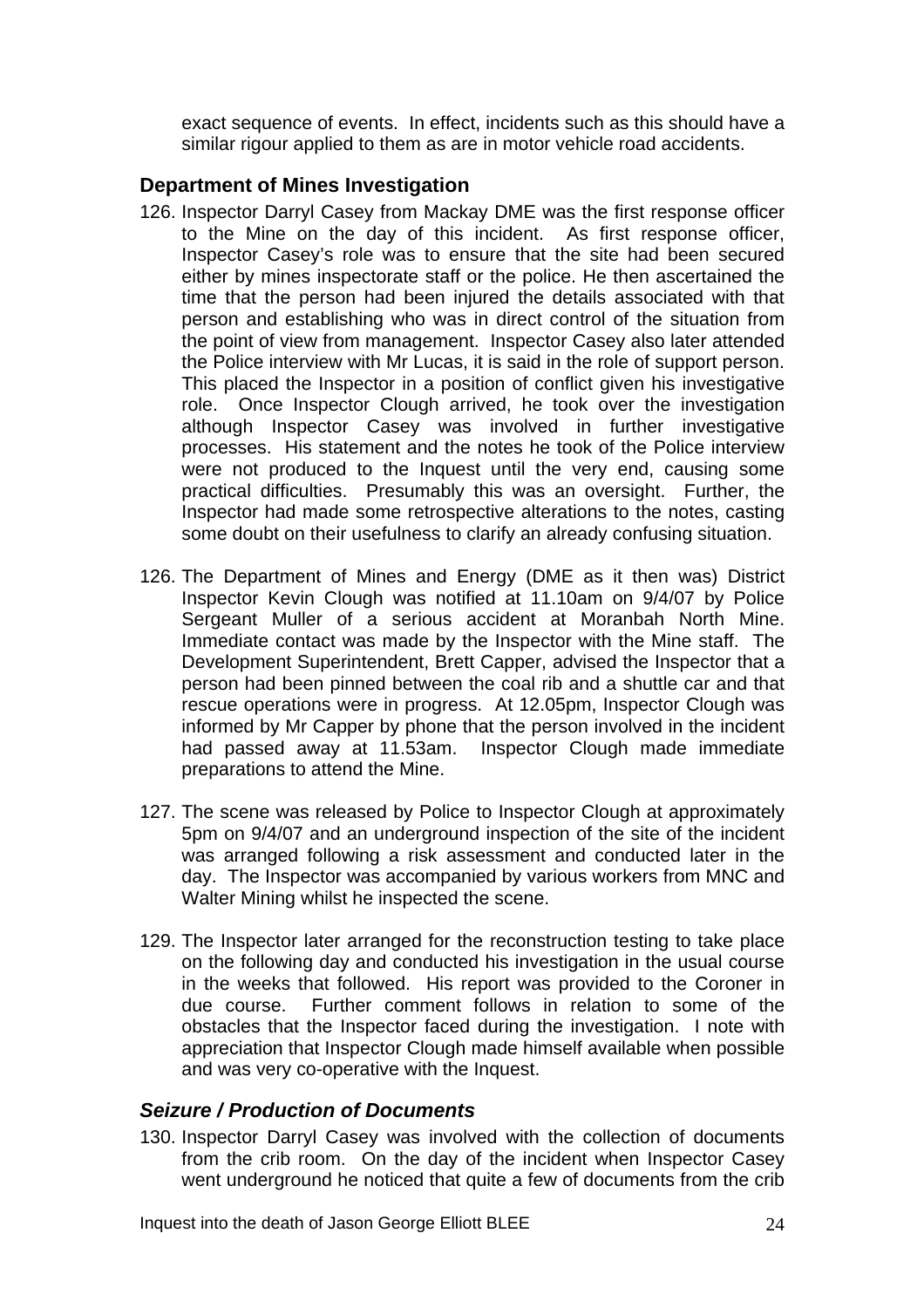exact sequence of events. In effect, incidents such as this should have a similar rigour applied to them as are in motor vehicle road accidents.

## Department of Mines Investigation

126. Inspector Darryl Casey from Mackay DME was the first response officer to the Mine on the day of this incident. As first response officer, Inspector Casey's role was to ensure that the site had been secured either by mines inspectorate staff or the police. He then ascertained the time that the person had been injured the details associated with that person and establishing who was in direct control of the situation from the point of view from management. Inspector Casey also later attended the Police interview with Mr Lucas, it is said in the role of support person. This placed the Inspector in a position of conflict given his investigative role. Once Inspector Clough arrived, he took over the investigation although Inspector Casey was involved in further investigative processes. His statement and the notes he took of the Police interview were not produced to the Inquest until the very end, causing some practical difficulties. Presumably this was an oversight. Further, the Inspector had made some retrospective alterations to the notes, casting some doubt on their usefulness to clarify an already confusing situation.

126. The Department of Mines and Energy (DME as it then was) District Inspector Kevin Clough was notified at 11.10am on 9/4/07 by Police Sergeant Muller of a serious accident at Moranbah North Mine. Immediate contact was made by the Inspector with the Mine staff. The Development Superintendent, Brett Capper, advised the Inspector that a person had been pinned between the coal rib and a shuttle car and that rescue operations were in progress. At 12.05pm, Inspector Clough was informed by Mr Capper by phone that the person involved in the incident had passed away at 11.53am. Inspector Clough made immediate preparations to attend the Mine.

127. The scene was released by Police to Inspector Clough at approximately 5pm on 9/4/07 and an underground inspection of the site of the incident was arranged following a risk assessment and conducted later in the day. The Inspector was accompanied by various workers from MNC and Walter Mining whilst he inspected the scene.

129. The Inspector later arranged for the reconstruction testing to take place on the following day and conducted his investigation in the usual course in the weeks that followed. His report was provided to the Coroner in due course. Further comment follows in relation to some of the obstacles that the Inspector faced during the investigation. I note with appreciation that Inspector Clough made himself available when possible and was very co-operative with the Inquest.

### *Seizure / Production of Documents*

130. Inspector Darryl Casey was involved with the collection of documents from the crib room. On the day of the incident when Inspector Casey went underground he noticed that quite a few of documents from the crib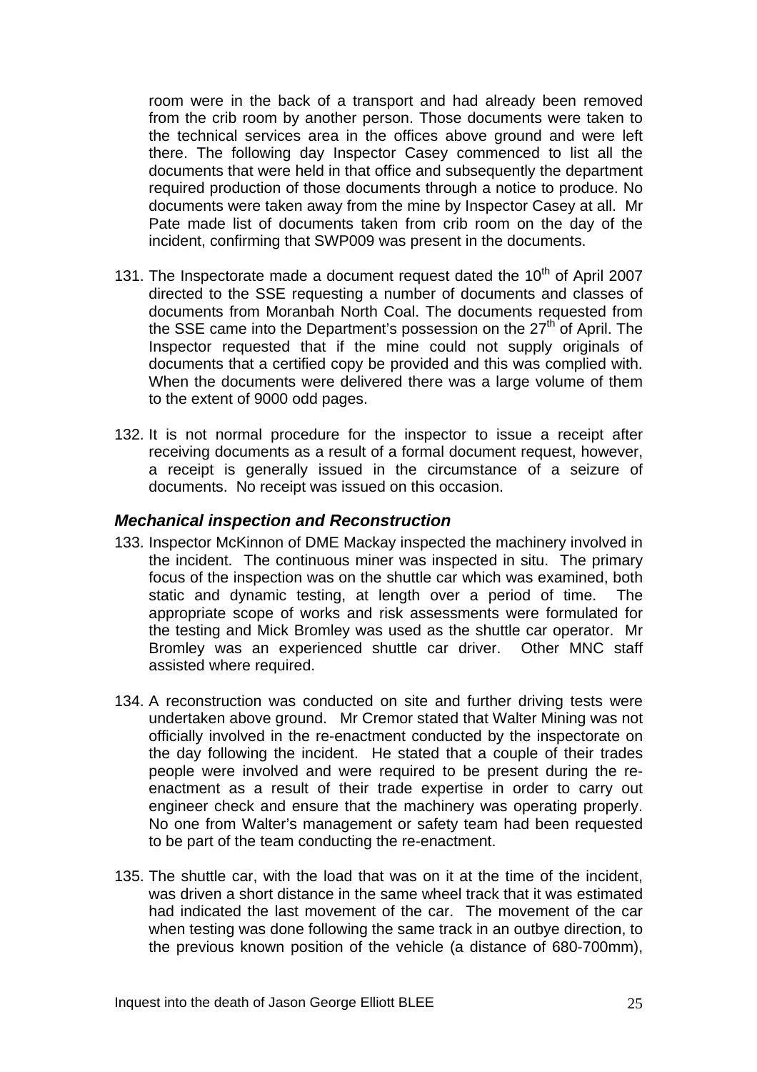room were in the back of a transport and had already been removed from the crib room by another person. Those documents were taken to the technical services area in the offices above ground and were left there. The following day Inspector Casey commenced to list all the documents that were held in that office and subsequently the department required production of those documents through a notice to produce. No documents were taken away from the mine by Inspector Casey at all. Mr Pate made list of documents taken from crib room on the day of the incident, confirming that SWP009 was present in the documents.

131. The Inspectorate made a document request dated the 10th of April 2007 directed to the SSE requesting a number of documents and classes of documents from Moranbah North Coal. The documents requested from the SSE came into the Department's possession on the 27th of April. The Inspector requested that if the mine could not supply originals of documents that a certified copy be provided and this was complied with. When the documents were delivered there was a large volume of them to the extent of 9000 odd pages.

132. It is not normal procedure for the inspector to issue a receipt after receiving documents as a result of a formal document request, however, a receipt is generally issued in the circumstance of a seizure of documents. No receipt was issued on this occasion.

### *Mechanical inspection and Reconstruction*

133. Inspector McKinnon of DME Mackay inspected the machinery involved in the incident. The continuous miner was inspected in situ. The primary focus of the inspection was on the shuttle car which was examined, both static and dynamic testing, at length over a period of time. The appropriate scope of works and risk assessments were formulated for the testing and Mick Bromley was used as the shuttle car operator. Mr Bromley was an experienced shuttle car driver. Other MNC staff assisted where required.

134. A reconstruction was conducted on site and further driving tests were undertaken above ground. Mr Cremor stated that Walter Mining was not officially involved in the re-enactment conducted by the inspectorate on the day following the incident. He stated that a couple of their trades people were involved and were required to be present during the re-enactment as a result of their trade expertise in order to carry out engineer check and ensure that the machinery was operating properly. No one from Walter's management or safety team had been requested to be part of the team conducting the re-enactment.

135. The shuttle car, with the load that was on it at the time of the incident, was driven a short distance in the same wheel track that it was estimated had indicated the last movement of the car. The movement of the car when testing was done following the same track in an outbye direction, to the previous known position of the vehicle (a distance of 680-700mm),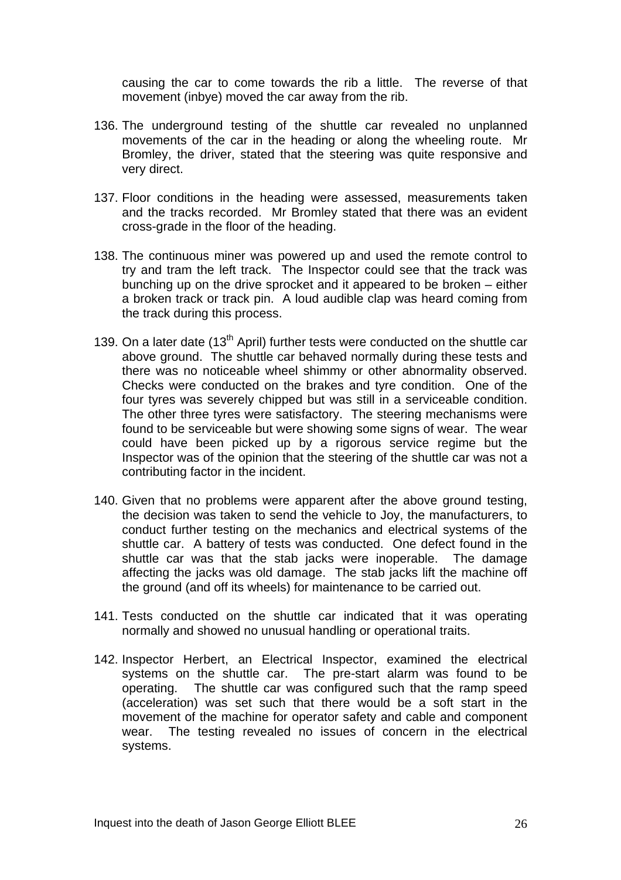causing the car to come towards the rib a little. The reverse of that movement (inbye) moved the car away from the rib.

136. The underground testing of the shuttle car revealed no unplanned movements of the car in the heading or along the wheeling route. Mr Bromley, the driver, stated that the steering was quite responsive and very direct.

137. Floor conditions in the heading were assessed, measurements taken and the tracks recorded. Mr Bromley stated that there was an evident cross-grade in the floor of the heading.

138. The continuous miner was powered up and used the remote control to try and tram the left track. The Inspector could see that the track was bunching up on the drive sprocket and it appeared to be broken – either a broken track or track pin. A loud audible clap was heard coming from the track during this process.

139. On a later date (13th April) further tests were conducted on the shuttle car above ground. The shuttle car behaved normally during these tests and there was no noticeable wheel shimmy or other abnormality observed. Checks were conducted on the brakes and tyre condition. One of the four tyres was severely chipped but was still in a serviceable condition. The other three tyres were satisfactory. The steering mechanisms were found to be serviceable but were showing some signs of wear. The wear could have been picked up by a rigorous service regime but the Inspector was of the opinion that the steering of the shuttle car was not a contributing factor in the incident.

140. Given that no problems were apparent after the above ground testing, the decision was taken to send the vehicle to Joy, the manufacturers, to conduct further testing on the mechanics and electrical systems of the shuttle car. A battery of tests was conducted. One defect found in the shuttle car was that the stab jacks were inoperable. The damage affecting the jacks was old damage. The stab jacks lift the machine off the ground (and off its wheels) for maintenance to be carried out.

141. Tests conducted on the shuttle car indicated that it was operating normally and showed no unusual handling or operational traits.

142. Inspector Herbert, an Electrical Inspector, examined the electrical systems on the shuttle car. The pre-start alarm was found to be operating. The shuttle car was configured such that the ramp speed (acceleration) was set such that there would be a soft start in the movement of the machine for operator safety and cable and component wear. The testing revealed no issues of concern in the electrical systems.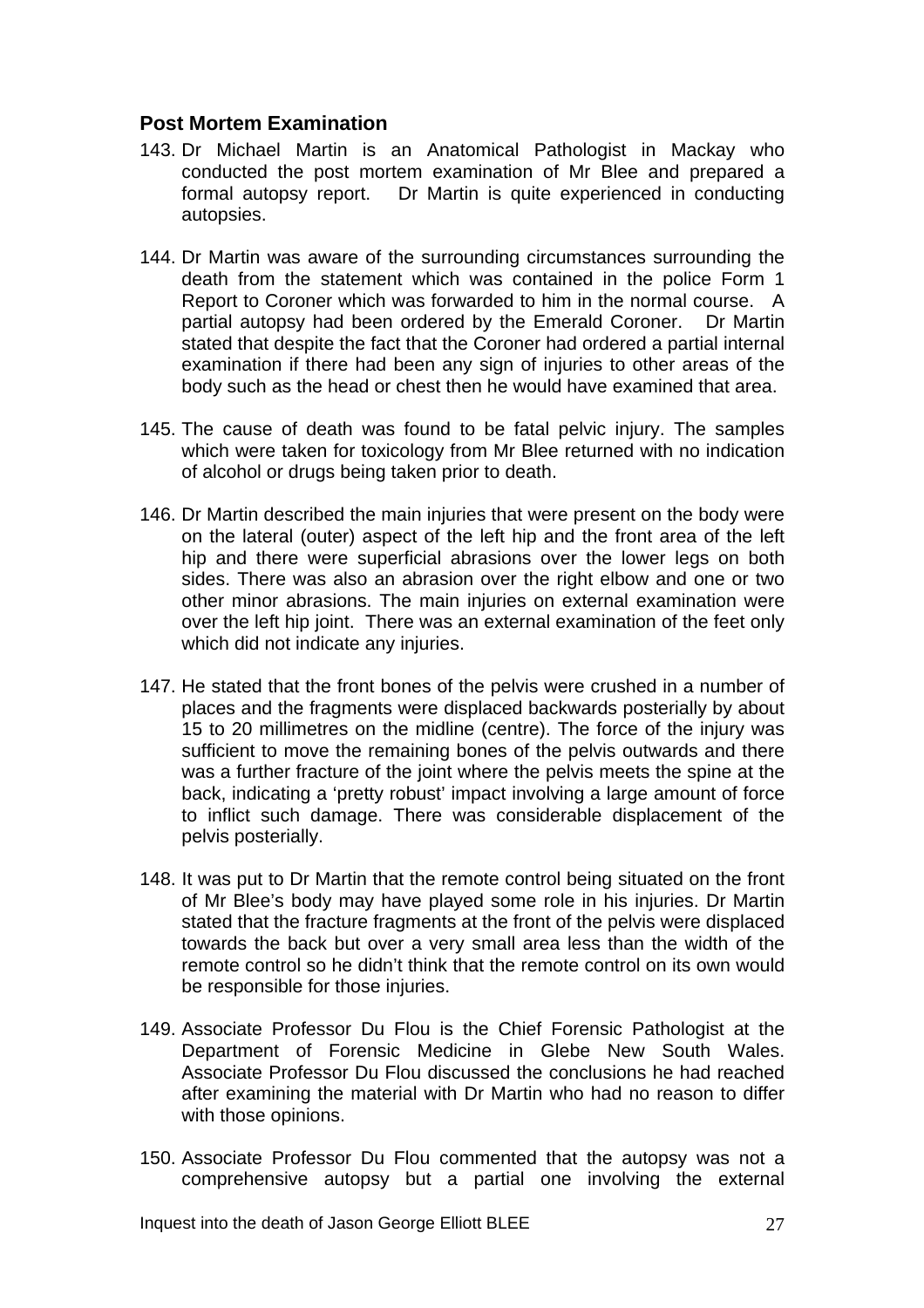## Post Mortem Examination

143. Dr Michael Martin is an Anatomical Pathologist in Mackay who conducted the post mortem examination of Mr Blee and prepared a formal autopsy report. Dr Martin is quite experienced in conducting autopsies.

144. Dr Martin was aware of the surrounding circumstances surrounding the death from the statement which was contained in the police Form 1 Report to Coroner which was forwarded to him in the normal course. A partial autopsy had been ordered by the Emerald Coroner. Dr Martin stated that despite the fact that the Coroner had ordered a partial internal examination if there had been any sign of injuries to other areas of the body such as the head or chest then he would have examined that area.

145. The cause of death was found to be fatal pelvic injury. The samples which were taken for toxicology from Mr Blee returned with no indication of alcohol or drugs being taken prior to death.

146. Dr Martin described the main injuries that were present on the body were on the lateral (outer) aspect of the left hip and the front area of the left hip and there were superficial abrasions over the lower legs on both sides. There was also an abrasion over the right elbow and one or two other minor abrasions. The main injuries on external examination were over the left hip joint. There was an external examination of the feet only which did not indicate any injuries.

147. He stated that the front bones of the pelvis were crushed in a number of places and the fragments were displaced backwards posterially by about 15 to 20 millimetres on the midline (centre). The force of the injury was sufficient to move the remaining bones of the pelvis outwards and there was a further fracture of the joint where the pelvis meets the spine at the back, indicating a 'pretty robust' impact involving a large amount of force to inflict such damage. There was considerable displacement of the pelvis posterially.

148. It was put to Dr Martin that the remote control being situated on the front of Mr Blee's body may have played some role in his injuries. Dr Martin stated that the fracture fragments at the front of the pelvis were displaced towards the back but over a very small area less than the width of the remote control so he didn't think that the remote control on its own would be responsible for those injuries.

149. Associate Professor Du Flou is the Chief Forensic Pathologist at the Department of Forensic Medicine in Glebe New South Wales. Associate Professor Du Flou discussed the conclusions he had reached after examining the material with Dr Martin who had no reason to differ with those opinions.

150. Associate Professor Du Flou commented that the autopsy was not a comprehensive autopsy but a partial one involving the external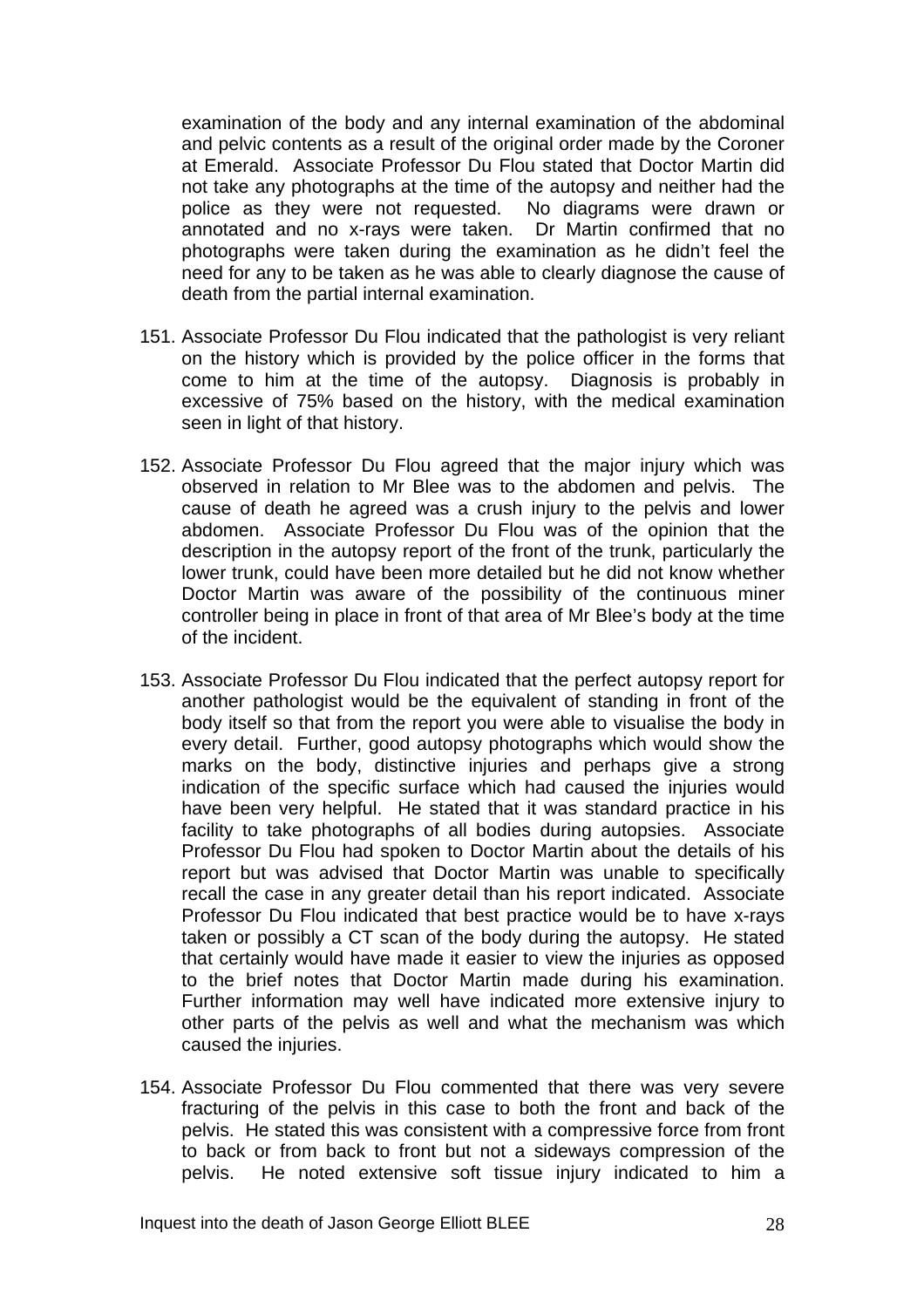examination of the body and any internal examination of the abdominal and pelvic contents as a result of the original order made by the Coroner at Emerald. Associate Professor Du Flou stated that Doctor Martin did not take any photographs at the time of the autopsy and neither had the police as they were not requested. No diagrams were drawn or annotated and no x-rays were taken. Dr Martin confirmed that no photographs were taken during the examination as he didn't feel the need for any to be taken as he was able to clearly diagnose the cause of death from the partial internal examination.

151. Associate Professor Du Flou indicated that the pathologist is very reliant on the history which is provided by the police officer in the forms that come to him at the time of the autopsy. Diagnosis is probably in excessive of 75% based on the history, with the medical examination seen in light of that history.

152. Associate Professor Du Flou agreed that the major injury which was observed in relation to Mr Blee was to the abdomen and pelvis. The cause of death he agreed was a crush injury to the pelvis and lower abdomen. Associate Professor Du Flou was of the opinion that the description in the autopsy report of the front of the trunk, particularly the lower trunk, could have been more detailed but he did not know whether Doctor Martin was aware of the possibility of the continuous miner controller being in place in front of that area of Mr Blee's body at the time of the incident.

153. Associate Professor Du Flou indicated that the perfect autopsy report for another pathologist would be the equivalent of standing in front of the body itself so that from the report you were able to visualise the body in every detail. Further, good autopsy photographs which would show the marks on the body, distinctive injuries and perhaps give a strong indication of the specific surface which had caused the injuries would have been very helpful. He stated that it was standard practice in his facility to take photographs of all bodies during autopsies. Associate Professor Du Flou had spoken to Doctor Martin about the details of his report but was advised that Doctor Martin was unable to specifically recall the case in any greater detail than his report indicated. Associate Professor Du Flou indicated that best practice would be to have x-rays taken or possibly a CT scan of the body during the autopsy. He stated that certainly would have made it easier to view the injuries as opposed to the brief notes that Doctor Martin made during his examination. Further information may well have indicated more extensive injury to other parts of the pelvis as well and what the mechanism was which caused the injuries.

154. Associate Professor Du Flou commented that there was very severe fracturing of the pelvis in this case to both the front and back of the pelvis. He stated this was consistent with a compressive force from front to back or from back to front but not a sideways compression of the pelvis. He noted extensive soft tissue injury indicated to him a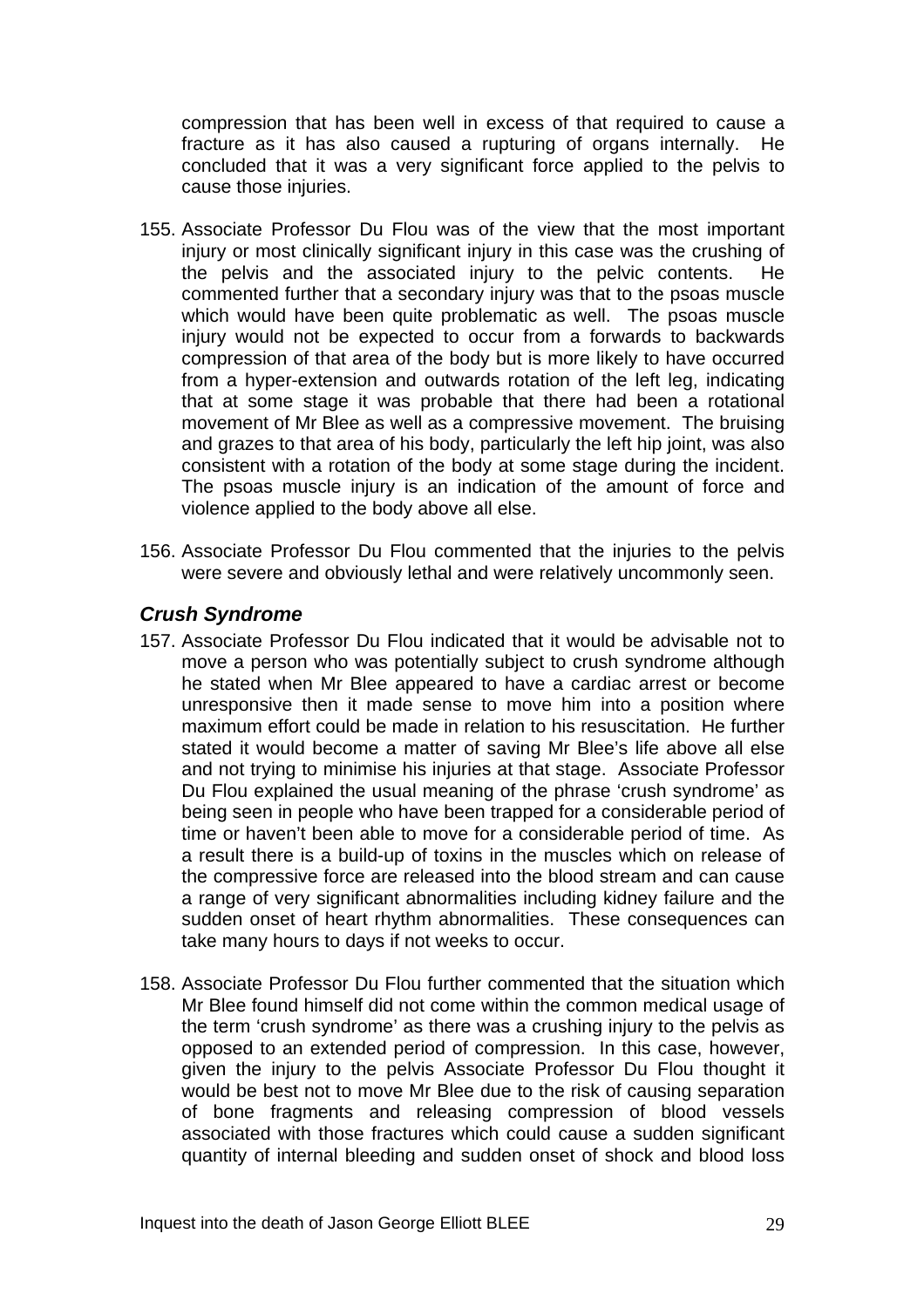compression that has been well in excess of that required to cause a fracture as it has also caused a rupturing of organs internally. He concluded that it was a very significant force applied to the pelvis to cause those injuries.

155. Associate Professor Du Flou was of the view that the most important injury or most clinically significant injury in this case was the crushing of the pelvis and the associated injury to the pelvic contents. He commented further that a secondary injury was that to the psoas muscle which would have been quite problematic as well. The psoas muscle injury would not be expected to occur from a forwards to backwards compression of that area of the body but is more likely to have occurred from a hyper-extension and outwards rotation of the left leg, indicating that at some stage it was probable that there had been a rotational movement of Mr Blee as well as a compressive movement. The bruising and grazes to that area of his body, particularly the left hip joint, was also consistent with a rotation of the body at some stage during the incident. The psoas muscle injury is an indication of the amount of force and violence applied to the body above all else.

156. Associate Professor Du Flou commented that the injuries to the pelvis were severe and obviously lethal and were relatively uncommonly seen.

### *Crush Syndrome*

157. Associate Professor Du Flou indicated that it would be advisable not to move a person who was potentially subject to crush syndrome although he stated when Mr Blee appeared to have a cardiac arrest or become unresponsive then it made sense to move him into a position where maximum effort could be made in relation to his resuscitation. He further stated it would become a matter of saving Mr Blee's life above all else and not trying to minimise his injuries at that stage. Associate Professor Du Flou explained the usual meaning of the phrase 'crush syndrome' as being seen in people who have been trapped for a considerable period of time or haven't been able to move for a considerable period of time. As a result there is a build-up of toxins in the muscles which on release of the compressive force are released into the blood stream and can cause a range of very significant abnormalities including kidney failure and the sudden onset of heart rhythm abnormalities. These consequences can take many hours to days if not weeks to occur.

158. Associate Professor Du Flou further commented that the situation which Mr Blee found himself did not come within the common medical usage of the term 'crush syndrome' as there was a crushing injury to the pelvis as opposed to an extended period of compression. In this case, however, given the injury to the pelvis Associate Professor Du Flou thought it would be best not to move Mr Blee due to the risk of causing separation of bone fragments and releasing compression of blood vessels associated with those fractures which could cause a sudden significant quantity of internal bleeding and sudden onset of shock and blood loss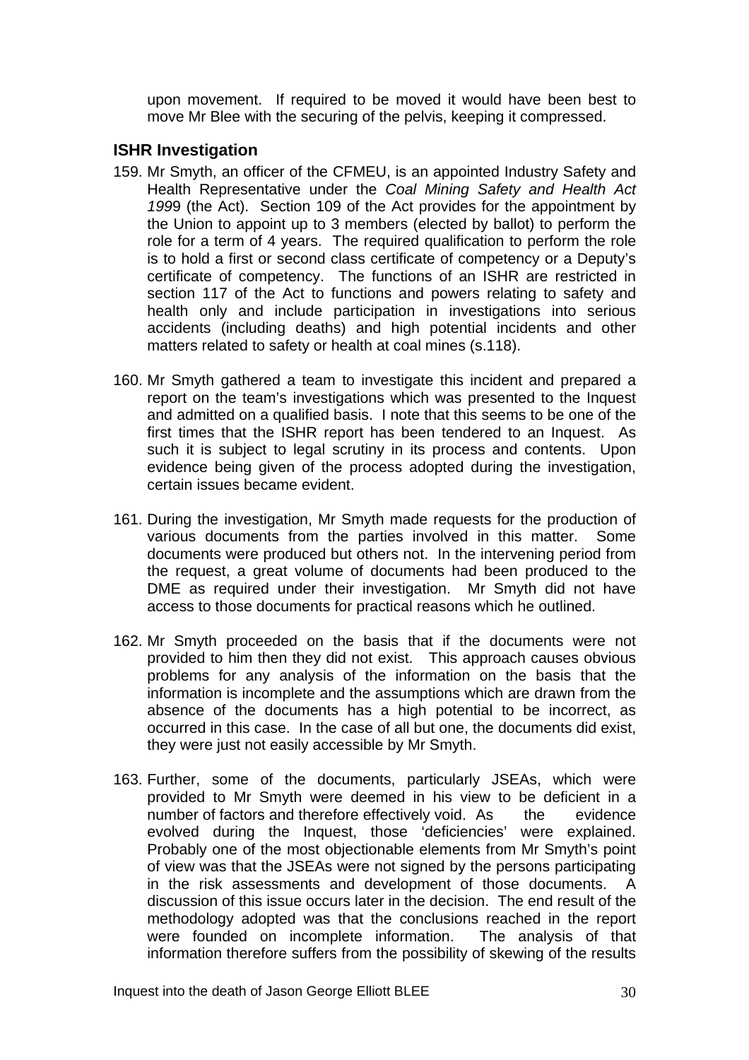upon movement. If required to be moved it would have been best to move Mr Blee with the securing of the pelvis, keeping it compressed.

### ISHR Investigation

159. Mr Smyth, an officer of the CFMEU, is an appointed Industry Safety and Health Representative under the *Coal Mining Safety and Health Act 199*9 (the Act). Section 109 of the Act provides for the appointment by the Union to appoint up to 3 members (elected by ballot) to perform the role for a term of 4 years. The required qualification to perform the role is to hold a first or second class certificate of competency or a Deputy's certificate of competency. The functions of an ISHR are restricted in section 117 of the Act to functions and powers relating to safety and health only and include participation in investigations into serious accidents (including deaths) and high potential incidents and other matters related to safety or health at coal mines (s.118).

160. Mr Smyth gathered a team to investigate this incident and prepared a report on the team's investigations which was presented to the Inquest and admitted on a qualified basis. I note that this seems to be one of the first times that the ISHR report has been tendered to an Inquest. As such it is subject to legal scrutiny in its process and contents. Upon evidence being given of the process adopted during the investigation, certain issues became evident.

161. During the investigation, Mr Smyth made requests for the production of various documents from the parties involved in this matter. Some documents were produced but others not. In the intervening period from the request, a great volume of documents had been produced to the DME as required under their investigation. Mr Smyth did not have access to those documents for practical reasons which he outlined.

162. Mr Smyth proceeded on the basis that if the documents were not provided to him then they did not exist. This approach causes obvious problems for any analysis of the information on the basis that the information is incomplete and the assumptions which are drawn from the absence of the documents has a high potential to be incorrect, as occurred in this case. In the case of all but one, the documents did exist, they were just not easily accessible by Mr Smyth.

163. Further, some of the documents, particularly JSEAs, which were provided to Mr Smyth were deemed in his view to be deficient in a number of factors and therefore effectively void. As the evidence evolved during the Inquest, those 'deficiencies' were explained. Probably one of the most objectionable elements from Mr Smyth's point of view was that the JSEAs were not signed by the persons participating in the risk assessments and development of those documents. A discussion of this issue occurs later in the decision. The end result of the methodology adopted was that the conclusions reached in the report were founded on incomplete information. The analysis of that information therefore suffers from the possibility of skewing of the results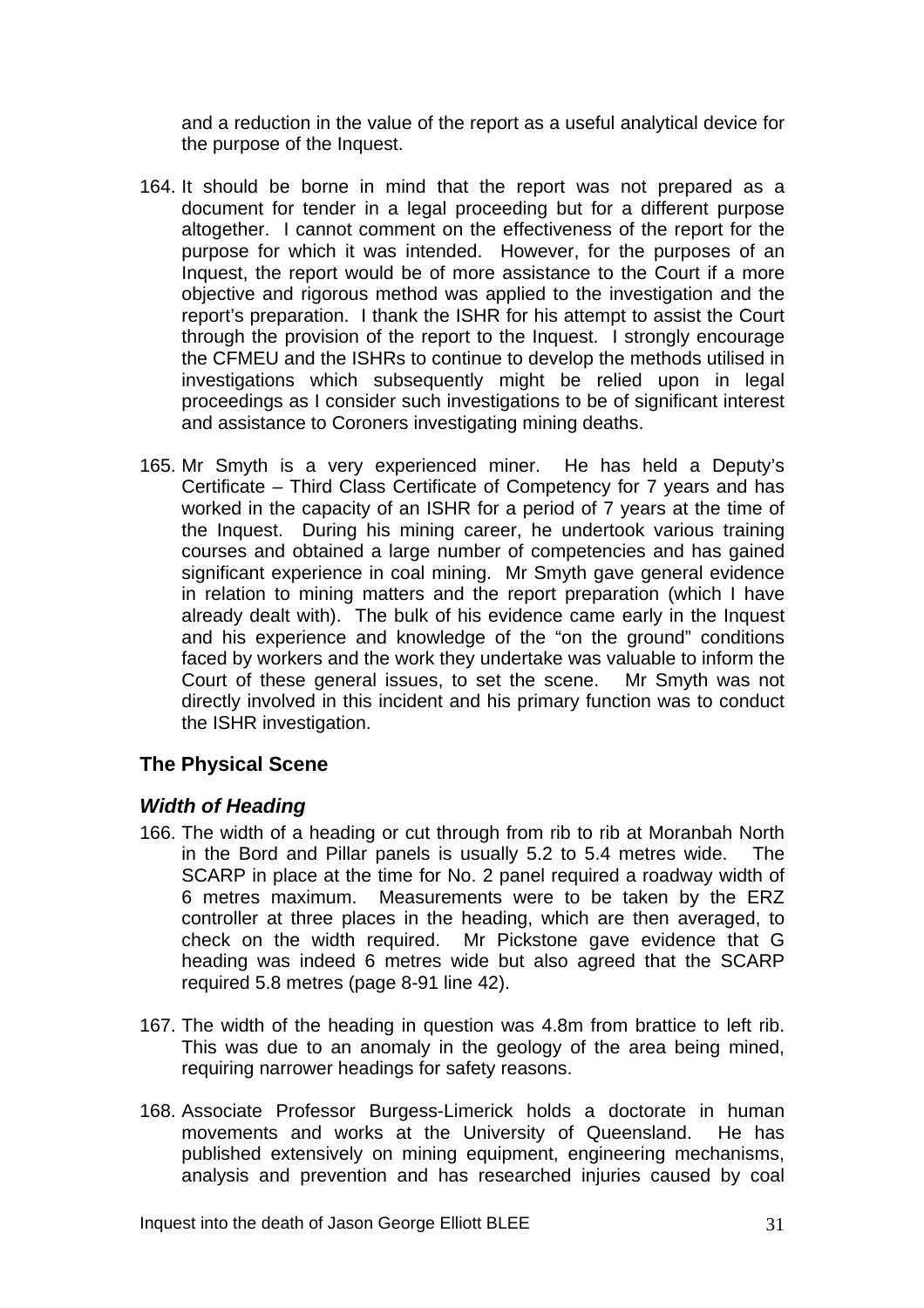and a reduction in the value of the report as a useful analytical device for the purpose of the Inquest.

164. It should be borne in mind that the report was not prepared as a document for tender in a legal proceeding but for a different purpose altogether. I cannot comment on the effectiveness of the report for the purpose for which it was intended. However, for the purposes of an Inquest, the report would be of more assistance to the Court if a more objective and rigorous method was applied to the investigation and the report's preparation. I thank the ISHR for his attempt to assist the Court through the provision of the report to the Inquest. I strongly encourage the CFMEU and the ISHRs to continue to develop the methods utilised in investigations which subsequently might be relied upon in legal proceedings as I consider such investigations to be of significant interest and assistance to Coroners investigating mining deaths.

165. Mr Smyth is a very experienced miner. He has held a Deputy's Certificate – Third Class Certificate of Competency for 7 years and has worked in the capacity of an ISHR for a period of 7 years at the time of the Inquest. During his mining career, he undertook various training courses and obtained a large number of competencies and has gained significant experience in coal mining. Mr Smyth gave general evidence in relation to mining matters and the report preparation (which I have already dealt with). The bulk of his evidence came early in the Inquest and his experience and knowledge of the "on the ground" conditions faced by workers and the work they undertake was valuable to inform the Court of these general issues, to set the scene. Mr Smyth was not directly involved in this incident and his primary function was to conduct the ISHR investigation.

## The Physical Scene

### *Width of Heading*

166. The width of a heading or cut through from rib to rib at Moranbah North in the Bord and Pillar panels is usually 5.2 to 5.4 metres wide. The SCARP in place at the time for No. 2 panel required a roadway width of 6 metres maximum. Measurements were to be taken by the ERZ controller at three places in the heading, which are then averaged, to check on the width required. Mr Pickstone gave evidence that G heading was indeed 6 metres wide but also agreed that the SCARP required 5.8 metres (page 8-91 line 42).

167. The width of the heading in question was 4.8m from brattice to left rib. This was due to an anomaly in the geology of the area being mined, requiring narrower headings for safety reasons.

168. Associate Professor Burgess-Limerick holds a doctorate in human movements and works at the University of Queensland. He has published extensively on mining equipment, engineering mechanisms, analysis and prevention and has researched injuries caused by coal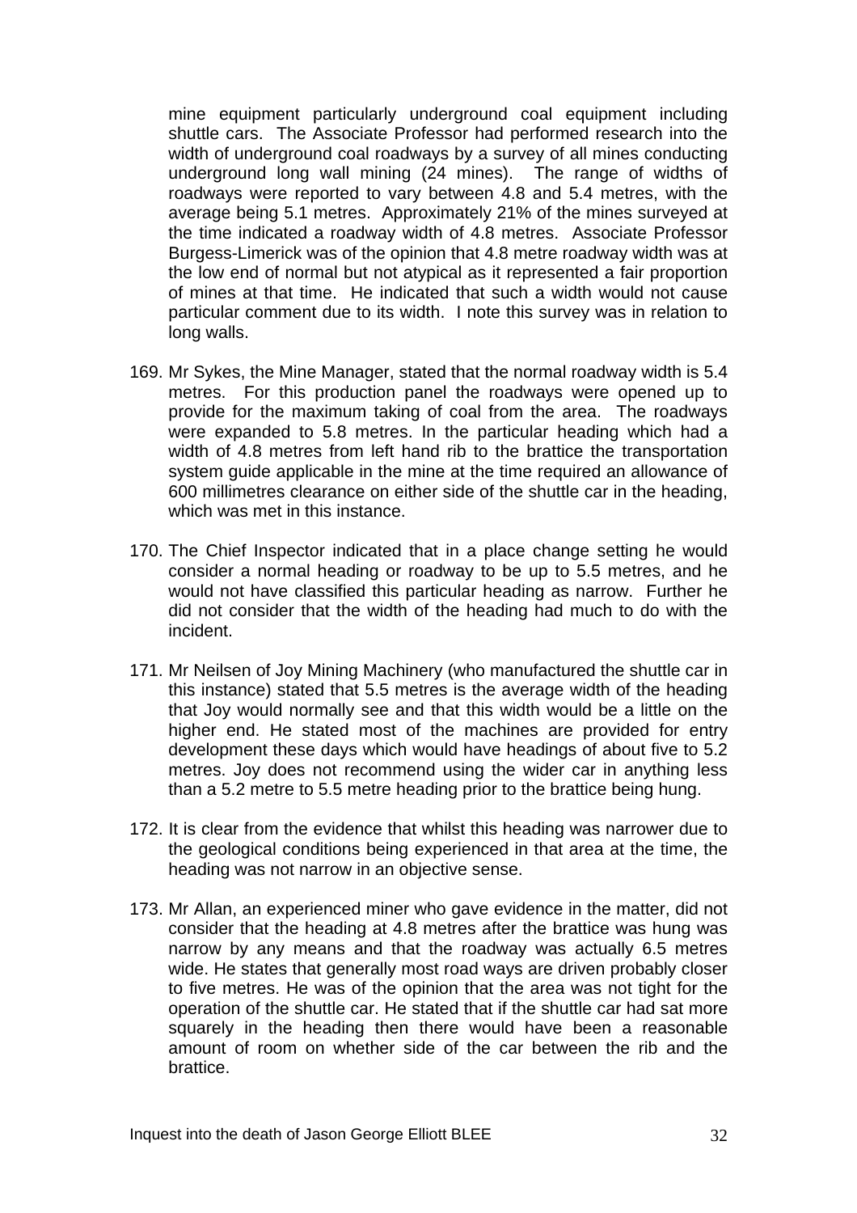mine equipment particularly underground coal equipment including shuttle cars. The Associate Professor had performed research into the width of underground coal roadways by a survey of all mines conducting underground long wall mining (24 mines). The range of widths of roadways were reported to vary between 4.8 and 5.4 metres, with the average being 5.1 metres. Approximately 21% of the mines surveyed at the time indicated a roadway width of 4.8 metres. Associate Professor Burgess-Limerick was of the opinion that 4.8 metre roadway width was at the low end of normal but not atypical as it represented a fair proportion of mines at that time. He indicated that such a width would not cause particular comment due to its width. I note this survey was in relation to long walls.

169. Mr Sykes, the Mine Manager, stated that the normal roadway width is 5.4 metres. For this production panel the roadways were opened up to provide for the maximum taking of coal from the area. The roadways were expanded to 5.8 metres. In the particular heading which had a width of 4.8 metres from left hand rib to the brattice the transportation system guide applicable in the mine at the time required an allowance of 600 millimetres clearance on either side of the shuttle car in the heading, which was met in this instance.

170. The Chief Inspector indicated that in a place change setting he would consider a normal heading or roadway to be up to 5.5 metres, and he would not have classified this particular heading as narrow. Further he did not consider that the width of the heading had much to do with the incident.

171. Mr Neilsen of Joy Mining Machinery (who manufactured the shuttle car in this instance) stated that 5.5 metres is the average width of the heading that Joy would normally see and that this width would be a little on the higher end. He stated most of the machines are provided for entry development these days which would have headings of about five to 5.2 metres. Joy does not recommend using the wider car in anything less than a 5.2 metre to 5.5 metre heading prior to the brattice being hung.

172. It is clear from the evidence that whilst this heading was narrower due to the geological conditions being experienced in that area at the time, the heading was not narrow in an objective sense.

173. Mr Allan, an experienced miner who gave evidence in the matter, did not consider that the heading at 4.8 metres after the brattice was hung was narrow by any means and that the roadway was actually 6.5 metres wide. He states that generally most road ways are driven probably closer to five metres. He was of the opinion that the area was not tight for the operation of the shuttle car. He stated that if the shuttle car had sat more squarely in the heading then there would have been a reasonable amount of room on whether side of the car between the rib and the brattice.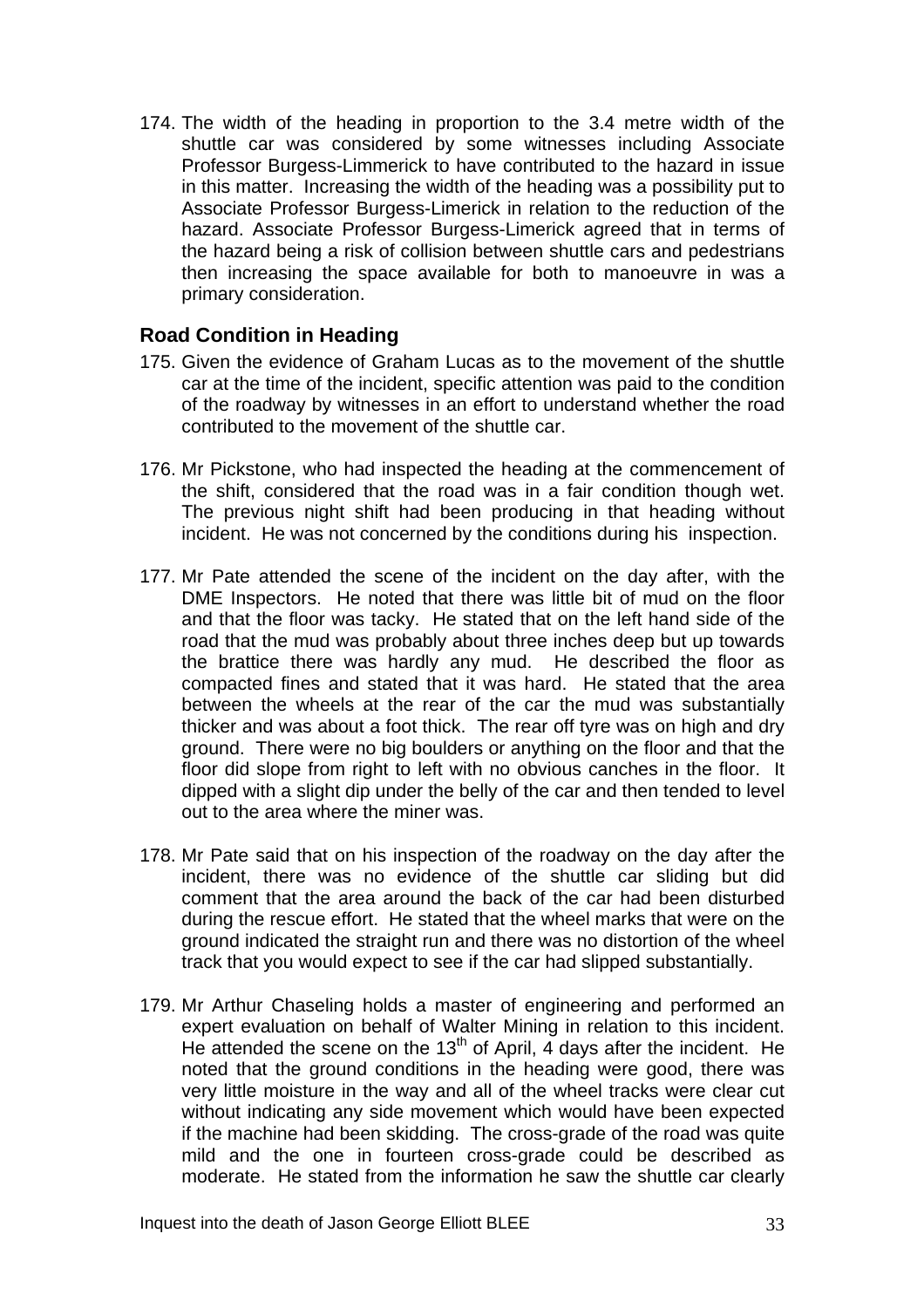174. The width of the heading in proportion to the 3.4 metre width of the shuttle car was considered by some witnesses including Associate Professor Burgess-Limmerick to have contributed to the hazard in issue in this matter. Increasing the width of the heading was a possibility put to Associate Professor Burgess-Limerick in relation to the reduction of the hazard. Associate Professor Burgess-Limerick agreed that in terms of the hazard being a risk of collision between shuttle cars and pedestrians then increasing the space available for both to manoeuvre in was a primary consideration.

## Road Condition in Heading

175. Given the evidence of Graham Lucas as to the movement of the shuttle car at the time of the incident, specific attention was paid to the condition of the roadway by witnesses in an effort to understand whether the road contributed to the movement of the shuttle car.

176. Mr Pickstone, who had inspected the heading at the commencement of the shift, considered that the road was in a fair condition though wet. The previous night shift had been producing in that heading without incident. He was not concerned by the conditions during his inspection.

177. Mr Pate attended the scene of the incident on the day after, with the DME Inspectors. He noted that there was little bit of mud on the floor and that the floor was tacky. He stated that on the left hand side of the road that the mud was probably about three inches deep but up towards the brattice there was hardly any mud. He described the floor as compacted fines and stated that it was hard. He stated that the area between the wheels at the rear of the car the mud was substantially thicker and was about a foot thick. The rear off tyre was on high and dry ground. There were no big boulders or anything on the floor and that the floor did slope from right to left with no obvious canches in the floor. It dipped with a slight dip under the belly of the car and then tended to level out to the area where the miner was.

178. Mr Pate said that on his inspection of the roadway on the day after the incident, there was no evidence of the shuttle car sliding but did comment that the area around the back of the car had been disturbed during the rescue effort. He stated that the wheel marks that were on the ground indicated the straight run and there was no distortion of the wheel track that you would expect to see if the car had slipped substantially.

179. Mr Arthur Chaseling holds a master of engineering and performed an expert evaluation on behalf of Walter Mining in relation to this incident. He attended the scene on the 13th of April, 4 days after the incident. He noted that the ground conditions in the heading were good, there was very little moisture in the way and all of the wheel tracks were clear cut without indicating any side movement which would have been expected if the machine had been skidding. The cross-grade of the road was quite mild and the one in fourteen cross-grade could be described as moderate. He stated from the information he saw the shuttle car clearly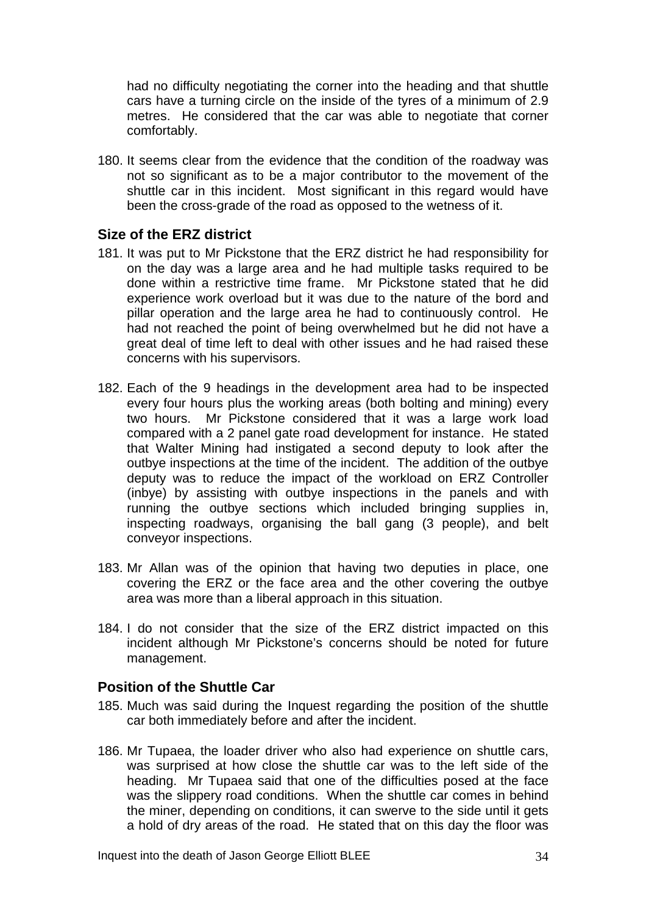had no difficulty negotiating the corner into the heading and that shuttle cars have a turning circle on the inside of the tyres of a minimum of 2.9 metres. He considered that the car was able to negotiate that corner comfortably.

180. It seems clear from the evidence that the condition of the roadway was not so significant as to be a major contributor to the movement of the shuttle car in this incident. Most significant in this regard would have been the cross-grade of the road as opposed to the wetness of it.

## Size of the ERZ district

181. It was put to Mr Pickstone that the ERZ district he had responsibility for on the day was a large area and he had multiple tasks required to be done within a restrictive time frame. Mr Pickstone stated that he did experience work overload but it was due to the nature of the bord and pillar operation and the large area he had to continuously control. He had not reached the point of being overwhelmed but he did not have a great deal of time left to deal with other issues and he had raised these concerns with his supervisors.

182. Each of the 9 headings in the development area had to be inspected every four hours plus the working areas (both bolting and mining) every two hours. Mr Pickstone considered that it was a large work load compared with a 2 panel gate road development for instance. He stated that Walter Mining had instigated a second deputy to look after the outbye inspections at the time of the incident. The addition of the outbye deputy was to reduce the impact of the workload on ERZ Controller (inbye) by assisting with outbye inspections in the panels and with running the outbye sections which included bringing supplies in, inspecting roadways, organising the ball gang (3 people), and belt conveyor inspections.

183. Mr Allan was of the opinion that having two deputies in place, one covering the ERZ or the face area and the other covering the outbye area was more than a liberal approach in this situation.

184. I do not consider that the size of the ERZ district impacted on this incident although Mr Pickstone's concerns should be noted for future management.

## Position of the Shuttle Car

185. Much was said during the Inquest regarding the position of the shuttle car both immediately before and after the incident.

186. Mr Tupaea, the loader driver who also had experience on shuttle cars, was surprised at how close the shuttle car was to the left side of the heading. Mr Tupaea said that one of the difficulties posed at the face was the slippery road conditions. When the shuttle car comes in behind the miner, depending on conditions, it can swerve to the side until it gets a hold of dry areas of the road. He stated that on this day the floor was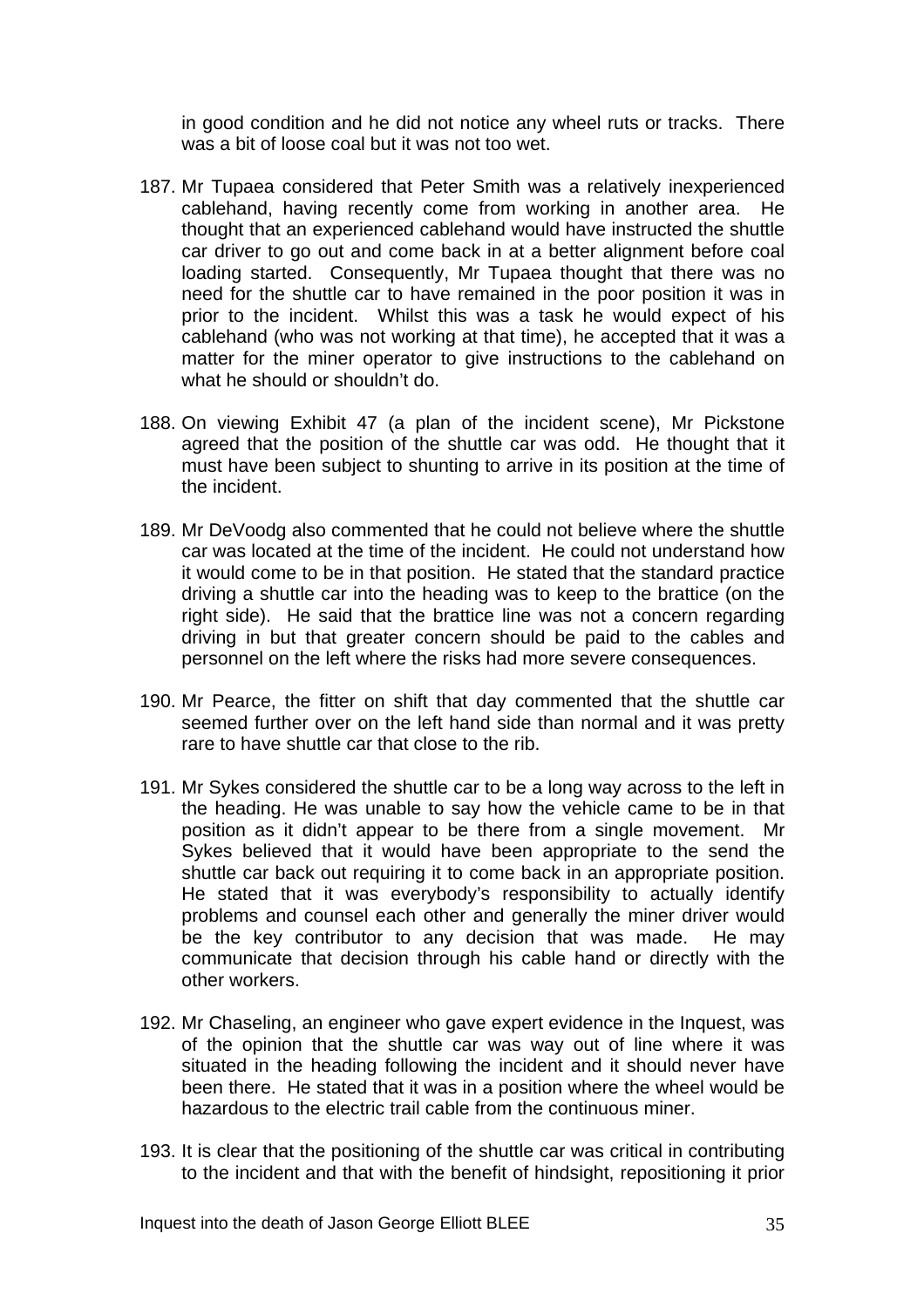in good condition and he did not notice any wheel ruts or tracks. There was a bit of loose coal but it was not too wet.

187. Mr Tupaea considered that Peter Smith was a relatively inexperienced cablehand, having recently come from working in another area. He thought that an experienced cablehand would have instructed the shuttle car driver to go out and come back in at a better alignment before coal loading started. Consequently, Mr Tupaea thought that there was no need for the shuttle car to have remained in the poor position it was in prior to the incident. Whilst this was a task he would expect of his cablehand (who was not working at that time), he accepted that it was a matter for the miner operator to give instructions to the cablehand on what he should or shouldn't do.

188. On viewing Exhibit 47 (a plan of the incident scene), Mr Pickstone agreed that the position of the shuttle car was odd. He thought that it must have been subject to shunting to arrive in its position at the time of the incident.

189. Mr DeVoodg also commented that he could not believe where the shuttle car was located at the time of the incident. He could not understand how it would come to be in that position. He stated that the standard practice driving a shuttle car into the heading was to keep to the brattice (on the right side). He said that the brattice line was not a concern regarding driving in but that greater concern should be paid to the cables and personnel on the left where the risks had more severe consequences.

190. Mr Pearce, the fitter on shift that day commented that the shuttle car seemed further over on the left hand side than normal and it was pretty rare to have shuttle car that close to the rib.

191. Mr Sykes considered the shuttle car to be a long way across to the left in the heading. He was unable to say how the vehicle came to be in that position as it didn't appear to be there from a single movement. Mr Sykes believed that it would have been appropriate to the send the shuttle car back out requiring it to come back in an appropriate position. He stated that it was everybody's responsibility to actually identify problems and counsel each other and generally the miner driver would be the key contributor to any decision that was made. He may communicate that decision through his cable hand or directly with the other workers.

192. Mr Chaseling, an engineer who gave expert evidence in the Inquest, was of the opinion that the shuttle car was way out of line where it was situated in the heading following the incident and it should never have been there. He stated that it was in a position where the wheel would be hazardous to the electric trail cable from the continuous miner.

193. It is clear that the positioning of the shuttle car was critical in contributing to the incident and that with the benefit of hindsight, repositioning it prior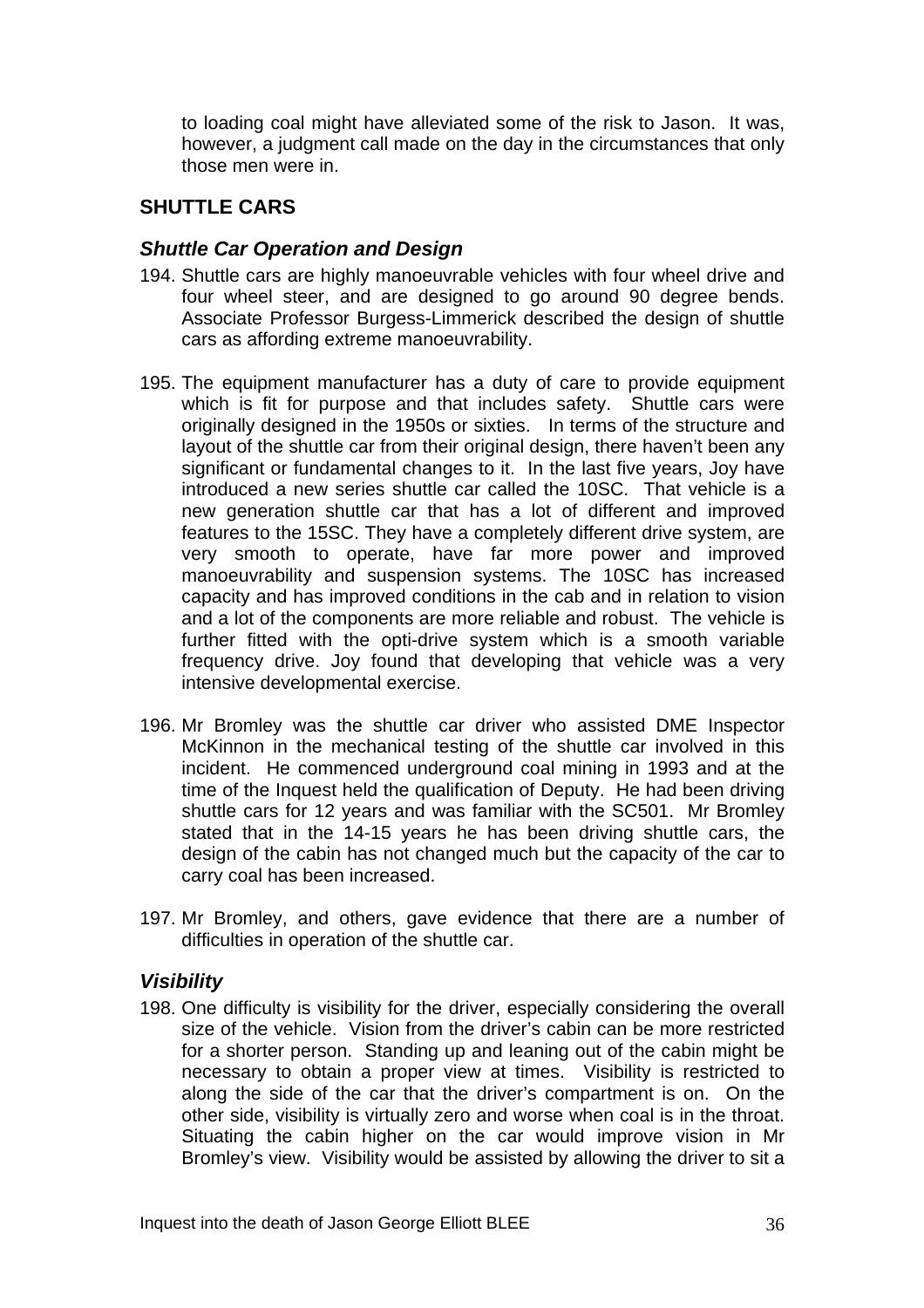to loading coal might have alleviated some of the risk to Jason. It was, however, a judgment call made on the day in the circumstances that only those men were in.

## SHUTTLE CARS

### *Shuttle Car Operation and Design*

194. Shuttle cars are highly manoeuvrable vehicles with four wheel drive and four wheel steer, and are designed to go around 90 degree bends. Associate Professor Burgess-Limmerick described the design of shuttle cars as affording extreme manoeuvrability.

195. The equipment manufacturer has a duty of care to provide equipment which is fit for purpose and that includes safety. Shuttle cars were originally designed in the 1950s or sixties. In terms of the structure and layout of the shuttle car from their original design, there haven't been any significant or fundamental changes to it. In the last five years, Joy have introduced a new series shuttle car called the 10SC. That vehicle is a new generation shuttle car that has a lot of different and improved features to the 15SC. They have a completely different drive system, are very smooth to operate, have far more power and improved manoeuvrability and suspension systems. The 10SC has increased capacity and has improved conditions in the cab and in relation to vision and a lot of the components are more reliable and robust. The vehicle is further fitted with the opti-drive system which is a smooth variable frequency drive. Joy found that developing that vehicle was a very intensive developmental exercise.

196. Mr Bromley was the shuttle car driver who assisted DME Inspector McKinnon in the mechanical testing of the shuttle car involved in this incident. He commenced underground coal mining in 1993 and at the time of the Inquest held the qualification of Deputy. He had been driving shuttle cars for 12 years and was familiar with the SC501. Mr Bromley stated that in the 14-15 years he has been driving shuttle cars, the design of the cabin has not changed much but the capacity of the car to carry coal has been increased.

197. Mr Bromley, and others, gave evidence that there are a number of difficulties in operation of the shuttle car.

### *Visibility*

198. One difficulty is visibility for the driver, especially considering the overall size of the vehicle. Vision from the driver's cabin can be more restricted for a shorter person. Standing up and leaning out of the cabin might be necessary to obtain a proper view at times. Visibility is restricted to along the side of the car that the driver's compartment is on. On the other side, visibility is virtually zero and worse when coal is in the throat. Situating the cabin higher on the car would improve vision in Mr Bromley's view. Visibility would be assisted by allowing the driver to sit a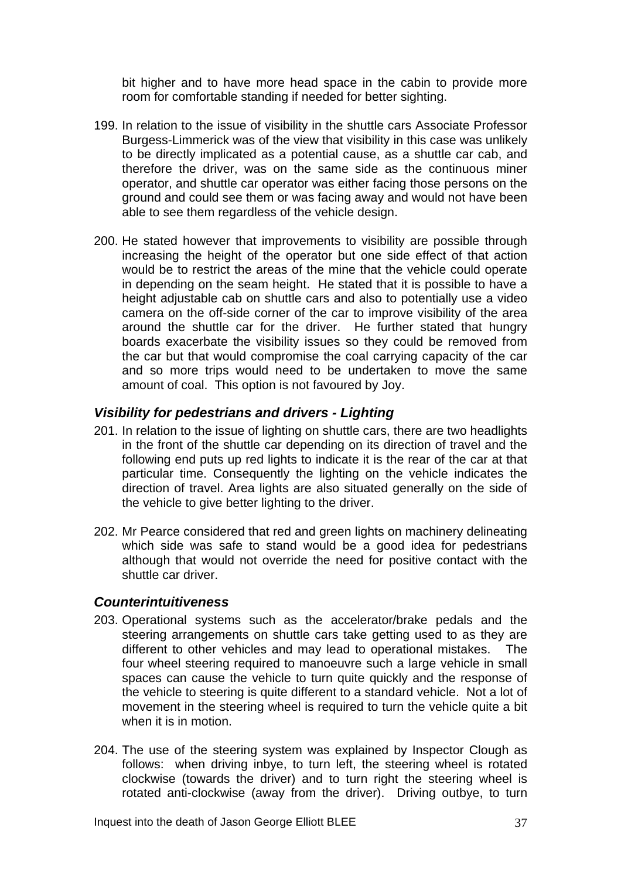bit higher and to have more head space in the cabin to provide more room for comfortable standing if needed for better sighting.

199. In relation to the issue of visibility in the shuttle cars Associate Professor Burgess-Limmerick was of the view that visibility in this case was unlikely to be directly implicated as a potential cause, as a shuttle car cab, and therefore the driver, was on the same side as the continuous miner operator, and shuttle car operator was either facing those persons on the ground and could see them or was facing away and would not have been able to see them regardless of the vehicle design.

200. He stated however that improvements to visibility are possible through increasing the height of the operator but one side effect of that action would be to restrict the areas of the mine that the vehicle could operate in depending on the seam height. He stated that it is possible to have a height adjustable cab on shuttle cars and also to potentially use a video camera on the off-side corner of the car to improve visibility of the area around the shuttle car for the driver. He further stated that hungry boards exacerbate the visibility issues so they could be removed from the car but that would compromise the coal carrying capacity of the car and so more trips would need to be undertaken to move the same amount of coal. This option is not favoured by Joy.

### *Visibility for pedestrians and drivers - Lighting*

201. In relation to the issue of lighting on shuttle cars, there are two headlights in the front of the shuttle car depending on its direction of travel and the following end puts up red lights to indicate it is the rear of the car at that particular time. Consequently the lighting on the vehicle indicates the direction of travel. Area lights are also situated generally on the side of the vehicle to give better lighting to the driver.

202. Mr Pearce considered that red and green lights on machinery delineating which side was safe to stand would be a good idea for pedestrians although that would not override the need for positive contact with the shuttle car driver.

### *Counterintuitiveness*

203. Operational systems such as the accelerator/brake pedals and the steering arrangements on shuttle cars take getting used to as they are different to other vehicles and may lead to operational mistakes. The four wheel steering required to manoeuvre such a large vehicle in small spaces can cause the vehicle to turn quite quickly and the response of the vehicle to steering is quite different to a standard vehicle. Not a lot of movement in the steering wheel is required to turn the vehicle quite a bit when it is in motion.

204. The use of the steering system was explained by Inspector Clough as follows: when driving inbye, to turn left, the steering wheel is rotated clockwise (towards the driver) and to turn right the steering wheel is rotated anti-clockwise (away from the driver). Driving outbye, to turn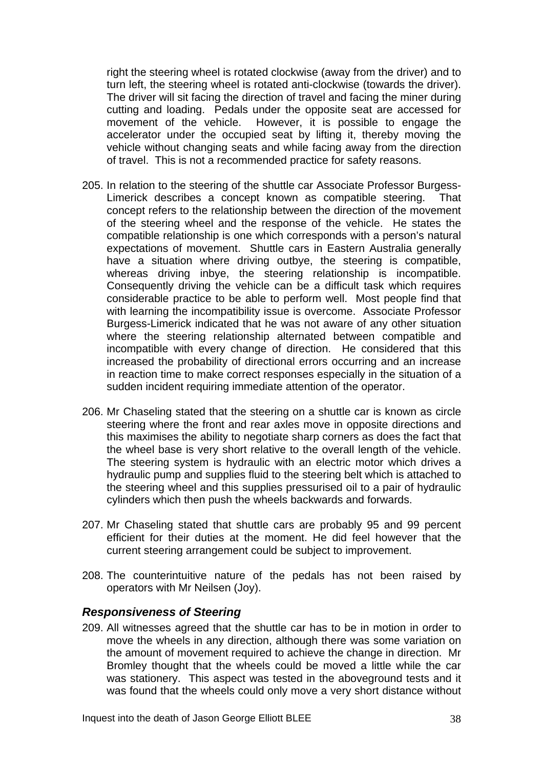right the steering wheel is rotated clockwise (away from the driver) and to turn left, the steering wheel is rotated anti-clockwise (towards the driver). The driver will sit facing the direction of travel and facing the miner during cutting and loading. Pedals under the opposite seat are accessed for movement of the vehicle. However, it is possible to engage the accelerator under the occupied seat by lifting it, thereby moving the vehicle without changing seats and while facing away from the direction of travel. This is not a recommended practice for safety reasons.

205. In relation to the steering of the shuttle car Associate Professor Burgess-Limerick describes a concept known as compatible steering. That concept refers to the relationship between the direction of the movement of the steering wheel and the response of the vehicle. He states the compatible relationship is one which corresponds with a person's natural expectations of movement. Shuttle cars in Eastern Australia generally have a situation where driving outbye, the steering is compatible, whereas driving inbye, the steering relationship is incompatible. Consequently driving the vehicle can be a difficult task which requires considerable practice to be able to perform well. Most people find that with learning the incompatibility issue is overcome. Associate Professor Burgess-Limerick indicated that he was not aware of any other situation where the steering relationship alternated between compatible and incompatible with every change of direction. He considered that this increased the probability of directional errors occurring and an increase in reaction time to make correct responses especially in the situation of a sudden incident requiring immediate attention of the operator.

206. Mr Chaseling stated that the steering on a shuttle car is known as circle steering where the front and rear axles move in opposite directions and this maximises the ability to negotiate sharp corners as does the fact that the wheel base is very short relative to the overall length of the vehicle. The steering system is hydraulic with an electric motor which drives a hydraulic pump and supplies fluid to the steering belt which is attached to the steering wheel and this supplies pressurised oil to a pair of hydraulic cylinders which then push the wheels backwards and forwards.

207. Mr Chaseling stated that shuttle cars are probably 95 and 99 percent efficient for their duties at the moment. He did feel however that the current steering arrangement could be subject to improvement.

208. The counterintuitive nature of the pedals has not been raised by operators with Mr Neilsen (Joy).

### *Responsiveness of Steering*

209. All witnesses agreed that the shuttle car has to be in motion in order to move the wheels in any direction, although there was some variation on the amount of movement required to achieve the change in direction. Mr Bromley thought that the wheels could be moved a little while the car was stationery. This aspect was tested in the aboveground tests and it was found that the wheels could only move a very short distance without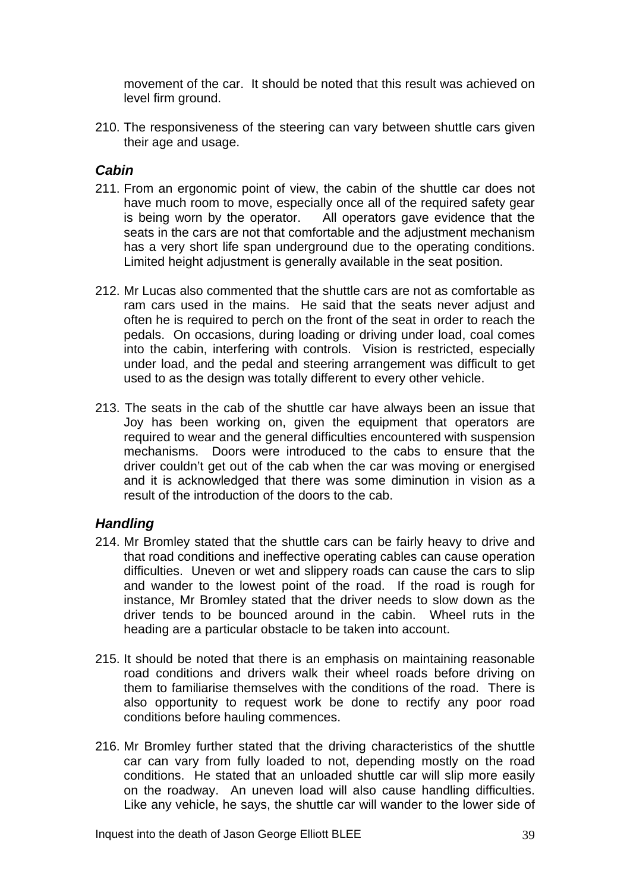movement of the car. It should be noted that this result was achieved on level firm ground.

210. The responsiveness of the steering can vary between shuttle cars given their age and usage.

### *Cabin*

211. From an ergonomic point of view, the cabin of the shuttle car does not have much room to move, especially once all of the required safety gear is being worn by the operator. All operators gave evidence that the seats in the cars are not that comfortable and the adjustment mechanism has a very short life span underground due to the operating conditions. Limited height adjustment is generally available in the seat position.

212. Mr Lucas also commented that the shuttle cars are not as comfortable as ram cars used in the mains. He said that the seats never adjust and often he is required to perch on the front of the seat in order to reach the pedals. On occasions, during loading or driving under load, coal comes into the cabin, interfering with controls. Vision is restricted, especially under load, and the pedal and steering arrangement was difficult to get used to as the design was totally different to every other vehicle.

213. The seats in the cab of the shuttle car have always been an issue that Joy has been working on, given the equipment that operators are required to wear and the general difficulties encountered with suspension mechanisms. Doors were introduced to the cabs to ensure that the driver couldn't get out of the cab when the car was moving or energised and it is acknowledged that there was some diminution in vision as a result of the introduction of the doors to the cab.

### *Handling*

214. Mr Bromley stated that the shuttle cars can be fairly heavy to drive and that road conditions and ineffective operating cables can cause operation difficulties. Uneven or wet and slippery roads can cause the cars to slip and wander to the lowest point of the road. If the road is rough for instance, Mr Bromley stated that the driver needs to slow down as the driver tends to be bounced around in the cabin. Wheel ruts in the heading are a particular obstacle to be taken into account.

215. It should be noted that there is an emphasis on maintaining reasonable road conditions and drivers walk their wheel roads before driving on them to familiarise themselves with the conditions of the road. There is also opportunity to request work be done to rectify any poor road conditions before hauling commences.

216. Mr Bromley further stated that the driving characteristics of the shuttle car can vary from fully loaded to not, depending mostly on the road conditions. He stated that an unloaded shuttle car will slip more easily on the roadway. An uneven load will also cause handling difficulties. Like any vehicle, he says, the shuttle car will wander to the lower side of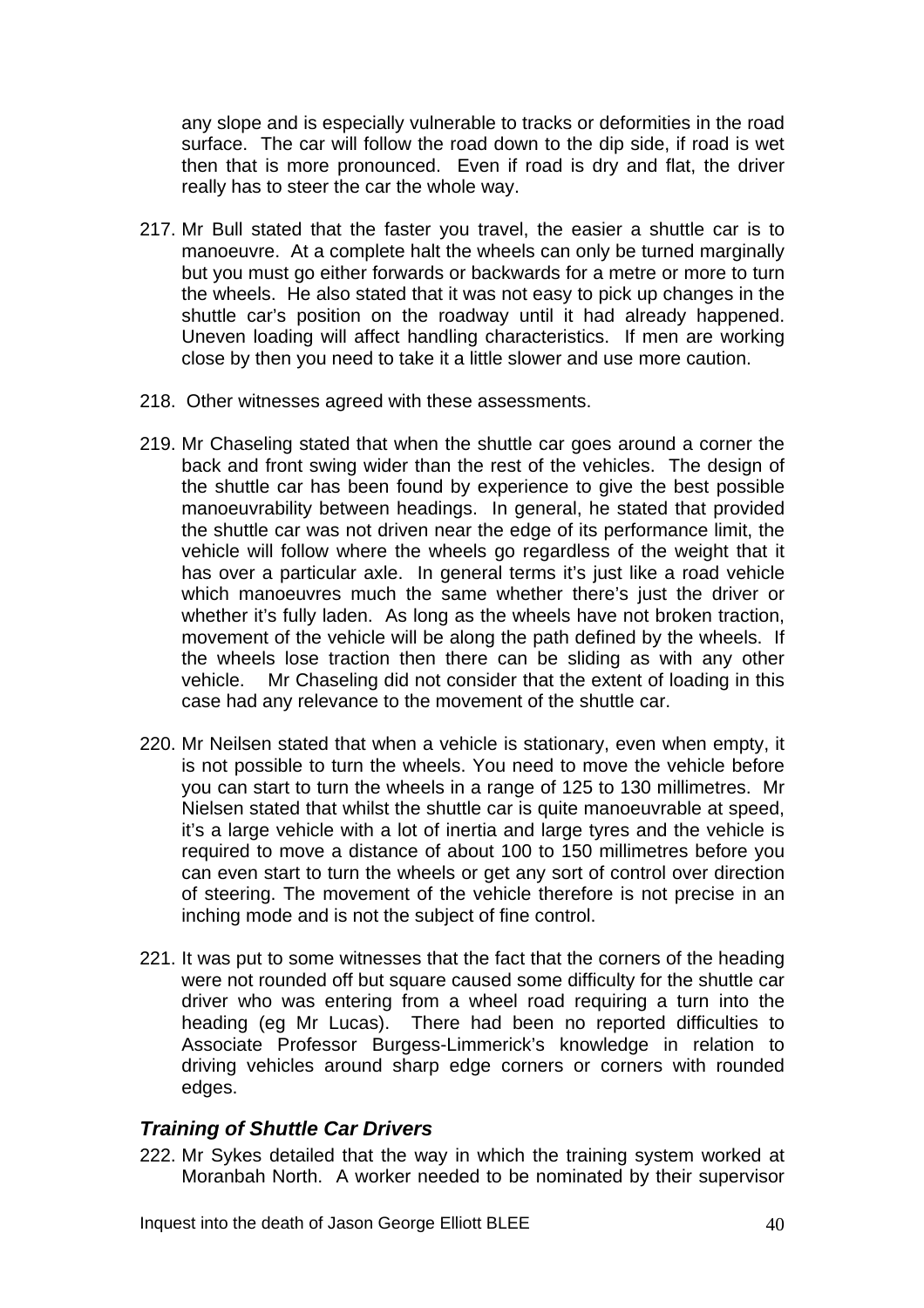any slope and is especially vulnerable to tracks or deformities in the road surface. The car will follow the road down to the dip side, if road is wet then that is more pronounced. Even if road is dry and flat, the driver really has to steer the car the whole way.

217. Mr Bull stated that the faster you travel, the easier a shuttle car is to manoeuvre. At a complete halt the wheels can only be turned marginally but you must go either forwards or backwards for a metre or more to turn the wheels. He also stated that it was not easy to pick up changes in the shuttle car's position on the roadway until it had already happened. Uneven loading will affect handling characteristics. If men are working close by then you need to take it a little slower and use more caution.

218. Other witnesses agreed with these assessments.

219. Mr Chaseling stated that when the shuttle car goes around a corner the back and front swing wider than the rest of the vehicles. The design of the shuttle car has been found by experience to give the best possible manoeuvrability between headings. In general, he stated that provided the shuttle car was not driven near the edge of its performance limit, the vehicle will follow where the wheels go regardless of the weight that it has over a particular axle. In general terms it's just like a road vehicle which manoeuvres much the same whether there's just the driver or whether it's fully laden. As long as the wheels have not broken traction, movement of the vehicle will be along the path defined by the wheels. If the wheels lose traction then there can be sliding as with any other vehicle. Mr Chaseling did not consider that the extent of loading in this case had any relevance to the movement of the shuttle car.

220. Mr Neilsen stated that when a vehicle is stationary, even when empty, it is not possible to turn the wheels. You need to move the vehicle before you can start to turn the wheels in a range of 125 to 130 millimetres. Mr Nielsen stated that whilst the shuttle car is quite manoeuvrable at speed, it's a large vehicle with a lot of inertia and large tyres and the vehicle is required to move a distance of about 100 to 150 millimetres before you can even start to turn the wheels or get any sort of control over direction of steering. The movement of the vehicle therefore is not precise in an inching mode and is not the subject of fine control.

221. It was put to some witnesses that the fact that the corners of the heading were not rounded off but square caused some difficulty for the shuttle car driver who was entering from a wheel road requiring a turn into the heading (eg Mr Lucas). There had been no reported difficulties to Associate Professor Burgess-Limmerick's knowledge in relation to driving vehicles around sharp edge corners or corners with rounded edges.

### *Training of Shuttle Car Drivers*

222. Mr Sykes detailed that the way in which the training system worked at Moranbah North. A worker needed to be nominated by their supervisor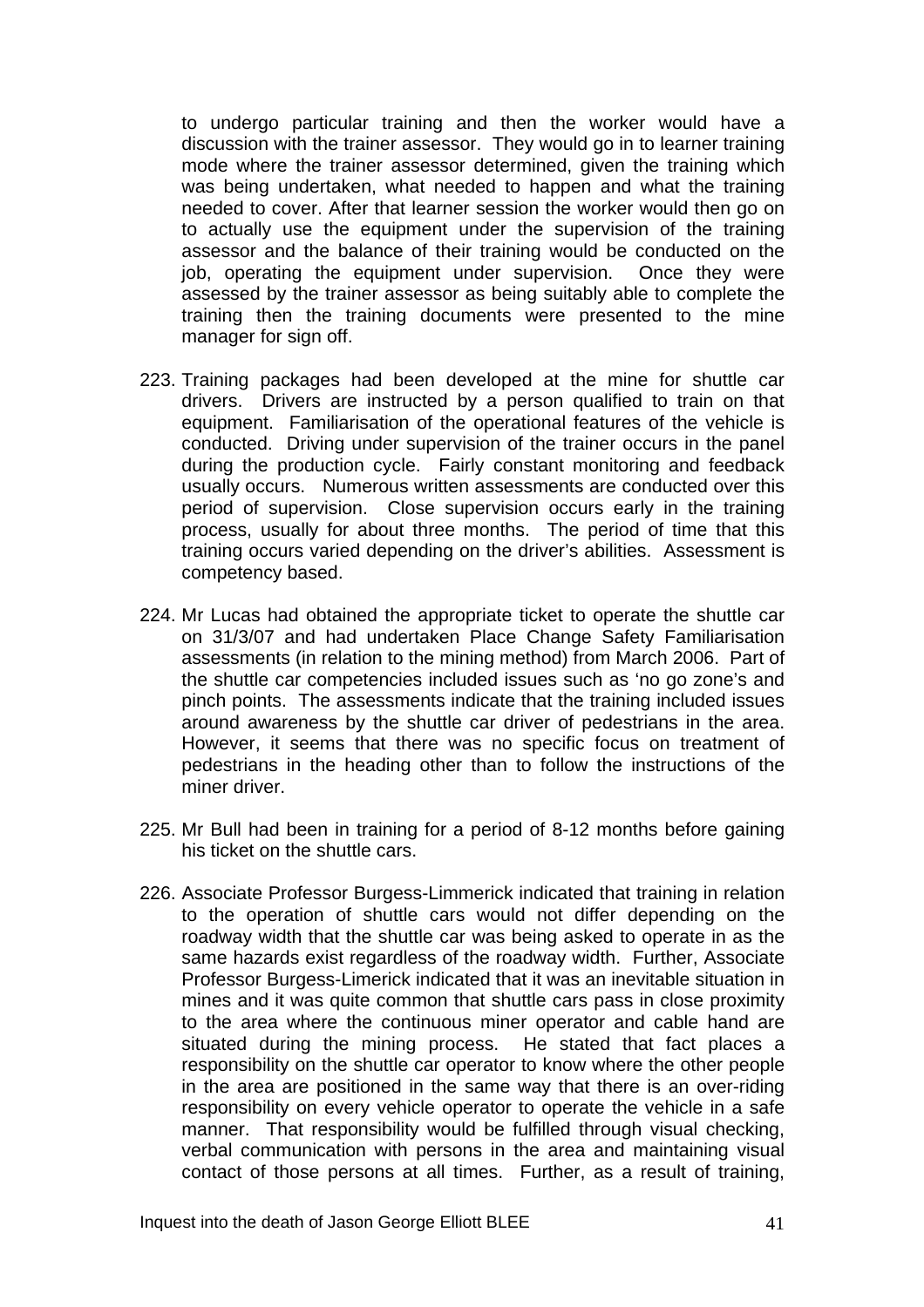to undergo particular training and then the worker would have a discussion with the trainer assessor. They would go in to learner training mode where the trainer assessor determined, given the training which was being undertaken, what needed to happen and what the training needed to cover. After that learner session the worker would then go on to actually use the equipment under the supervision of the training assessor and the balance of their training would be conducted on the job, operating the equipment under supervision. Once they were assessed by the trainer assessor as being suitably able to complete the training then the training documents were presented to the mine manager for sign off.

223. Training packages had been developed at the mine for shuttle car drivers. Drivers are instructed by a person qualified to train on that equipment. Familiarisation of the operational features of the vehicle is conducted. Driving under supervision of the trainer occurs in the panel during the production cycle. Fairly constant monitoring and feedback usually occurs. Numerous written assessments are conducted over this period of supervision. Close supervision occurs early in the training process, usually for about three months. The period of time that this training occurs varied depending on the driver's abilities. Assessment is competency based.

224. Mr Lucas had obtained the appropriate ticket to operate the shuttle car on 31/3/07 and had undertaken Place Change Safety Familiarisation assessments (in relation to the mining method) from March 2006. Part of the shuttle car competencies included issues such as 'no go zone's and pinch points. The assessments indicate that the training included issues around awareness by the shuttle car driver of pedestrians in the area. However, it seems that there was no specific focus on treatment of pedestrians in the heading other than to follow the instructions of the miner driver.

225. Mr Bull had been in training for a period of 8-12 months before gaining his ticket on the shuttle cars.

226. Associate Professor Burgess-Limmerick indicated that training in relation to the operation of shuttle cars would not differ depending on the roadway width that the shuttle car was being asked to operate in as the same hazards exist regardless of the roadway width. Further, Associate Professor Burgess-Limerick indicated that it was an inevitable situation in mines and it was quite common that shuttle cars pass in close proximity to the area where the continuous miner operator and cable hand are situated during the mining process. He stated that fact places a responsibility on the shuttle car operator to know where the other people in the area are positioned in the same way that there is an over-riding responsibility on every vehicle operator to operate the vehicle in a safe manner. That responsibility would be fulfilled through visual checking, verbal communication with persons in the area and maintaining visual contact of those persons at all times. Further, as a result of training,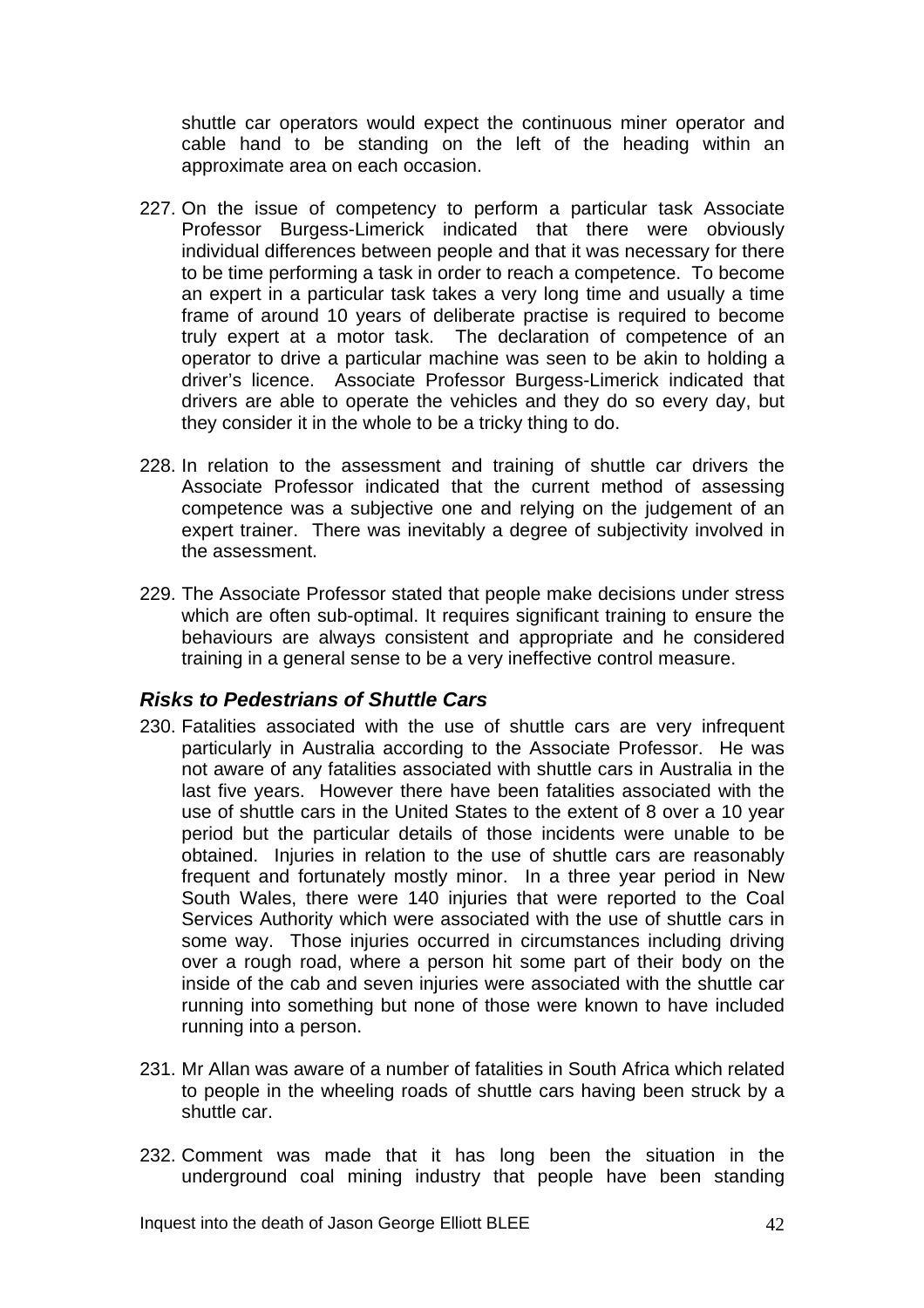shuttle car operators would expect the continuous miner operator and cable hand to be standing on the left of the heading within an approximate area on each occasion.

227. On the issue of competency to perform a particular task Associate Professor Burgess-Limerick indicated that there were obviously individual differences between people and that it was necessary for there to be time performing a task in order to reach a competence. To become an expert in a particular task takes a very long time and usually a time frame of around 10 years of deliberate practise is required to become truly expert at a motor task. The declaration of competence of an operator to drive a particular machine was seen to be akin to holding a driver's licence. Associate Professor Burgess-Limerick indicated that drivers are able to operate the vehicles and they do so every day, but they consider it in the whole to be a tricky thing to do.

228. In relation to the assessment and training of shuttle car drivers the Associate Professor indicated that the current method of assessing competence was a subjective one and relying on the judgement of an expert trainer. There was inevitably a degree of subjectivity involved in the assessment.

229. The Associate Professor stated that people make decisions under stress which are often sub-optimal. It requires significant training to ensure the behaviours are always consistent and appropriate and he considered training in a general sense to be a very ineffective control measure.

### *Risks to Pedestrians of Shuttle Cars*

230. Fatalities associated with the use of shuttle cars are very infrequent particularly in Australia according to the Associate Professor. He was not aware of any fatalities associated with shuttle cars in Australia in the last five years. However there have been fatalities associated with the use of shuttle cars in the United States to the extent of 8 over a 10 year period but the particular details of those incidents were unable to be obtained. Injuries in relation to the use of shuttle cars are reasonably frequent and fortunately mostly minor. In a three year period in New South Wales, there were 140 injuries that were reported to the Coal Services Authority which were associated with the use of shuttle cars in some way. Those injuries occurred in circumstances including driving over a rough road, where a person hit some part of their body on the inside of the cab and seven injuries were associated with the shuttle car running into something but none of those were known to have included running into a person.

231. Mr Allan was aware of a number of fatalities in South Africa which related to people in the wheeling roads of shuttle cars having been struck by a shuttle car.

232. Comment was made that it has long been the situation in the underground coal mining industry that people have been standing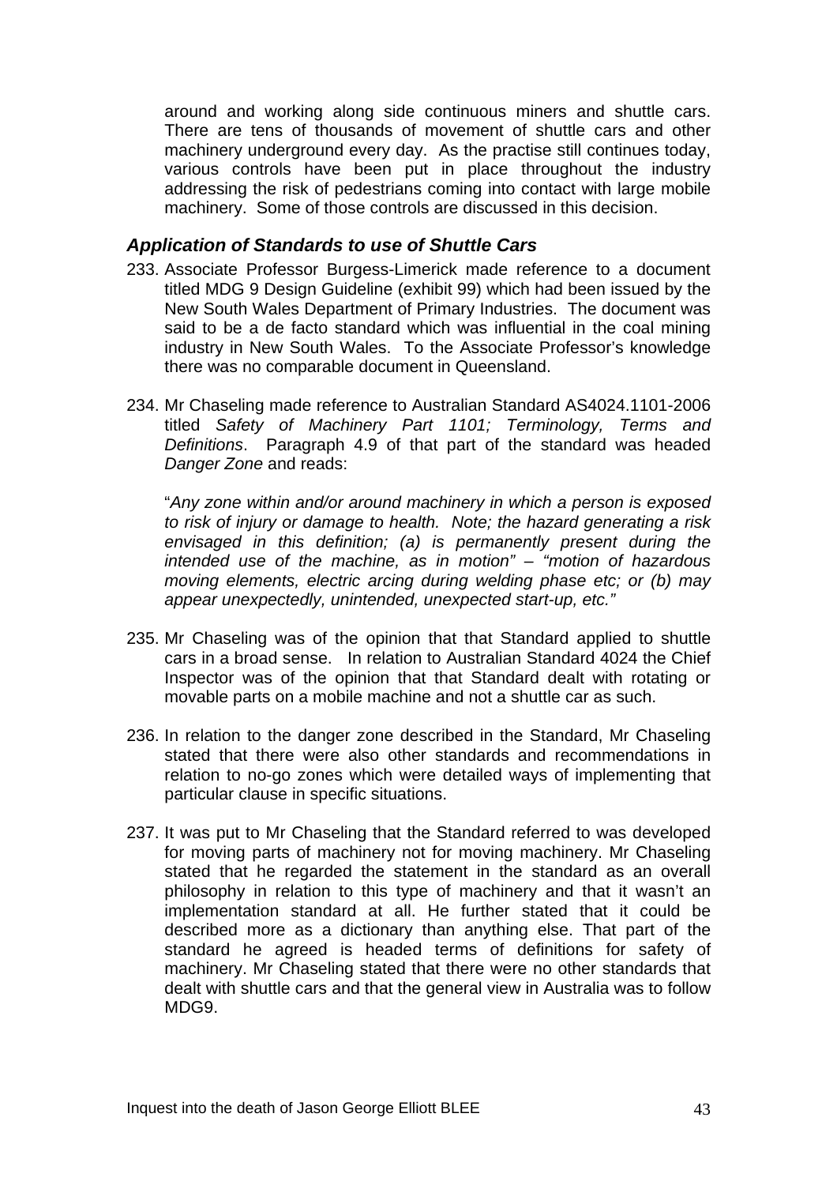around and working along side continuous miners and shuttle cars. There are tens of thousands of movement of shuttle cars and other machinery underground every day. As the practise still continues today, various controls have been put in place throughout the industry addressing the risk of pedestrians coming into contact with large mobile machinery. Some of those controls are discussed in this decision.

### *Application of Standards to use of Shuttle Cars*

233. Associate Professor Burgess-Limerick made reference to a document titled MDG 9 Design Guideline (exhibit 99) which had been issued by the New South Wales Department of Primary Industries. The document was said to be a de facto standard which was influential in the coal mining industry in New South Wales. To the Associate Professor's knowledge there was no comparable document in Queensland.

234. Mr Chaseling made reference to Australian Standard AS4024.1101-2006 titled *Safety of Machinery Part 1101; Terminology, Terms and Definitions*. Paragraph 4.9 of that part of the standard was headed *Danger Zone* and reads:

    "*Any zone within and/or around machinery in which a person is exposed to risk of injury or damage to health. Note; the hazard generating a risk envisaged in this definition; (a) is permanently present during the intended use of the machine, as in motion" – "motion of hazardous moving elements, electric arcing during welding phase etc; or (b) may appear unexpectedly, unintended, unexpected start-up, etc."*

235. Mr Chaseling was of the opinion that that Standard applied to shuttle cars in a broad sense. In relation to Australian Standard 4024 the Chief Inspector was of the opinion that that Standard dealt with rotating or movable parts on a mobile machine and not a shuttle car as such.

236. In relation to the danger zone described in the Standard, Mr Chaseling stated that there were also other standards and recommendations in relation to no-go zones which were detailed ways of implementing that particular clause in specific situations.

237. It was put to Mr Chaseling that the Standard referred to was developed for moving parts of machinery not for moving machinery. Mr Chaseling stated that he regarded the statement in the standard as an overall philosophy in relation to this type of machinery and that it wasn't an implementation standard at all. He further stated that it could be described more as a dictionary than anything else. That part of the standard he agreed is headed terms of definitions for safety of machinery. Mr Chaseling stated that there were no other standards that dealt with shuttle cars and that the general view in Australia was to follow MDG9.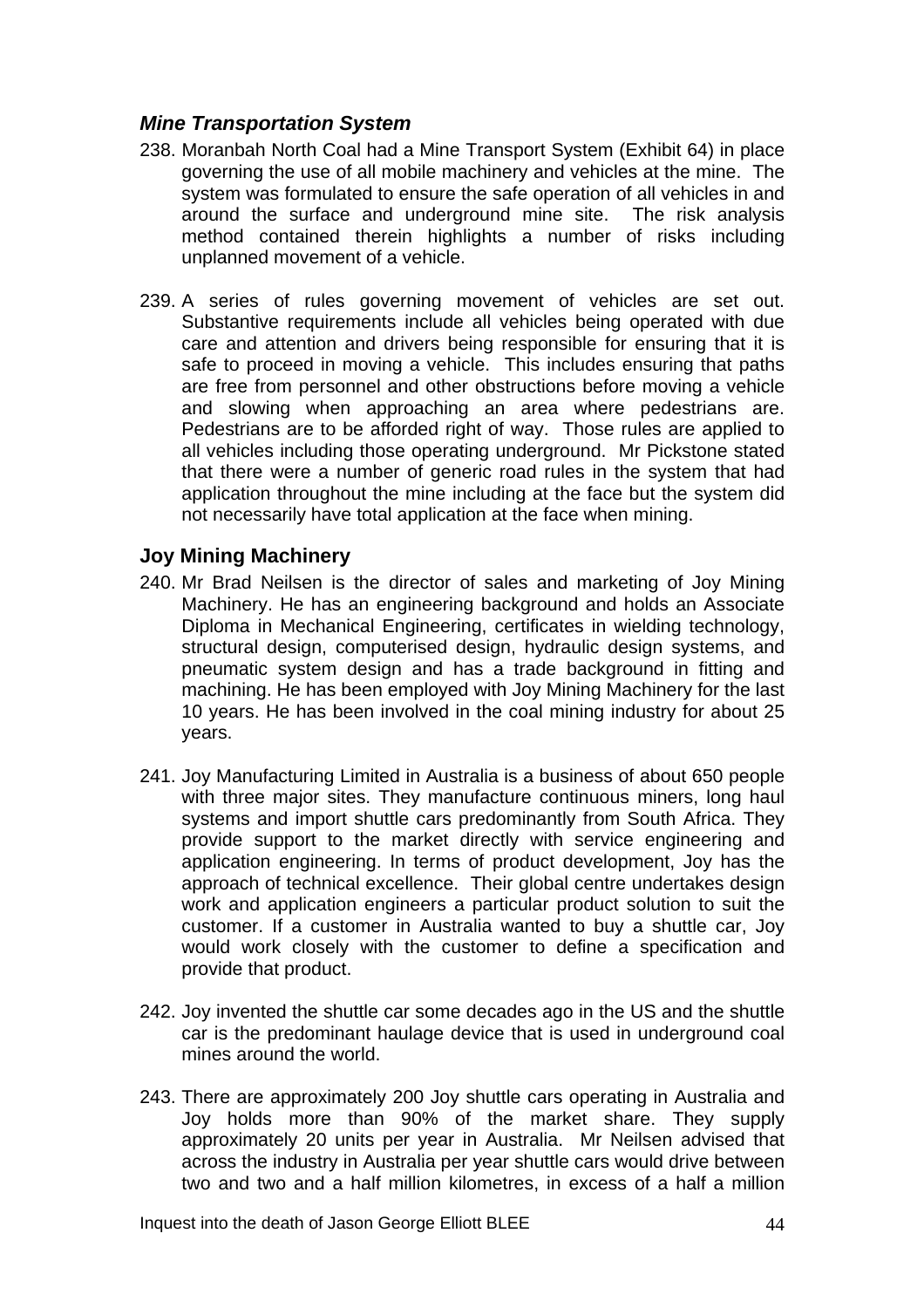### *Mine Transportation System*

238. Moranbah North Coal had a Mine Transport System (Exhibit 64) in place governing the use of all mobile machinery and vehicles at the mine. The system was formulated to ensure the safe operation of all vehicles in and around the surface and underground mine site. The risk analysis method contained therein highlights a number of risks including unplanned movement of a vehicle.

239. A series of rules governing movement of vehicles are set out. Substantive requirements include all vehicles being operated with due care and attention and drivers being responsible for ensuring that it is safe to proceed in moving a vehicle. This includes ensuring that paths are free from personnel and other obstructions before moving a vehicle and slowing when approaching an area where pedestrians are. Pedestrians are to be afforded right of way. Those rules are applied to all vehicles including those operating underground. Mr Pickstone stated that there were a number of generic road rules in the system that had application throughout the mine including at the face but the system did not necessarily have total application at the face when mining.

### Joy Mining Machinery

240. Mr Brad Neilsen is the director of sales and marketing of Joy Mining Machinery. He has an engineering background and holds an Associate Diploma in Mechanical Engineering, certificates in wielding technology, structural design, computerised design, hydraulic design systems, and pneumatic system design and has a trade background in fitting and machining. He has been employed with Joy Mining Machinery for the last 10 years. He has been involved in the coal mining industry for about 25 years.

241. Joy Manufacturing Limited in Australia is a business of about 650 people with three major sites. They manufacture continuous miners, long haul systems and import shuttle cars predominantly from South Africa. They provide support to the market directly with service engineering and application engineering. In terms of product development, Joy has the approach of technical excellence. Their global centre undertakes design work and application engineers a particular product solution to suit the customer. If a customer in Australia wanted to buy a shuttle car, Joy would work closely with the customer to define a specification and provide that product.

242. Joy invented the shuttle car some decades ago in the US and the shuttle car is the predominant haulage device that is used in underground coal mines around the world.

243. There are approximately 200 Joy shuttle cars operating in Australia and Joy holds more than 90% of the market share. They supply approximately 20 units per year in Australia. Mr Neilsen advised that across the industry in Australia per year shuttle cars would drive between two and two and a half million kilometres, in excess of a half a million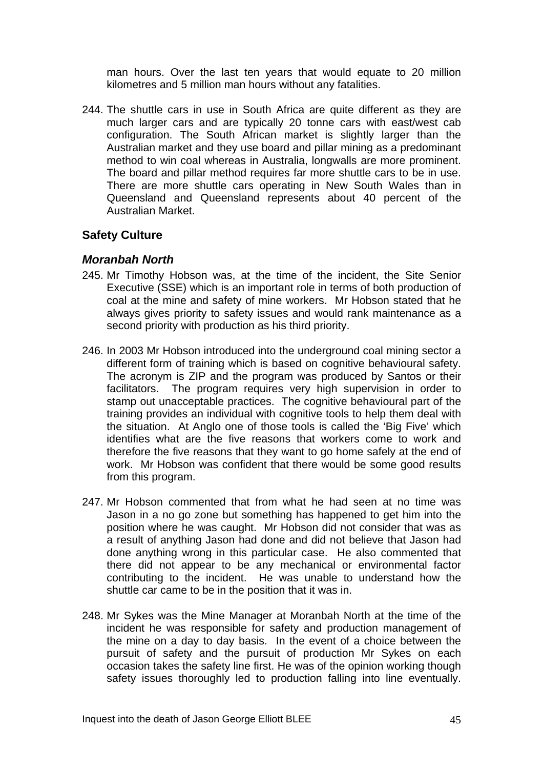man hours. Over the last ten years that would equate to 20 million kilometres and 5 million man hours without any fatalities.

244. The shuttle cars in use in South Africa are quite different as they are much larger cars and are typically 20 tonne cars with east/west cab configuration. The South African market is slightly larger than the Australian market and they use board and pillar mining as a predominant method to win coal whereas in Australia, longwalls are more prominent. The board and pillar method requires far more shuttle cars to be in use. There are more shuttle cars operating in New South Wales than in Queensland and Queensland represents about 40 percent of the Australian Market.

## Safety Culture

### *Moranbah North*

245. Mr Timothy Hobson was, at the time of the incident, the Site Senior Executive (SSE) which is an important role in terms of both production of coal at the mine and safety of mine workers. Mr Hobson stated that he always gives priority to safety issues and would rank maintenance as a second priority with production as his third priority.

246. In 2003 Mr Hobson introduced into the underground coal mining sector a different form of training which is based on cognitive behavioural safety. The acronym is ZIP and the program was produced by Santos or their facilitators. The program requires very high supervision in order to stamp out unacceptable practices. The cognitive behavioural part of the training provides an individual with cognitive tools to help them deal with the situation. At Anglo one of those tools is called the 'Big Five' which identifies what are the five reasons that workers come to work and therefore the five reasons that they want to go home safely at the end of work. Mr Hobson was confident that there would be some good results from this program.

247. Mr Hobson commented that from what he had seen at no time was Jason in a no go zone but something has happened to get him into the position where he was caught. Mr Hobson did not consider that was as a result of anything Jason had done and did not believe that Jason had done anything wrong in this particular case. He also commented that there did not appear to be any mechanical or environmental factor contributing to the incident. He was unable to understand how the shuttle car came to be in the position that it was in.

248. Mr Sykes was the Mine Manager at Moranbah North at the time of the incident he was responsible for safety and production management of the mine on a day to day basis. In the event of a choice between the pursuit of safety and the pursuit of production Mr Sykes on each occasion takes the safety line first. He was of the opinion working though safety issues thoroughly led to production falling into line eventually.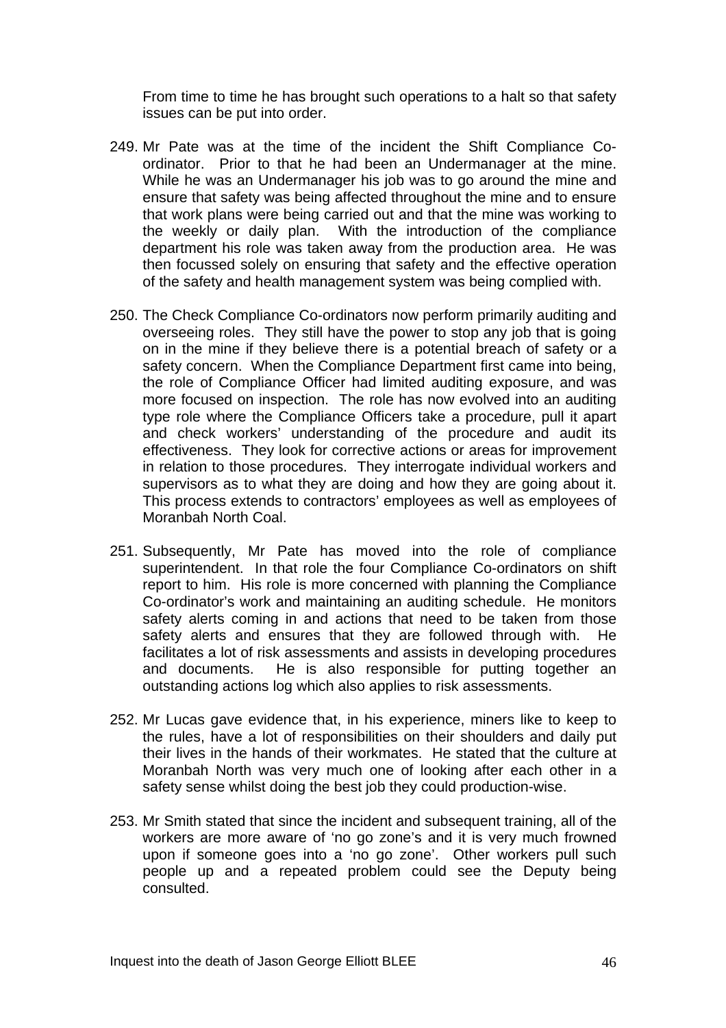From time to time he has brought such operations to a halt so that safety issues can be put into order.

249. Mr Pate was at the time of the incident the Shift Compliance Co-ordinator. Prior to that he had been an Undermanager at the mine. While he was an Undermanager his job was to go around the mine and ensure that safety was being affected throughout the mine and to ensure that work plans were being carried out and that the mine was working to the weekly or daily plan. With the introduction of the compliance department his role was taken away from the production area. He was then focussed solely on ensuring that safety and the effective operation of the safety and health management system was being complied with.

250. The Check Compliance Co-ordinators now perform primarily auditing and overseeing roles. They still have the power to stop any job that is going on in the mine if they believe there is a potential breach of safety or a safety concern. When the Compliance Department first came into being, the role of Compliance Officer had limited auditing exposure, and was more focused on inspection. The role has now evolved into an auditing type role where the Compliance Officers take a procedure, pull it apart and check workers' understanding of the procedure and audit its effectiveness. They look for corrective actions or areas for improvement in relation to those procedures. They interrogate individual workers and supervisors as to what they are doing and how they are going about it. This process extends to contractors' employees as well as employees of Moranbah North Coal.

251. Subsequently, Mr Pate has moved into the role of compliance superintendent. In that role the four Compliance Co-ordinators on shift report to him. His role is more concerned with planning the Compliance Co-ordinator's work and maintaining an auditing schedule. He monitors safety alerts coming in and actions that need to be taken from those safety alerts and ensures that they are followed through with. He facilitates a lot of risk assessments and assists in developing procedures and documents. He is also responsible for putting together an outstanding actions log which also applies to risk assessments.

252. Mr Lucas gave evidence that, in his experience, miners like to keep to the rules, have a lot of responsibilities on their shoulders and daily put their lives in the hands of their workmates. He stated that the culture at Moranbah North was very much one of looking after each other in a safety sense whilst doing the best job they could production-wise.

253. Mr Smith stated that since the incident and subsequent training, all of the workers are more aware of 'no go zone's and it is very much frowned upon if someone goes into a 'no go zone'. Other workers pull such people up and a repeated problem could see the Deputy being consulted.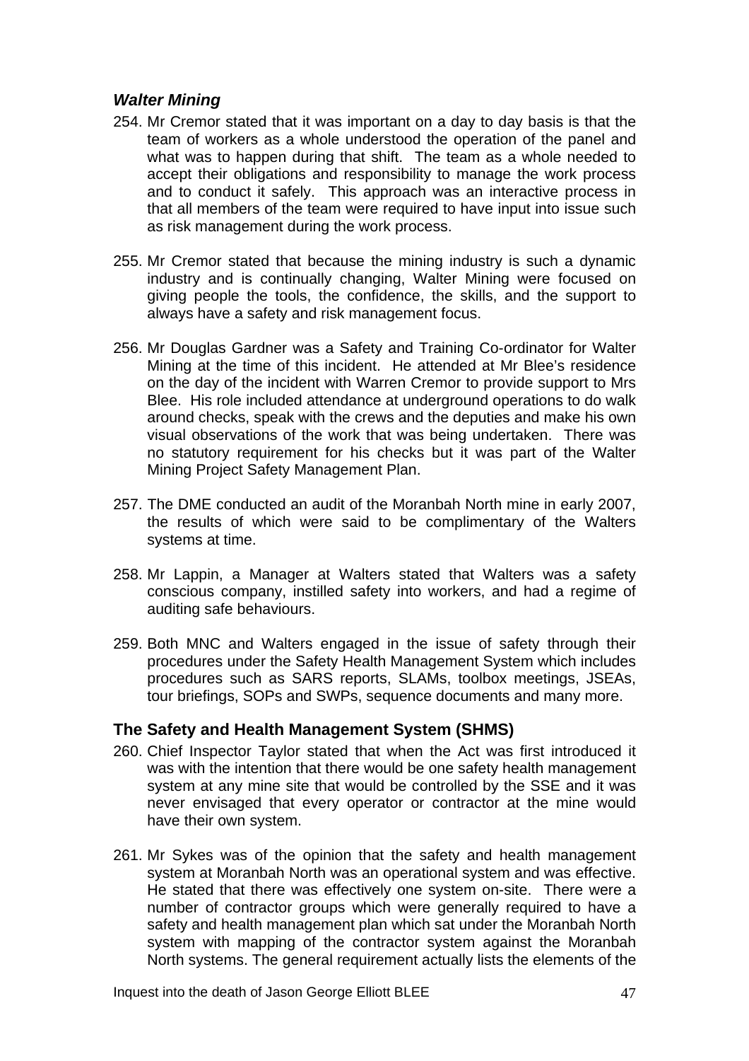### *Walter Mining*

254. Mr Cremor stated that it was important on a day to day basis is that the team of workers as a whole understood the operation of the panel and what was to happen during that shift. The team as a whole needed to accept their obligations and responsibility to manage the work process and to conduct it safely. This approach was an interactive process in that all members of the team were required to have input into issue such as risk management during the work process.

255. Mr Cremor stated that because the mining industry is such a dynamic industry and is continually changing, Walter Mining were focused on giving people the tools, the confidence, the skills, and the support to always have a safety and risk management focus.

256. Mr Douglas Gardner was a Safety and Training Co-ordinator for Walter Mining at the time of this incident. He attended at Mr Blee's residence on the day of the incident with Warren Cremor to provide support to Mrs Blee. His role included attendance at underground operations to do walk around checks, speak with the crews and the deputies and make his own visual observations of the work that was being undertaken. There was no statutory requirement for his checks but it was part of the Walter Mining Project Safety Management Plan.

257. The DME conducted an audit of the Moranbah North mine in early 2007, the results of which were said to be complimentary of the Walters systems at time.

258. Mr Lappin, a Manager at Walters stated that Walters was a safety conscious company, instilled safety into workers, and had a regime of auditing safe behaviours.

259. Both MNC and Walters engaged in the issue of safety through their procedures under the Safety Health Management System which includes procedures such as SARS reports, SLAMs, toolbox meetings, JSEAs, tour briefings, SOPs and SWPs, sequence documents and many more.

### The Safety and Health Management System (SHMS)

260. Chief Inspector Taylor stated that when the Act was first introduced it was with the intention that there would be one safety health management system at any mine site that would be controlled by the SSE and it was never envisaged that every operator or contractor at the mine would have their own system.

261. Mr Sykes was of the opinion that the safety and health management system at Moranbah North was an operational system and was effective. He stated that there was effectively one system on-site. There were a number of contractor groups which were generally required to have a safety and health management plan which sat under the Moranbah North system with mapping of the contractor system against the Moranbah North systems. The general requirement actually lists the elements of the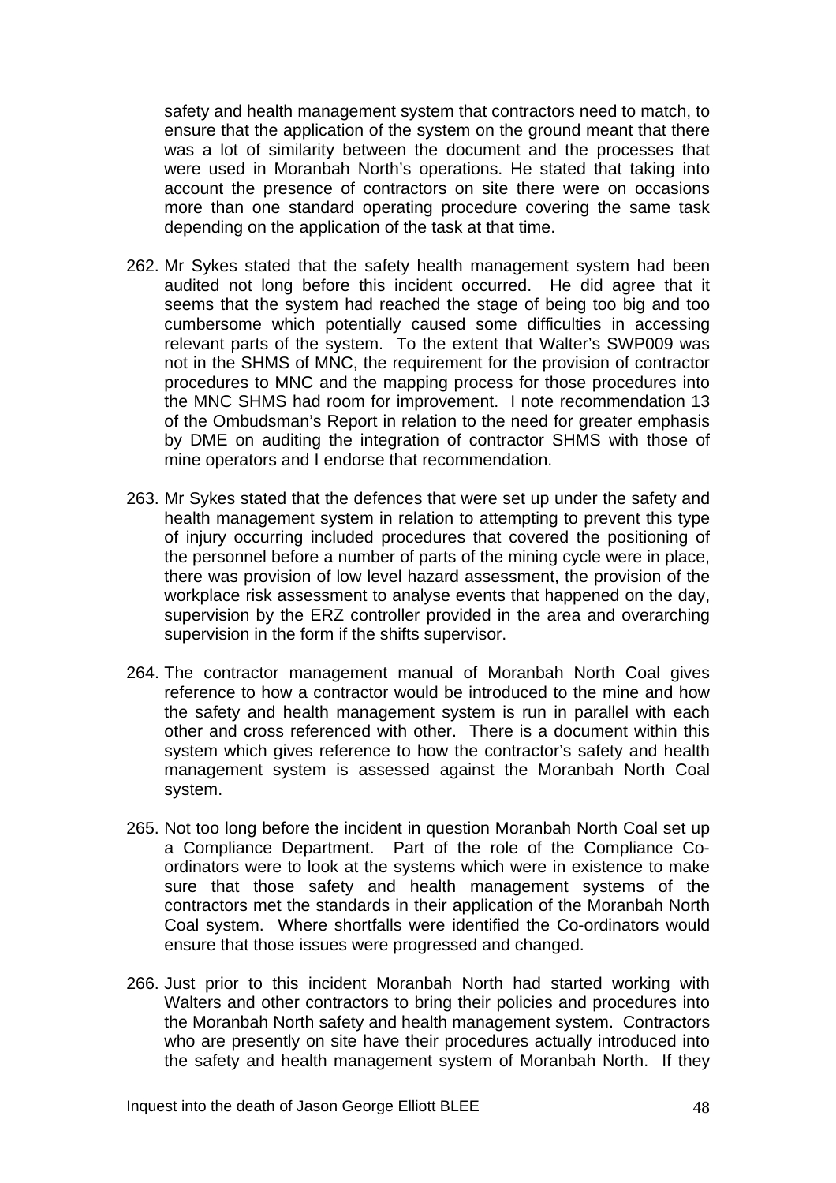safety and health management system that contractors need to match, to ensure that the application of the system on the ground meant that there was a lot of similarity between the document and the processes that were used in Moranbah North's operations. He stated that taking into account the presence of contractors on site there were on occasions more than one standard operating procedure covering the same task depending on the application of the task at that time.

262. Mr Sykes stated that the safety health management system had been audited not long before this incident occurred. He did agree that it seems that the system had reached the stage of being too big and too cumbersome which potentially caused some difficulties in accessing relevant parts of the system. To the extent that Walter's SWP009 was not in the SHMS of MNC, the requirement for the provision of contractor procedures to MNC and the mapping process for those procedures into the MNC SHMS had room for improvement. I note recommendation 13 of the Ombudsman's Report in relation to the need for greater emphasis by DME on auditing the integration of contractor SHMS with those of mine operators and I endorse that recommendation.

263. Mr Sykes stated that the defences that were set up under the safety and health management system in relation to attempting to prevent this type of injury occurring included procedures that covered the positioning of the personnel before a number of parts of the mining cycle were in place, there was provision of low level hazard assessment, the provision of the workplace risk assessment to analyse events that happened on the day, supervision by the ERZ controller provided in the area and overarching supervision in the form if the shifts supervisor.

264. The contractor management manual of Moranbah North Coal gives reference to how a contractor would be introduced to the mine and how the safety and health management system is run in parallel with each other and cross referenced with other. There is a document within this system which gives reference to how the contractor's safety and health management system is assessed against the Moranbah North Coal system.

265. Not too long before the incident in question Moranbah North Coal set up a Compliance Department. Part of the role of the Compliance Co-ordinators were to look at the systems which were in existence to make sure that those safety and health management systems of the contractors met the standards in their application of the Moranbah North Coal system. Where shortfalls were identified the Co-ordinators would ensure that those issues were progressed and changed.

266. Just prior to this incident Moranbah North had started working with Walters and other contractors to bring their policies and procedures into the Moranbah North safety and health management system. Contractors who are presently on site have their procedures actually introduced into the safety and health management system of Moranbah North. If they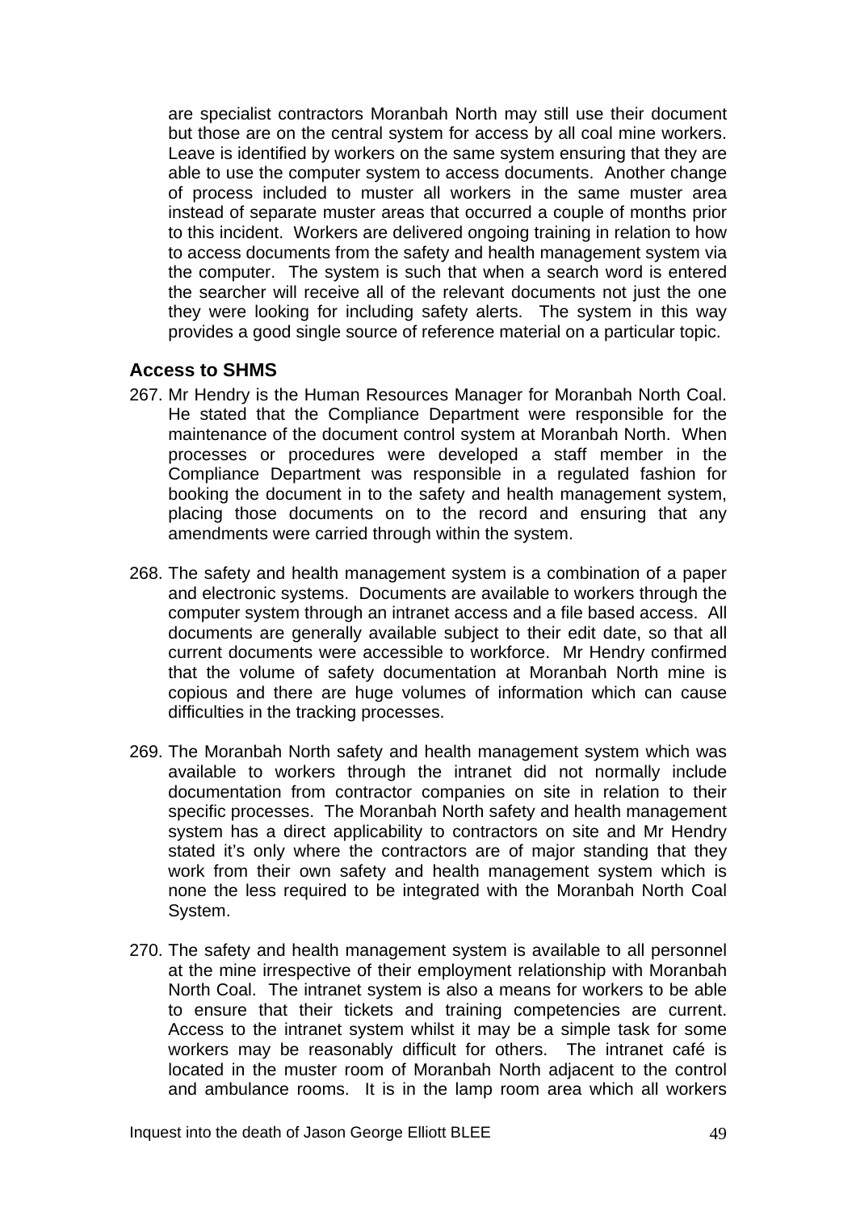are specialist contractors Moranbah North may still use their document but those are on the central system for access by all coal mine workers. Leave is identified by workers on the same system ensuring that they are able to use the computer system to access documents. Another change of process included to muster all workers in the same muster area instead of separate muster areas that occurred a couple of months prior to this incident. Workers are delivered ongoing training in relation to how to access documents from the safety and health management system via the computer. The system is such that when a search word is entered the searcher will receive all of the relevant documents not just the one they were looking for including safety alerts. The system in this way provides a good single source of reference material on a particular topic.

### Access to SHMS

267. Mr Hendry is the Human Resources Manager for Moranbah North Coal. He stated that the Compliance Department were responsible for the maintenance of the document control system at Moranbah North. When processes or procedures were developed a staff member in the Compliance Department was responsible in a regulated fashion for booking the document in to the safety and health management system, placing those documents on to the record and ensuring that any amendments were carried through within the system.

268. The safety and health management system is a combination of a paper and electronic systems. Documents are available to workers through the computer system through an intranet access and a file based access. All documents are generally available subject to their edit date, so that all current documents were accessible to workforce. Mr Hendry confirmed that the volume of safety documentation at Moranbah North mine is copious and there are huge volumes of information which can cause difficulties in the tracking processes.

269. The Moranbah North safety and health management system which was available to workers through the intranet did not normally include documentation from contractor companies on site in relation to their specific processes. The Moranbah North safety and health management system has a direct applicability to contractors on site and Mr Hendry stated it's only where the contractors are of major standing that they work from their own safety and health management system which is none the less required to be integrated with the Moranbah North Coal System.

270. The safety and health management system is available to all personnel at the mine irrespective of their employment relationship with Moranbah North Coal. The intranet system is also a means for workers to be able to ensure that their tickets and training competencies are current. Access to the intranet system whilst it may be a simple task for some workers may be reasonably difficult for others. The intranet café is located in the muster room of Moranbah North adjacent to the control and ambulance rooms. It is in the lamp room area which all workers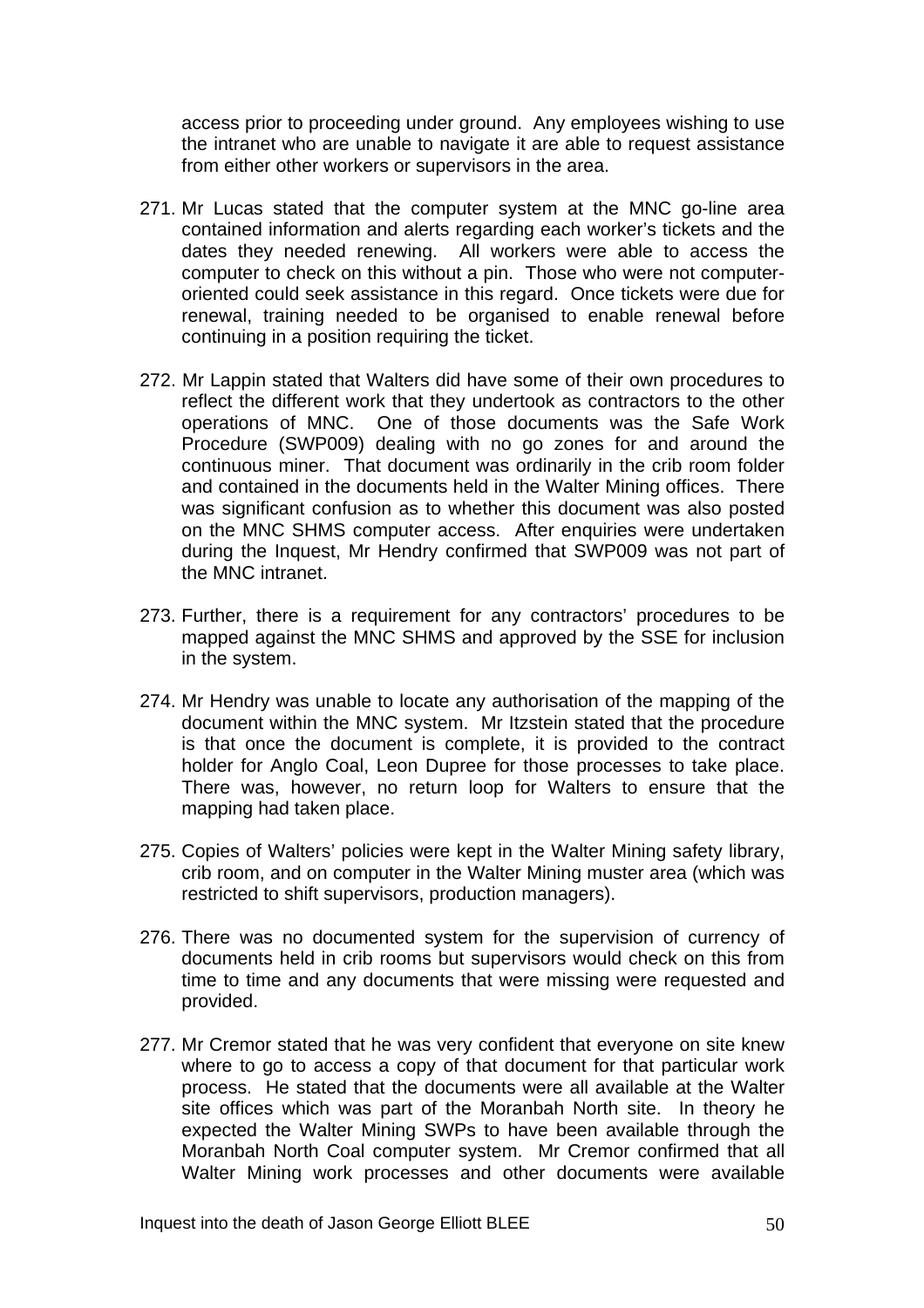access prior to proceeding under ground. Any employees wishing to use the intranet who are unable to navigate it are able to request assistance from either other workers or supervisors in the area.

271. Mr Lucas stated that the computer system at the MNC go-line area contained information and alerts regarding each worker's tickets and the dates they needed renewing. All workers were able to access the computer to check on this without a pin. Those who were not computer-oriented could seek assistance in this regard. Once tickets were due for renewal, training needed to be organised to enable renewal before continuing in a position requiring the ticket.

272. Mr Lappin stated that Walters did have some of their own procedures to reflect the different work that they undertook as contractors to the other operations of MNC. One of those documents was the Safe Work Procedure (SWP009) dealing with no go zones for and around the continuous miner. That document was ordinarily in the crib room folder and contained in the documents held in the Walter Mining offices. There was significant confusion as to whether this document was also posted on the MNC SHMS computer access. After enquiries were undertaken during the Inquest, Mr Hendry confirmed that SWP009 was not part of the MNC intranet.

273. Further, there is a requirement for any contractors' procedures to be mapped against the MNC SHMS and approved by the SSE for inclusion in the system.

274. Mr Hendry was unable to locate any authorisation of the mapping of the document within the MNC system. Mr Itzstein stated that the procedure is that once the document is complete, it is provided to the contract holder for Anglo Coal, Leon Dupree for those processes to take place. There was, however, no return loop for Walters to ensure that the mapping had taken place.

275. Copies of Walters' policies were kept in the Walter Mining safety library, crib room, and on computer in the Walter Mining muster area (which was restricted to shift supervisors, production managers).

276. There was no documented system for the supervision of currency of documents held in crib rooms but supervisors would check on this from time to time and any documents that were missing were requested and provided.

277. Mr Cremor stated that he was very confident that everyone on site knew where to go to access a copy of that document for that particular work process. He stated that the documents were all available at the Walter site offices which was part of the Moranbah North site. In theory he expected the Walter Mining SWPs to have been available through the Moranbah North Coal computer system. Mr Cremor confirmed that all Walter Mining work processes and other documents were available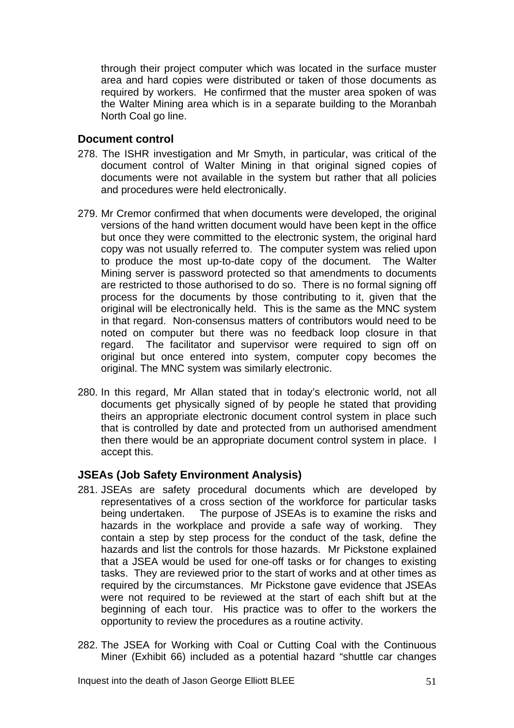through their project computer which was located in the surface muster area and hard copies were distributed or taken of those documents as required by workers. He confirmed that the muster area spoken of was the Walter Mining area which is in a separate building to the Moranbah North Coal go line.

### Document control

278. The ISHR investigation and Mr Smyth, in particular, was critical of the document control of Walter Mining in that original signed copies of documents were not available in the system but rather that all policies and procedures were held electronically.

279. Mr Cremor confirmed that when documents were developed, the original versions of the hand written document would have been kept in the office but once they were committed to the electronic system, the original hard copy was not usually referred to. The computer system was relied upon to produce the most up-to-date copy of the document. The Walter Mining server is password protected so that amendments to documents are restricted to those authorised to do so. There is no formal signing off process for the documents by those contributing to it, given that the original will be electronically held. This is the same as the MNC system in that regard. Non-consensus matters of contributors would need to be noted on computer but there was no feedback loop closure in that regard. The facilitator and supervisor were required to sign off on original but once entered into system, computer copy becomes the original. The MNC system was similarly electronic.

280. In this regard, Mr Allan stated that in today's electronic world, not all documents get physically signed of by people he stated that providing theirs an appropriate electronic document control system in place such that is controlled by date and protected from un authorised amendment then there would be an appropriate document control system in place. I accept this.

### JSEAs (Job Safety Environment Analysis)

281. JSEAs are safety procedural documents which are developed by representatives of a cross section of the workforce for particular tasks being undertaken. The purpose of JSEAs is to examine the risks and hazards in the workplace and provide a safe way of working. They contain a step by step process for the conduct of the task, define the hazards and list the controls for those hazards. Mr Pickstone explained that a JSEA would be used for one-off tasks or for changes to existing tasks. They are reviewed prior to the start of works and at other times as required by the circumstances. Mr Pickstone gave evidence that JSEAs were not required to be reviewed at the start of each shift but at the beginning of each tour. His practice was to offer to the workers the opportunity to review the procedures as a routine activity.

282. The JSEA for Working with Coal or Cutting Coal with the Continuous Miner (Exhibit 66) included as a potential hazard "shuttle car changes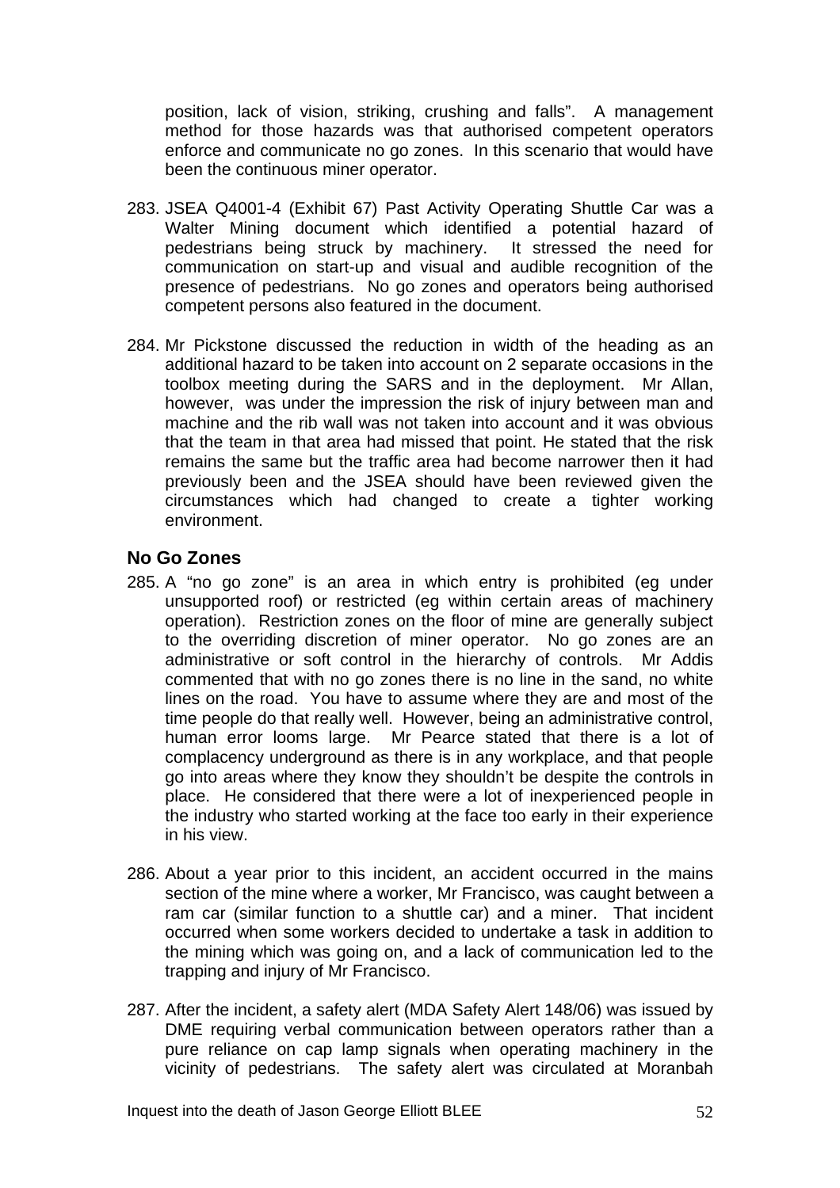position, lack of vision, striking, crushing and falls". A management method for those hazards was that authorised competent operators enforce and communicate no go zones. In this scenario that would have been the continuous miner operator.

283. JSEA Q4001-4 (Exhibit 67) Past Activity Operating Shuttle Car was a Walter Mining document which identified a potential hazard of pedestrians being struck by machinery. It stressed the need for communication on start-up and visual and audible recognition of the presence of pedestrians. No go zones and operators being authorised competent persons also featured in the document.

284. Mr Pickstone discussed the reduction in width of the heading as an additional hazard to be taken into account on 2 separate occasions in the toolbox meeting during the SARS and in the deployment. Mr Allan, however, was under the impression the risk of injury between man and machine and the rib wall was not taken into account and it was obvious that the team in that area had missed that point. He stated that the risk remains the same but the traffic area had become narrower then it had previously been and the JSEA should have been reviewed given the circumstances which had changed to create a tighter working environment.

## No Go Zones

285. A "no go zone" is an area in which entry is prohibited (eg under unsupported roof) or restricted (eg within certain areas of machinery operation). Restriction zones on the floor of mine are generally subject to the overriding discretion of miner operator. No go zones are an administrative or soft control in the hierarchy of controls. Mr Addis commented that with no go zones there is no line in the sand, no white lines on the road. You have to assume where they are and most of the time people do that really well. However, being an administrative control, human error looms large. Mr Pearce stated that there is a lot of complacency underground as there is in any workplace, and that people go into areas where they know they shouldn't be despite the controls in place. He considered that there were a lot of inexperienced people in the industry who started working at the face too early in their experience in his view.

286. About a year prior to this incident, an accident occurred in the mains section of the mine where a worker, Mr Francisco, was caught between a ram car (similar function to a shuttle car) and a miner. That incident occurred when some workers decided to undertake a task in addition to the mining which was going on, and a lack of communication led to the trapping and injury of Mr Francisco.

287. After the incident, a safety alert (MDA Safety Alert 148/06) was issued by DME requiring verbal communication between operators rather than a pure reliance on cap lamp signals when operating machinery in the vicinity of pedestrians. The safety alert was circulated at Moranbah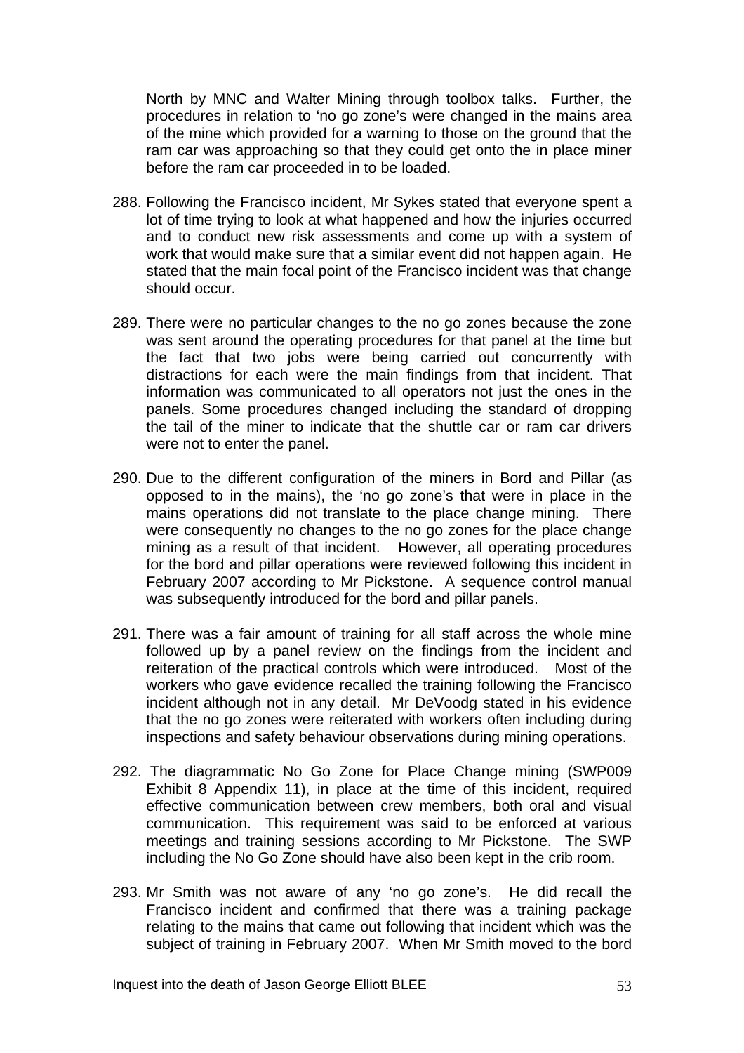North by MNC and Walter Mining through toolbox talks. Further, the procedures in relation to 'no go zone's were changed in the mains area of the mine which provided for a warning to those on the ground that the ram car was approaching so that they could get onto the in place miner before the ram car proceeded in to be loaded.

288. Following the Francisco incident, Mr Sykes stated that everyone spent a lot of time trying to look at what happened and how the injuries occurred and to conduct new risk assessments and come up with a system of work that would make sure that a similar event did not happen again. He stated that the main focal point of the Francisco incident was that change should occur.

289. There were no particular changes to the no go zones because the zone was sent around the operating procedures for that panel at the time but the fact that two jobs were being carried out concurrently with distractions for each were the main findings from that incident. That information was communicated to all operators not just the ones in the panels. Some procedures changed including the standard of dropping the tail of the miner to indicate that the shuttle car or ram car drivers were not to enter the panel.

290. Due to the different configuration of the miners in Bord and Pillar (as opposed to in the mains), the 'no go zone's that were in place in the mains operations did not translate to the place change mining. There were consequently no changes to the no go zones for the place change mining as a result of that incident. However, all operating procedures for the bord and pillar operations were reviewed following this incident in February 2007 according to Mr Pickstone. A sequence control manual was subsequently introduced for the bord and pillar panels.

291. There was a fair amount of training for all staff across the whole mine followed up by a panel review on the findings from the incident and reiteration of the practical controls which were introduced. Most of the workers who gave evidence recalled the training following the Francisco incident although not in any detail. Mr DeVoodg stated in his evidence that the no go zones were reiterated with workers often including during inspections and safety behaviour observations during mining operations.

292. The diagrammatic No Go Zone for Place Change mining (SWP009 Exhibit 8 Appendix 11), in place at the time of this incident, required effective communication between crew members, both oral and visual communication. This requirement was said to be enforced at various meetings and training sessions according to Mr Pickstone. The SWP including the No Go Zone should have also been kept in the crib room.

293. Mr Smith was not aware of any 'no go zone's. He did recall the Francisco incident and confirmed that there was a training package relating to the mains that came out following that incident which was the subject of training in February 2007. When Mr Smith moved to the bord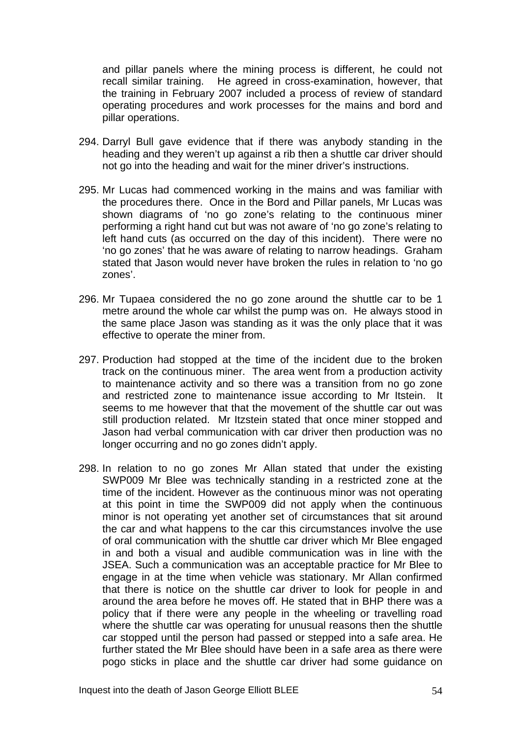and pillar panels where the mining process is different, he could not recall similar training. He agreed in cross-examination, however, that the training in February 2007 included a process of review of standard operating procedures and work processes for the mains and bord and pillar operations.

294. Darryl Bull gave evidence that if there was anybody standing in the heading and they weren't up against a rib then a shuttle car driver should not go into the heading and wait for the miner driver's instructions.

295. Mr Lucas had commenced working in the mains and was familiar with the procedures there. Once in the Bord and Pillar panels, Mr Lucas was shown diagrams of 'no go zone's relating to the continuous miner performing a right hand cut but was not aware of 'no go zone's relating to left hand cuts (as occurred on the day of this incident). There were no 'no go zones' that he was aware of relating to narrow headings. Graham stated that Jason would never have broken the rules in relation to 'no go zones'.

296. Mr Tupaea considered the no go zone around the shuttle car to be 1 metre around the whole car whilst the pump was on. He always stood in the same place Jason was standing as it was the only place that it was effective to operate the miner from.

297. Production had stopped at the time of the incident due to the broken track on the continuous miner. The area went from a production activity to maintenance activity and so there was a transition from no go zone and restricted zone to maintenance issue according to Mr Itstein. It seems to me however that that the movement of the shuttle car out was still production related. Mr Itzstein stated that once miner stopped and Jason had verbal communication with car driver then production was no longer occurring and no go zones didn't apply.

298. In relation to no go zones Mr Allan stated that under the existing SWP009 Mr Blee was technically standing in a restricted zone at the time of the incident. However as the continuous minor was not operating at this point in time the SWP009 did not apply when the continuous minor is not operating yet another set of circumstances that sit around the car and what happens to the car this circumstances involve the use of oral communication with the shuttle car driver which Mr Blee engaged in and both a visual and audible communication was in line with the JSEA. Such a communication was an acceptable practice for Mr Blee to engage in at the time when vehicle was stationary. Mr Allan confirmed that there is notice on the shuttle car driver to look for people in and around the area before he moves off. He stated that in BHP there was a policy that if there were any people in the wheeling or travelling road where the shuttle car was operating for unusual reasons then the shuttle car stopped until the person had passed or stepped into a safe area. He further stated the Mr Blee should have been in a safe area as there were pogo sticks in place and the shuttle car driver had some guidance on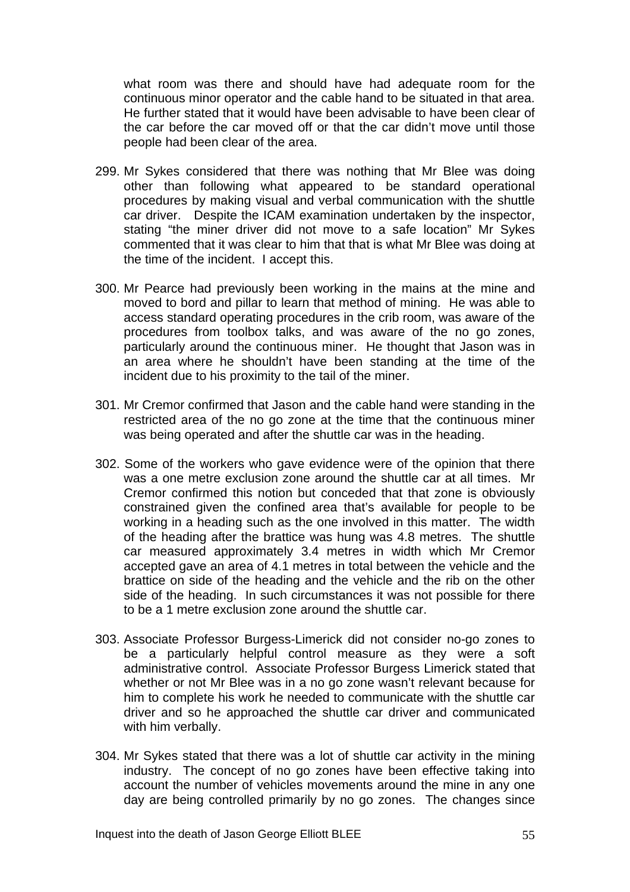what room was there and should have had adequate room for the continuous minor operator and the cable hand to be situated in that area. He further stated that it would have been advisable to have been clear of the car before the car moved off or that the car didn't move until those people had been clear of the area.

299. Mr Sykes considered that there was nothing that Mr Blee was doing other than following what appeared to be standard operational procedures by making visual and verbal communication with the shuttle car driver. Despite the ICAM examination undertaken by the inspector, stating "the miner driver did not move to a safe location" Mr Sykes commented that it was clear to him that that is what Mr Blee was doing at the time of the incident. I accept this.

300. Mr Pearce had previously been working in the mains at the mine and moved to bord and pillar to learn that method of mining. He was able to access standard operating procedures in the crib room, was aware of the procedures from toolbox talks, and was aware of the no go zones, particularly around the continuous miner. He thought that Jason was in an area where he shouldn't have been standing at the time of the incident due to his proximity to the tail of the miner.

301. Mr Cremor confirmed that Jason and the cable hand were standing in the restricted area of the no go zone at the time that the continuous miner was being operated and after the shuttle car was in the heading.

302. Some of the workers who gave evidence were of the opinion that there was a one metre exclusion zone around the shuttle car at all times. Mr Cremor confirmed this notion but conceded that that zone is obviously constrained given the confined area that's available for people to be working in a heading such as the one involved in this matter. The width of the heading after the brattice was hung was 4.8 metres. The shuttle car measured approximately 3.4 metres in width which Mr Cremor accepted gave an area of 4.1 metres in total between the vehicle and the brattice on side of the heading and the vehicle and the rib on the other side of the heading. In such circumstances it was not possible for there to be a 1 metre exclusion zone around the shuttle car.

303. Associate Professor Burgess-Limerick did not consider no-go zones to be a particularly helpful control measure as they were a soft administrative control. Associate Professor Burgess Limerick stated that whether or not Mr Blee was in a no go zone wasn't relevant because for him to complete his work he needed to communicate with the shuttle car driver and so he approached the shuttle car driver and communicated with him verbally.

304. Mr Sykes stated that there was a lot of shuttle car activity in the mining industry. The concept of no go zones have been effective taking into account the number of vehicles movements around the mine in any one day are being controlled primarily by no go zones. The changes since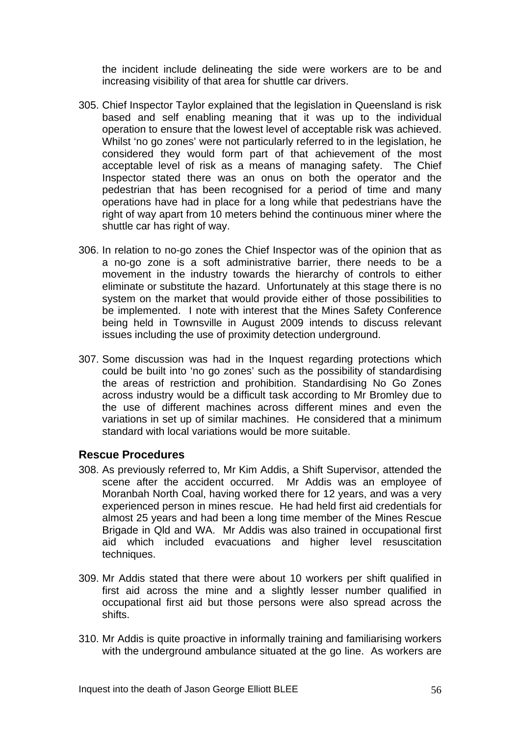the incident include delineating the side were workers are to be and increasing visibility of that area for shuttle car drivers.

305. Chief Inspector Taylor explained that the legislation in Queensland is risk based and self enabling meaning that it was up to the individual operation to ensure that the lowest level of acceptable risk was achieved. Whilst 'no go zones' were not particularly referred to in the legislation, he considered they would form part of that achievement of the most acceptable level of risk as a means of managing safety. The Chief Inspector stated there was an onus on both the operator and the pedestrian that has been recognised for a period of time and many operations have had in place for a long while that pedestrians have the right of way apart from 10 meters behind the continuous miner where the shuttle car has right of way.

306. In relation to no-go zones the Chief Inspector was of the opinion that as a no-go zone is a soft administrative barrier, there needs to be a movement in the industry towards the hierarchy of controls to either eliminate or substitute the hazard. Unfortunately at this stage there is no system on the market that would provide either of those possibilities to be implemented. I note with interest that the Mines Safety Conference being held in Townsville in August 2009 intends to discuss relevant issues including the use of proximity detection underground.

307. Some discussion was had in the Inquest regarding protections which could be built into 'no go zones' such as the possibility of standardising the areas of restriction and prohibition. Standardising No Go Zones across industry would be a difficult task according to Mr Bromley due to the use of different machines across different mines and even the variations in set up of similar machines. He considered that a minimum standard with local variations would be more suitable.

### Rescue Procedures

308. As previously referred to, Mr Kim Addis, a Shift Supervisor, attended the scene after the accident occurred. Mr Addis was an employee of Moranbah North Coal, having worked there for 12 years, and was a very experienced person in mines rescue. He had held first aid credentials for almost 25 years and had been a long time member of the Mines Rescue Brigade in Qld and WA. Mr Addis was also trained in occupational first aid which included evacuations and higher level resuscitation techniques.

309. Mr Addis stated that there were about 10 workers per shift qualified in first aid across the mine and a slightly lesser number qualified in occupational first aid but those persons were also spread across the shifts.

310. Mr Addis is quite proactive in informally training and familiarising workers with the underground ambulance situated at the go line. As workers are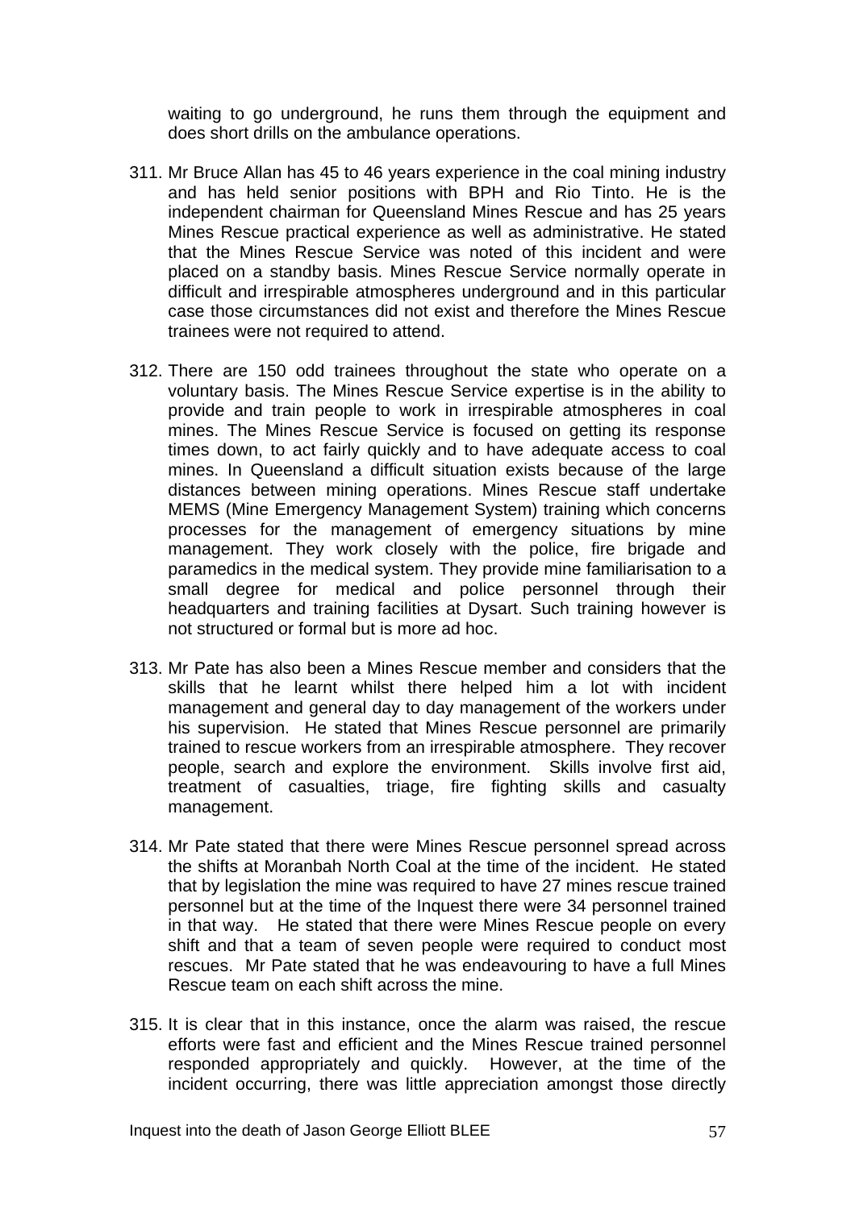waiting to go underground, he runs them through the equipment and does short drills on the ambulance operations.

311. Mr Bruce Allan has 45 to 46 years experience in the coal mining industry and has held senior positions with BPH and Rio Tinto. He is the independent chairman for Queensland Mines Rescue and has 25 years Mines Rescue practical experience as well as administrative. He stated that the Mines Rescue Service was noted of this incident and were placed on a standby basis. Mines Rescue Service normally operate in difficult and irrespirable atmospheres underground and in this particular case those circumstances did not exist and therefore the Mines Rescue trainees were not required to attend.

312. There are 150 odd trainees throughout the state who operate on a voluntary basis. The Mines Rescue Service expertise is in the ability to provide and train people to work in irrespirable atmospheres in coal mines. The Mines Rescue Service is focused on getting its response times down, to act fairly quickly and to have adequate access to coal mines. In Queensland a difficult situation exists because of the large distances between mining operations. Mines Rescue staff undertake MEMS (Mine Emergency Management System) training which concerns processes for the management of emergency situations by mine management. They work closely with the police, fire brigade and paramedics in the medical system. They provide mine familiarisation to a small degree for medical and police personnel through their headquarters and training facilities at Dysart. Such training however is not structured or formal but is more ad hoc.

313. Mr Pate has also been a Mines Rescue member and considers that the skills that he learnt whilst there helped him a lot with incident management and general day to day management of the workers under his supervision. He stated that Mines Rescue personnel are primarily trained to rescue workers from an irrespirable atmosphere. They recover people, search and explore the environment. Skills involve first aid, treatment of casualties, triage, fire fighting skills and casualty management.

314. Mr Pate stated that there were Mines Rescue personnel spread across the shifts at Moranbah North Coal at the time of the incident. He stated that by legislation the mine was required to have 27 mines rescue trained personnel but at the time of the Inquest there were 34 personnel trained in that way. He stated that there were Mines Rescue people on every shift and that a team of seven people were required to conduct most rescues. Mr Pate stated that he was endeavouring to have a full Mines Rescue team on each shift across the mine.

315. It is clear that in this instance, once the alarm was raised, the rescue efforts were fast and efficient and the Mines Rescue trained personnel responded appropriately and quickly. However, at the time of the incident occurring, there was little appreciation amongst those directly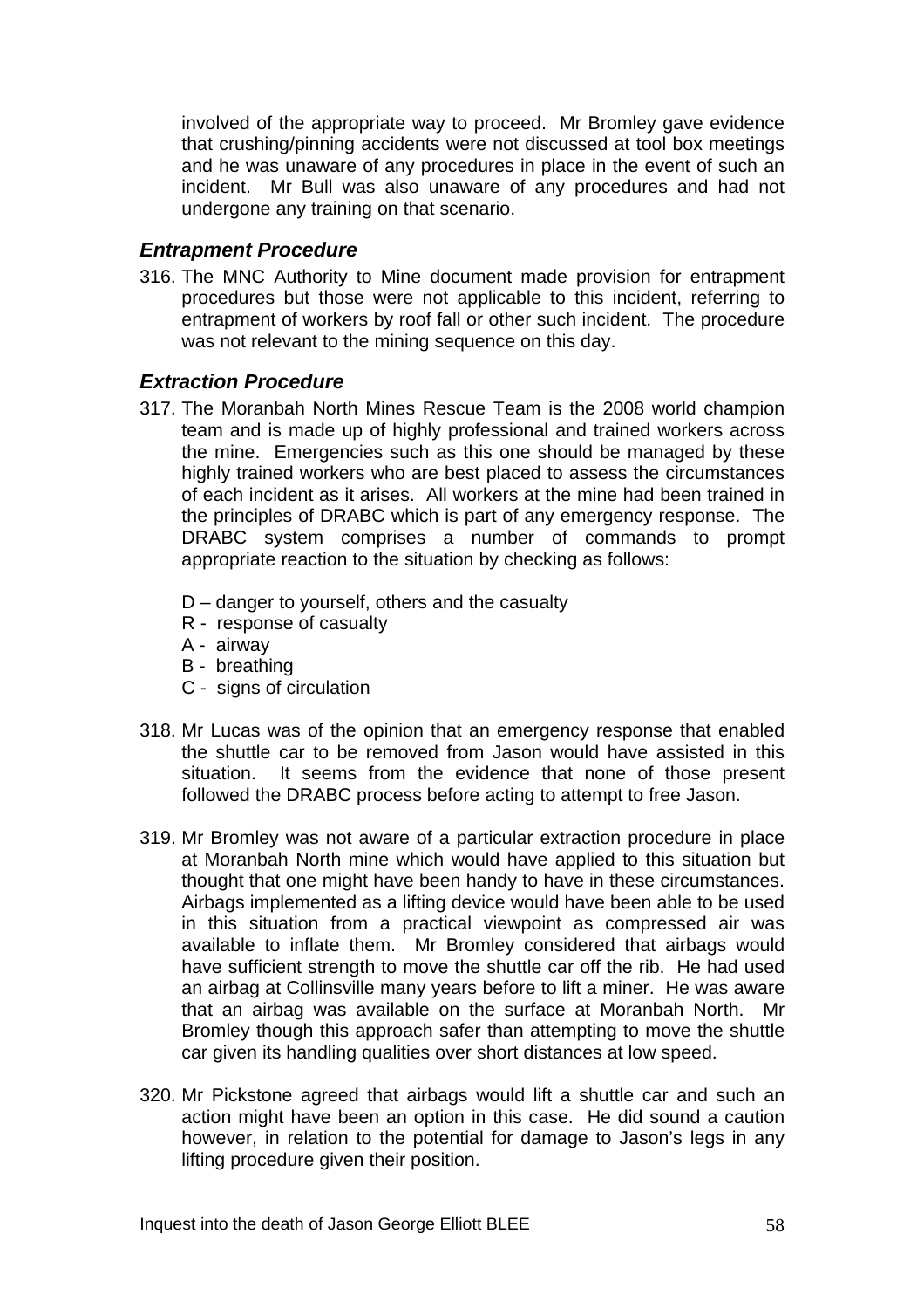involved of the appropriate way to proceed. Mr Bromley gave evidence that crushing/pinning accidents were not discussed at tool box meetings and he was unaware of any procedures in place in the event of such an incident. Mr Bull was also unaware of any procedures and had not undergone any training on that scenario.

### *Entrapment Procedure*

316. The MNC Authority to Mine document made provision for entrapment procedures but those were not applicable to this incident, referring to entrapment of workers by roof fall or other such incident. The procedure was not relevant to the mining sequence on this day.

### *Extraction Procedure*

317. The Moranbah North Mines Rescue Team is the 2008 world champion team and is made up of highly professional and trained workers across the mine. Emergencies such as this one should be managed by these highly trained workers who are best placed to assess the circumstances of each incident as it arises. All workers at the mine had been trained in the principles of DRABC which is part of any emergency response. The DRABC system comprises a number of commands to prompt appropriate reaction to the situation by checking as follows:

     D – danger to yourself, others and the casualty
     R - response of casualty
     A - airway
     B - breathing
     C - signs of circulation

318. Mr Lucas was of the opinion that an emergency response that enabled the shuttle car to be removed from Jason would have assisted in this situation. It seems from the evidence that none of those present followed the DRABC process before acting to attempt to free Jason.

319. Mr Bromley was not aware of a particular extraction procedure in place at Moranbah North mine which would have applied to this situation but thought that one might have been handy to have in these circumstances. Airbags implemented as a lifting device would have been able to be used in this situation from a practical viewpoint as compressed air was available to inflate them. Mr Bromley considered that airbags would have sufficient strength to move the shuttle car off the rib. He had used an airbag at Collinsville many years before to lift a miner. He was aware that an airbag was available on the surface at Moranbah North. Mr Bromley though this approach safer than attempting to move the shuttle car given its handling qualities over short distances at low speed.

320. Mr Pickstone agreed that airbags would lift a shuttle car and such an action might have been an option in this case. He did sound a caution however, in relation to the potential for damage to Jason's legs in any lifting procedure given their position.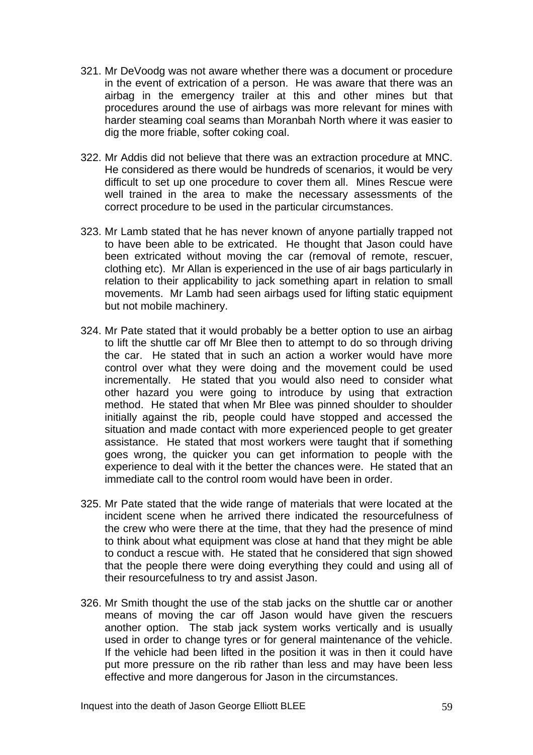321. Mr DeVoodg was not aware whether there was a document or procedure in the event of extrication of a person. He was aware that there was an airbag in the emergency trailer at this and other mines but that procedures around the use of airbags was more relevant for mines with harder steaming coal seams than Moranbah North where it was easier to dig the more friable, softer coking coal.

322. Mr Addis did not believe that there was an extraction procedure at MNC. He considered as there would be hundreds of scenarios, it would be very difficult to set up one procedure to cover them all. Mines Rescue were well trained in the area to make the necessary assessments of the correct procedure to be used in the particular circumstances.

323. Mr Lamb stated that he has never known of anyone partially trapped not to have been able to be extricated. He thought that Jason could have been extricated without moving the car (removal of remote, rescuer, clothing etc). Mr Allan is experienced in the use of air bags particularly in relation to their applicability to jack something apart in relation to small movements. Mr Lamb had seen airbags used for lifting static equipment but not mobile machinery.

324. Mr Pate stated that it would probably be a better option to use an airbag to lift the shuttle car off Mr Blee then to attempt to do so through driving the car. He stated that in such an action a worker would have more control over what they were doing and the movement could be used incrementally. He stated that you would also need to consider what other hazard you were going to introduce by using that extraction method. He stated that when Mr Blee was pinned shoulder to shoulder initially against the rib, people could have stopped and accessed the situation and made contact with more experienced people to get greater assistance. He stated that most workers were taught that if something goes wrong, the quicker you can get information to people with the experience to deal with it the better the chances were. He stated that an immediate call to the control room would have been in order.

325. Mr Pate stated that the wide range of materials that were located at the incident scene when he arrived there indicated the resourcefulness of the crew who were there at the time, that they had the presence of mind to think about what equipment was close at hand that they might be able to conduct a rescue with. He stated that he considered that sign showed that the people there were doing everything they could and using all of their resourcefulness to try and assist Jason.

326. Mr Smith thought the use of the stab jacks on the shuttle car or another means of moving the car off Jason would have given the rescuers another option. The stab jack system works vertically and is usually used in order to change tyres or for general maintenance of the vehicle. If the vehicle had been lifted in the position it was in then it could have put more pressure on the rib rather than less and may have been less effective and more dangerous for Jason in the circumstances.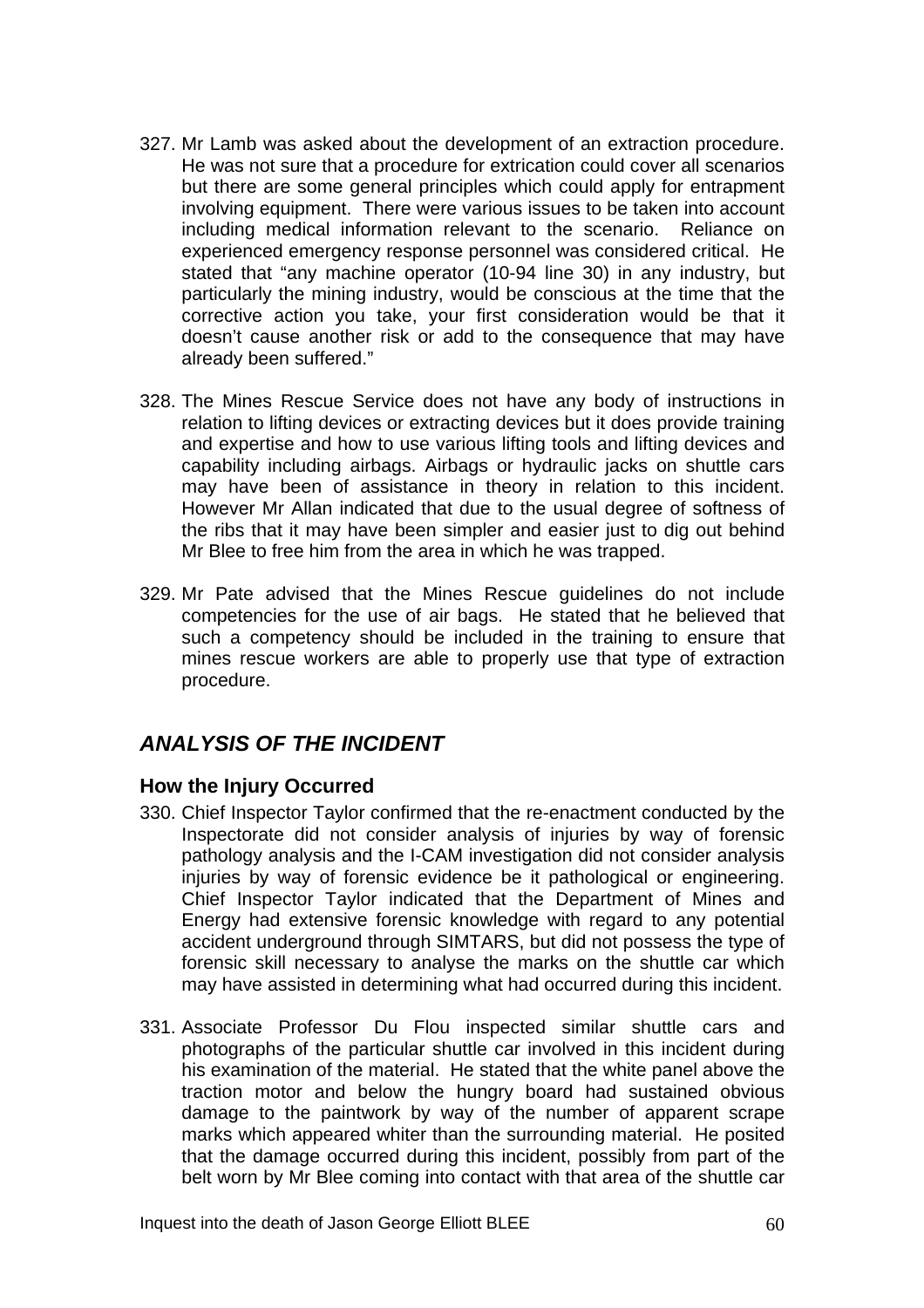327. Mr Lamb was asked about the development of an extraction procedure. He was not sure that a procedure for extrication could cover all scenarios but there are some general principles which could apply for entrapment involving equipment. There were various issues to be taken into account including medical information relevant to the scenario. Reliance on experienced emergency response personnel was considered critical. He stated that "any machine operator (10-94 line 30) in any industry, but particularly the mining industry, would be conscious at the time that the corrective action you take, your first consideration would be that it doesn't cause another risk or add to the consequence that may have already been suffered."

328. The Mines Rescue Service does not have any body of instructions in relation to lifting devices or extracting devices but it does provide training and expertise and how to use various lifting tools and lifting devices and capability including airbags. Airbags or hydraulic jacks on shuttle cars may have been of assistance in theory in relation to this incident. However Mr Allan indicated that due to the usual degree of softness of the ribs that it may have been simpler and easier just to dig out behind Mr Blee to free him from the area in which he was trapped.

329. Mr Pate advised that the Mines Rescue guidelines do not include competencies for the use of air bags. He stated that he believed that such a competency should be included in the training to ensure that mines rescue workers are able to properly use that type of extraction procedure.

## *ANALYSIS OF THE INCIDENT*

### How the Injury Occurred

330. Chief Inspector Taylor confirmed that the re-enactment conducted by the Inspectorate did not consider analysis of injuries by way of forensic pathology analysis and the I-CAM investigation did not consider analysis injuries by way of forensic evidence be it pathological or engineering. Chief Inspector Taylor indicated that the Department of Mines and Energy had extensive forensic knowledge with regard to any potential accident underground through SIMTARS, but did not possess the type of forensic skill necessary to analyse the marks on the shuttle car which may have assisted in determining what had occurred during this incident.

331. Associate Professor Du Flou inspected similar shuttle cars and photographs of the particular shuttle car involved in this incident during his examination of the material. He stated that the white panel above the traction motor and below the hungry board had sustained obvious damage to the paintwork by way of the number of apparent scrape marks which appeared whiter than the surrounding material. He posited that the damage occurred during this incident, possibly from part of the belt worn by Mr Blee coming into contact with that area of the shuttle car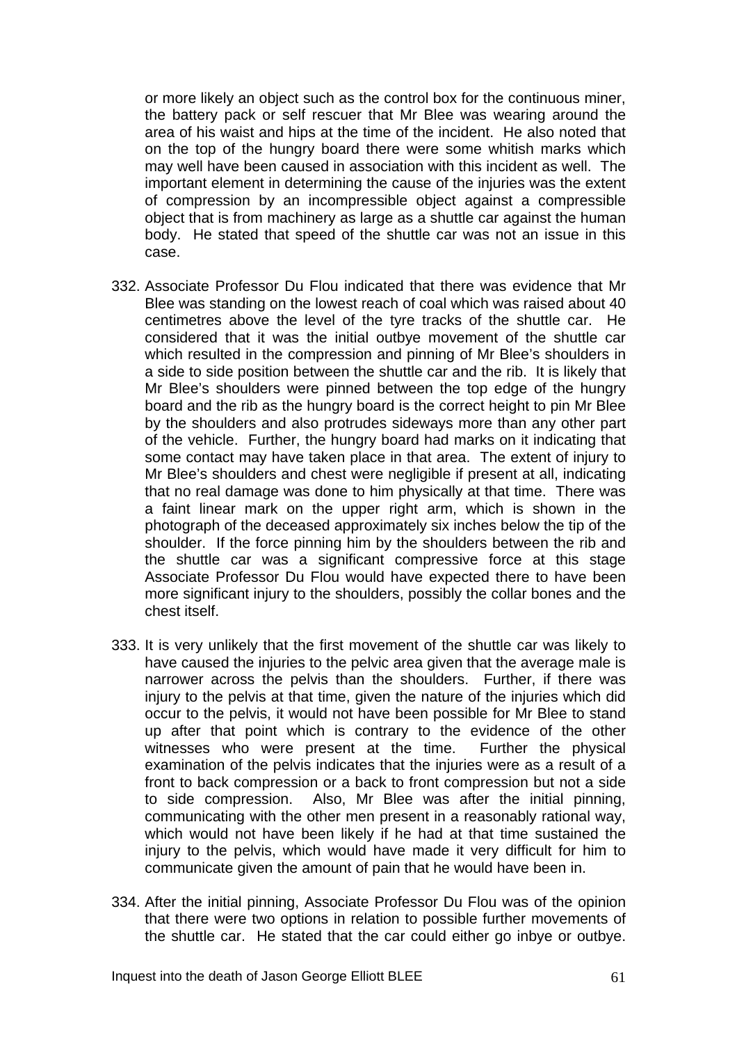or more likely an object such as the control box for the continuous miner, the battery pack or self rescuer that Mr Blee was wearing around the area of his waist and hips at the time of the incident. He also noted that on the top of the hungry board there were some whitish marks which may well have been caused in association with this incident as well. The important element in determining the cause of the injuries was the extent of compression by an incompressible object against a compressible object that is from machinery as large as a shuttle car against the human body. He stated that speed of the shuttle car was not an issue in this case.

332. Associate Professor Du Flou indicated that there was evidence that Mr Blee was standing on the lowest reach of coal which was raised about 40 centimetres above the level of the tyre tracks of the shuttle car. He considered that it was the initial outbye movement of the shuttle car which resulted in the compression and pinning of Mr Blee's shoulders in a side to side position between the shuttle car and the rib. It is likely that Mr Blee's shoulders were pinned between the top edge of the hungry board and the rib as the hungry board is the correct height to pin Mr Blee by the shoulders and also protrudes sideways more than any other part of the vehicle. Further, the hungry board had marks on it indicating that some contact may have taken place in that area. The extent of injury to Mr Blee's shoulders and chest were negligible if present at all, indicating that no real damage was done to him physically at that time. There was a faint linear mark on the upper right arm, which is shown in the photograph of the deceased approximately six inches below the tip of the shoulder. If the force pinning him by the shoulders between the rib and the shuttle car was a significant compressive force at this stage Associate Professor Du Flou would have expected there to have been more significant injury to the shoulders, possibly the collar bones and the chest itself.

333. It is very unlikely that the first movement of the shuttle car was likely to have caused the injuries to the pelvic area given that the average male is narrower across the pelvis than the shoulders. Further, if there was injury to the pelvis at that time, given the nature of the injuries which did occur to the pelvis, it would not have been possible for Mr Blee to stand up after that point which is contrary to the evidence of the other witnesses who were present at the time. Further the physical examination of the pelvis indicates that the injuries were as a result of a front to back compression or a back to front compression but not a side to side compression. Also, Mr Blee was after the initial pinning, communicating with the other men present in a reasonably rational way, which would not have been likely if he had at that time sustained the injury to the pelvis, which would have made it very difficult for him to communicate given the amount of pain that he would have been in.

334. After the initial pinning, Associate Professor Du Flou was of the opinion that there were two options in relation to possible further movements of the shuttle car. He stated that the car could either go inbye or outbye.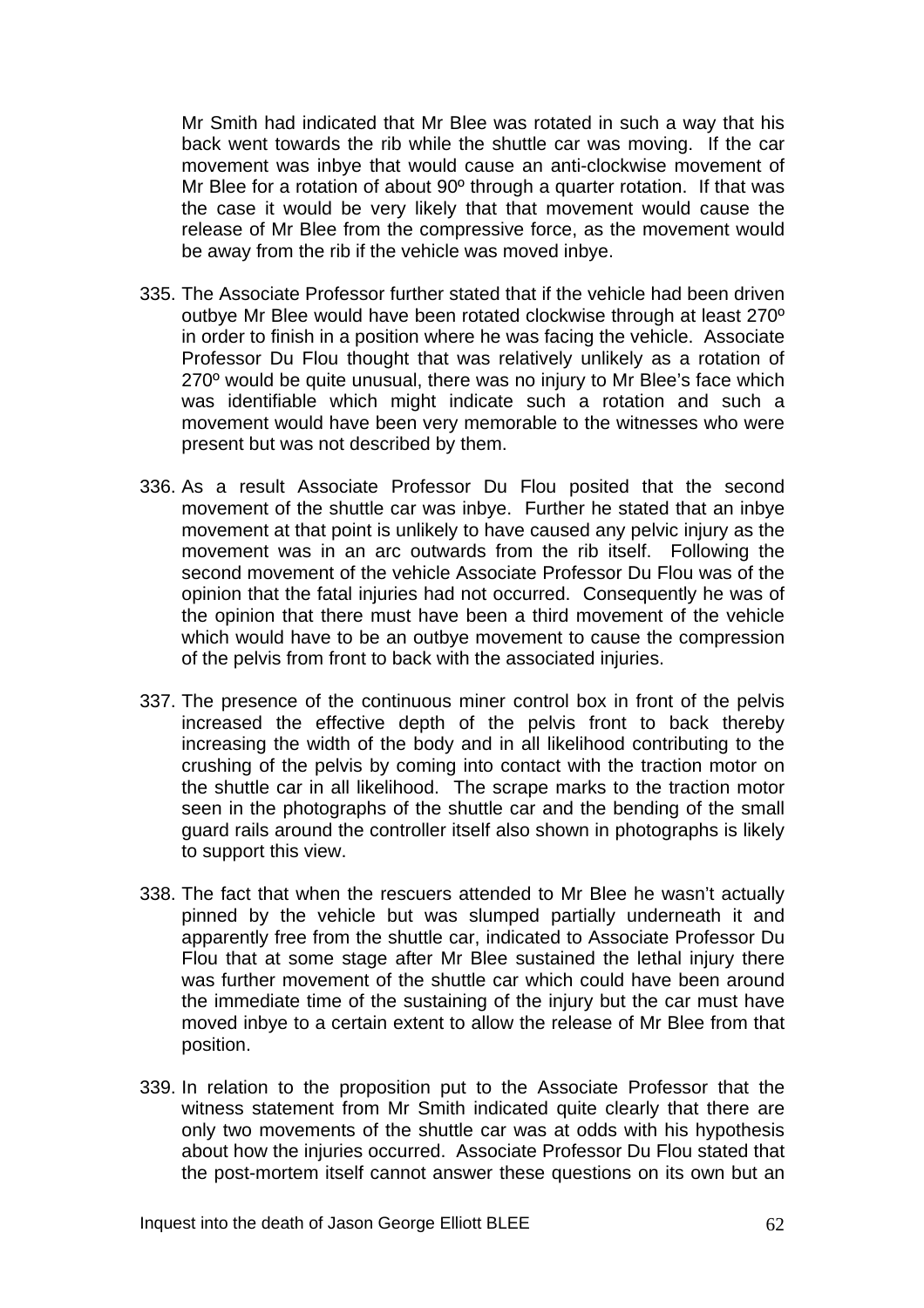Mr Smith had indicated that Mr Blee was rotated in such a way that his back went towards the rib while the shuttle car was moving. If the car movement was inbye that would cause an anti-clockwise movement of Mr Blee for a rotation of about 90º through a quarter rotation. If that was the case it would be very likely that that movement would cause the release of Mr Blee from the compressive force, as the movement would be away from the rib if the vehicle was moved inbye.

335. The Associate Professor further stated that if the vehicle had been driven outbye Mr Blee would have been rotated clockwise through at least 270º in order to finish in a position where he was facing the vehicle. Associate Professor Du Flou thought that was relatively unlikely as a rotation of 270º would be quite unusual, there was no injury to Mr Blee's face which was identifiable which might indicate such a rotation and such a movement would have been very memorable to the witnesses who were present but was not described by them.

336. As a result Associate Professor Du Flou posited that the second movement of the shuttle car was inbye. Further he stated that an inbye movement at that point is unlikely to have caused any pelvic injury as the movement was in an arc outwards from the rib itself. Following the second movement of the vehicle Associate Professor Du Flou was of the opinion that the fatal injuries had not occurred. Consequently he was of the opinion that there must have been a third movement of the vehicle which would have to be an outbye movement to cause the compression of the pelvis from front to back with the associated injuries.

337. The presence of the continuous miner control box in front of the pelvis increased the effective depth of the pelvis front to back thereby increasing the width of the body and in all likelihood contributing to the crushing of the pelvis by coming into contact with the traction motor on the shuttle car in all likelihood. The scrape marks to the traction motor seen in the photographs of the shuttle car and the bending of the small guard rails around the controller itself also shown in photographs is likely to support this view.

338. The fact that when the rescuers attended to Mr Blee he wasn't actually pinned by the vehicle but was slumped partially underneath it and apparently free from the shuttle car, indicated to Associate Professor Du Flou that at some stage after Mr Blee sustained the lethal injury there was further movement of the shuttle car which could have been around the immediate time of the sustaining of the injury but the car must have moved inbye to a certain extent to allow the release of Mr Blee from that position.

339. In relation to the proposition put to the Associate Professor that the witness statement from Mr Smith indicated quite clearly that there are only two movements of the shuttle car was at odds with his hypothesis about how the injuries occurred. Associate Professor Du Flou stated that the post-mortem itself cannot answer these questions on its own but an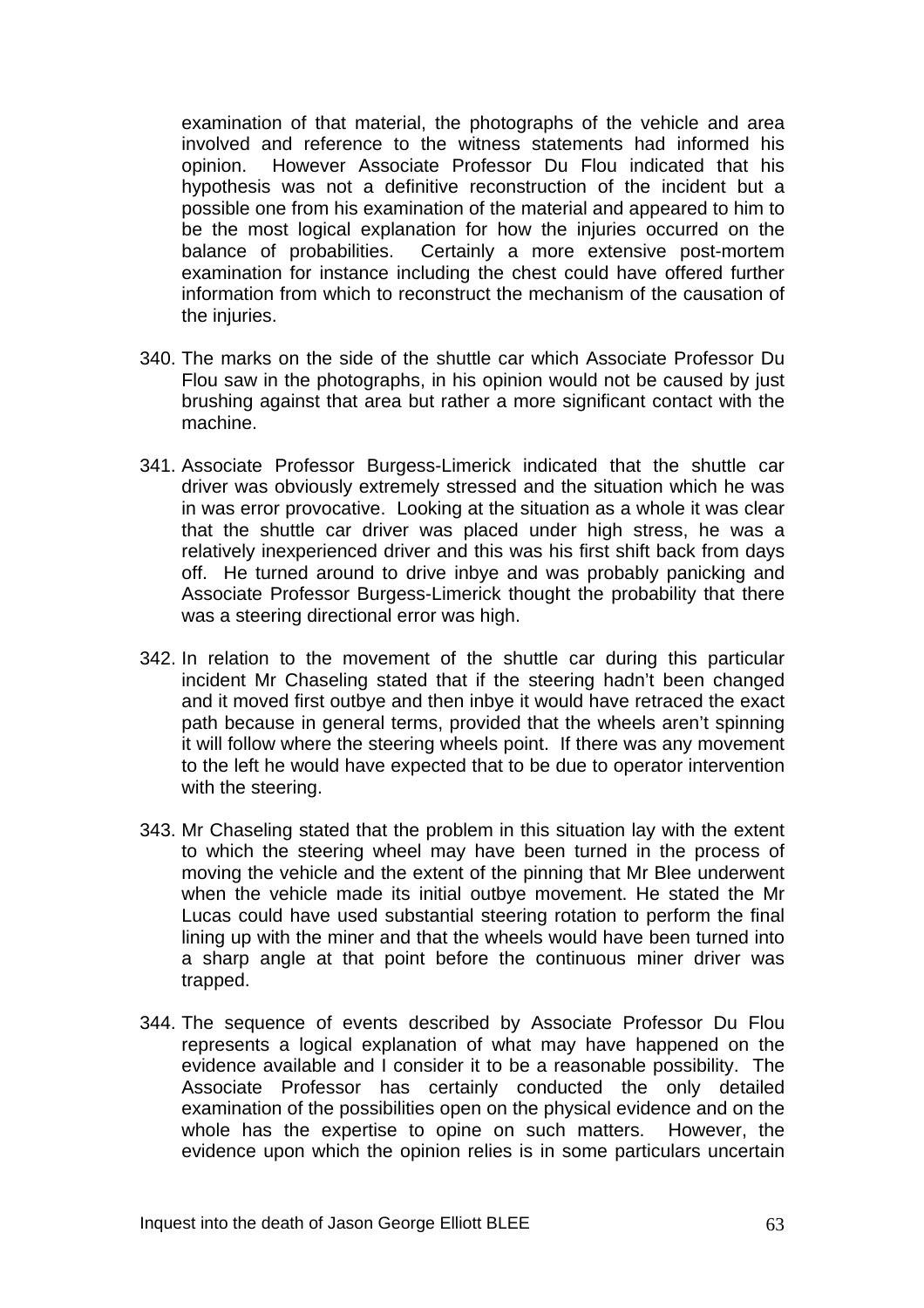examination of that material, the photographs of the vehicle and area involved and reference to the witness statements had informed his opinion. However Associate Professor Du Flou indicated that his hypothesis was not a definitive reconstruction of the incident but a possible one from his examination of the material and appeared to him to be the most logical explanation for how the injuries occurred on the balance of probabilities. Certainly a more extensive post-mortem examination for instance including the chest could have offered further information from which to reconstruct the mechanism of the causation of the injuries.

340. The marks on the side of the shuttle car which Associate Professor Du Flou saw in the photographs, in his opinion would not be caused by just brushing against that area but rather a more significant contact with the machine.

341. Associate Professor Burgess-Limerick indicated that the shuttle car driver was obviously extremely stressed and the situation which he was in was error provocative. Looking at the situation as a whole it was clear that the shuttle car driver was placed under high stress, he was a relatively inexperienced driver and this was his first shift back from days off. He turned around to drive inbye and was probably panicking and Associate Professor Burgess-Limerick thought the probability that there was a steering directional error was high.

342. In relation to the movement of the shuttle car during this particular incident Mr Chaseling stated that if the steering hadn't been changed and it moved first outbye and then inbye it would have retraced the exact path because in general terms, provided that the wheels aren't spinning it will follow where the steering wheels point. If there was any movement to the left he would have expected that to be due to operator intervention with the steering.

343. Mr Chaseling stated that the problem in this situation lay with the extent to which the steering wheel may have been turned in the process of moving the vehicle and the extent of the pinning that Mr Blee underwent when the vehicle made its initial outbye movement. He stated the Mr Lucas could have used substantial steering rotation to perform the final lining up with the miner and that the wheels would have been turned into a sharp angle at that point before the continuous miner driver was trapped.

344. The sequence of events described by Associate Professor Du Flou represents a logical explanation of what may have happened on the evidence available and I consider it to be a reasonable possibility. The Associate Professor has certainly conducted the only detailed examination of the possibilities open on the physical evidence and on the whole has the expertise to opine on such matters. However, the evidence upon which the opinion relies is in some particulars uncertain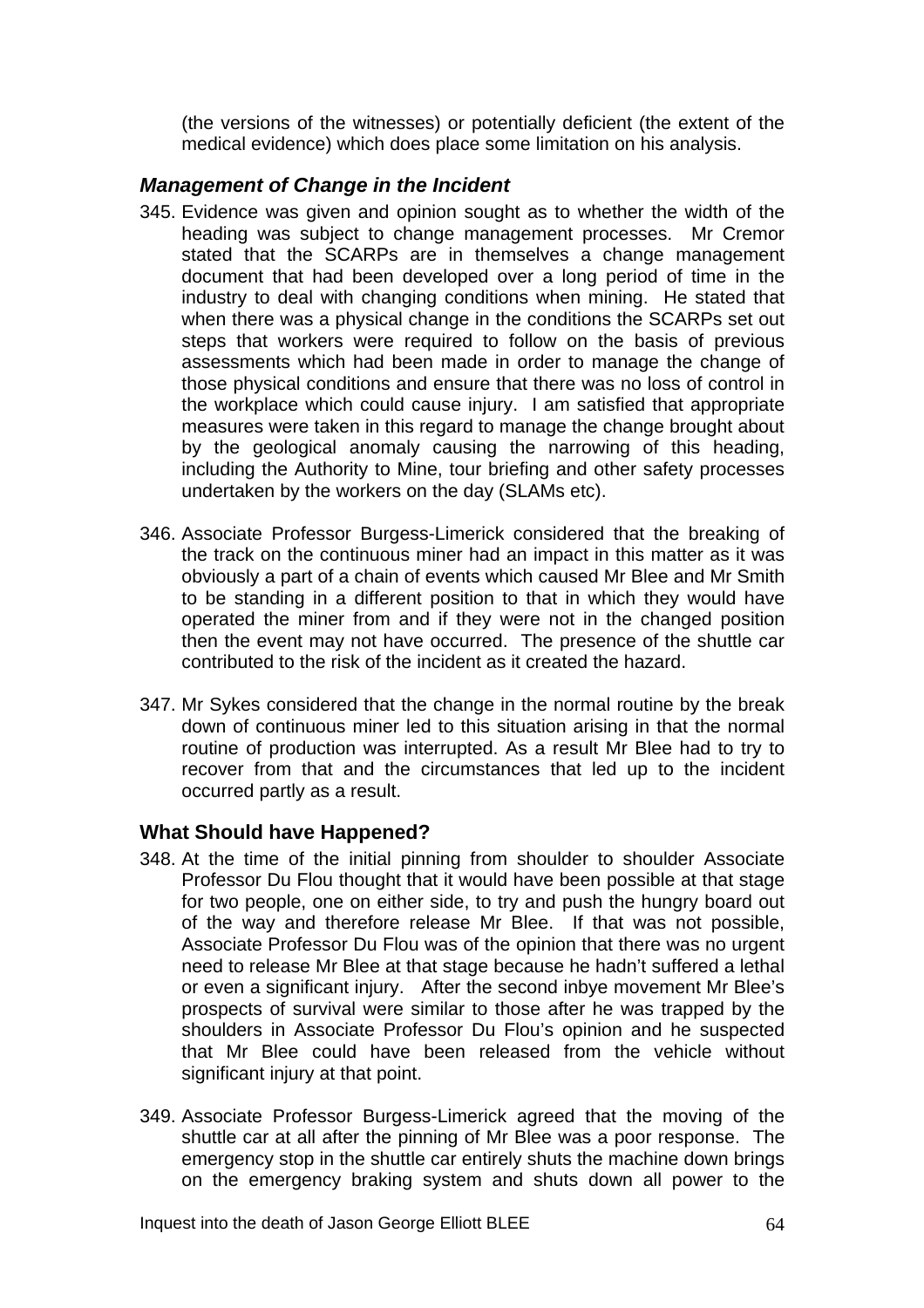(the versions of the witnesses) or potentially deficient (the extent of the medical evidence) which does place some limitation on his analysis.

### *Management of Change in the Incident*

345. Evidence was given and opinion sought as to whether the width of the heading was subject to change management processes. Mr Cremor stated that the SCARPs are in themselves a change management document that had been developed over a long period of time in the industry to deal with changing conditions when mining. He stated that when there was a physical change in the conditions the SCARPs set out steps that workers were required to follow on the basis of previous assessments which had been made in order to manage the change of those physical conditions and ensure that there was no loss of control in the workplace which could cause injury. I am satisfied that appropriate measures were taken in this regard to manage the change brought about by the geological anomaly causing the narrowing of this heading, including the Authority to Mine, tour briefing and other safety processes undertaken by the workers on the day (SLAMs etc).

346. Associate Professor Burgess-Limerick considered that the breaking of the track on the continuous miner had an impact in this matter as it was obviously a part of a chain of events which caused Mr Blee and Mr Smith to be standing in a different position to that in which they would have operated the miner from and if they were not in the changed position then the event may not have occurred. The presence of the shuttle car contributed to the risk of the incident as it created the hazard.

347. Mr Sykes considered that the change in the normal routine by the break down of continuous miner led to this situation arising in that the normal routine of production was interrupted. As a result Mr Blee had to try to recover from that and the circumstances that led up to the incident occurred partly as a result.

### What Should have Happened?

348. At the time of the initial pinning from shoulder to shoulder Associate Professor Du Flou thought that it would have been possible at that stage for two people, one on either side, to try and push the hungry board out of the way and therefore release Mr Blee. If that was not possible, Associate Professor Du Flou was of the opinion that there was no urgent need to release Mr Blee at that stage because he hadn't suffered a lethal or even a significant injury. After the second inbye movement Mr Blee's prospects of survival were similar to those after he was trapped by the shoulders in Associate Professor Du Flou's opinion and he suspected that Mr Blee could have been released from the vehicle without significant injury at that point.

349. Associate Professor Burgess-Limerick agreed that the moving of the shuttle car at all after the pinning of Mr Blee was a poor response. The emergency stop in the shuttle car entirely shuts the machine down brings on the emergency braking system and shuts down all power to the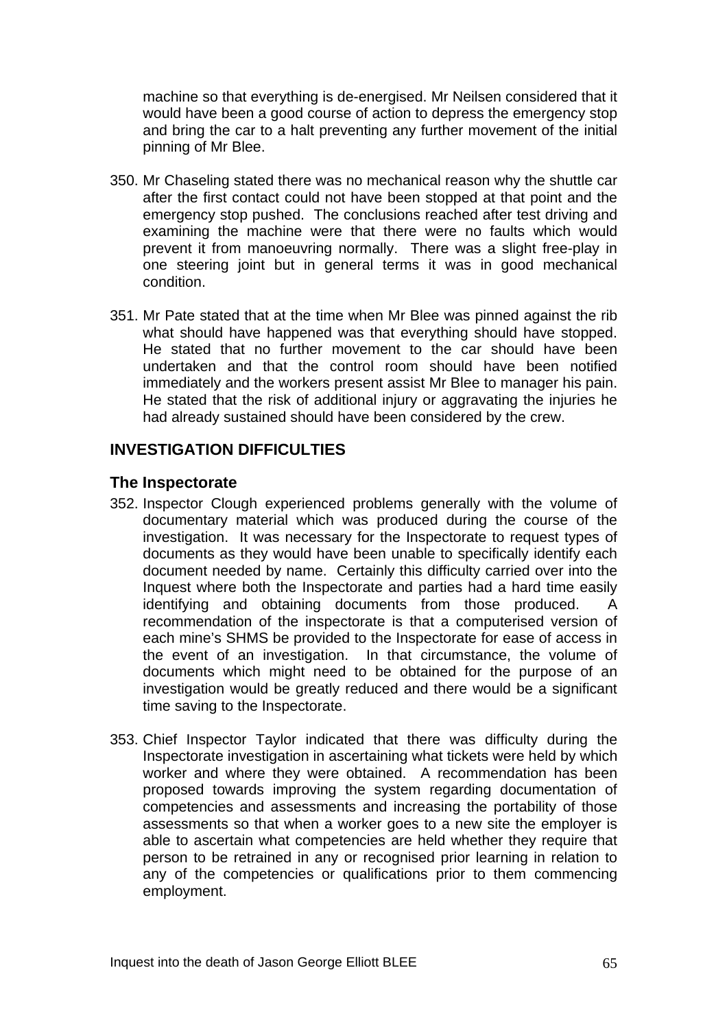machine so that everything is de-energised. Mr Neilsen considered that it would have been a good course of action to depress the emergency stop and bring the car to a halt preventing any further movement of the initial pinning of Mr Blee.

350. Mr Chaseling stated there was no mechanical reason why the shuttle car after the first contact could not have been stopped at that point and the emergency stop pushed. The conclusions reached after test driving and examining the machine were that there were no faults which would prevent it from manoeuvring normally. There was a slight free-play in one steering joint but in general terms it was in good mechanical condition.

351. Mr Pate stated that at the time when Mr Blee was pinned against the rib what should have happened was that everything should have stopped. He stated that no further movement to the car should have been undertaken and that the control room should have been notified immediately and the workers present assist Mr Blee to manager his pain. He stated that the risk of additional injury or aggravating the injuries he had already sustained should have been considered by the crew.

## INVESTIGATION DIFFICULTIES

### The Inspectorate

352. Inspector Clough experienced problems generally with the volume of documentary material which was produced during the course of the investigation. It was necessary for the Inspectorate to request types of documents as they would have been unable to specifically identify each document needed by name. Certainly this difficulty carried over into the Inquest where both the Inspectorate and parties had a hard time easily identifying and obtaining documents from those produced. A recommendation of the inspectorate is that a computerised version of each mine's SHMS be provided to the Inspectorate for ease of access in the event of an investigation. In that circumstance, the volume of documents which might need to be obtained for the purpose of an investigation would be greatly reduced and there would be a significant time saving to the Inspectorate.

353. Chief Inspector Taylor indicated that there was difficulty during the Inspectorate investigation in ascertaining what tickets were held by which worker and where they were obtained. A recommendation has been proposed towards improving the system regarding documentation of competencies and assessments and increasing the portability of those assessments so that when a worker goes to a new site the employer is able to ascertain what competencies are held whether they require that person to be retrained in any or recognised prior learning in relation to any of the competencies or qualifications prior to them commencing employment.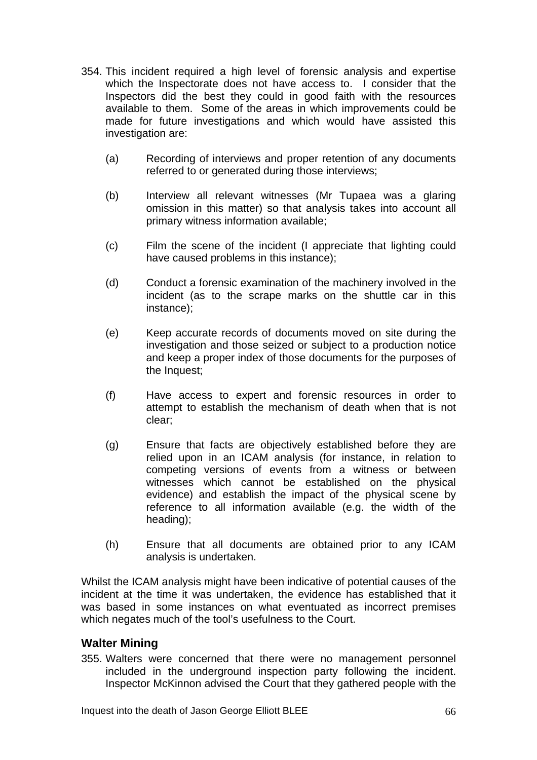354. This incident required a high level of forensic analysis and expertise which the Inspectorate does not have access to. I consider that the Inspectors did the best they could in good faith with the resources available to them. Some of the areas in which improvements could be made for future investigations and which would have assisted this investigation are:

   (a) Recording of interviews and proper retention of any documents referred to or generated during those interviews;

   (b) Interview all relevant witnesses (Mr Tupaea was a glaring omission in this matter) so that analysis takes into account all primary witness information available;

   (c) Film the scene of the incident (I appreciate that lighting could have caused problems in this instance);

   (d) Conduct a forensic examination of the machinery involved in the incident (as to the scrape marks on the shuttle car in this instance);

   (e) Keep accurate records of documents moved on site during the investigation and those seized or subject to a production notice and keep a proper index of those documents for the purposes of the Inquest;

   (f) Have access to expert and forensic resources in order to attempt to establish the mechanism of death when that is not clear;

   (g) Ensure that facts are objectively established before they are relied upon in an ICAM analysis (for instance, in relation to competing versions of events from a witness or between witnesses which cannot be established on the physical evidence) and establish the impact of the physical scene by reference to all information available (e.g. the width of the heading);

   (h) Ensure that all documents are obtained prior to any ICAM analysis is undertaken.

Whilst the ICAM analysis might have been indicative of potential causes of the incident at the time it was undertaken, the evidence has established that it was based in some instances on what eventuated as incorrect premises which negates much of the tool's usefulness to the Court.

### Walter Mining

355. Walters were concerned that there were no management personnel included in the underground inspection party following the incident. Inspector McKinnon advised the Court that they gathered people with the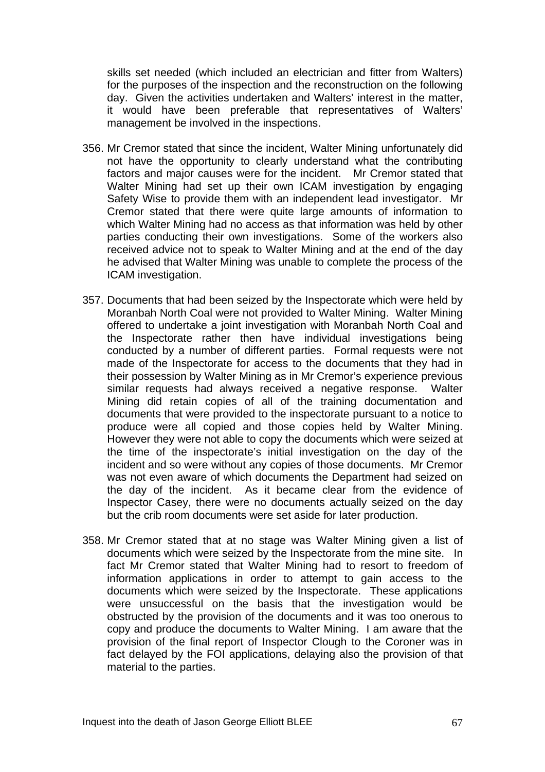skills set needed (which included an electrician and fitter from Walters) for the purposes of the inspection and the reconstruction on the following day. Given the activities undertaken and Walters' interest in the matter, it would have been preferable that representatives of Walters' management be involved in the inspections.

356. Mr Cremor stated that since the incident, Walter Mining unfortunately did not have the opportunity to clearly understand what the contributing factors and major causes were for the incident. Mr Cremor stated that Walter Mining had set up their own ICAM investigation by engaging Safety Wise to provide them with an independent lead investigator. Mr Cremor stated that there were quite large amounts of information to which Walter Mining had no access as that information was held by other parties conducting their own investigations. Some of the workers also received advice not to speak to Walter Mining and at the end of the day he advised that Walter Mining was unable to complete the process of the ICAM investigation.

357. Documents that had been seized by the Inspectorate which were held by Moranbah North Coal were not provided to Walter Mining. Walter Mining offered to undertake a joint investigation with Moranbah North Coal and the Inspectorate rather then have individual investigations being conducted by a number of different parties. Formal requests were not made of the Inspectorate for access to the documents that they had in their possession by Walter Mining as in Mr Cremor's experience previous similar requests had always received a negative response. Walter Mining did retain copies of all of the training documentation and documents that were provided to the inspectorate pursuant to a notice to produce were all copied and those copies held by Walter Mining. However they were not able to copy the documents which were seized at the time of the inspectorate's initial investigation on the day of the incident and so were without any copies of those documents. Mr Cremor was not even aware of which documents the Department had seized on the day of the incident. As it became clear from the evidence of Inspector Casey, there were no documents actually seized on the day but the crib room documents were set aside for later production.

358. Mr Cremor stated that at no stage was Walter Mining given a list of documents which were seized by the Inspectorate from the mine site. In fact Mr Cremor stated that Walter Mining had to resort to freedom of information applications in order to attempt to gain access to the documents which were seized by the Inspectorate. These applications were unsuccessful on the basis that the investigation would be obstructed by the provision of the documents and it was too onerous to copy and produce the documents to Walter Mining. I am aware that the provision of the final report of Inspector Clough to the Coroner was in fact delayed by the FOI applications, delaying also the provision of that material to the parties.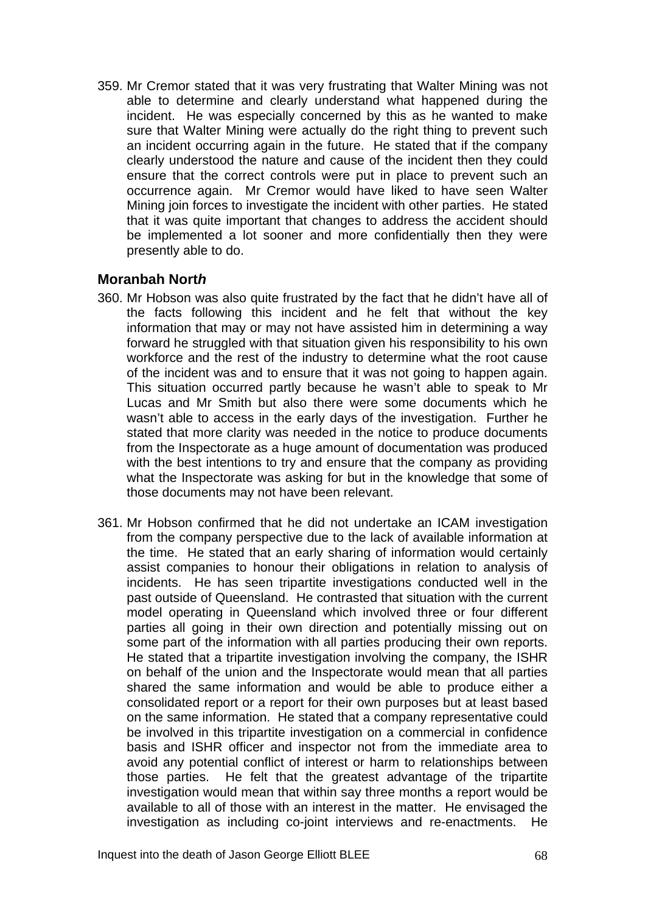359. Mr Cremor stated that it was very frustrating that Walter Mining was not able to determine and clearly understand what happened during the incident. He was especially concerned by this as he wanted to make sure that Walter Mining were actually do the right thing to prevent such an incident occurring again in the future. He stated that if the company clearly understood the nature and cause of the incident then they could ensure that the correct controls were put in place to prevent such an occurrence again. Mr Cremor would have liked to have seen Walter Mining join forces to investigate the incident with other parties. He stated that it was quite important that changes to address the accident should be implemented a lot sooner and more confidentially then they were presently able to do.

## Moranbah Nort*h*

360. Mr Hobson was also quite frustrated by the fact that he didn't have all of the facts following this incident and he felt that without the key information that may or may not have assisted him in determining a way forward he struggled with that situation given his responsibility to his own workforce and the rest of the industry to determine what the root cause of the incident was and to ensure that it was not going to happen again. This situation occurred partly because he wasn't able to speak to Mr Lucas and Mr Smith but also there were some documents which he wasn't able to access in the early days of the investigation. Further he stated that more clarity was needed in the notice to produce documents from the Inspectorate as a huge amount of documentation was produced with the best intentions to try and ensure that the company as providing what the Inspectorate was asking for but in the knowledge that some of those documents may not have been relevant.

361. Mr Hobson confirmed that he did not undertake an ICAM investigation from the company perspective due to the lack of available information at the time. He stated that an early sharing of information would certainly assist companies to honour their obligations in relation to analysis of incidents. He has seen tripartite investigations conducted well in the past outside of Queensland. He contrasted that situation with the current model operating in Queensland which involved three or four different parties all going in their own direction and potentially missing out on some part of the information with all parties producing their own reports. He stated that a tripartite investigation involving the company, the ISHR on behalf of the union and the Inspectorate would mean that all parties shared the same information and would be able to produce either a consolidated report or a report for their own purposes but at least based on the same information. He stated that a company representative could be involved in this tripartite investigation on a commercial in confidence basis and ISHR officer and inspector not from the immediate area to avoid any potential conflict of interest or harm to relationships between those parties. He felt that the greatest advantage of the tripartite investigation would mean that within say three months a report would be available to all of those with an interest in the matter. He envisaged the investigation as including co-joint interviews and re-enactments. He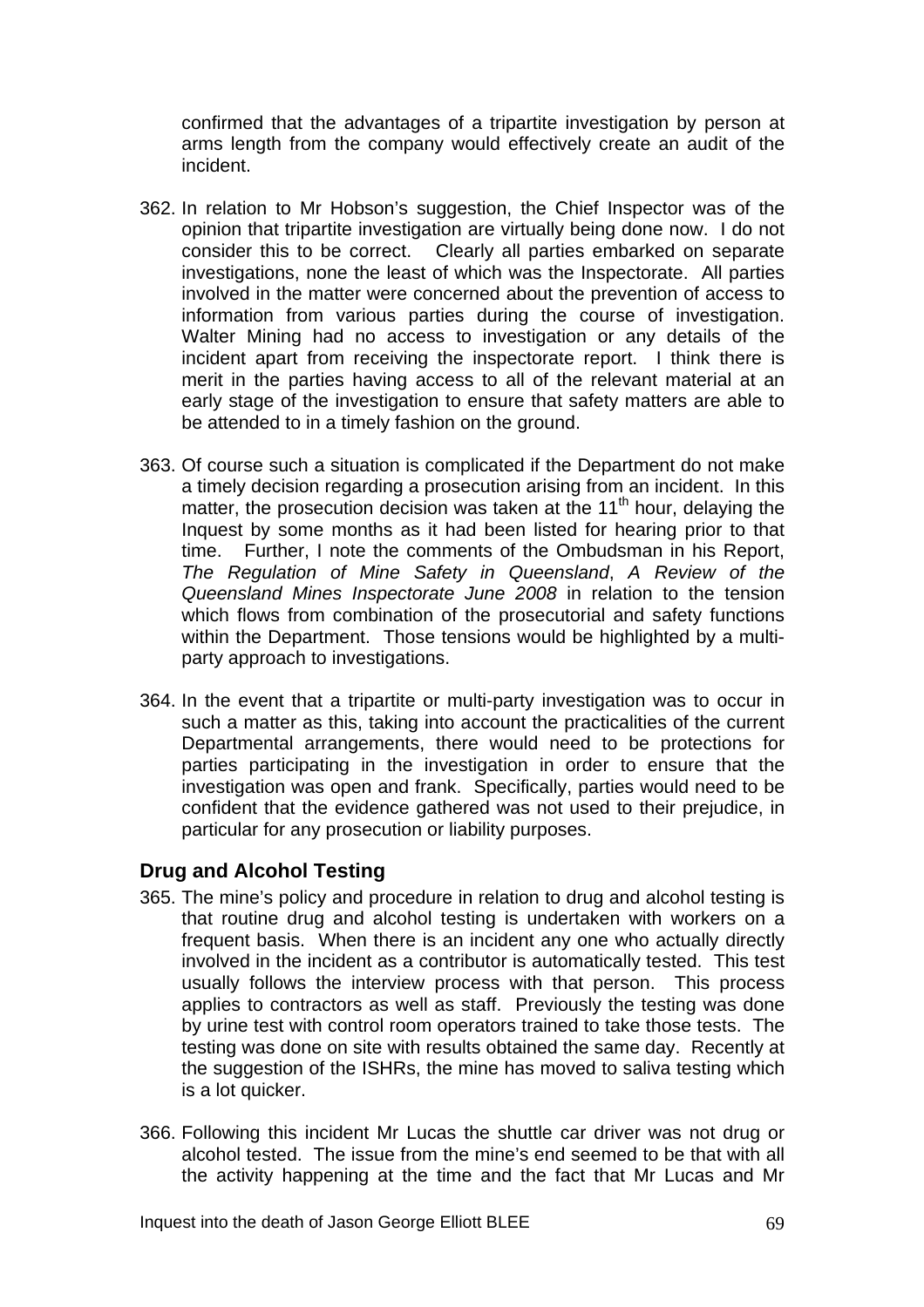confirmed that the advantages of a tripartite investigation by person at arms length from the company would effectively create an audit of the incident.

362. In relation to Mr Hobson's suggestion, the Chief Inspector was of the opinion that tripartite investigation are virtually being done now. I do not consider this to be correct. Clearly all parties embarked on separate investigations, none the least of which was the Inspectorate. All parties involved in the matter were concerned about the prevention of access to information from various parties during the course of investigation. Walter Mining had no access to investigation or any details of the incident apart from receiving the inspectorate report. I think there is merit in the parties having access to all of the relevant material at an early stage of the investigation to ensure that safety matters are able to be attended to in a timely fashion on the ground.

363. Of course such a situation is complicated if the Department do not make a timely decision regarding a prosecution arising from an incident. In this matter, the prosecution decision was taken at the 11th hour, delaying the Inquest by some months as it had been listed for hearing prior to that time. Further, I note the comments of the Ombudsman in his Report, *The Regulation of Mine Safety in Queensland*, *A Review of the Queensland Mines Inspectorate June 2008* in relation to the tension which flows from combination of the prosecutorial and safety functions within the Department. Those tensions would be highlighted by a multi-party approach to investigations.

364. In the event that a tripartite or multi-party investigation was to occur in such a matter as this, taking into account the practicalities of the current Departmental arrangements, there would need to be protections for parties participating in the investigation in order to ensure that the investigation was open and frank. Specifically, parties would need to be confident that the evidence gathered was not used to their prejudice, in particular for any prosecution or liability purposes.

## Drug and Alcohol Testing

365. The mine's policy and procedure in relation to drug and alcohol testing is that routine drug and alcohol testing is undertaken with workers on a frequent basis. When there is an incident any one who actually directly involved in the incident as a contributor is automatically tested. This test usually follows the interview process with that person. This process applies to contractors as well as staff. Previously the testing was done by urine test with control room operators trained to take those tests. The testing was done on site with results obtained the same day. Recently at the suggestion of the ISHRs, the mine has moved to saliva testing which is a lot quicker.

366. Following this incident Mr Lucas the shuttle car driver was not drug or alcohol tested. The issue from the mine's end seemed to be that with all the activity happening at the time and the fact that Mr Lucas and Mr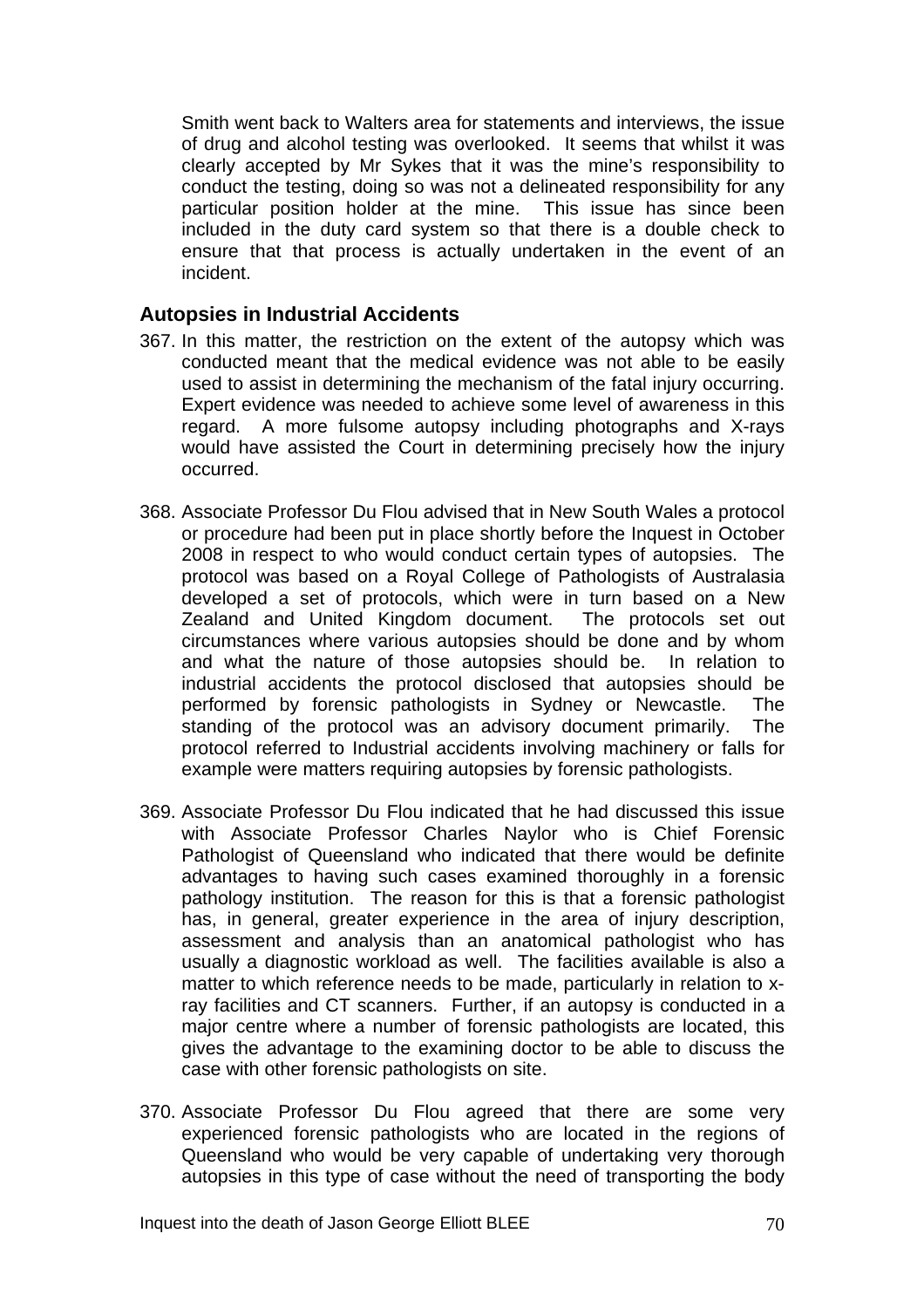Smith went back to Walters area for statements and interviews, the issue of drug and alcohol testing was overlooked. It seems that whilst it was clearly accepted by Mr Sykes that it was the mine's responsibility to conduct the testing, doing so was not a delineated responsibility for any particular position holder at the mine. This issue has since been included in the duty card system so that there is a double check to ensure that that process is actually undertaken in the event of an incident.

## Autopsies in Industrial Accidents

367. In this matter, the restriction on the extent of the autopsy which was conducted meant that the medical evidence was not able to be easily used to assist in determining the mechanism of the fatal injury occurring. Expert evidence was needed to achieve some level of awareness in this regard. A more fulsome autopsy including photographs and X-rays would have assisted the Court in determining precisely how the injury occurred.

368. Associate Professor Du Flou advised that in New South Wales a protocol or procedure had been put in place shortly before the Inquest in October 2008 in respect to who would conduct certain types of autopsies. The protocol was based on a Royal College of Pathologists of Australasia developed a set of protocols, which were in turn based on a New Zealand and United Kingdom document. The protocols set out circumstances where various autopsies should be done and by whom and what the nature of those autopsies should be. In relation to industrial accidents the protocol disclosed that autopsies should be performed by forensic pathologists in Sydney or Newcastle. The standing of the protocol was an advisory document primarily. The protocol referred to Industrial accidents involving machinery or falls for example were matters requiring autopsies by forensic pathologists.

369. Associate Professor Du Flou indicated that he had discussed this issue with Associate Professor Charles Naylor who is Chief Forensic Pathologist of Queensland who indicated that there would be definite advantages to having such cases examined thoroughly in a forensic pathology institution. The reason for this is that a forensic pathologist has, in general, greater experience in the area of injury description, assessment and analysis than an anatomical pathologist who has usually a diagnostic workload as well. The facilities available is also a matter to which reference needs to be made, particularly in relation to x-ray facilities and CT scanners. Further, if an autopsy is conducted in a major centre where a number of forensic pathologists are located, this gives the advantage to the examining doctor to be able to discuss the case with other forensic pathologists on site.

370. Associate Professor Du Flou agreed that there are some very experienced forensic pathologists who are located in the regions of Queensland who would be very capable of undertaking very thorough autopsies in this type of case without the need of transporting the body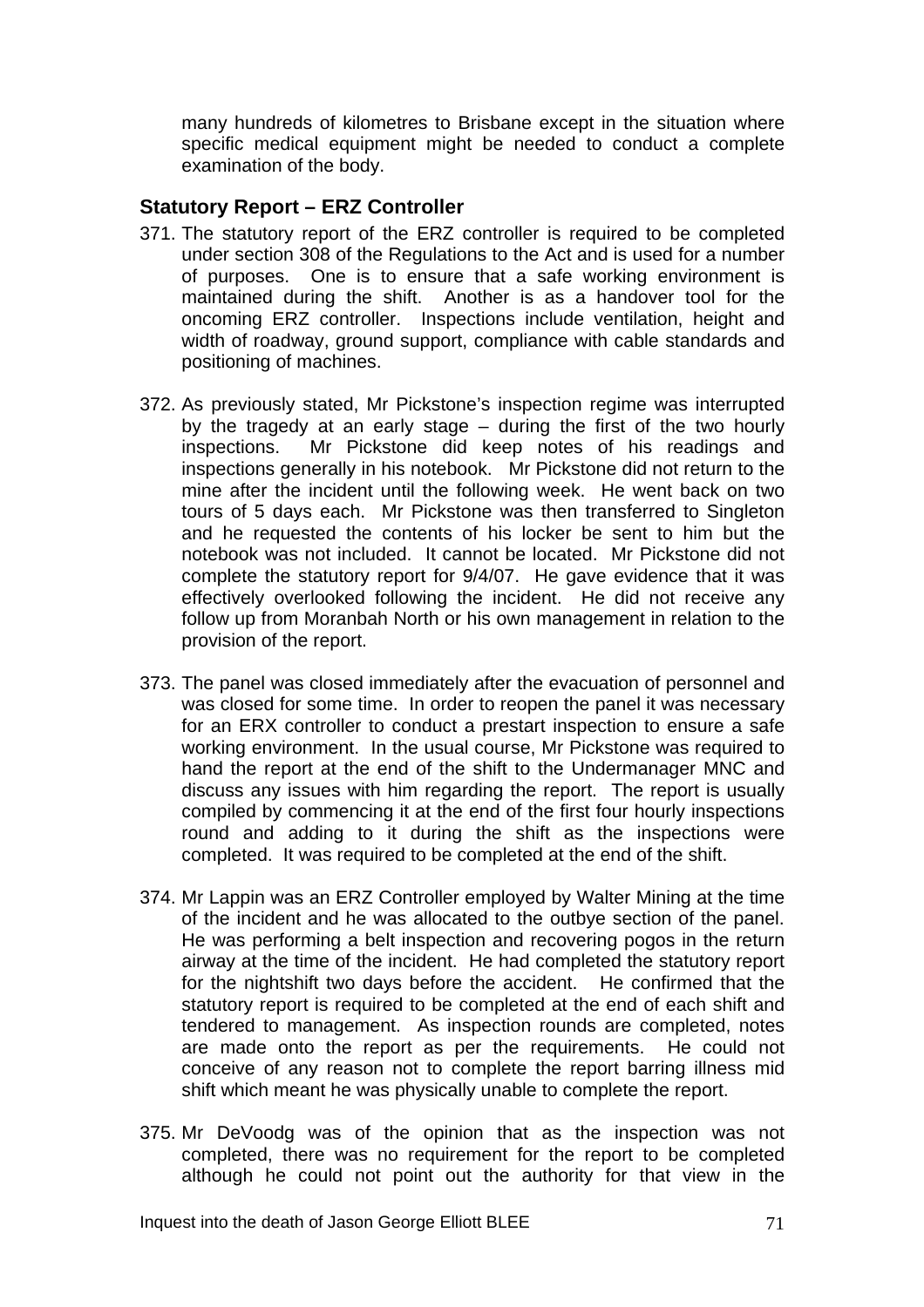many hundreds of kilometres to Brisbane except in the situation where specific medical equipment might be needed to conduct a complete examination of the body.

## Statutory Report – ERZ Controller

371. The statutory report of the ERZ controller is required to be completed under section 308 of the Regulations to the Act and is used for a number of purposes. One is to ensure that a safe working environment is maintained during the shift. Another is as a handover tool for the oncoming ERZ controller. Inspections include ventilation, height and width of roadway, ground support, compliance with cable standards and positioning of machines.

372. As previously stated, Mr Pickstone's inspection regime was interrupted by the tragedy at an early stage – during the first of the two hourly inspections. Mr Pickstone did keep notes of his readings and inspections generally in his notebook. Mr Pickstone did not return to the mine after the incident until the following week. He went back on two tours of 5 days each. Mr Pickstone was then transferred to Singleton and he requested the contents of his locker be sent to him but the notebook was not included. It cannot be located. Mr Pickstone did not complete the statutory report for 9/4/07. He gave evidence that it was effectively overlooked following the incident. He did not receive any follow up from Moranbah North or his own management in relation to the provision of the report.

373. The panel was closed immediately after the evacuation of personnel and was closed for some time. In order to reopen the panel it was necessary for an ERX controller to conduct a prestart inspection to ensure a safe working environment. In the usual course, Mr Pickstone was required to hand the report at the end of the shift to the Undermanager MNC and discuss any issues with him regarding the report. The report is usually compiled by commencing it at the end of the first four hourly inspections round and adding to it during the shift as the inspections were completed. It was required to be completed at the end of the shift.

374. Mr Lappin was an ERZ Controller employed by Walter Mining at the time of the incident and he was allocated to the outbye section of the panel. He was performing a belt inspection and recovering pogos in the return airway at the time of the incident. He had completed the statutory report for the nightshift two days before the accident. He confirmed that the statutory report is required to be completed at the end of each shift and tendered to management. As inspection rounds are completed, notes are made onto the report as per the requirements. He could not conceive of any reason not to complete the report barring illness mid shift which meant he was physically unable to complete the report.

375. Mr DeVoodg was of the opinion that as the inspection was not completed, there was no requirement for the report to be completed although he could not point out the authority for that view in the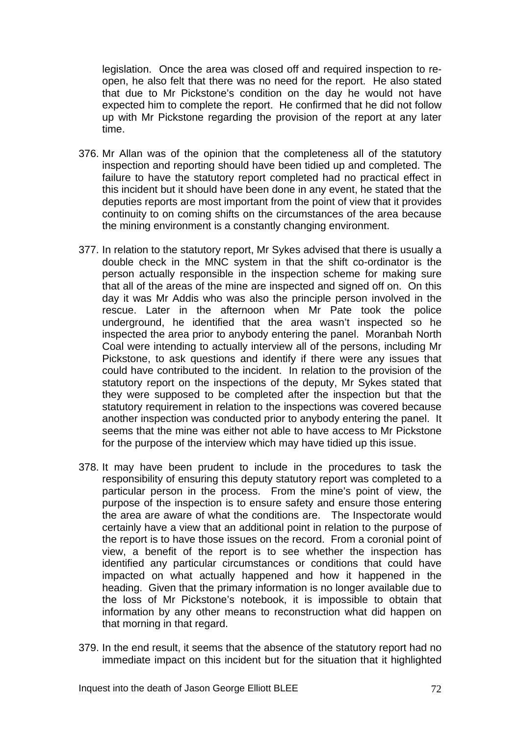legislation. Once the area was closed off and required inspection to re-open, he also felt that there was no need for the report. He also stated that due to Mr Pickstone's condition on the day he would not have expected him to complete the report. He confirmed that he did not follow up with Mr Pickstone regarding the provision of the report at any later time.

376. Mr Allan was of the opinion that the completeness all of the statutory inspection and reporting should have been tidied up and completed. The failure to have the statutory report completed had no practical effect in this incident but it should have been done in any event, he stated that the deputies reports are most important from the point of view that it provides continuity to on coming shifts on the circumstances of the area because the mining environment is a constantly changing environment.

377. In relation to the statutory report, Mr Sykes advised that there is usually a double check in the MNC system in that the shift co-ordinator is the person actually responsible in the inspection scheme for making sure that all of the areas of the mine are inspected and signed off on. On this day it was Mr Addis who was also the principle person involved in the rescue. Later in the afternoon when Mr Pate took the police underground, he identified that the area wasn't inspected so he inspected the area prior to anybody entering the panel. Moranbah North Coal were intending to actually interview all of the persons, including Mr Pickstone, to ask questions and identify if there were any issues that could have contributed to the incident. In relation to the provision of the statutory report on the inspections of the deputy, Mr Sykes stated that they were supposed to be completed after the inspection but that the statutory requirement in relation to the inspections was covered because another inspection was conducted prior to anybody entering the panel. It seems that the mine was either not able to have access to Mr Pickstone for the purpose of the interview which may have tidied up this issue.

378. It may have been prudent to include in the procedures to task the responsibility of ensuring this deputy statutory report was completed to a particular person in the process. From the mine's point of view, the purpose of the inspection is to ensure safety and ensure those entering the area are aware of what the conditions are. The Inspectorate would certainly have a view that an additional point in relation to the purpose of the report is to have those issues on the record. From a coronial point of view, a benefit of the report is to see whether the inspection has identified any particular circumstances or conditions that could have impacted on what actually happened and how it happened in the heading. Given that the primary information is no longer available due to the loss of Mr Pickstone's notebook, it is impossible to obtain that information by any other means to reconstruction what did happen on that morning in that regard.

379. In the end result, it seems that the absence of the statutory report had no immediate impact on this incident but for the situation that it highlighted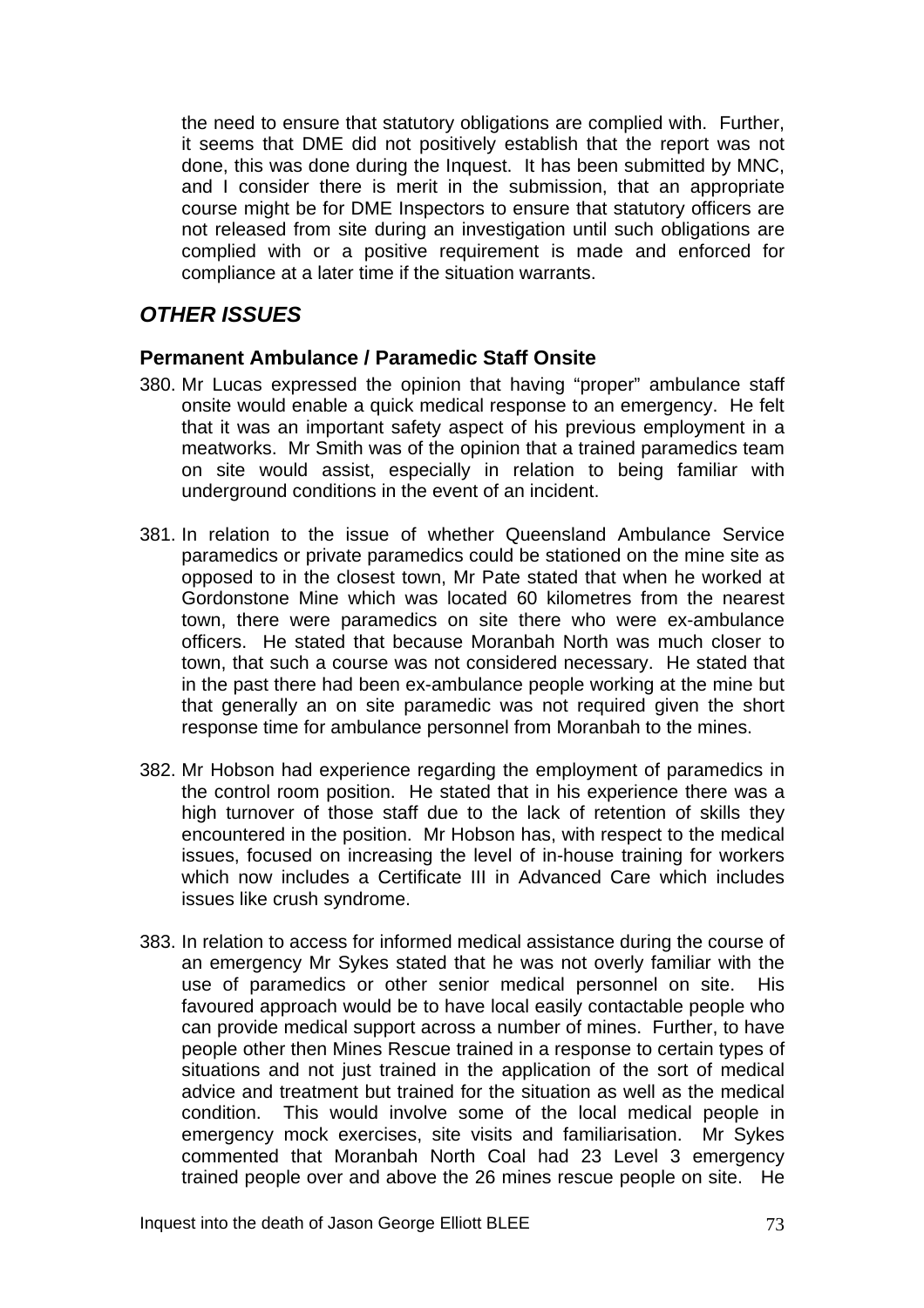the need to ensure that statutory obligations are complied with. Further, it seems that DME did not positively establish that the report was not done, this was done during the Inquest. It has been submitted by MNC, and I consider there is merit in the submission, that an appropriate course might be for DME Inspectors to ensure that statutory officers are not released from site during an investigation until such obligations are complied with or a positive requirement is made and enforced for compliance at a later time if the situation warrants.

## *OTHER ISSUES*

### Permanent Ambulance / Paramedic Staff Onsite

380. Mr Lucas expressed the opinion that having "proper" ambulance staff onsite would enable a quick medical response to an emergency. He felt that it was an important safety aspect of his previous employment in a meatworks. Mr Smith was of the opinion that a trained paramedics team on site would assist, especially in relation to being familiar with underground conditions in the event of an incident.

381. In relation to the issue of whether Queensland Ambulance Service paramedics or private paramedics could be stationed on the mine site as opposed to in the closest town, Mr Pate stated that when he worked at Gordonstone Mine which was located 60 kilometres from the nearest town, there were paramedics on site there who were ex-ambulance officers. He stated that because Moranbah North was much closer to town, that such a course was not considered necessary. He stated that in the past there had been ex-ambulance people working at the mine but that generally an on site paramedic was not required given the short response time for ambulance personnel from Moranbah to the mines.

382. Mr Hobson had experience regarding the employment of paramedics in the control room position. He stated that in his experience there was a high turnover of those staff due to the lack of retention of skills they encountered in the position. Mr Hobson has, with respect to the medical issues, focused on increasing the level of in-house training for workers which now includes a Certificate III in Advanced Care which includes issues like crush syndrome.

383. In relation to access for informed medical assistance during the course of an emergency Mr Sykes stated that he was not overly familiar with the use of paramedics or other senior medical personnel on site. His favoured approach would be to have local easily contactable people who can provide medical support across a number of mines. Further, to have people other then Mines Rescue trained in a response to certain types of situations and not just trained in the application of the sort of medical advice and treatment but trained for the situation as well as the medical condition. This would involve some of the local medical people in emergency mock exercises, site visits and familiarisation. Mr Sykes commented that Moranbah North Coal had 23 Level 3 emergency trained people over and above the 26 mines rescue people on site. He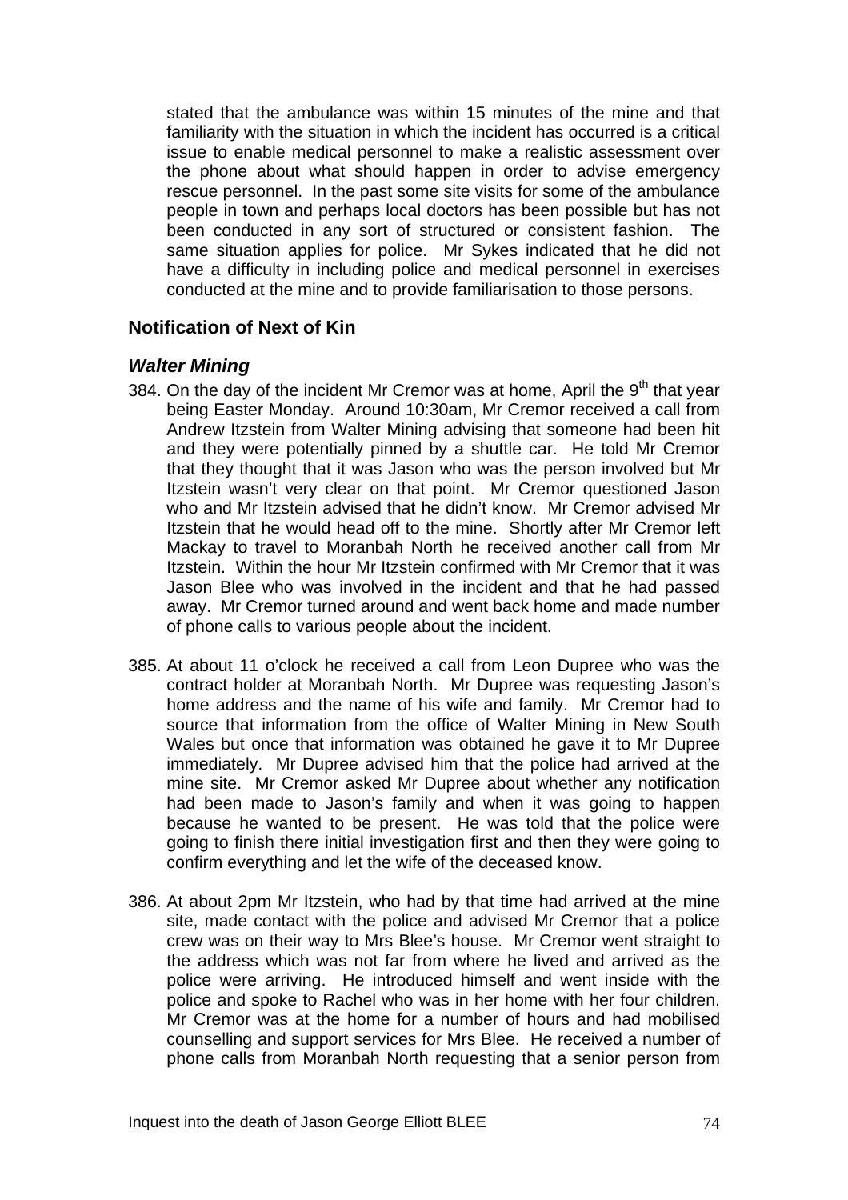stated that the ambulance was within 15 minutes of the mine and that familiarity with the situation in which the incident has occurred is a critical issue to enable medical personnel to make a realistic assessment over the phone about what should happen in order to advise emergency rescue personnel. In the past some site visits for some of the ambulance people in town and perhaps local doctors has been possible but has not been conducted in any sort of structured or consistent fashion. The same situation applies for police. Mr Sykes indicated that he did not have a difficulty in including police and medical personnel in exercises conducted at the mine and to provide familiarisation to those persons.

## Notification of Next of Kin

### *Walter Mining*

384. On the day of the incident Mr Cremor was at home, April the 9th that year being Easter Monday. Around 10:30am, Mr Cremor received a call from Andrew Itzstein from Walter Mining advising that someone had been hit and they were potentially pinned by a shuttle car. He told Mr Cremor that they thought that it was Jason who was the person involved but Mr Itzstein wasn't very clear on that point. Mr Cremor questioned Jason who and Mr Itzstein advised that he didn't know. Mr Cremor advised Mr Itzstein that he would head off to the mine. Shortly after Mr Cremor left Mackay to travel to Moranbah North he received another call from Mr Itzstein. Within the hour Mr Itzstein confirmed with Mr Cremor that it was Jason Blee who was involved in the incident and that he had passed away. Mr Cremor turned around and went back home and made number of phone calls to various people about the incident.

385. At about 11 o'clock he received a call from Leon Dupree who was the contract holder at Moranbah North. Mr Dupree was requesting Jason's home address and the name of his wife and family. Mr Cremor had to source that information from the office of Walter Mining in New South Wales but once that information was obtained he gave it to Mr Dupree immediately. Mr Dupree advised him that the police had arrived at the mine site. Mr Cremor asked Mr Dupree about whether any notification had been made to Jason's family and when it was going to happen because he wanted to be present. He was told that the police were going to finish there initial investigation first and then they were going to confirm everything and let the wife of the deceased know.

386. At about 2pm Mr Itzstein, who had by that time had arrived at the mine site, made contact with the police and advised Mr Cremor that a police crew was on their way to Mrs Blee's house. Mr Cremor went straight to the address which was not far from where he lived and arrived as the police were arriving. He introduced himself and went inside with the police and spoke to Rachel who was in her home with her four children. Mr Cremor was at the home for a number of hours and had mobilised counselling and support services for Mrs Blee. He received a number of phone calls from Moranbah North requesting that a senior person from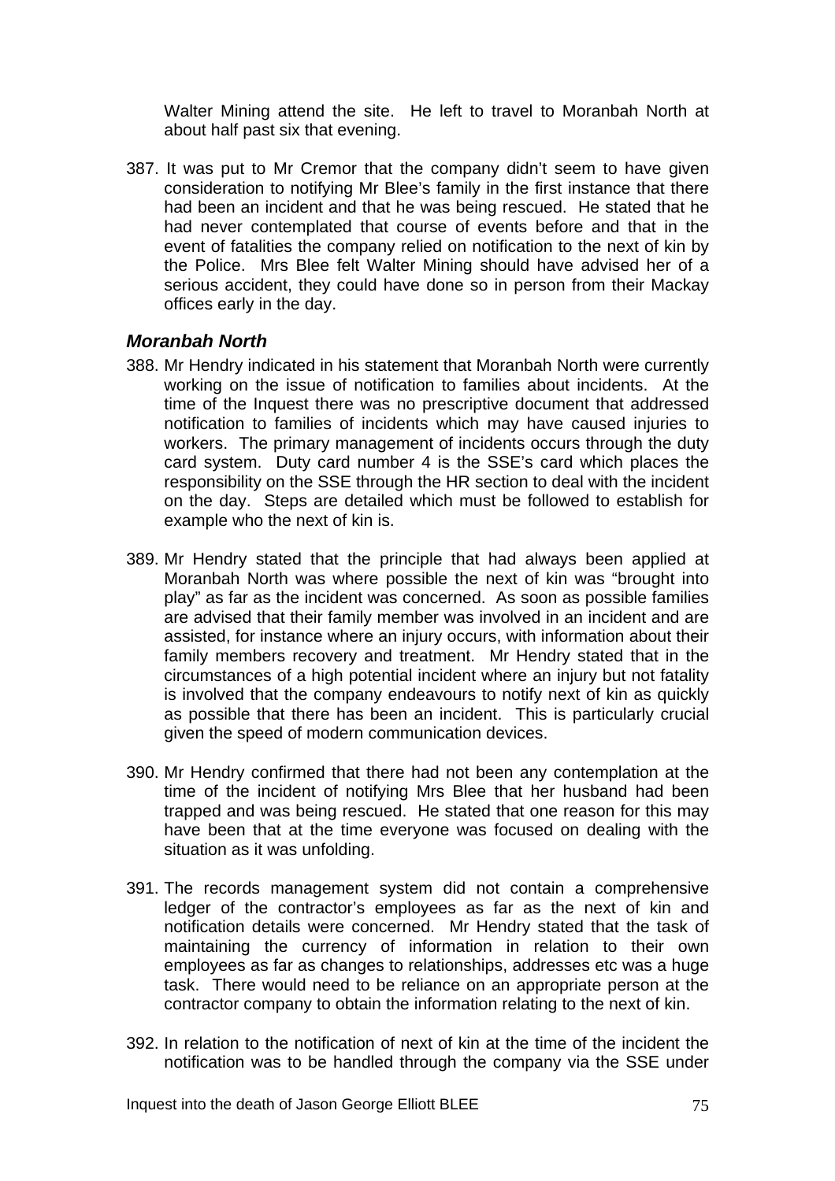Walter Mining attend the site. He left to travel to Moranbah North at about half past six that evening.

387. It was put to Mr Cremor that the company didn't seem to have given consideration to notifying Mr Blee's family in the first instance that there had been an incident and that he was being rescued. He stated that he had never contemplated that course of events before and that in the event of fatalities the company relied on notification to the next of kin by the Police. Mrs Blee felt Walter Mining should have advised her of a serious accident, they could have done so in person from their Mackay offices early in the day.

### *Moranbah North*

388. Mr Hendry indicated in his statement that Moranbah North were currently working on the issue of notification to families about incidents. At the time of the Inquest there was no prescriptive document that addressed notification to families of incidents which may have caused injuries to workers. The primary management of incidents occurs through the duty card system. Duty card number 4 is the SSE's card which places the responsibility on the SSE through the HR section to deal with the incident on the day. Steps are detailed which must be followed to establish for example who the next of kin is.

389. Mr Hendry stated that the principle that had always been applied at Moranbah North was where possible the next of kin was "brought into play" as far as the incident was concerned. As soon as possible families are advised that their family member was involved in an incident and are assisted, for instance where an injury occurs, with information about their family members recovery and treatment. Mr Hendry stated that in the circumstances of a high potential incident where an injury but not fatality is involved that the company endeavours to notify next of kin as quickly as possible that there has been an incident. This is particularly crucial given the speed of modern communication devices.

390. Mr Hendry confirmed that there had not been any contemplation at the time of the incident of notifying Mrs Blee that her husband had been trapped and was being rescued. He stated that one reason for this may have been that at the time everyone was focused on dealing with the situation as it was unfolding.

391. The records management system did not contain a comprehensive ledger of the contractor's employees as far as the next of kin and notification details were concerned. Mr Hendry stated that the task of maintaining the currency of information in relation to their own employees as far as changes to relationships, addresses etc was a huge task. There would need to be reliance on an appropriate person at the contractor company to obtain the information relating to the next of kin.

392. In relation to the notification of next of kin at the time of the incident the notification was to be handled through the company via the SSE under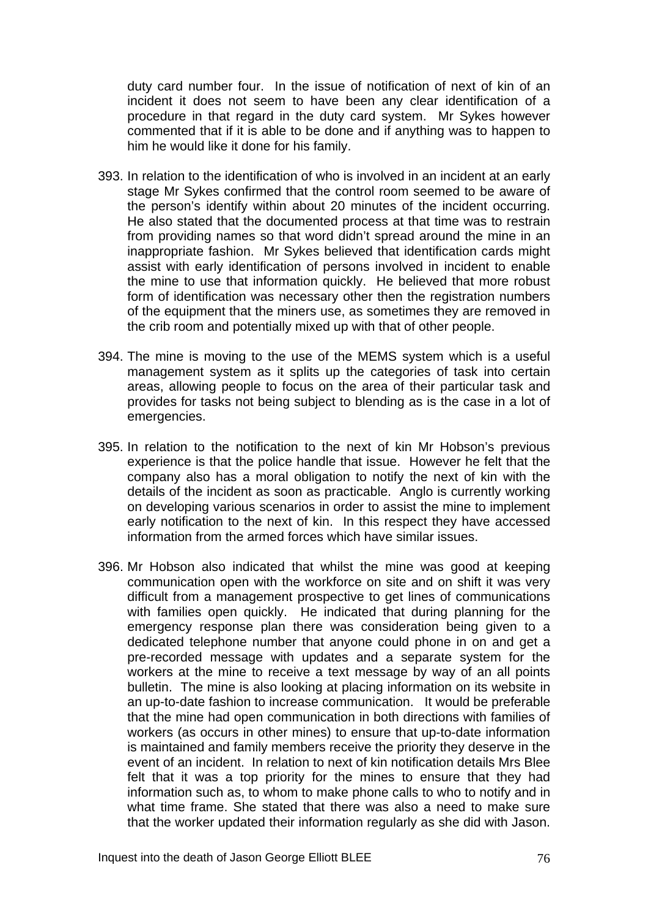duty card number four. In the issue of notification of next of kin of an incident it does not seem to have been any clear identification of a procedure in that regard in the duty card system. Mr Sykes however commented that if it is able to be done and if anything was to happen to him he would like it done for his family.

393. In relation to the identification of who is involved in an incident at an early stage Mr Sykes confirmed that the control room seemed to be aware of the person's identify within about 20 minutes of the incident occurring. He also stated that the documented process at that time was to restrain from providing names so that word didn't spread around the mine in an inappropriate fashion. Mr Sykes believed that identification cards might assist with early identification of persons involved in incident to enable the mine to use that information quickly. He believed that more robust form of identification was necessary other then the registration numbers of the equipment that the miners use, as sometimes they are removed in the crib room and potentially mixed up with that of other people.

394. The mine is moving to the use of the MEMS system which is a useful management system as it splits up the categories of task into certain areas, allowing people to focus on the area of their particular task and provides for tasks not being subject to blending as is the case in a lot of emergencies.

395. In relation to the notification to the next of kin Mr Hobson's previous experience is that the police handle that issue. However he felt that the company also has a moral obligation to notify the next of kin with the details of the incident as soon as practicable. Anglo is currently working on developing various scenarios in order to assist the mine to implement early notification to the next of kin. In this respect they have accessed information from the armed forces which have similar issues.

396. Mr Hobson also indicated that whilst the mine was good at keeping communication open with the workforce on site and on shift it was very difficult from a management prospective to get lines of communications with families open quickly. He indicated that during planning for the emergency response plan there was consideration being given to a dedicated telephone number that anyone could phone in on and get a pre-recorded message with updates and a separate system for the workers at the mine to receive a text message by way of an all points bulletin. The mine is also looking at placing information on its website in an up-to-date fashion to increase communication. It would be preferable that the mine had open communication in both directions with families of workers (as occurs in other mines) to ensure that up-to-date information is maintained and family members receive the priority they deserve in the event of an incident. In relation to next of kin notification details Mrs Blee felt that it was a top priority for the mines to ensure that they had information such as, to whom to make phone calls to who to notify and in what time frame. She stated that there was also a need to make sure that the worker updated their information regularly as she did with Jason.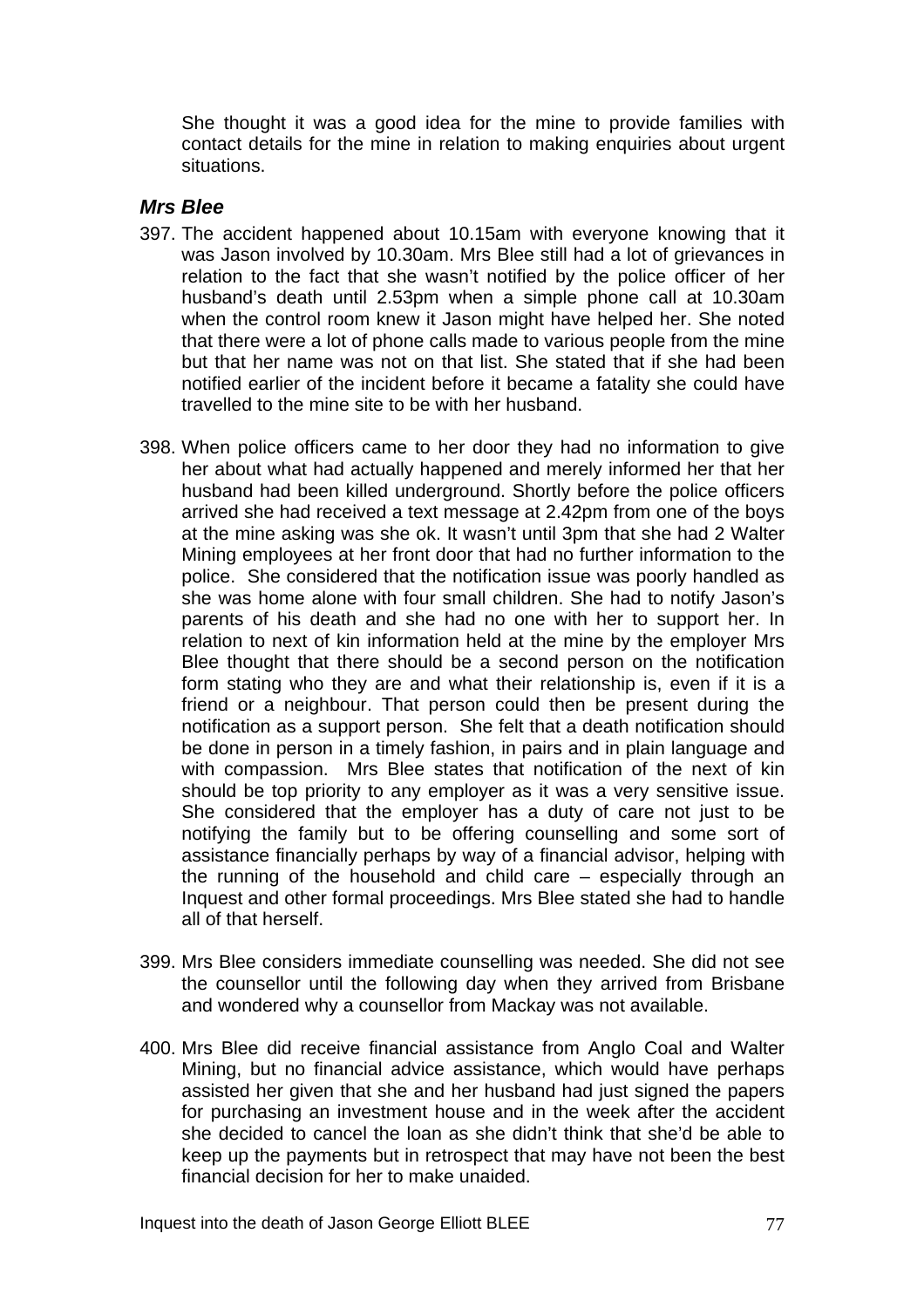She thought it was a good idea for the mine to provide families with contact details for the mine in relation to making enquiries about urgent situations.

### *Mrs Blee*

397. The accident happened about 10.15am with everyone knowing that it was Jason involved by 10.30am. Mrs Blee still had a lot of grievances in relation to the fact that she wasn't notified by the police officer of her husband's death until 2.53pm when a simple phone call at 10.30am when the control room knew it Jason might have helped her. She noted that there were a lot of phone calls made to various people from the mine but that her name was not on that list. She stated that if she had been notified earlier of the incident before it became a fatality she could have travelled to the mine site to be with her husband.

398. When police officers came to her door they had no information to give her about what had actually happened and merely informed her that her husband had been killed underground. Shortly before the police officers arrived she had received a text message at 2.42pm from one of the boys at the mine asking was she ok. It wasn't until 3pm that she had 2 Walter Mining employees at her front door that had no further information to the police. She considered that the notification issue was poorly handled as she was home alone with four small children. She had to notify Jason's parents of his death and she had no one with her to support her. In relation to next of kin information held at the mine by the employer Mrs Blee thought that there should be a second person on the notification form stating who they are and what their relationship is, even if it is a friend or a neighbour. That person could then be present during the notification as a support person. She felt that a death notification should be done in person in a timely fashion, in pairs and in plain language and with compassion. Mrs Blee states that notification of the next of kin should be top priority to any employer as it was a very sensitive issue. She considered that the employer has a duty of care not just to be notifying the family but to be offering counselling and some sort of assistance financially perhaps by way of a financial advisor, helping with the running of the household and child care – especially through an Inquest and other formal proceedings. Mrs Blee stated she had to handle all of that herself.

399. Mrs Blee considers immediate counselling was needed. She did not see the counsellor until the following day when they arrived from Brisbane and wondered why a counsellor from Mackay was not available.

400. Mrs Blee did receive financial assistance from Anglo Coal and Walter Mining, but no financial advice assistance, which would have perhaps assisted her given that she and her husband had just signed the papers for purchasing an investment house and in the week after the accident she decided to cancel the loan as she didn't think that she'd be able to keep up the payments but in retrospect that may have not been the best financial decision for her to make unaided.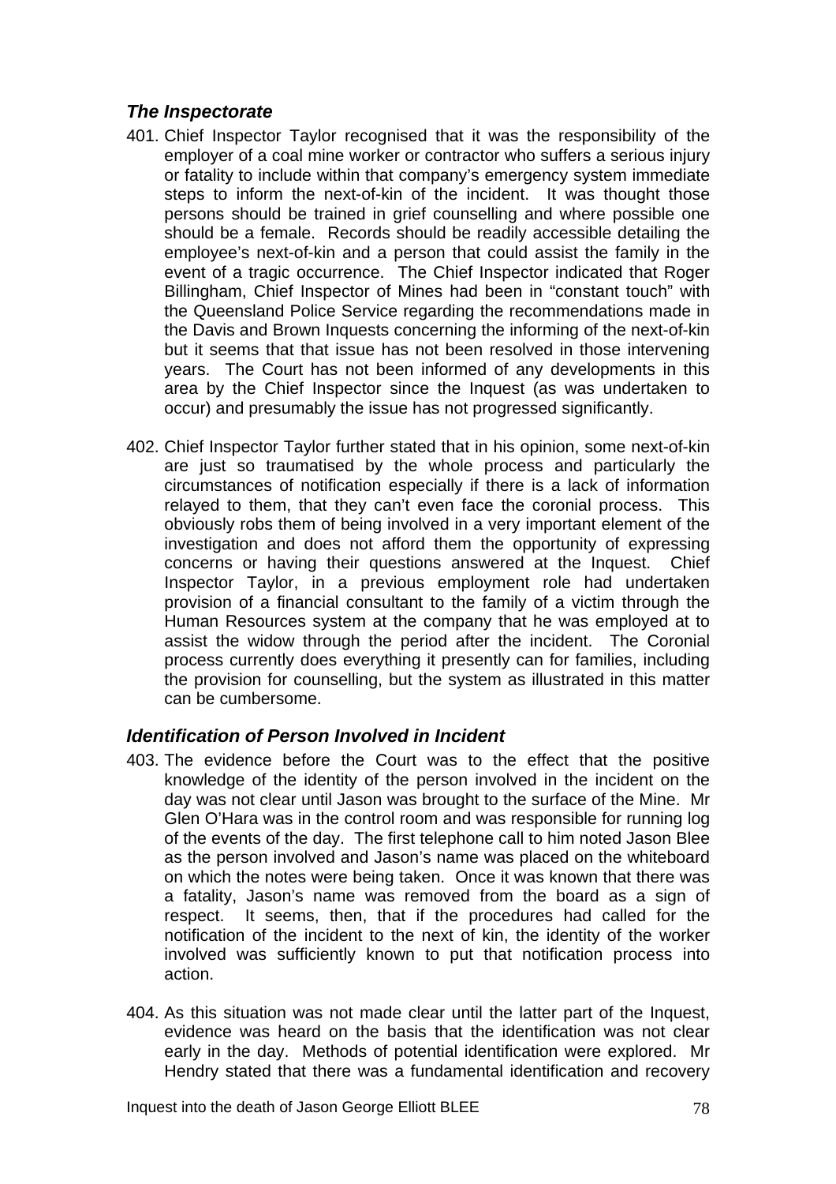### *The Inspectorate*

401. Chief Inspector Taylor recognised that it was the responsibility of the employer of a coal mine worker or contractor who suffers a serious injury or fatality to include within that company's emergency system immediate steps to inform the next-of-kin of the incident. It was thought those persons should be trained in grief counselling and where possible one should be a female. Records should be readily accessible detailing the employee's next-of-kin and a person that could assist the family in the event of a tragic occurrence. The Chief Inspector indicated that Roger Billingham, Chief Inspector of Mines had been in "constant touch" with the Queensland Police Service regarding the recommendations made in the Davis and Brown Inquests concerning the informing of the next-of-kin but it seems that that issue has not been resolved in those intervening years. The Court has not been informed of any developments in this area by the Chief Inspector since the Inquest (as was undertaken to occur) and presumably the issue has not progressed significantly.

402. Chief Inspector Taylor further stated that in his opinion, some next-of-kin are just so traumatised by the whole process and particularly the circumstances of notification especially if there is a lack of information relayed to them, that they can't even face the coronial process. This obviously robs them of being involved in a very important element of the investigation and does not afford them the opportunity of expressing concerns or having their questions answered at the Inquest. Chief Inspector Taylor, in a previous employment role had undertaken provision of a financial consultant to the family of a victim through the Human Resources system at the company that he was employed at to assist the widow through the period after the incident. The Coronial process currently does everything it presently can for families, including the provision for counselling, but the system as illustrated in this matter can be cumbersome.

### *Identification of Person Involved in Incident*

403. The evidence before the Court was to the effect that the positive knowledge of the identity of the person involved in the incident on the day was not clear until Jason was brought to the surface of the Mine. Mr Glen O'Hara was in the control room and was responsible for running log of the events of the day. The first telephone call to him noted Jason Blee as the person involved and Jason's name was placed on the whiteboard on which the notes were being taken. Once it was known that there was a fatality, Jason's name was removed from the board as a sign of respect. It seems, then, that if the procedures had called for the notification of the incident to the next of kin, the identity of the worker involved was sufficiently known to put that notification process into action.

404. As this situation was not made clear until the latter part of the Inquest, evidence was heard on the basis that the identification was not clear early in the day. Methods of potential identification were explored. Mr Hendry stated that there was a fundamental identification and recovery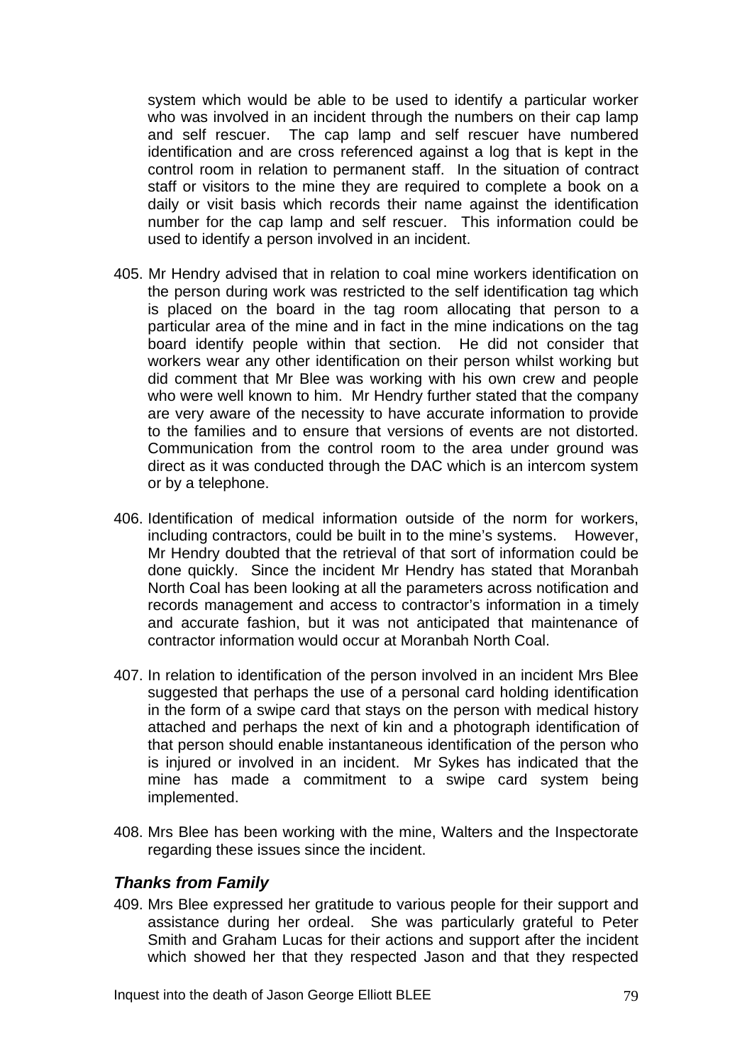system which would be able to be used to identify a particular worker who was involved in an incident through the numbers on their cap lamp and self rescuer. The cap lamp and self rescuer have numbered identification and are cross referenced against a log that is kept in the control room in relation to permanent staff. In the situation of contract staff or visitors to the mine they are required to complete a book on a daily or visit basis which records their name against the identification number for the cap lamp and self rescuer. This information could be used to identify a person involved in an incident.

405. Mr Hendry advised that in relation to coal mine workers identification on the person during work was restricted to the self identification tag which is placed on the board in the tag room allocating that person to a particular area of the mine and in fact in the mine indications on the tag board identify people within that section. He did not consider that workers wear any other identification on their person whilst working but did comment that Mr Blee was working with his own crew and people who were well known to him. Mr Hendry further stated that the company are very aware of the necessity to have accurate information to provide to the families and to ensure that versions of events are not distorted. Communication from the control room to the area under ground was direct as it was conducted through the DAC which is an intercom system or by a telephone.

406. Identification of medical information outside of the norm for workers, including contractors, could be built in to the mine's systems. However, Mr Hendry doubted that the retrieval of that sort of information could be done quickly. Since the incident Mr Hendry has stated that Moranbah North Coal has been looking at all the parameters across notification and records management and access to contractor's information in a timely and accurate fashion, but it was not anticipated that maintenance of contractor information would occur at Moranbah North Coal.

407. In relation to identification of the person involved in an incident Mrs Blee suggested that perhaps the use of a personal card holding identification in the form of a swipe card that stays on the person with medical history attached and perhaps the next of kin and a photograph identification of that person should enable instantaneous identification of the person who is injured or involved in an incident. Mr Sykes has indicated that the mine has made a commitment to a swipe card system being implemented.

408. Mrs Blee has been working with the mine, Walters and the Inspectorate regarding these issues since the incident.

### *Thanks from Family*

409. Mrs Blee expressed her gratitude to various people for their support and assistance during her ordeal. She was particularly grateful to Peter Smith and Graham Lucas for their actions and support after the incident which showed her that they respected Jason and that they respected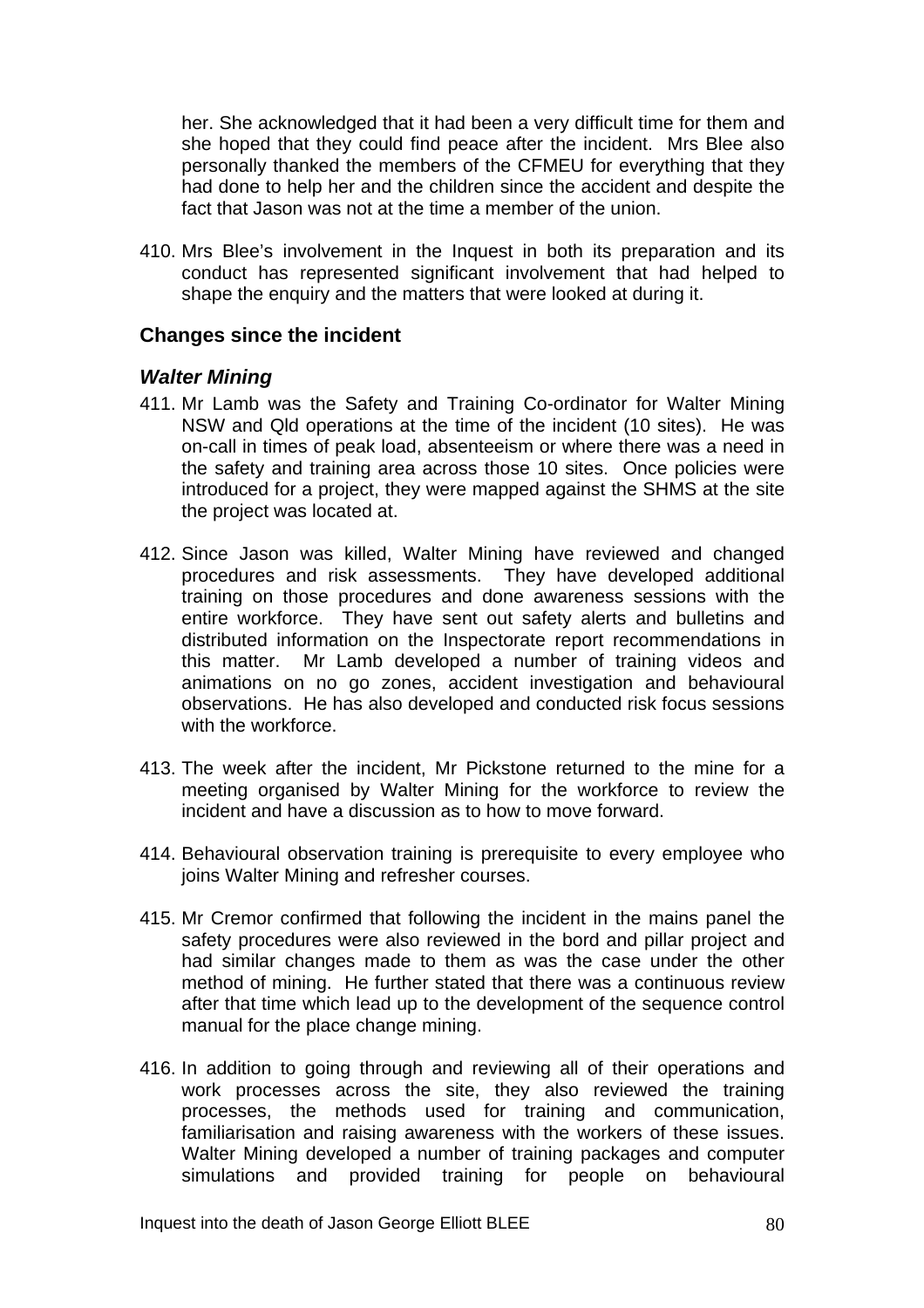her. She acknowledged that it had been a very difficult time for them and she hoped that they could find peace after the incident. Mrs Blee also personally thanked the members of the CFMEU for everything that they had done to help her and the children since the accident and despite the fact that Jason was not at the time a member of the union.

410. Mrs Blee's involvement in the Inquest in both its preparation and its conduct has represented significant involvement that had helped to shape the enquiry and the matters that were looked at during it.

### Changes since the incident

#### *Walter Mining*

411. Mr Lamb was the Safety and Training Co-ordinator for Walter Mining NSW and Qld operations at the time of the incident (10 sites). He was on-call in times of peak load, absenteeism or where there was a need in the safety and training area across those 10 sites. Once policies were introduced for a project, they were mapped against the SHMS at the site the project was located at.

412. Since Jason was killed, Walter Mining have reviewed and changed procedures and risk assessments. They have developed additional training on those procedures and done awareness sessions with the entire workforce. They have sent out safety alerts and bulletins and distributed information on the Inspectorate report recommendations in this matter. Mr Lamb developed a number of training videos and animations on no go zones, accident investigation and behavioural observations. He has also developed and conducted risk focus sessions with the workforce.

413. The week after the incident, Mr Pickstone returned to the mine for a meeting organised by Walter Mining for the workforce to review the incident and have a discussion as to how to move forward.

414. Behavioural observation training is prerequisite to every employee who joins Walter Mining and refresher courses.

415. Mr Cremor confirmed that following the incident in the mains panel the safety procedures were also reviewed in the bord and pillar project and had similar changes made to them as was the case under the other method of mining. He further stated that there was a continuous review after that time which lead up to the development of the sequence control manual for the place change mining.

416. In addition to going through and reviewing all of their operations and work processes across the site, they also reviewed the training processes, the methods used for training and communication, familiarisation and raising awareness with the workers of these issues. Walter Mining developed a number of training packages and computer simulations and provided training for people on behavioural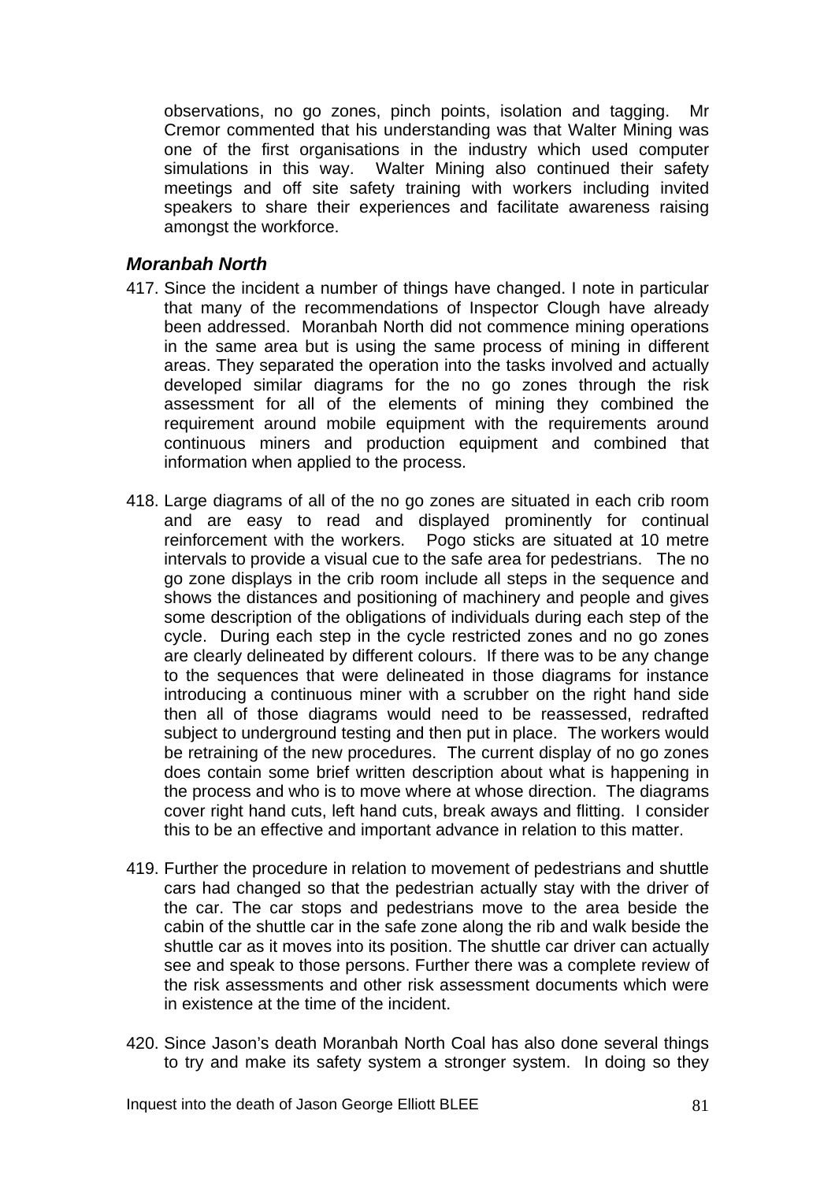observations, no go zones, pinch points, isolation and tagging. Mr Cremor commented that his understanding was that Walter Mining was one of the first organisations in the industry which used computer simulations in this way. Walter Mining also continued their safety meetings and off site safety training with workers including invited speakers to share their experiences and facilitate awareness raising amongst the workforce.

### *Moranbah North*

417. Since the incident a number of things have changed. I note in particular that many of the recommendations of Inspector Clough have already been addressed. Moranbah North did not commence mining operations in the same area but is using the same process of mining in different areas. They separated the operation into the tasks involved and actually developed similar diagrams for the no go zones through the risk assessment for all of the elements of mining they combined the requirement around mobile equipment with the requirements around continuous miners and production equipment and combined that information when applied to the process.

418. Large diagrams of all of the no go zones are situated in each crib room and are easy to read and displayed prominently for continual reinforcement with the workers. Pogo sticks are situated at 10 metre intervals to provide a visual cue to the safe area for pedestrians. The no go zone displays in the crib room include all steps in the sequence and shows the distances and positioning of machinery and people and gives some description of the obligations of individuals during each step of the cycle. During each step in the cycle restricted zones and no go zones are clearly delineated by different colours. If there was to be any change to the sequences that were delineated in those diagrams for instance introducing a continuous miner with a scrubber on the right hand side then all of those diagrams would need to be reassessed, redrafted subject to underground testing and then put in place. The workers would be retraining of the new procedures. The current display of no go zones does contain some brief written description about what is happening in the process and who is to move where at whose direction. The diagrams cover right hand cuts, left hand cuts, break aways and flitting. I consider this to be an effective and important advance in relation to this matter.

419. Further the procedure in relation to movement of pedestrians and shuttle cars had changed so that the pedestrian actually stay with the driver of the car. The car stops and pedestrians move to the area beside the cabin of the shuttle car in the safe zone along the rib and walk beside the shuttle car as it moves into its position. The shuttle car driver can actually see and speak to those persons. Further there was a complete review of the risk assessments and other risk assessment documents which were in existence at the time of the incident.

420. Since Jason's death Moranbah North Coal has also done several things to try and make its safety system a stronger system. In doing so they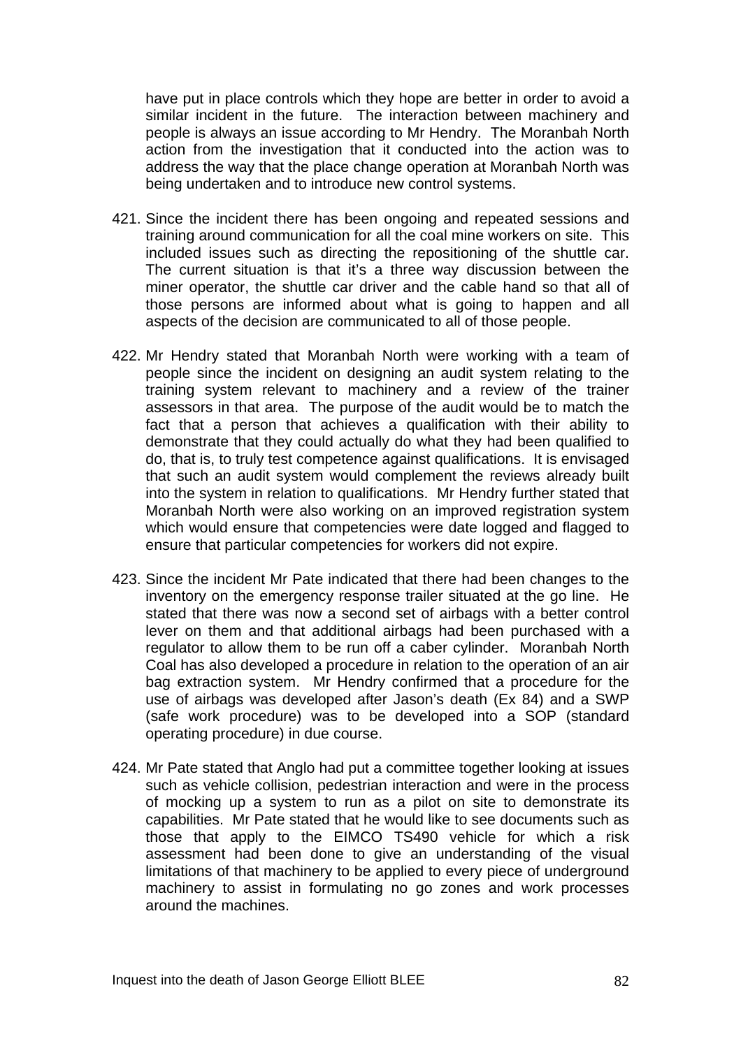have put in place controls which they hope are better in order to avoid a similar incident in the future. The interaction between machinery and people is always an issue according to Mr Hendry. The Moranbah North action from the investigation that it conducted into the action was to address the way that the place change operation at Moranbah North was being undertaken and to introduce new control systems.

421. Since the incident there has been ongoing and repeated sessions and training around communication for all the coal mine workers on site. This included issues such as directing the repositioning of the shuttle car. The current situation is that it's a three way discussion between the miner operator, the shuttle car driver and the cable hand so that all of those persons are informed about what is going to happen and all aspects of the decision are communicated to all of those people.

422. Mr Hendry stated that Moranbah North were working with a team of people since the incident on designing an audit system relating to the training system relevant to machinery and a review of the trainer assessors in that area. The purpose of the audit would be to match the fact that a person that achieves a qualification with their ability to demonstrate that they could actually do what they had been qualified to do, that is, to truly test competence against qualifications. It is envisaged that such an audit system would complement the reviews already built into the system in relation to qualifications. Mr Hendry further stated that Moranbah North were also working on an improved registration system which would ensure that competencies were date logged and flagged to ensure that particular competencies for workers did not expire.

423. Since the incident Mr Pate indicated that there had been changes to the inventory on the emergency response trailer situated at the go line. He stated that there was now a second set of airbags with a better control lever on them and that additional airbags had been purchased with a regulator to allow them to be run off a caber cylinder. Moranbah North Coal has also developed a procedure in relation to the operation of an air bag extraction system. Mr Hendry confirmed that a procedure for the use of airbags was developed after Jason's death (Ex 84) and a SWP (safe work procedure) was to be developed into a SOP (standard operating procedure) in due course.

424. Mr Pate stated that Anglo had put a committee together looking at issues such as vehicle collision, pedestrian interaction and were in the process of mocking up a system to run as a pilot on site to demonstrate its capabilities. Mr Pate stated that he would like to see documents such as those that apply to the EIMCO TS490 vehicle for which a risk assessment had been done to give an understanding of the visual limitations of that machinery to be applied to every piece of underground machinery to assist in formulating no go zones and work processes around the machines.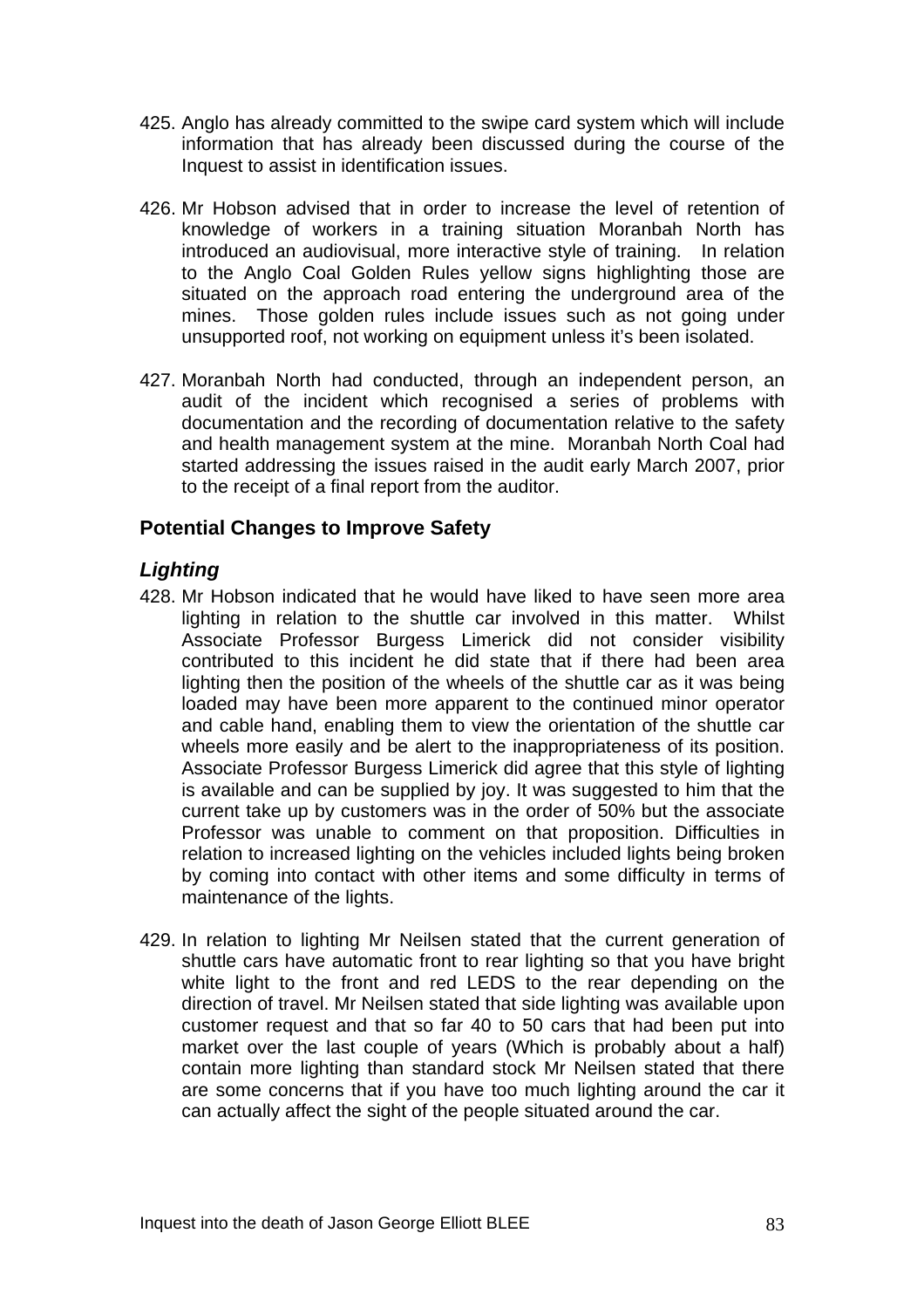425. Anglo has already committed to the swipe card system which will include information that has already been discussed during the course of the Inquest to assist in identification issues.

426. Mr Hobson advised that in order to increase the level of retention of knowledge of workers in a training situation Moranbah North has introduced an audiovisual, more interactive style of training. In relation to the Anglo Coal Golden Rules yellow signs highlighting those are situated on the approach road entering the underground area of the mines. Those golden rules include issues such as not going under unsupported roof, not working on equipment unless it's been isolated.

427. Moranbah North had conducted, through an independent person, an audit of the incident which recognised a series of problems with documentation and the recording of documentation relative to the safety and health management system at the mine. Moranbah North Coal had started addressing the issues raised in the audit early March 2007, prior to the receipt of a final report from the auditor.

## Potential Changes to Improve Safety

### *Lighting*

428. Mr Hobson indicated that he would have liked to have seen more area lighting in relation to the shuttle car involved in this matter. Whilst Associate Professor Burgess Limerick did not consider visibility contributed to this incident he did state that if there had been area lighting then the position of the wheels of the shuttle car as it was being loaded may have been more apparent to the continued minor operator and cable hand, enabling them to view the orientation of the shuttle car wheels more easily and be alert to the inappropriateness of its position. Associate Professor Burgess Limerick did agree that this style of lighting is available and can be supplied by joy. It was suggested to him that the current take up by customers was in the order of 50% but the associate Professor was unable to comment on that proposition. Difficulties in relation to increased lighting on the vehicles included lights being broken by coming into contact with other items and some difficulty in terms of maintenance of the lights.

429. In relation to lighting Mr Neilsen stated that the current generation of shuttle cars have automatic front to rear lighting so that you have bright white light to the front and red LEDS to the rear depending on the direction of travel. Mr Neilsen stated that side lighting was available upon customer request and that so far 40 to 50 cars that had been put into market over the last couple of years (Which is probably about a half) contain more lighting than standard stock Mr Neilsen stated that there are some concerns that if you have too much lighting around the car it can actually affect the sight of the people situated around the car.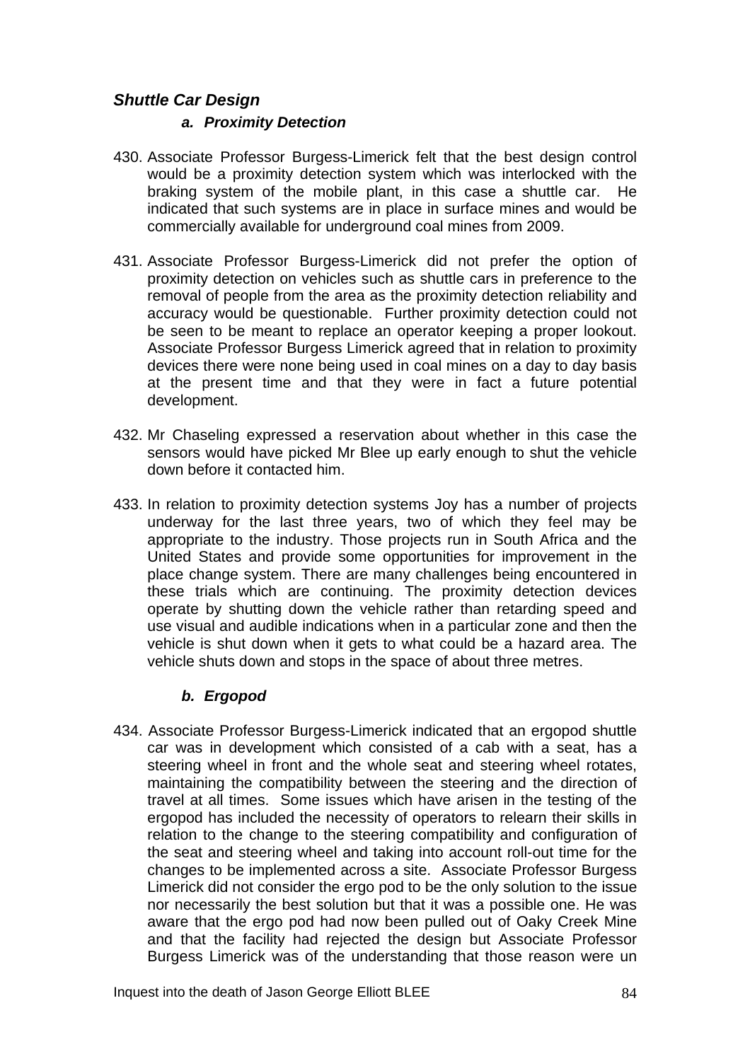## *Shuttle Car Design*

### *a. Proximity Detection*

430. Associate Professor Burgess-Limerick felt that the best design control would be a proximity detection system which was interlocked with the braking system of the mobile plant, in this case a shuttle car. He indicated that such systems are in place in surface mines and would be commercially available for underground coal mines from 2009.

431. Associate Professor Burgess-Limerick did not prefer the option of proximity detection on vehicles such as shuttle cars in preference to the removal of people from the area as the proximity detection reliability and accuracy would be questionable. Further proximity detection could not be seen to be meant to replace an operator keeping a proper lookout. Associate Professor Burgess Limerick agreed that in relation to proximity devices there were none being used in coal mines on a day to day basis at the present time and that they were in fact a future potential development.

432. Mr Chaseling expressed a reservation about whether in this case the sensors would have picked Mr Blee up early enough to shut the vehicle down before it contacted him.

433. In relation to proximity detection systems Joy has a number of projects underway for the last three years, two of which they feel may be appropriate to the industry. Those projects run in South Africa and the United States and provide some opportunities for improvement in the place change system. There are many challenges being encountered in these trials which are continuing. The proximity detection devices operate by shutting down the vehicle rather than retarding speed and use visual and audible indications when in a particular zone and then the vehicle is shut down when it gets to what could be a hazard area. The vehicle shuts down and stops in the space of about three metres.

### *b. Ergopod*

434. Associate Professor Burgess-Limerick indicated that an ergopod shuttle car was in development which consisted of a cab with a seat, has a steering wheel in front and the whole seat and steering wheel rotates, maintaining the compatibility between the steering and the direction of travel at all times. Some issues which have arisen in the testing of the ergopod has included the necessity of operators to relearn their skills in relation to the change to the steering compatibility and configuration of the seat and steering wheel and taking into account roll-out time for the changes to be implemented across a site. Associate Professor Burgess Limerick did not consider the ergo pod to be the only solution to the issue nor necessarily the best solution but that it was a possible one. He was aware that the ergo pod had now been pulled out of Oaky Creek Mine and that the facility had rejected the design but Associate Professor Burgess Limerick was of the understanding that those reason were un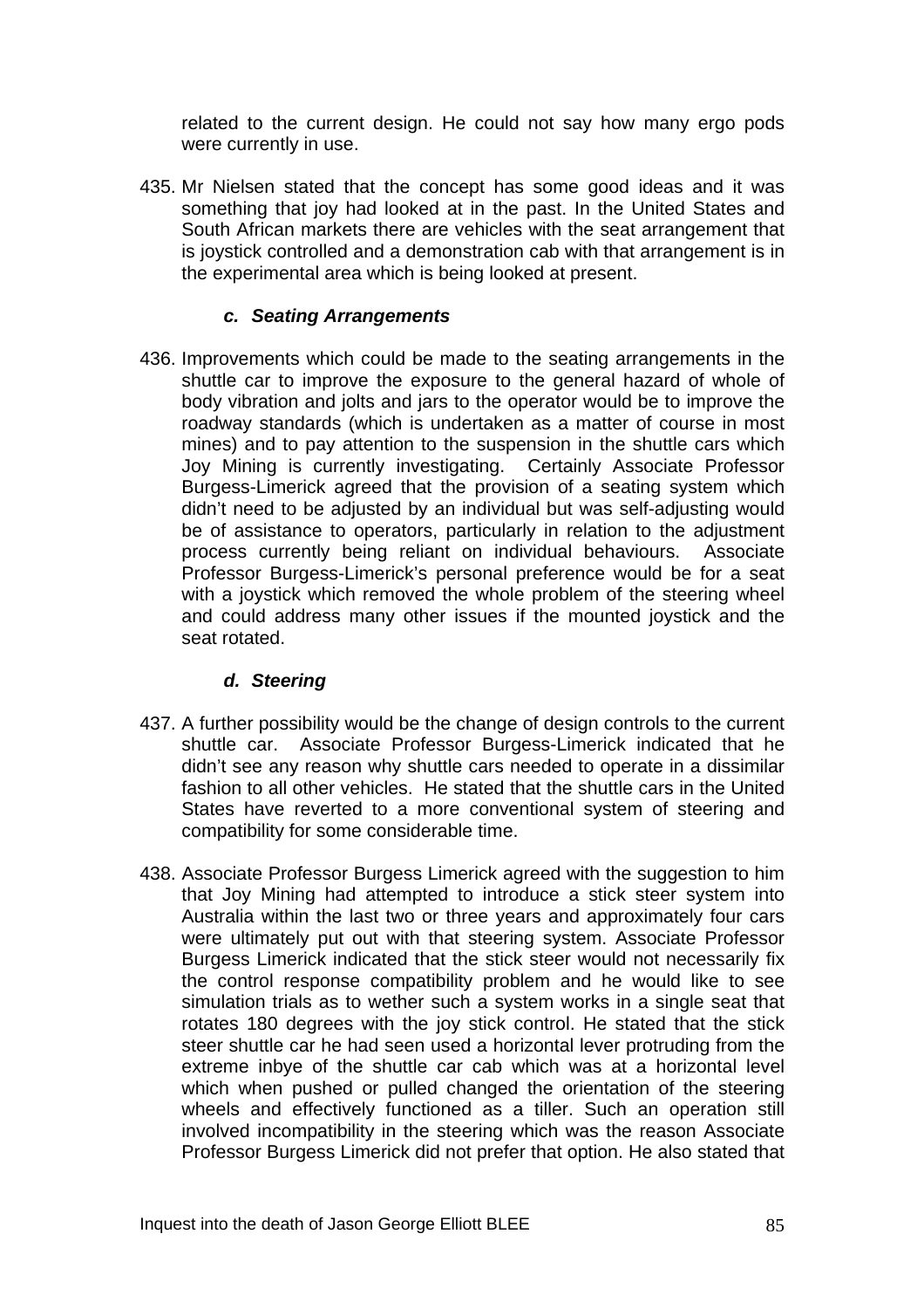related to the current design. He could not say how many ergo pods were currently in use.

435. Mr Nielsen stated that the concept has some good ideas and it was something that joy had looked at in the past. In the United States and South African markets there are vehicles with the seat arrangement that is joystick controlled and a demonstration cab with that arrangement is in the experimental area which is being looked at present.

### *c. Seating Arrangements*

436. Improvements which could be made to the seating arrangements in the shuttle car to improve the exposure to the general hazard of whole of body vibration and jolts and jars to the operator would be to improve the roadway standards (which is undertaken as a matter of course in most mines) and to pay attention to the suspension in the shuttle cars which Joy Mining is currently investigating. Certainly Associate Professor Burgess-Limerick agreed that the provision of a seating system which didn't need to be adjusted by an individual but was self-adjusting would be of assistance to operators, particularly in relation to the adjustment process currently being reliant on individual behaviours. Associate Professor Burgess-Limerick's personal preference would be for a seat with a joystick which removed the whole problem of the steering wheel and could address many other issues if the mounted joystick and the seat rotated.

### *d. Steering*

437. A further possibility would be the change of design controls to the current shuttle car. Associate Professor Burgess-Limerick indicated that he didn't see any reason why shuttle cars needed to operate in a dissimilar fashion to all other vehicles. He stated that the shuttle cars in the United States have reverted to a more conventional system of steering and compatibility for some considerable time.

438. Associate Professor Burgess Limerick agreed with the suggestion to him that Joy Mining had attempted to introduce a stick steer system into Australia within the last two or three years and approximately four cars were ultimately put out with that steering system. Associate Professor Burgess Limerick indicated that the stick steer would not necessarily fix the control response compatibility problem and he would like to see simulation trials as to wether such a system works in a single seat that rotates 180 degrees with the joy stick control. He stated that the stick steer shuttle car he had seen used a horizontal lever protruding from the extreme inbye of the shuttle car cab which was at a horizontal level which when pushed or pulled changed the orientation of the steering wheels and effectively functioned as a tiller. Such an operation still involved incompatibility in the steering which was the reason Associate Professor Burgess Limerick did not prefer that option. He also stated that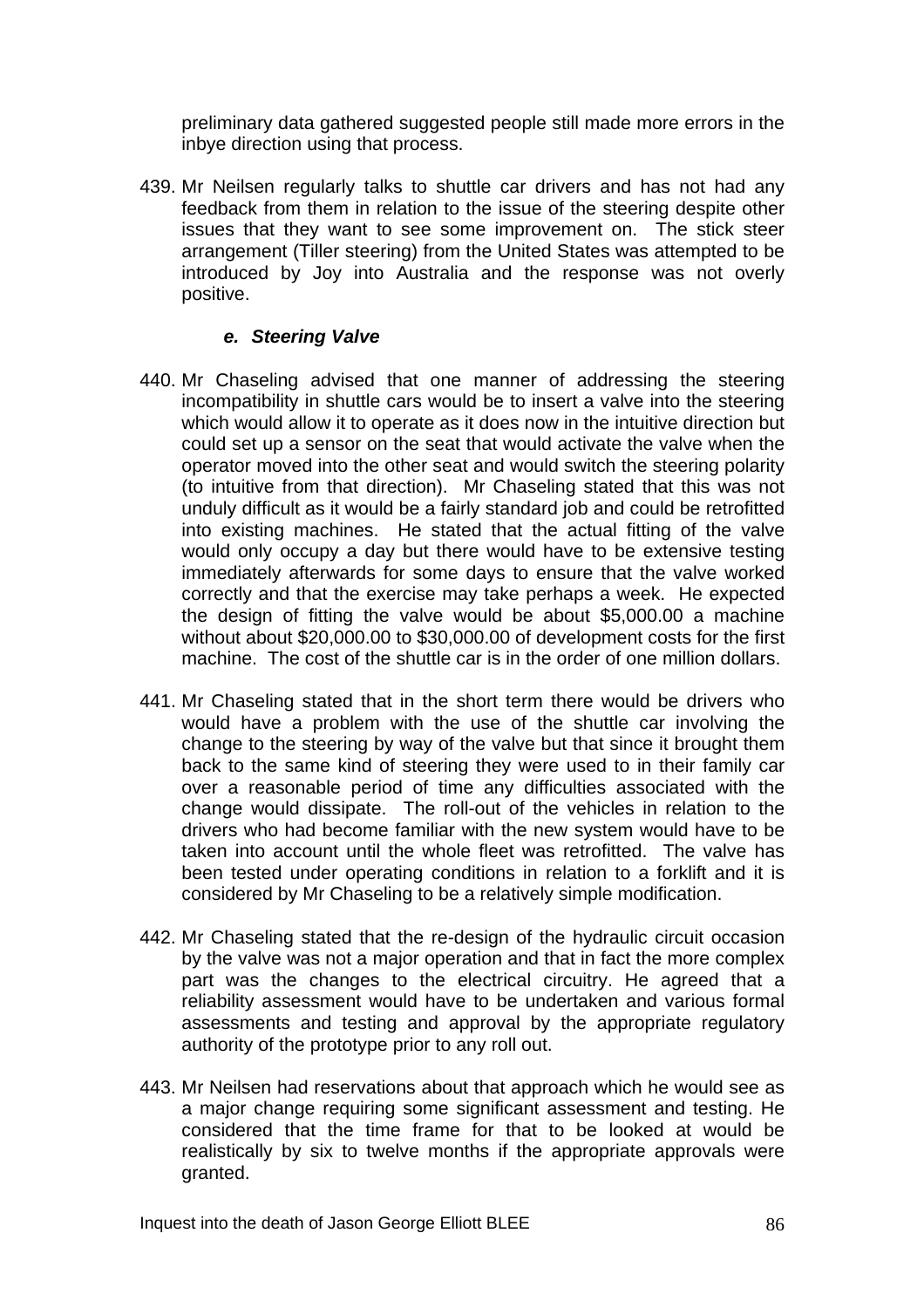preliminary data gathered suggested people still made more errors in the inbye direction using that process.

439. Mr Neilsen regularly talks to shuttle car drivers and has not had any feedback from them in relation to the issue of the steering despite other issues that they want to see some improvement on. The stick steer arrangement (Tiller steering) from the United States was attempted to be introduced by Joy into Australia and the response was not overly positive.

### *e. Steering Valve*

440. Mr Chaseling advised that one manner of addressing the steering incompatibility in shuttle cars would be to insert a valve into the steering which would allow it to operate as it does now in the intuitive direction but could set up a sensor on the seat that would activate the valve when the operator moved into the other seat and would switch the steering polarity (to intuitive from that direction). Mr Chaseling stated that this was not unduly difficult as it would be a fairly standard job and could be retrofitted into existing machines. He stated that the actual fitting of the valve would only occupy a day but there would have to be extensive testing immediately afterwards for some days to ensure that the valve worked correctly and that the exercise may take perhaps a week. He expected the design of fitting the valve would be about $5,000.00 a machine without about $20,000.00 to $30,000.00 of development costs for the first machine. The cost of the shuttle car is in the order of one million dollars.

441. Mr Chaseling stated that in the short term there would be drivers who would have a problem with the use of the shuttle car involving the change to the steering by way of the valve but that since it brought them back to the same kind of steering they were used to in their family car over a reasonable period of time any difficulties associated with the change would dissipate. The roll-out of the vehicles in relation to the drivers who had become familiar with the new system would have to be taken into account until the whole fleet was retrofitted. The valve has been tested under operating conditions in relation to a forklift and it is considered by Mr Chaseling to be a relatively simple modification.

442. Mr Chaseling stated that the re-design of the hydraulic circuit occasion by the valve was not a major operation and that in fact the more complex part was the changes to the electrical circuitry. He agreed that a reliability assessment would have to be undertaken and various formal assessments and testing and approval by the appropriate regulatory authority of the prototype prior to any roll out.

443. Mr Neilsen had reservations about that approach which he would see as a major change requiring some significant assessment and testing. He considered that the time frame for that to be looked at would be realistically by six to twelve months if the appropriate approvals were granted.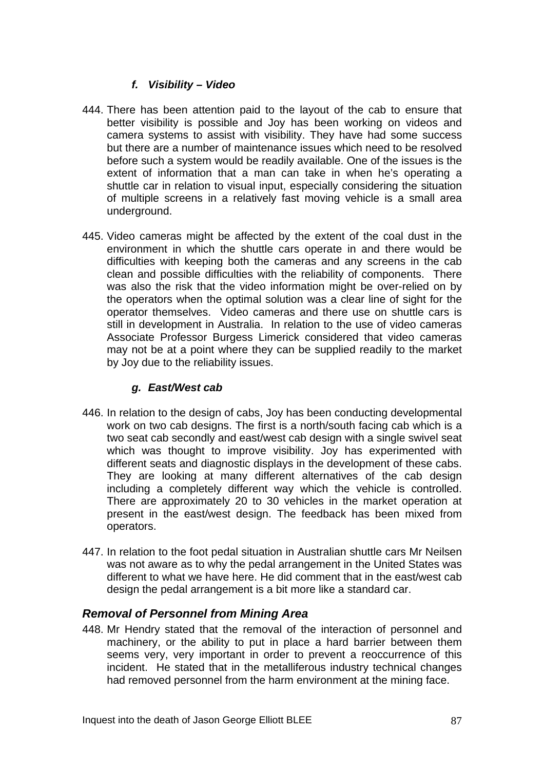#### *f. Visibility – Video*

444. There has been attention paid to the layout of the cab to ensure that better visibility is possible and Joy has been working on videos and camera systems to assist with visibility. They have had some success but there are a number of maintenance issues which need to be resolved before such a system would be readily available. One of the issues is the extent of information that a man can take in when he's operating a shuttle car in relation to visual input, especially considering the situation of multiple screens in a relatively fast moving vehicle is a small area underground.

445. Video cameras might be affected by the extent of the coal dust in the environment in which the shuttle cars operate in and there would be difficulties with keeping both the cameras and any screens in the cab clean and possible difficulties with the reliability of components. There was also the risk that the video information might be over-relied on by the operators when the optimal solution was a clear line of sight for the operator themselves. Video cameras and there use on shuttle cars is still in development in Australia. In relation to the use of video cameras Associate Professor Burgess Limerick considered that video cameras may not be at a point where they can be supplied readily to the market by Joy due to the reliability issues.

#### *g. East/West cab*

446. In relation to the design of cabs, Joy has been conducting developmental work on two cab designs. The first is a north/south facing cab which is a two seat cab secondly and east/west cab design with a single swivel seat which was thought to improve visibility. Joy has experimented with different seats and diagnostic displays in the development of these cabs. They are looking at many different alternatives of the cab design including a completely different way which the vehicle is controlled. There are approximately 20 to 30 vehicles in the market operation at present in the east/west design. The feedback has been mixed from operators.

447. In relation to the foot pedal situation in Australian shuttle cars Mr Neilsen was not aware as to why the pedal arrangement in the United States was different to what we have here. He did comment that in the east/west cab design the pedal arrangement is a bit more like a standard car.

### *Removal of Personnel from Mining Area*

448. Mr Hendry stated that the removal of the interaction of personnel and machinery, or the ability to put in place a hard barrier between them seems very, very important in order to prevent a reoccurrence of this incident. He stated that in the metalliferous industry technical changes had removed personnel from the harm environment at the mining face.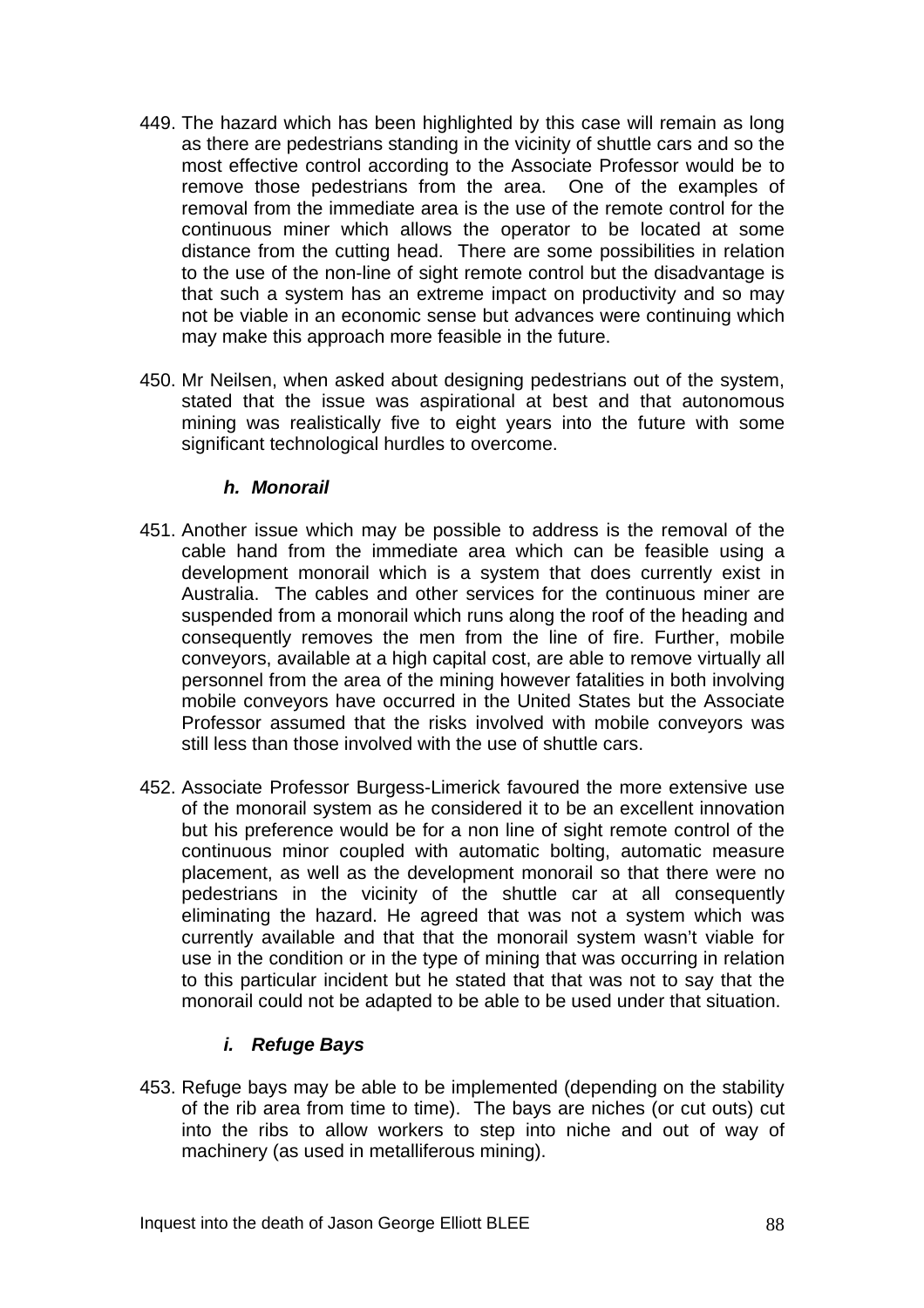449. The hazard which has been highlighted by this case will remain as long as there are pedestrians standing in the vicinity of shuttle cars and so the most effective control according to the Associate Professor would be to remove those pedestrians from the area. One of the examples of removal from the immediate area is the use of the remote control for the continuous miner which allows the operator to be located at some distance from the cutting head. There are some possibilities in relation to the use of the non-line of sight remote control but the disadvantage is that such a system has an extreme impact on productivity and so may not be viable in an economic sense but advances were continuing which may make this approach more feasible in the future.

450. Mr Neilsen, when asked about designing pedestrians out of the system, stated that the issue was aspirational at best and that autonomous mining was realistically five to eight years into the future with some significant technological hurdles to overcome.

### *h. Monorail*

451. Another issue which may be possible to address is the removal of the cable hand from the immediate area which can be feasible using a development monorail which is a system that does currently exist in Australia. The cables and other services for the continuous miner are suspended from a monorail which runs along the roof of the heading and consequently removes the men from the line of fire. Further, mobile conveyors, available at a high capital cost, are able to remove virtually all personnel from the area of the mining however fatalities in both involving mobile conveyors have occurred in the United States but the Associate Professor assumed that the risks involved with mobile conveyors was still less than those involved with the use of shuttle cars.

452. Associate Professor Burgess-Limerick favoured the more extensive use of the monorail system as he considered it to be an excellent innovation but his preference would be for a non line of sight remote control of the continuous minor coupled with automatic bolting, automatic measure placement, as well as the development monorail so that there were no pedestrians in the vicinity of the shuttle car at all consequently eliminating the hazard. He agreed that was not a system which was currently available and that that the monorail system wasn't viable for use in the condition or in the type of mining that was occurring in relation to this particular incident but he stated that that was not to say that the monorail could not be adapted to be able to be used under that situation.

### *i. Refuge Bays*

453. Refuge bays may be able to be implemented (depending on the stability of the rib area from time to time). The bays are niches (or cut outs) cut into the ribs to allow workers to step into niche and out of way of machinery (as used in metalliferous mining).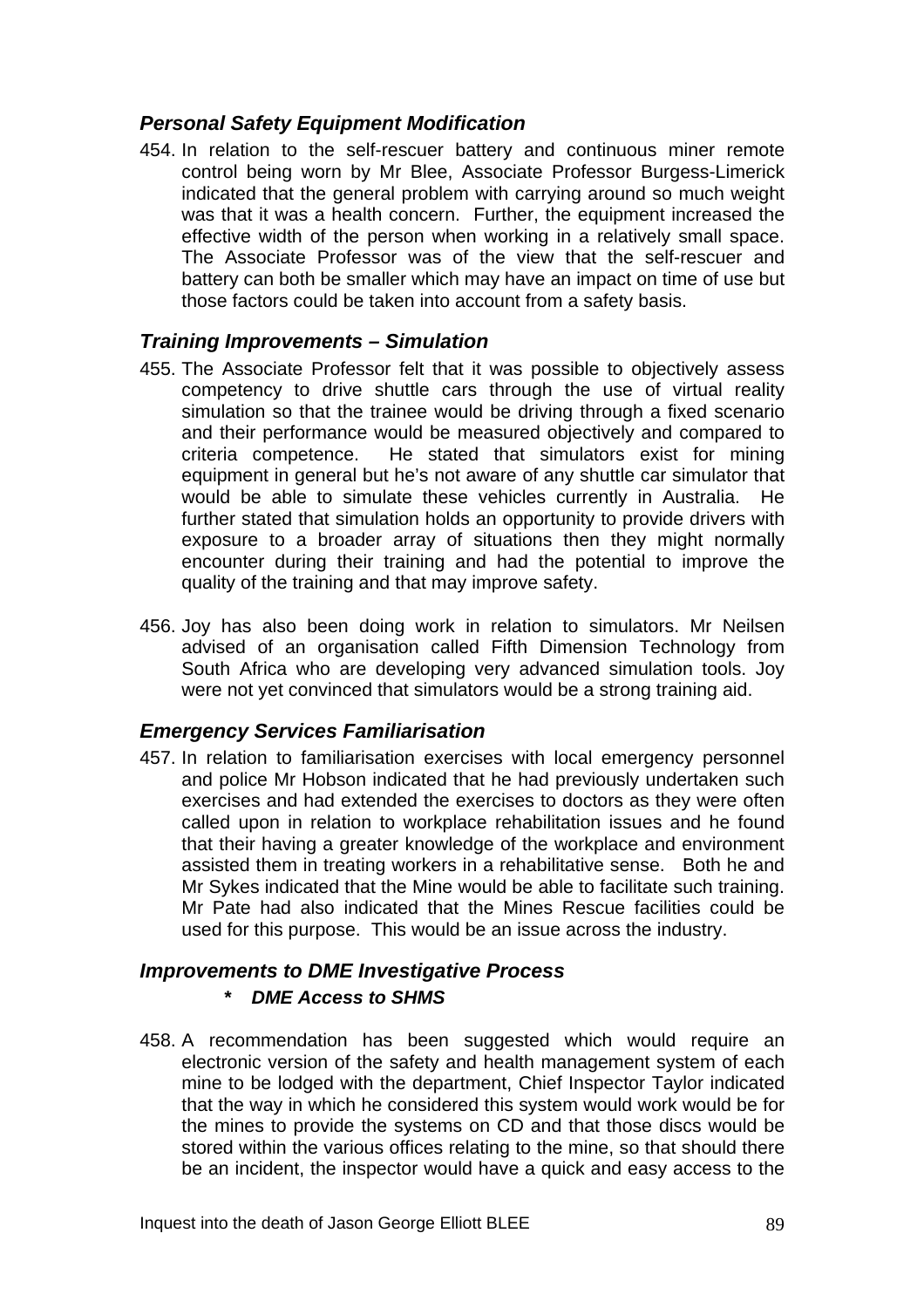### *Personal Safety Equipment Modification*

454. In relation to the self-rescuer battery and continuous miner remote control being worn by Mr Blee, Associate Professor Burgess-Limerick indicated that the general problem with carrying around so much weight was that it was a health concern. Further, the equipment increased the effective width of the person when working in a relatively small space. The Associate Professor was of the view that the self-rescuer and battery can both be smaller which may have an impact on time of use but those factors could be taken into account from a safety basis.

### *Training Improvements – Simulation*

455. The Associate Professor felt that it was possible to objectively assess competency to drive shuttle cars through the use of virtual reality simulation so that the trainee would be driving through a fixed scenario and their performance would be measured objectively and compared to criteria competence. He stated that simulators exist for mining equipment in general but he's not aware of any shuttle car simulator that would be able to simulate these vehicles currently in Australia. He further stated that simulation holds an opportunity to provide drivers with exposure to a broader array of situations then they might normally encounter during their training and had the potential to improve the quality of the training and that may improve safety.

456. Joy has also been doing work in relation to simulators. Mr Neilsen advised of an organisation called Fifth Dimension Technology from South Africa who are developing very advanced simulation tools. Joy were not yet convinced that simulators would be a strong training aid.

### *Emergency Services Familiarisation*

457. In relation to familiarisation exercises with local emergency personnel and police Mr Hobson indicated that he had previously undertaken such exercises and had extended the exercises to doctors as they were often called upon in relation to workplace rehabilitation issues and he found that their having a greater knowledge of the workplace and environment assisted them in treating workers in a rehabilitative sense. Both he and Mr Sykes indicated that the Mine would be able to facilitate such training. Mr Pate had also indicated that the Mines Rescue facilities could be used for this purpose. This would be an issue across the industry.

### *Improvements to DME Investigative Process*

- ***DME Access to SHMS***

458. A recommendation has been suggested which would require an electronic version of the safety and health management system of each mine to be lodged with the department, Chief Inspector Taylor indicated that the way in which he considered this system would work would be for the mines to provide the systems on CD and that those discs would be stored within the various offices relating to the mine, so that should there be an incident, the inspector would have a quick and easy access to the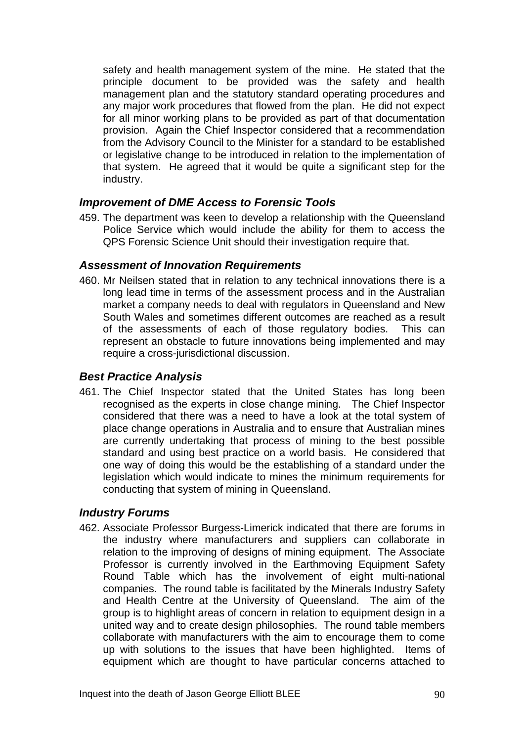safety and health management system of the mine. He stated that the principle document to be provided was the safety and health management plan and the statutory standard operating procedures and any major work procedures that flowed from the plan. He did not expect for all minor working plans to be provided as part of that documentation provision. Again the Chief Inspector considered that a recommendation from the Advisory Council to the Minister for a standard to be established or legislative change to be introduced in relation to the implementation of that system. He agreed that it would be quite a significant step for the industry.

### *Improvement of DME Access to Forensic Tools*

459. The department was keen to develop a relationship with the Queensland Police Service which would include the ability for them to access the QPS Forensic Science Unit should their investigation require that.

### *Assessment of Innovation Requirements*

460. Mr Neilsen stated that in relation to any technical innovations there is a long lead time in terms of the assessment process and in the Australian market a company needs to deal with regulators in Queensland and New South Wales and sometimes different outcomes are reached as a result of the assessments of each of those regulatory bodies. This can represent an obstacle to future innovations being implemented and may require a cross-jurisdictional discussion.

### *Best Practice Analysis*

461. The Chief Inspector stated that the United States has long been recognised as the experts in close change mining. The Chief Inspector considered that there was a need to have a look at the total system of place change operations in Australia and to ensure that Australian mines are currently undertaking that process of mining to the best possible standard and using best practice on a world basis. He considered that one way of doing this would be the establishing of a standard under the legislation which would indicate to mines the minimum requirements for conducting that system of mining in Queensland.

### *Industry Forums*

462. Associate Professor Burgess-Limerick indicated that there are forums in the industry where manufacturers and suppliers can collaborate in relation to the improving of designs of mining equipment. The Associate Professor is currently involved in the Earthmoving Equipment Safety Round Table which has the involvement of eight multi-national companies. The round table is facilitated by the Minerals Industry Safety and Health Centre at the University of Queensland. The aim of the group is to highlight areas of concern in relation to equipment design in a united way and to create design philosophies. The round table members collaborate with manufacturers with the aim to encourage them to come up with solutions to the issues that have been highlighted. Items of equipment which are thought to have particular concerns attached to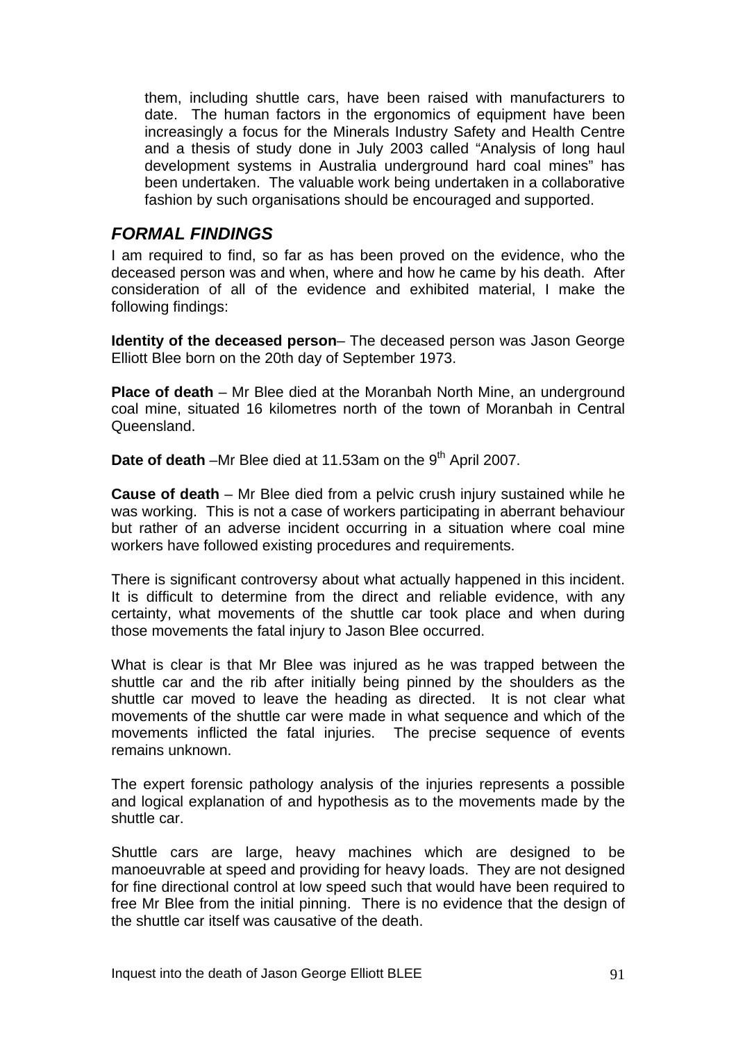them, including shuttle cars, have been raised with manufacturers to date. The human factors in the ergonomics of equipment have been increasingly a focus for the Minerals Industry Safety and Health Centre and a thesis of study done in July 2003 called "Analysis of long haul development systems in Australia underground hard coal mines" has been undertaken. The valuable work being undertaken in a collaborative fashion by such organisations should be encouraged and supported.

## *FORMAL FINDINGS*

I am required to find, so far as has been proved on the evidence, who the deceased person was and when, where and how he came by his death. After consideration of all of the evidence and exhibited material, I make the following findings:

**Identity of the deceased person**– The deceased person was Jason George Elliott Blee born on the 20th day of September 1973.

**Place of death** – Mr Blee died at the Moranbah North Mine, an underground coal mine, situated 16 kilometres north of the town of Moranbah in Central Queensland.

**Date of death** –Mr Blee died at 11.53am on the 9th April 2007.

**Cause of death** – Mr Blee died from a pelvic crush injury sustained while he was working. This is not a case of workers participating in aberrant behaviour but rather of an adverse incident occurring in a situation where coal mine workers have followed existing procedures and requirements.

There is significant controversy about what actually happened in this incident. It is difficult to determine from the direct and reliable evidence, with any certainty, what movements of the shuttle car took place and when during those movements the fatal injury to Jason Blee occurred.

What is clear is that Mr Blee was injured as he was trapped between the shuttle car and the rib after initially being pinned by the shoulders as the shuttle car moved to leave the heading as directed. It is not clear what movements of the shuttle car were made in what sequence and which of the movements inflicted the fatal injuries. The precise sequence of events remains unknown.

The expert forensic pathology analysis of the injuries represents a possible and logical explanation of and hypothesis as to the movements made by the shuttle car.

Shuttle cars are large, heavy machines which are designed to be manoeuvrable at speed and providing for heavy loads. They are not designed for fine directional control at low speed such that would have been required to free Mr Blee from the initial pinning. There is no evidence that the design of the shuttle car itself was causative of the death.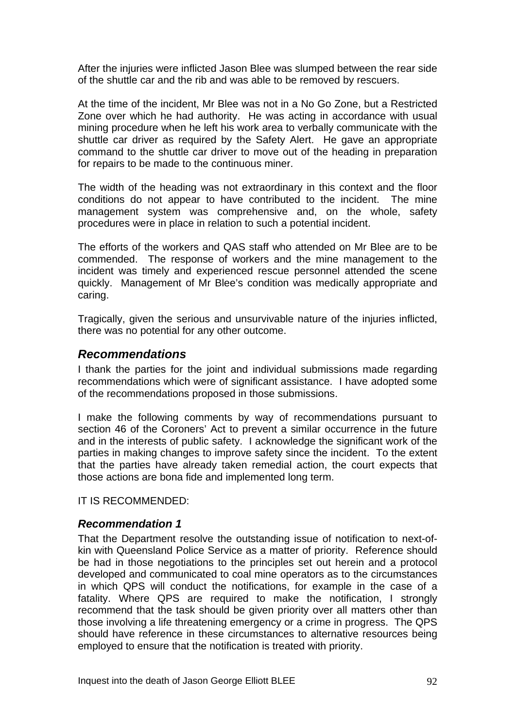After the injuries were inflicted Jason Blee was slumped between the rear side of the shuttle car and the rib and was able to be removed by rescuers.

At the time of the incident, Mr Blee was not in a No Go Zone, but a Restricted Zone over which he had authority. He was acting in accordance with usual mining procedure when he left his work area to verbally communicate with the shuttle car driver as required by the Safety Alert. He gave an appropriate command to the shuttle car driver to move out of the heading in preparation for repairs to be made to the continuous miner.

The width of the heading was not extraordinary in this context and the floor conditions do not appear to have contributed to the incident. The mine management system was comprehensive and, on the whole, safety procedures were in place in relation to such a potential incident.

The efforts of the workers and QAS staff who attended on Mr Blee are to be commended. The response of workers and the mine management to the incident was timely and experienced rescue personnel attended the scene quickly. Management of Mr Blee's condition was medically appropriate and caring.

Tragically, given the serious and unsurvivable nature of the injuries inflicted, there was no potential for any other outcome.

## *Recommendations*

I thank the parties for the joint and individual submissions made regarding recommendations which were of significant assistance. I have adopted some of the recommendations proposed in those submissions.

I make the following comments by way of recommendations pursuant to section 46 of the Coroners' Act to prevent a similar occurrence in the future and in the interests of public safety. I acknowledge the significant work of the parties in making changes to improve safety since the incident. To the extent that the parties have already taken remedial action, the court expects that those actions are bona fide and implemented long term.

IT IS RECOMMENDED:

### *Recommendation 1*

That the Department resolve the outstanding issue of notification to next-of-kin with Queensland Police Service as a matter of priority. Reference should be had in those negotiations to the principles set out herein and a protocol developed and communicated to coal mine operators as to the circumstances in which QPS will conduct the notifications, for example in the case of a fatality. Where QPS are required to make the notification, I strongly recommend that the task should be given priority over all matters other than those involving a life threatening emergency or a crime in progress. The QPS should have reference in these circumstances to alternative resources being employed to ensure that the notification is treated with priority.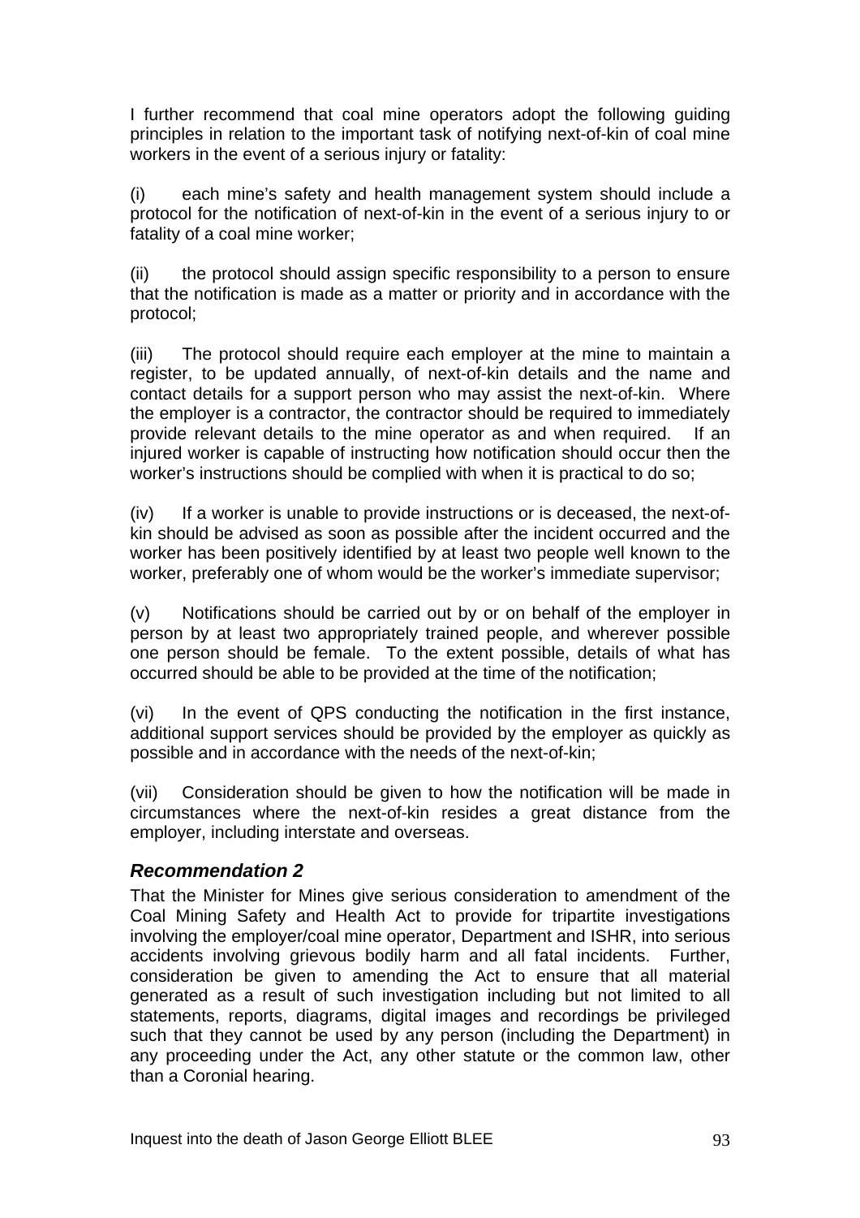I further recommend that coal mine operators adopt the following guiding principles in relation to the important task of notifying next-of-kin of coal mine workers in the event of a serious injury or fatality:

(i) each mine's safety and health management system should include a protocol for the notification of next-of-kin in the event of a serious injury to or fatality of a coal mine worker;

(ii) the protocol should assign specific responsibility to a person to ensure that the notification is made as a matter or priority and in accordance with the protocol;

(iii) The protocol should require each employer at the mine to maintain a register, to be updated annually, of next-of-kin details and the name and contact details for a support person who may assist the next-of-kin. Where the employer is a contractor, the contractor should be required to immediately provide relevant details to the mine operator as and when required. If an injured worker is capable of instructing how notification should occur then the worker's instructions should be complied with when it is practical to do so;

(iv) If a worker is unable to provide instructions or is deceased, the next-of-kin should be advised as soon as possible after the incident occurred and the worker has been positively identified by at least two people well known to the worker, preferably one of whom would be the worker's immediate supervisor;

(v) Notifications should be carried out by or on behalf of the employer in person by at least two appropriately trained people, and wherever possible one person should be female. To the extent possible, details of what has occurred should be able to be provided at the time of the notification;

(vi) In the event of QPS conducting the notification in the first instance, additional support services should be provided by the employer as quickly as possible and in accordance with the needs of the next-of-kin;

(vii) Consideration should be given to how the notification will be made in circumstances where the next-of-kin resides a great distance from the employer, including interstate and overseas.

### *Recommendation 2*

That the Minister for Mines give serious consideration to amendment of the Coal Mining Safety and Health Act to provide for tripartite investigations involving the employer/coal mine operator, Department and ISHR, into serious accidents involving grievous bodily harm and all fatal incidents. Further, consideration be given to amending the Act to ensure that all material generated as a result of such investigation including but not limited to all statements, reports, diagrams, digital images and recordings be privileged such that they cannot be used by any person (including the Department) in any proceeding under the Act, any other statute or the common law, other than a Coronial hearing.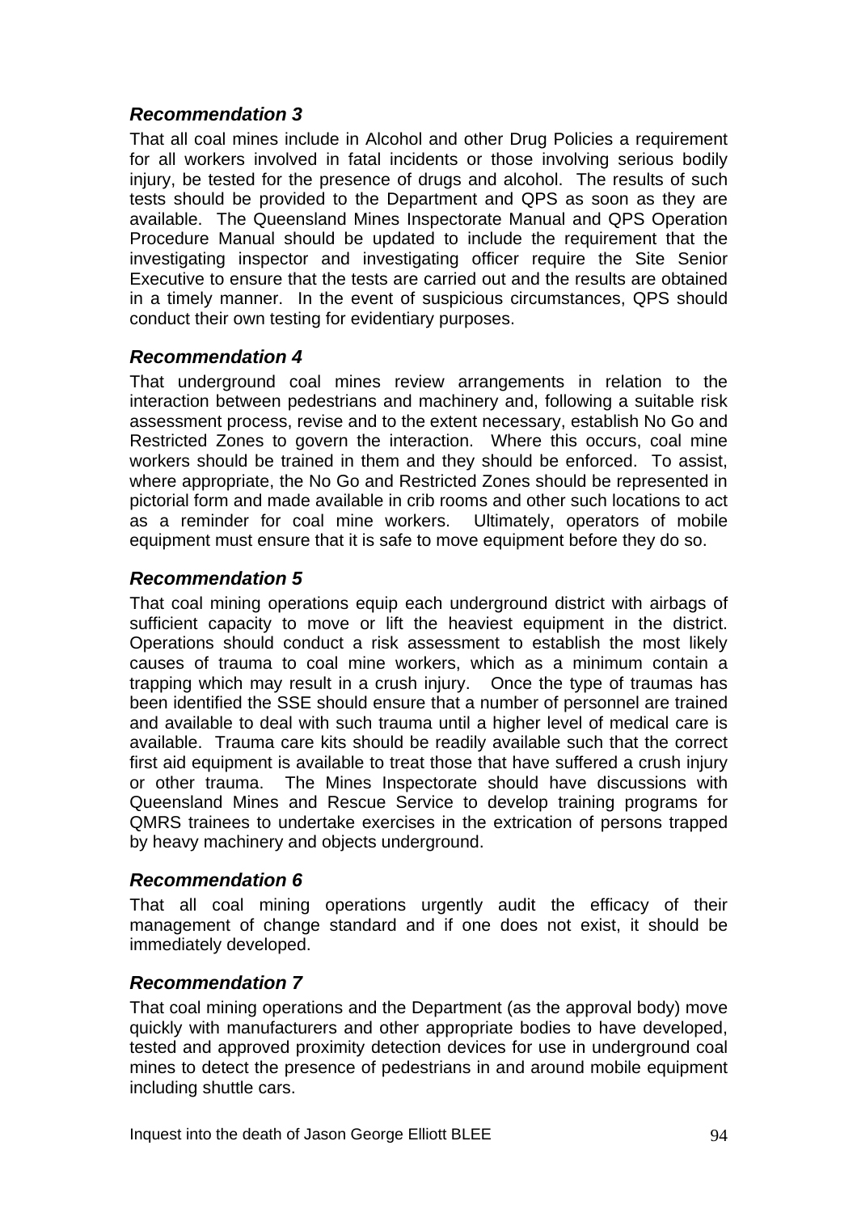### *Recommendation 3*

That all coal mines include in Alcohol and other Drug Policies a requirement for all workers involved in fatal incidents or those involving serious bodily injury, be tested for the presence of drugs and alcohol. The results of such tests should be provided to the Department and QPS as soon as they are available. The Queensland Mines Inspectorate Manual and QPS Operation Procedure Manual should be updated to include the requirement that the investigating inspector and investigating officer require the Site Senior Executive to ensure that the tests are carried out and the results are obtained in a timely manner. In the event of suspicious circumstances, QPS should conduct their own testing for evidentiary purposes.

### *Recommendation 4*

That underground coal mines review arrangements in relation to the interaction between pedestrians and machinery and, following a suitable risk assessment process, revise and to the extent necessary, establish No Go and Restricted Zones to govern the interaction. Where this occurs, coal mine workers should be trained in them and they should be enforced. To assist, where appropriate, the No Go and Restricted Zones should be represented in pictorial form and made available in crib rooms and other such locations to act as a reminder for coal mine workers. Ultimately, operators of mobile equipment must ensure that it is safe to move equipment before they do so.

### *Recommendation 5*

That coal mining operations equip each underground district with airbags of sufficient capacity to move or lift the heaviest equipment in the district. Operations should conduct a risk assessment to establish the most likely causes of trauma to coal mine workers, which as a minimum contain a trapping which may result in a crush injury. Once the type of traumas has been identified the SSE should ensure that a number of personnel are trained and available to deal with such trauma until a higher level of medical care is available. Trauma care kits should be readily available such that the correct first aid equipment is available to treat those that have suffered a crush injury or other trauma. The Mines Inspectorate should have discussions with Queensland Mines and Rescue Service to develop training programs for QMRS trainees to undertake exercises in the extrication of persons trapped by heavy machinery and objects underground.

### *Recommendation 6*

That all coal mining operations urgently audit the efficacy of their management of change standard and if one does not exist, it should be immediately developed.

### *Recommendation 7*

That coal mining operations and the Department (as the approval body) move quickly with manufacturers and other appropriate bodies to have developed, tested and approved proximity detection devices for use in underground coal mines to detect the presence of pedestrians in and around mobile equipment including shuttle cars.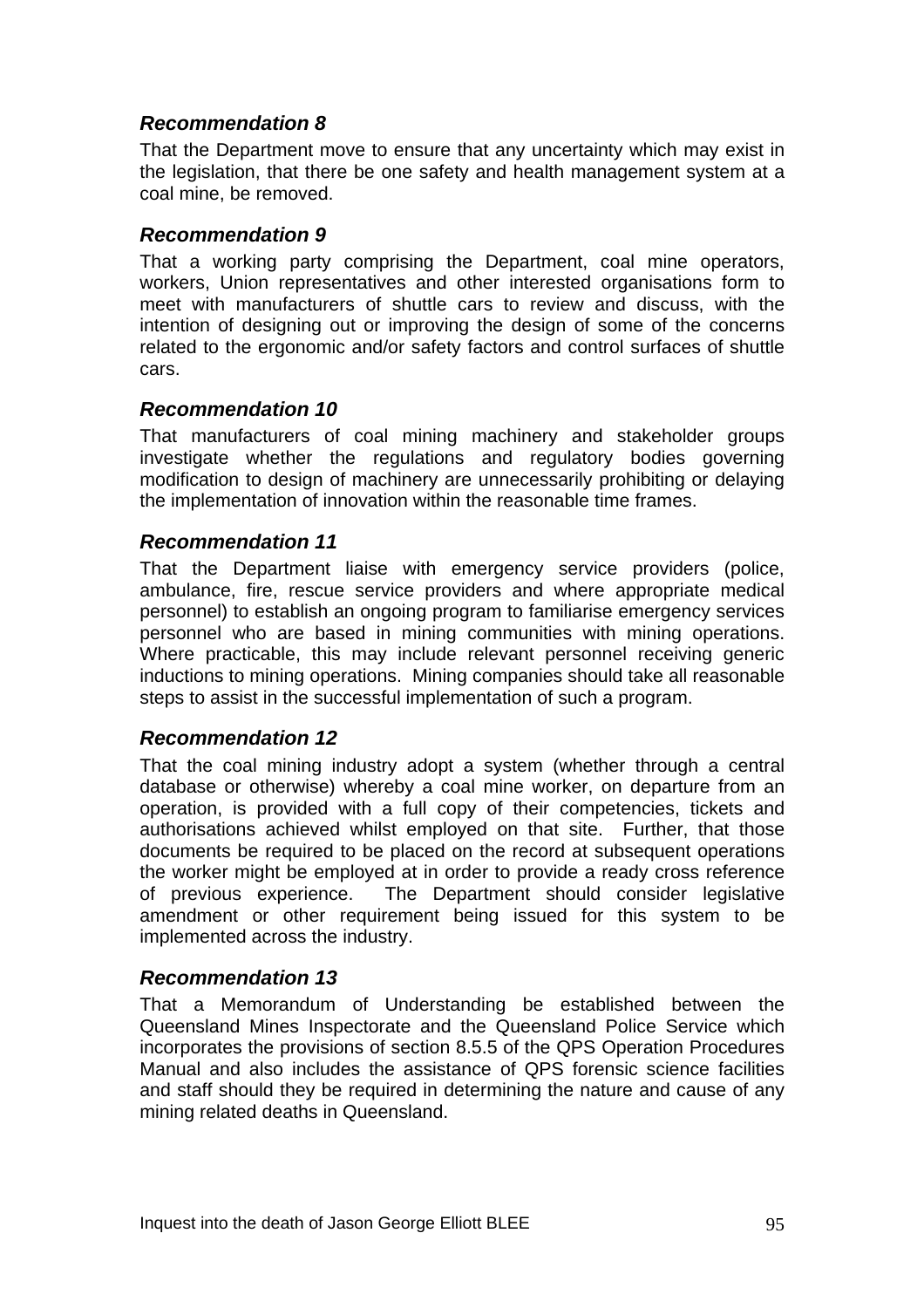### *Recommendation 8*

That the Department move to ensure that any uncertainty which may exist in the legislation, that there be one safety and health management system at a coal mine, be removed.

### *Recommendation 9*

That a working party comprising the Department, coal mine operators, workers, Union representatives and other interested organisations form to meet with manufacturers of shuttle cars to review and discuss, with the intention of designing out or improving the design of some of the concerns related to the ergonomic and/or safety factors and control surfaces of shuttle cars.

### *Recommendation 10*

That manufacturers of coal mining machinery and stakeholder groups investigate whether the regulations and regulatory bodies governing modification to design of machinery are unnecessarily prohibiting or delaying the implementation of innovation within the reasonable time frames.

### *Recommendation 11*

That the Department liaise with emergency service providers (police, ambulance, fire, rescue service providers and where appropriate medical personnel) to establish an ongoing program to familiarise emergency services personnel who are based in mining communities with mining operations. Where practicable, this may include relevant personnel receiving generic inductions to mining operations. Mining companies should take all reasonable steps to assist in the successful implementation of such a program.

### *Recommendation 12*

That the coal mining industry adopt a system (whether through a central database or otherwise) whereby a coal mine worker, on departure from an operation, is provided with a full copy of their competencies, tickets and authorisations achieved whilst employed on that site. Further, that those documents be required to be placed on the record at subsequent operations the worker might be employed at in order to provide a ready cross reference of previous experience. The Department should consider legislative amendment or other requirement being issued for this system to be implemented across the industry.

### *Recommendation 13*

That a Memorandum of Understanding be established between the Queensland Mines Inspectorate and the Queensland Police Service which incorporates the provisions of section 8.5.5 of the QPS Operation Procedures Manual and also includes the assistance of QPS forensic science facilities and staff should they be required in determining the nature and cause of any mining related deaths in Queensland.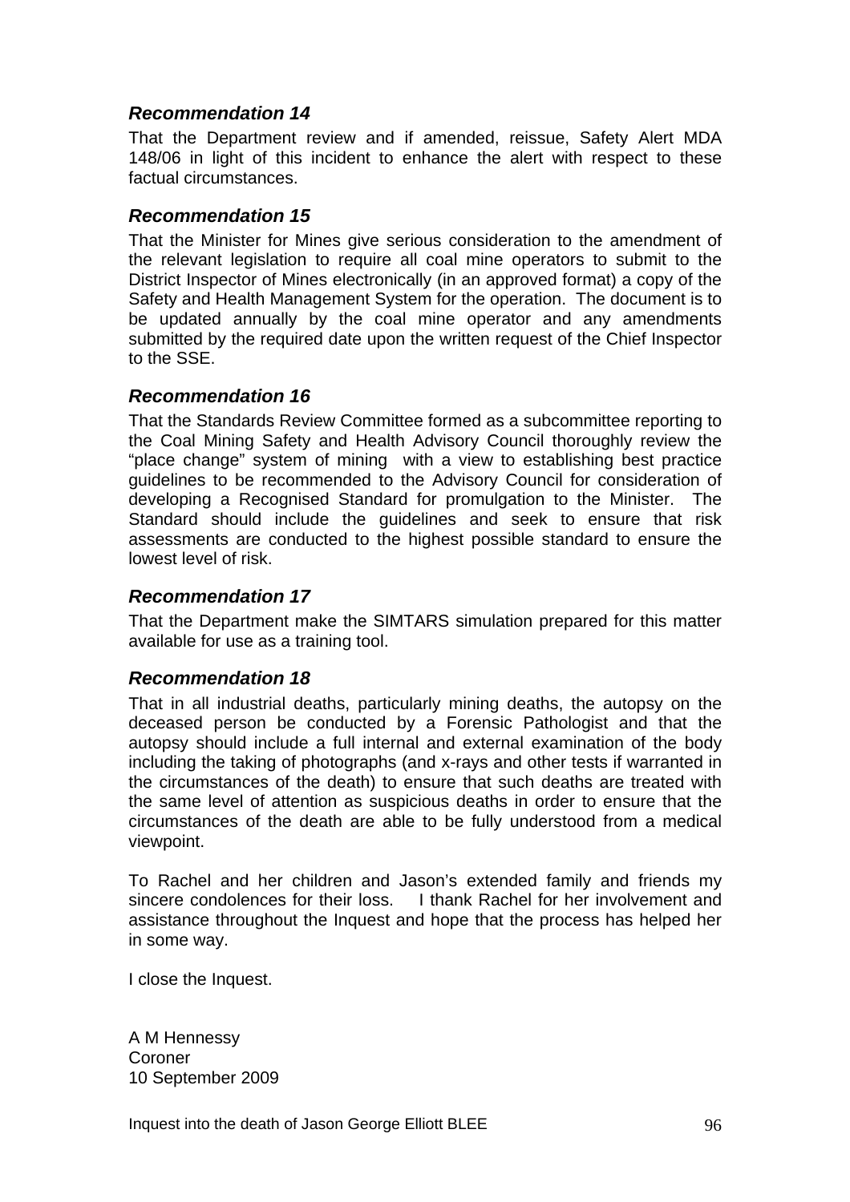### *Recommendation 14*

That the Department review and if amended, reissue, Safety Alert MDA 148/06 in light of this incident to enhance the alert with respect to these factual circumstances.

### *Recommendation 15*

That the Minister for Mines give serious consideration to the amendment of the relevant legislation to require all coal mine operators to submit to the District Inspector of Mines electronically (in an approved format) a copy of the Safety and Health Management System for the operation. The document is to be updated annually by the coal mine operator and any amendments submitted by the required date upon the written request of the Chief Inspector to the SSE.

### *Recommendation 16*

That the Standards Review Committee formed as a subcommittee reporting to the Coal Mining Safety and Health Advisory Council thoroughly review the "place change" system of mining with a view to establishing best practice guidelines to be recommended to the Advisory Council for consideration of developing a Recognised Standard for promulgation to the Minister. The Standard should include the guidelines and seek to ensure that risk assessments are conducted to the highest possible standard to ensure the lowest level of risk.

### *Recommendation 17*

That the Department make the SIMTARS simulation prepared for this matter available for use as a training tool.

### *Recommendation 18*

That in all industrial deaths, particularly mining deaths, the autopsy on the deceased person be conducted by a Forensic Pathologist and that the autopsy should include a full internal and external examination of the body including the taking of photographs (and x-rays and other tests if warranted in the circumstances of the death) to ensure that such deaths are treated with the same level of attention as suspicious deaths in order to ensure that the circumstances of the death are able to be fully understood from a medical viewpoint.

To Rachel and her children and Jason's extended family and friends my sincere condolences for their loss. I thank Rachel for her involvement and assistance throughout the Inquest and hope that the process has helped her in some way.

I close the Inquest.

A M Hennessy
Coroner
10 September 2009